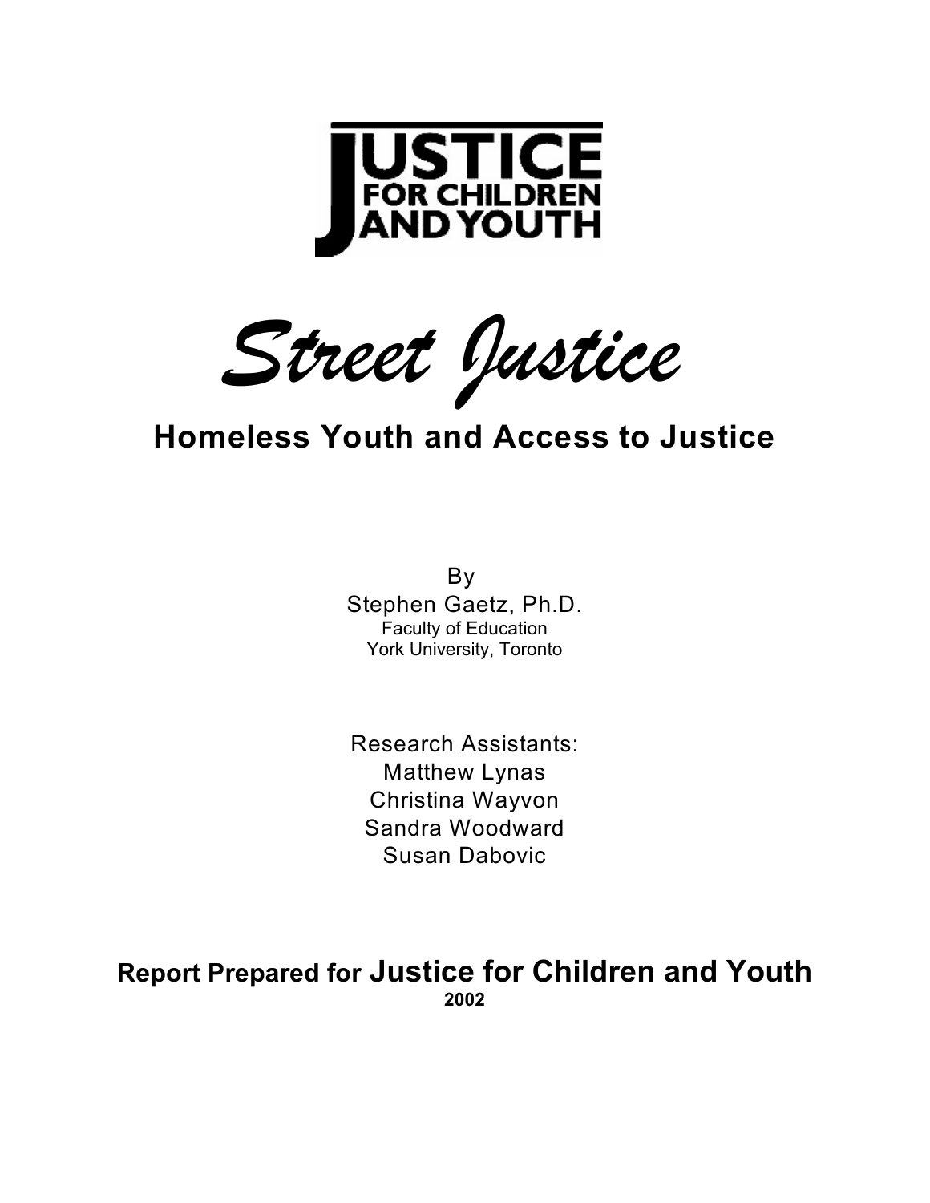JUSTICE FOR CHILDREN AND YOUTH

# *Street Justice*

## Homeless Youth and Access to Justice

By
Stephen Gaetz, Ph.D.
Faculty of Education
York University, Toronto

Research Assistants:
Matthew Lynas
Christina Wayvon
Sandra Woodward
Susan Dabovic

**Report Prepared for Justice for Children and Youth**
**2002**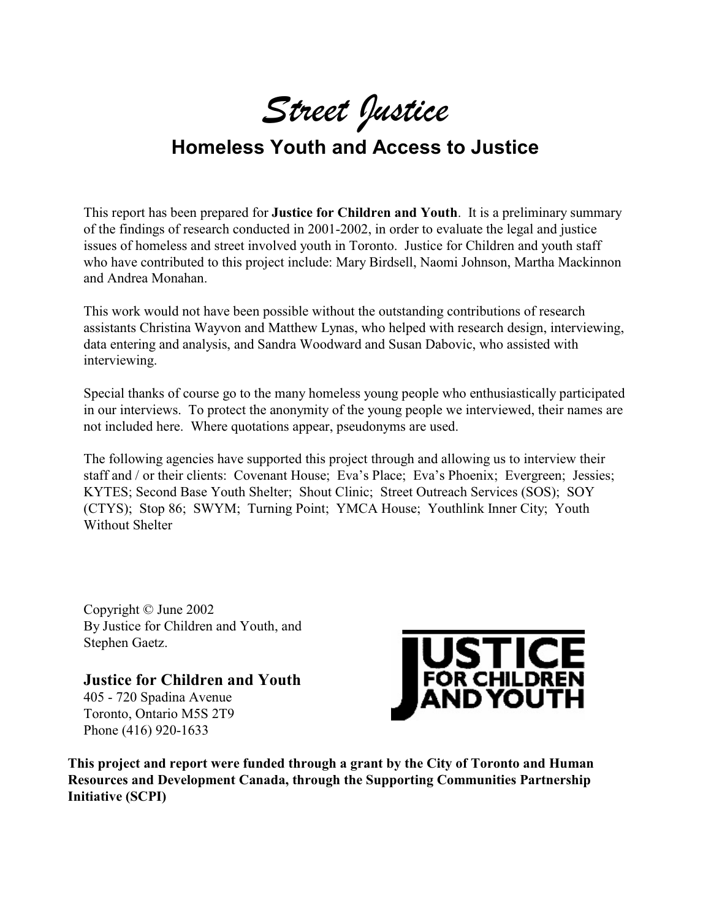# *Street Justice*

## Homeless Youth and Access to Justice

This report has been prepared for **Justice for Children and Youth**. It is a preliminary summary of the findings of research conducted in 2001-2002, in order to evaluate the legal and justice issues of homeless and street involved youth in Toronto. Justice for Children and youth staff who have contributed to this project include: Mary Birdsell, Naomi Johnson, Martha Mackinnon and Andrea Monahan.

This work would not have been possible without the outstanding contributions of research assistants Christina Wayvon and Matthew Lynas, who helped with research design, interviewing, data entering and analysis, and Sandra Woodward and Susan Dabovic, who assisted with interviewing.

Special thanks of course go to the many homeless young people who enthusiastically participated in our interviews. To protect the anonymity of the young people we interviewed, their names are not included here. Where quotations appear, pseudonyms are used.

The following agencies have supported this project through and allowing us to interview their staff and / or their clients: Covenant House; Eva's Place; Eva's Phoenix; Evergreen; Jessies; KYTES; Second Base Youth Shelter; Shout Clinic; Street Outreach Services (SOS); SOY (CTYS); Stop 86; SWYM; Turning Point; YMCA House; Youthlink Inner City; Youth Without Shelter

Copyright © June 2002
By Justice for Children and Youth, and
Stephen Gaetz.

**Justice for Children and Youth**
405 - 720 Spadina Avenue
Toronto, Ontario M5S 2T9
Phone (416) 920-1633

JUSTICE FOR CHILDREN AND YOUTH

**This project and report were funded through a grant by the City of Toronto and Human Resources and Development Canada, through the Supporting Communities Partnership Initiative (SCPI)**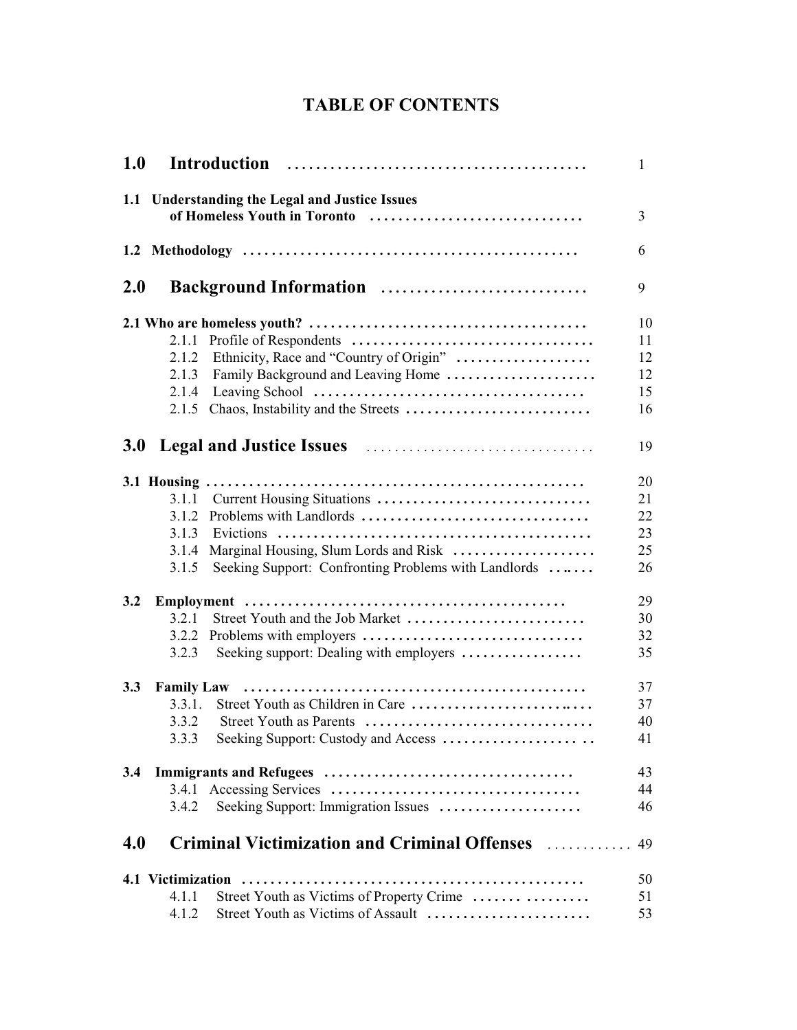# TABLE OF CONTENTS

| | | |
|---|---|---|
| **1.0** | **Introduction** | 1 |
| **1.1** | **Understanding the Legal and Justice Issues of Homeless Youth in Toronto** | 3 |
| **1.2** | **Methodology** | 6 |
| **2.0** | **Background Information** | 9 |
| **2.1** | **Who are homeless youth?** | 10 |
| 2.1.1 | Profile of Respondents | 11 |
| 2.1.2 | Ethnicity, Race and "Country of Origin" | 12 |
| 2.1.3 | Family Background and Leaving Home | 12 |
| 2.1.4 | Leaving School | 15 |
| 2.1.5 | Chaos, Instability and the Streets | 16 |
| **3.0** | **Legal and Justice Issues** | 19 |
| **3.1** | **Housing** | 20 |
| 3.1.1 | Current Housing Situations | 21 |
| 3.1.2 | Problems with Landlords | 22 |
| 3.1.3 | Evictions | 23 |
| 3.1.4 | Marginal Housing, Slum Lords and Risk | 25 |
| 3.1.5 | Seeking Support: Confronting Problems with Landlords | 26 |
| **3.2** | **Employment** | 29 |
| 3.2.1 | Street Youth and the Job Market | 30 |
| 3.2.2 | Problems with employers | 32 |
| 3.2.3 | Seeking support: Dealing with employers | 35 |
| **3.3** | **Family Law** | 37 |
| 3.3.1. | Street Youth as Children in Care | 37 |
| 3.3.2 | Street Youth as Parents | 40 |
| 3.3.3 | Seeking Support: Custody and Access | 41 |
| **3.4** | **Immigrants and Refugees** | 43 |
| 3.4.1 | Accessing Services | 44 |
| 3.4.2 | Seeking Support: Immigration Issues | 46 |
| **4.0** | **Criminal Victimization and Criminal Offenses** | 49 |
| **4.1** | **Victimization** | 50 |
| 4.1.1 | Street Youth as Victims of Property Crime | 51 |
| 4.1.2 | Street Youth as Victims of Assault | 53 |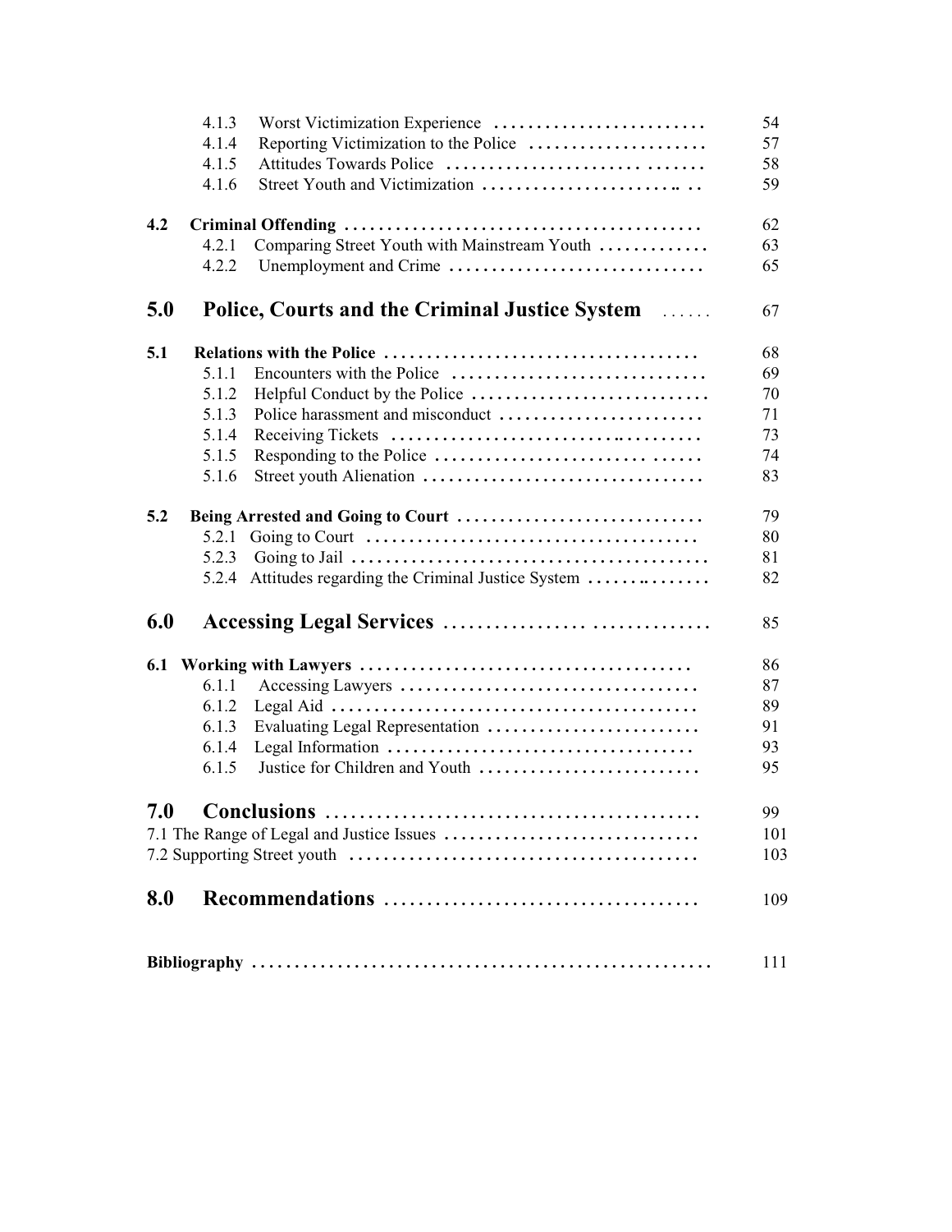| | | |
|---|---|---|
| | 4.1.3 Worst Victimization Experience | 54 |
| | 4.1.4 Reporting Victimization to the Police | 57 |
| | 4.1.5 Attitudes Towards Police | 58 |
| | 4.1.6 Street Youth and Victimization | 59 |
| **4.2** | **Criminal Offending** | 62 |
| | 4.2.1 Comparing Street Youth with Mainstream Youth | 63 |
| | 4.2.2 Unemployment and Crime | 65 |
| **5.0** | **Police, Courts and the Criminal Justice System** | 67 |
| **5.1** | **Relations with the Police** | 68 |
| | 5.1.1 Encounters with the Police | 69 |
| | 5.1.2 Helpful Conduct by the Police | 70 |
| | 5.1.3 Police harassment and misconduct | 71 |
| | 5.1.4 Receiving Tickets | 73 |
| | 5.1.5 Responding to the Police | 74 |
| | 5.1.6 Street youth Alienation | 83 |
| **5.2** | **Being Arrested and Going to Court** | 79 |
| | 5.2.1 Going to Court | 80 |
| | 5.2.3 Going to Jail | 81 |
| | 5.2.4 Attitudes regarding the Criminal Justice System | 82 |
| **6.0** | **Accessing Legal Services** | 85 |
| **6.1** | **Working with Lawyers** | 86 |
| | 6.1.1 Accessing Lawyers | 87 |
| | 6.1.2 Legal Aid | 89 |
| | 6.1.3 Evaluating Legal Representation | 91 |
| | 6.1.4 Legal Information | 93 |
| | 6.1.5 Justice for Children and Youth | 95 |
| **7.0** | **Conclusions** | 99 |
| 7.1 | The Range of Legal and Justice Issues | 101 |
| 7.2 | Supporting Street youth | 103 |
| **8.0** | **Recommendations** | 109 |
| | **Bibliography** | 111 |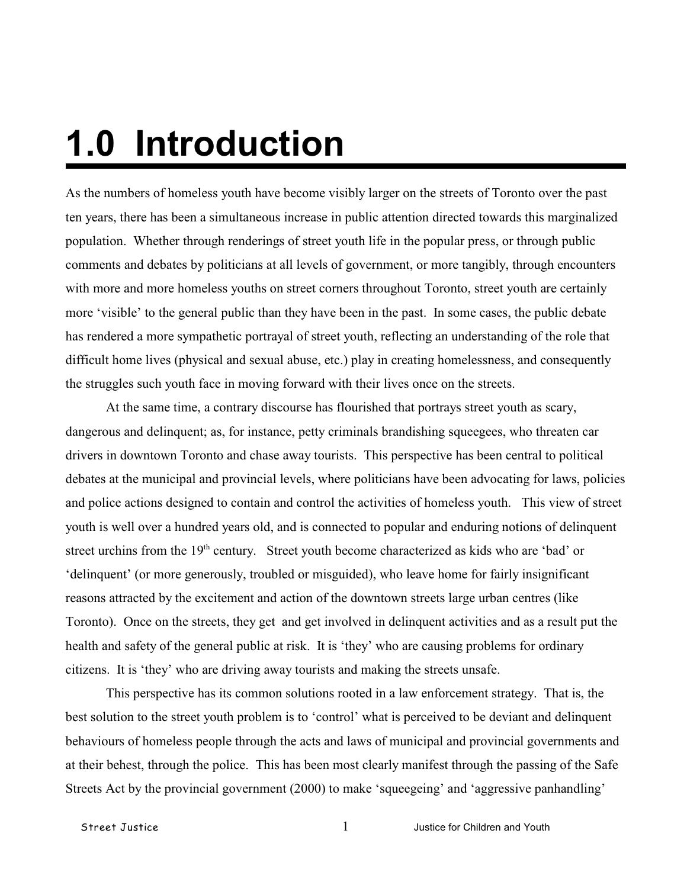# 1.0 Introduction

As the numbers of homeless youth have become visibly larger on the streets of Toronto over the past ten years, there has been a simultaneous increase in public attention directed towards this marginalized population. Whether through renderings of street youth life in the popular press, or through public comments and debates by politicians at all levels of government, or more tangibly, through encounters with more and more homeless youths on street corners throughout Toronto, street youth are certainly more 'visible' to the general public than they have been in the past. In some cases, the public debate has rendered a more sympathetic portrayal of street youth, reflecting an understanding of the role that difficult home lives (physical and sexual abuse, etc.) play in creating homelessness, and consequently the struggles such youth face in moving forward with their lives once on the streets.

At the same time, a contrary discourse has flourished that portrays street youth as scary, dangerous and delinquent; as, for instance, petty criminals brandishing squeegees, who threaten car drivers in downtown Toronto and chase away tourists. This perspective has been central to political debates at the municipal and provincial levels, where politicians have been advocating for laws, policies and police actions designed to contain and control the activities of homeless youth. This view of street youth is well over a hundred years old, and is connected to popular and enduring notions of delinquent street urchins from the 19th century. Street youth become characterized as kids who are 'bad' or 'delinquent' (or more generously, troubled or misguided), who leave home for fairly insignificant reasons attracted by the excitement and action of the downtown streets large urban centres (like Toronto). Once on the streets, they get and get involved in delinquent activities and as a result put the health and safety of the general public at risk. It is 'they' who are causing problems for ordinary citizens. It is 'they' who are driving away tourists and making the streets unsafe.

This perspective has its common solutions rooted in a law enforcement strategy. That is, the best solution to the street youth problem is to 'control' what is perceived to be deviant and delinquent behaviours of homeless people through the acts and laws of municipal and provincial governments and at their behest, through the police. This has been most clearly manifest through the passing of the Safe Streets Act by the provincial government (2000) to make 'squeegeing' and 'aggressive panhandling'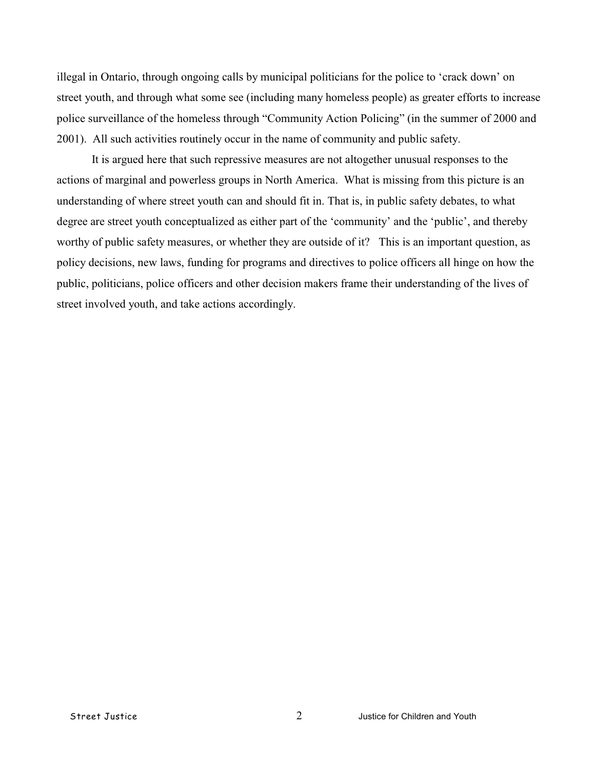illegal in Ontario, through ongoing calls by municipal politicians for the police to 'crack down' on street youth, and through what some see (including many homeless people) as greater efforts to increase police surveillance of the homeless through "Community Action Policing" (in the summer of 2000 and 2001). All such activities routinely occur in the name of community and public safety.

It is argued here that such repressive measures are not altogether unusual responses to the actions of marginal and powerless groups in North America. What is missing from this picture is an understanding of where street youth can and should fit in. That is, in public safety debates, to what degree are street youth conceptualized as either part of the 'community' and the 'public', and thereby worthy of public safety measures, or whether they are outside of it? This is an important question, as policy decisions, new laws, funding for programs and directives to police officers all hinge on how the public, politicians, police officers and other decision makers frame their understanding of the lives of street involved youth, and take actions accordingly.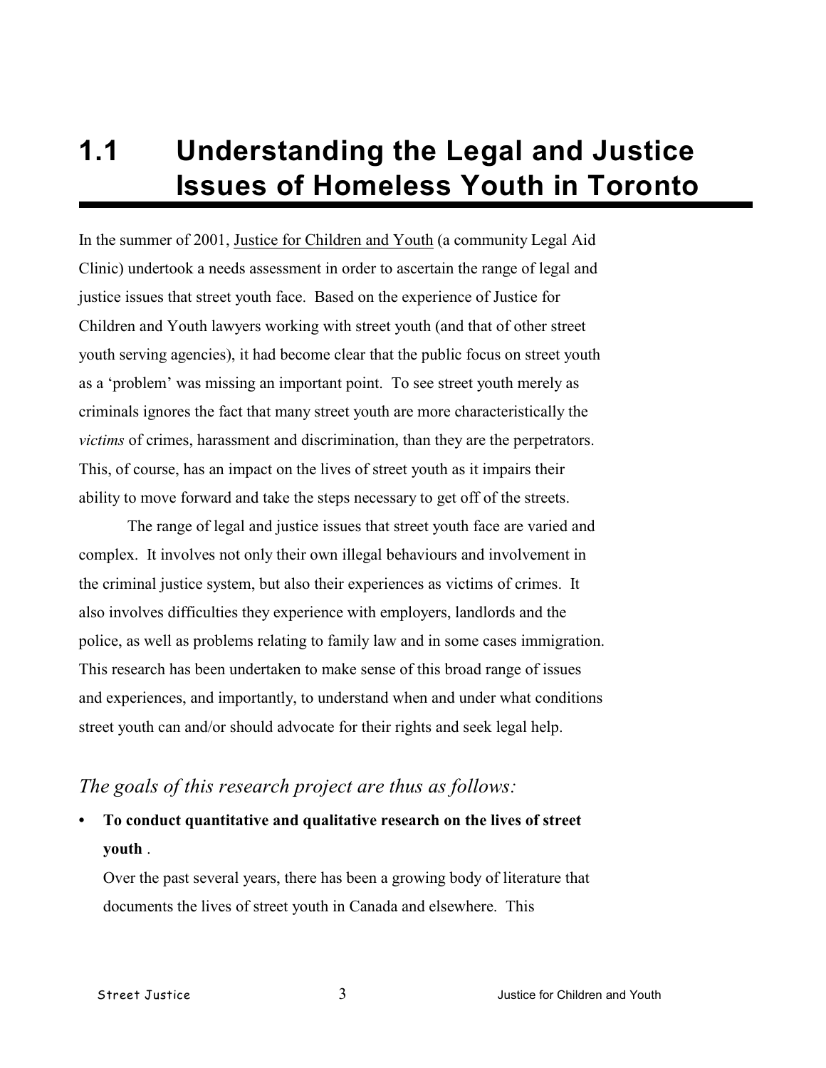# 1.1 Understanding the Legal and Justice Issues of Homeless Youth in Toronto

In the summer of 2001, Justice for Children and Youth (a community Legal Aid Clinic) undertook a needs assessment in order to ascertain the range of legal and justice issues that street youth face. Based on the experience of Justice for Children and Youth lawyers working with street youth (and that of other street youth serving agencies), it had become clear that the public focus on street youth as a 'problem' was missing an important point. To see street youth merely as criminals ignores the fact that many street youth are more characteristically the *victims* of crimes, harassment and discrimination, than they are the perpetrators. This, of course, has an impact on the lives of street youth as it impairs their ability to move forward and take the steps necessary to get off of the streets.

The range of legal and justice issues that street youth face are varied and complex. It involves not only their own illegal behaviours and involvement in the criminal justice system, but also their experiences as victims of crimes. It also involves difficulties they experience with employers, landlords and the police, as well as problems relating to family law and in some cases immigration. This research has been undertaken to make sense of this broad range of issues and experiences, and importantly, to understand when and under what conditions street youth can and/or should advocate for their rights and seek legal help.

*The goals of this research project are thus as follows:*

- **To conduct quantitative and qualitative research on the lives of street youth** .

  Over the past several years, there has been a growing body of literature that documents the lives of street youth in Canada and elsewhere. This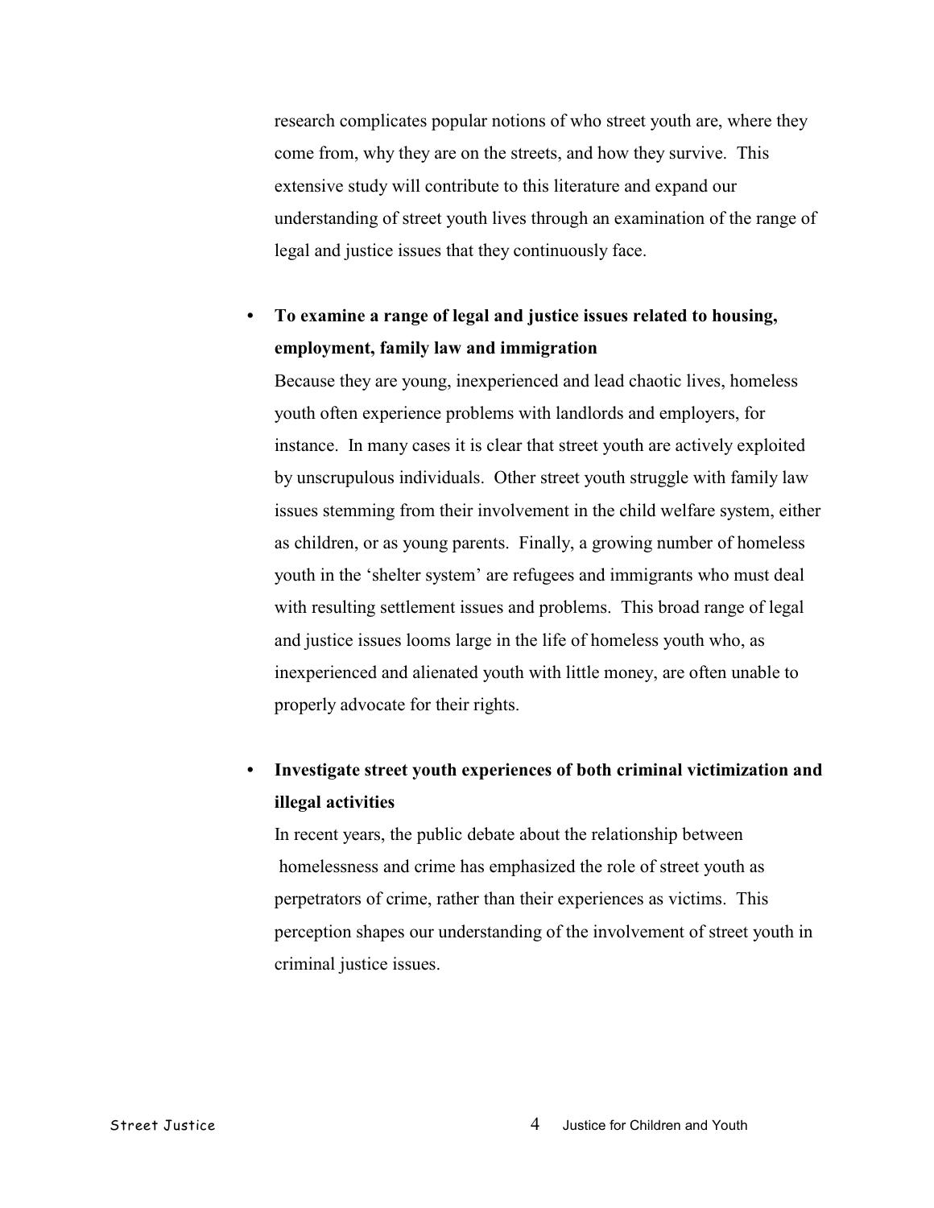research complicates popular notions of who street youth are, where they come from, why they are on the streets, and how they survive. This extensive study will contribute to this literature and expand our understanding of street youth lives through an examination of the range of legal and justice issues that they continuously face.

- **To examine a range of legal and justice issues related to housing, employment, family law and immigration**

  Because they are young, inexperienced and lead chaotic lives, homeless youth often experience problems with landlords and employers, for instance. In many cases it is clear that street youth are actively exploited by unscrupulous individuals. Other street youth struggle with family law issues stemming from their involvement in the child welfare system, either as children, or as young parents. Finally, a growing number of homeless youth in the 'shelter system' are refugees and immigrants who must deal with resulting settlement issues and problems. This broad range of legal and justice issues looms large in the life of homeless youth who, as inexperienced and alienated youth with little money, are often unable to properly advocate for their rights.

- **Investigate street youth experiences of both criminal victimization and illegal activities**

  In recent years, the public debate about the relationship between homelessness and crime has emphasized the role of street youth as perpetrators of crime, rather than their experiences as victims. This perception shapes our understanding of the involvement of street youth in criminal justice issues.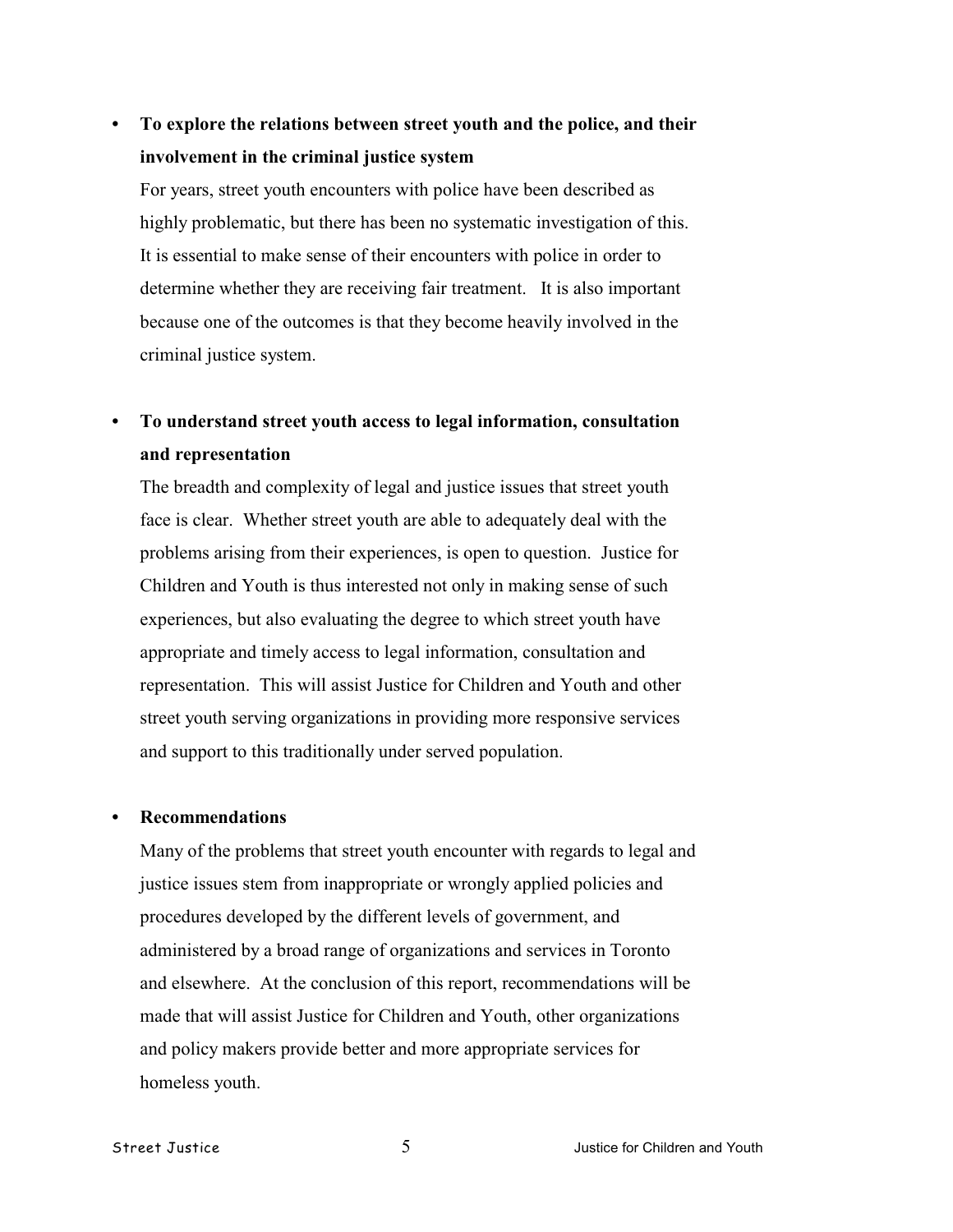- **To explore the relations between street youth and the police, and their involvement in the criminal justice system**

  For years, street youth encounters with police have been described as highly problematic, but there has been no systematic investigation of this. It is essential to make sense of their encounters with police in order to determine whether they are receiving fair treatment. It is also important because one of the outcomes is that they become heavily involved in the criminal justice system.

- **To understand street youth access to legal information, consultation and representation**

  The breadth and complexity of legal and justice issues that street youth face is clear. Whether street youth are able to adequately deal with the problems arising from their experiences, is open to question. Justice for Children and Youth is thus interested not only in making sense of such experiences, but also evaluating the degree to which street youth have appropriate and timely access to legal information, consultation and representation. This will assist Justice for Children and Youth and other street youth serving organizations in providing more responsive services and support to this traditionally under served population.

- **Recommendations**

  Many of the problems that street youth encounter with regards to legal and justice issues stem from inappropriate or wrongly applied policies and procedures developed by the different levels of government, and administered by a broad range of organizations and services in Toronto and elsewhere. At the conclusion of this report, recommendations will be made that will assist Justice for Children and Youth, other organizations and policy makers provide better and more appropriate services for homeless youth.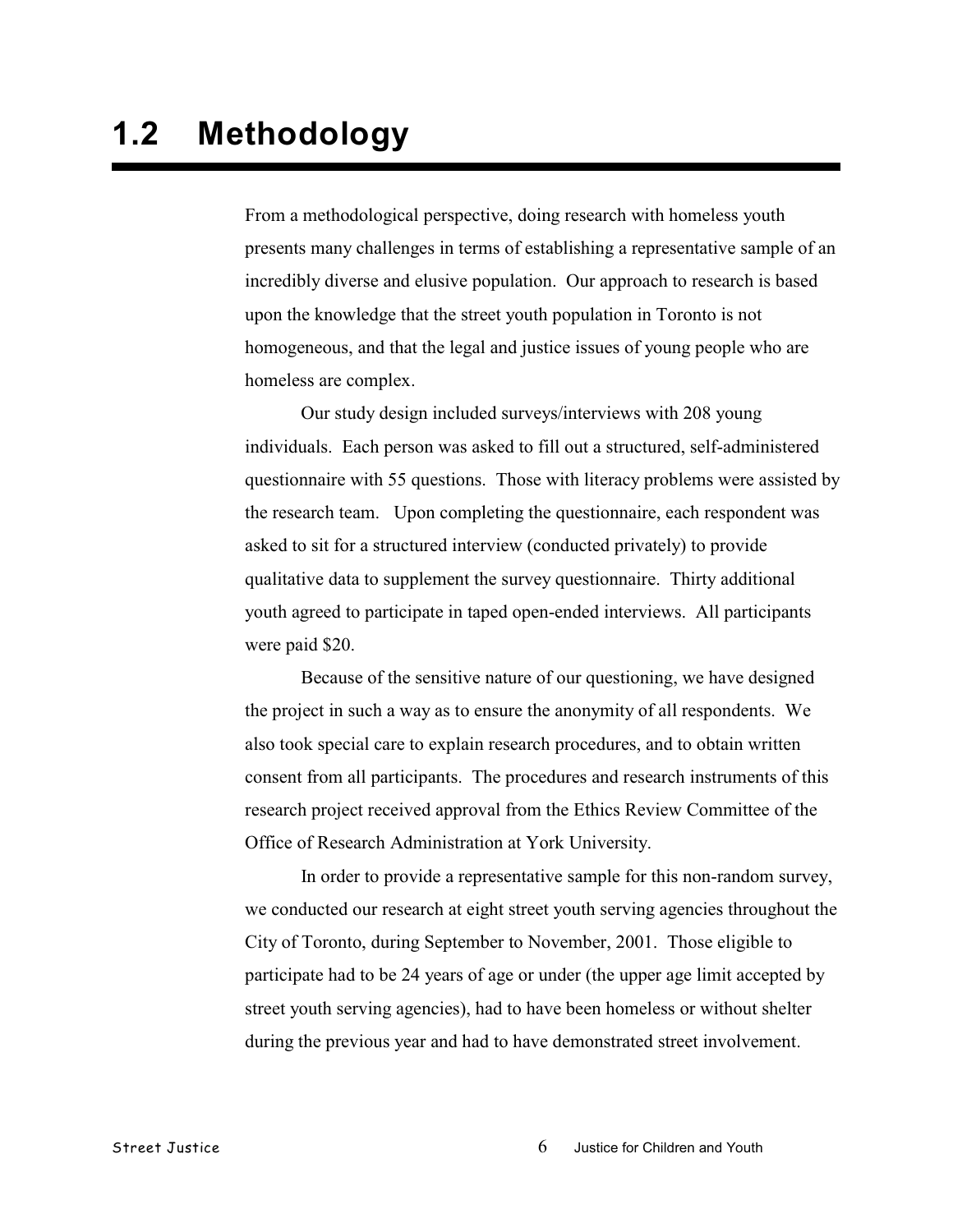# 1.2 Methodology

From a methodological perspective, doing research with homeless youth presents many challenges in terms of establishing a representative sample of an incredibly diverse and elusive population. Our approach to research is based upon the knowledge that the street youth population in Toronto is not homogeneous, and that the legal and justice issues of young people who are homeless are complex.

Our study design included surveys/interviews with 208 young individuals. Each person was asked to fill out a structured, self-administered questionnaire with 55 questions. Those with literacy problems were assisted by the research team. Upon completing the questionnaire, each respondent was asked to sit for a structured interview (conducted privately) to provide qualitative data to supplement the survey questionnaire. Thirty additional youth agreed to participate in taped open-ended interviews. All participants were paid $20.

Because of the sensitive nature of our questioning, we have designed the project in such a way as to ensure the anonymity of all respondents. We also took special care to explain research procedures, and to obtain written consent from all participants. The procedures and research instruments of this research project received approval from the Ethics Review Committee of the Office of Research Administration at York University.

In order to provide a representative sample for this non-random survey, we conducted our research at eight street youth serving agencies throughout the City of Toronto, during September to November, 2001. Those eligible to participate had to be 24 years of age or under (the upper age limit accepted by street youth serving agencies), had to have been homeless or without shelter during the previous year and had to have demonstrated street involvement.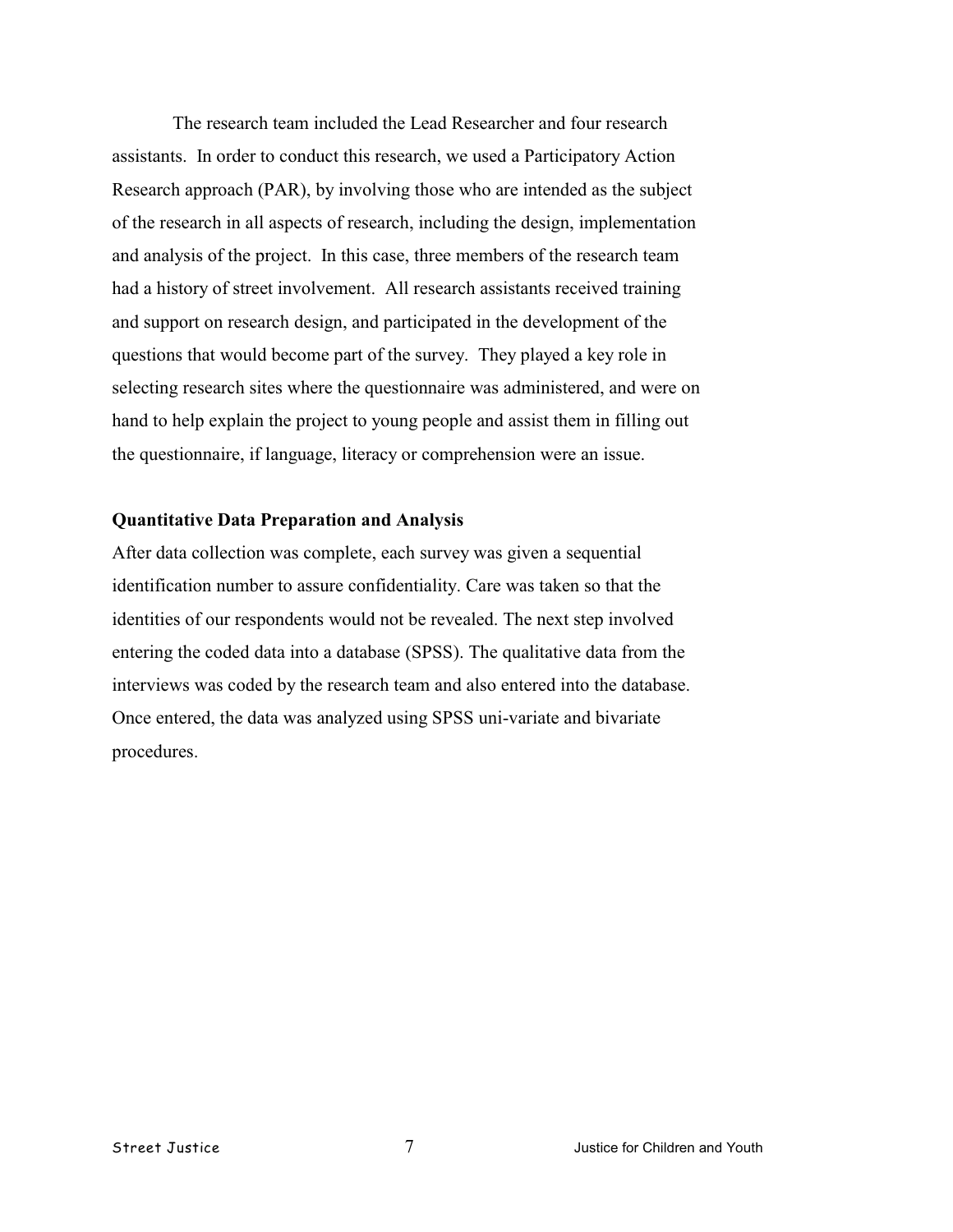The research team included the Lead Researcher and four research assistants. In order to conduct this research, we used a Participatory Action Research approach (PAR), by involving those who are intended as the subject of the research in all aspects of research, including the design, implementation and analysis of the project. In this case, three members of the research team had a history of street involvement. All research assistants received training and support on research design, and participated in the development of the questions that would become part of the survey. They played a key role in selecting research sites where the questionnaire was administered, and were on hand to help explain the project to young people and assist them in filling out the questionnaire, if language, literacy or comprehension were an issue.

**Quantitative Data Preparation and Analysis**

After data collection was complete, each survey was given a sequential identification number to assure confidentiality. Care was taken so that the identities of our respondents would not be revealed. The next step involved entering the coded data into a database (SPSS). The qualitative data from the interviews was coded by the research team and also entered into the database. Once entered, the data was analyzed using SPSS uni-variate and bivariate procedures.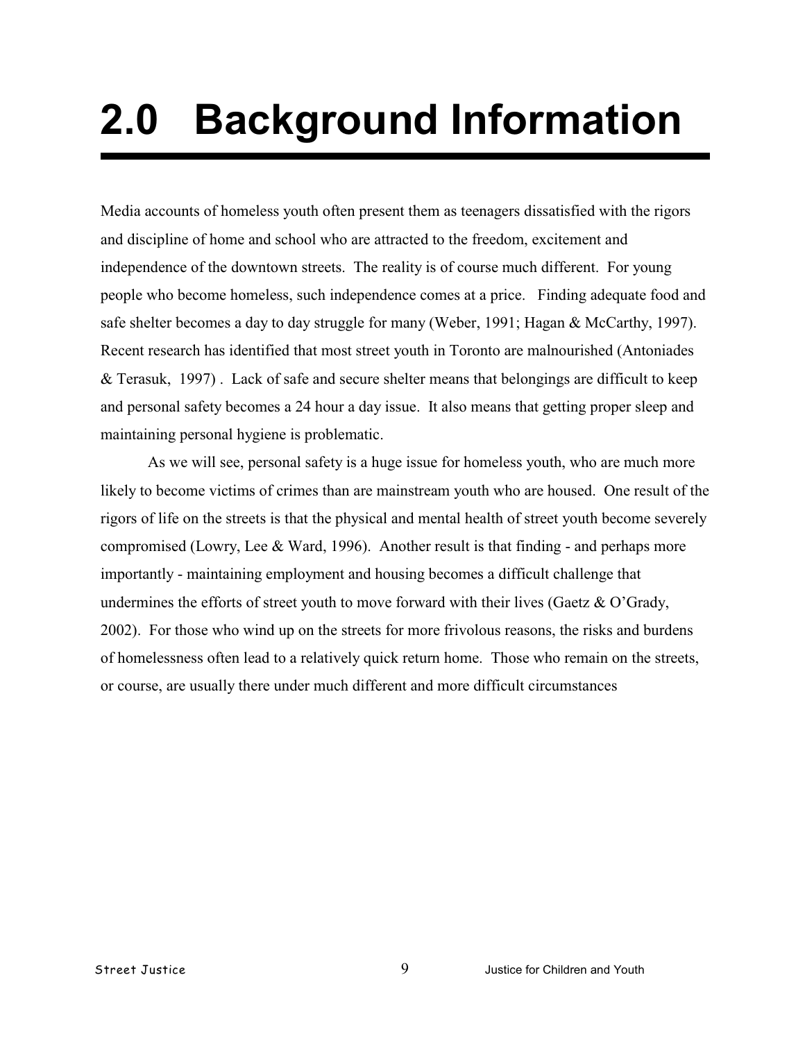# 2.0 Background Information

Media accounts of homeless youth often present them as teenagers dissatisfied with the rigors and discipline of home and school who are attracted to the freedom, excitement and independence of the downtown streets. The reality is of course much different. For young people who become homeless, such independence comes at a price. Finding adequate food and safe shelter becomes a day to day struggle for many (Weber, 1991; Hagan & McCarthy, 1997). Recent research has identified that most street youth in Toronto are malnourished (Antoniades & Terasuk, 1997) . Lack of safe and secure shelter means that belongings are difficult to keep and personal safety becomes a 24 hour a day issue. It also means that getting proper sleep and maintaining personal hygiene is problematic.

As we will see, personal safety is a huge issue for homeless youth, who are much more likely to become victims of crimes than are mainstream youth who are housed. One result of the rigors of life on the streets is that the physical and mental health of street youth become severely compromised (Lowry, Lee & Ward, 1996). Another result is that finding - and perhaps more importantly - maintaining employment and housing becomes a difficult challenge that undermines the efforts of street youth to move forward with their lives (Gaetz & O'Grady, 2002). For those who wind up on the streets for more frivolous reasons, the risks and burdens of homelessness often lead to a relatively quick return home. Those who remain on the streets, or course, are usually there under much different and more difficult circumstances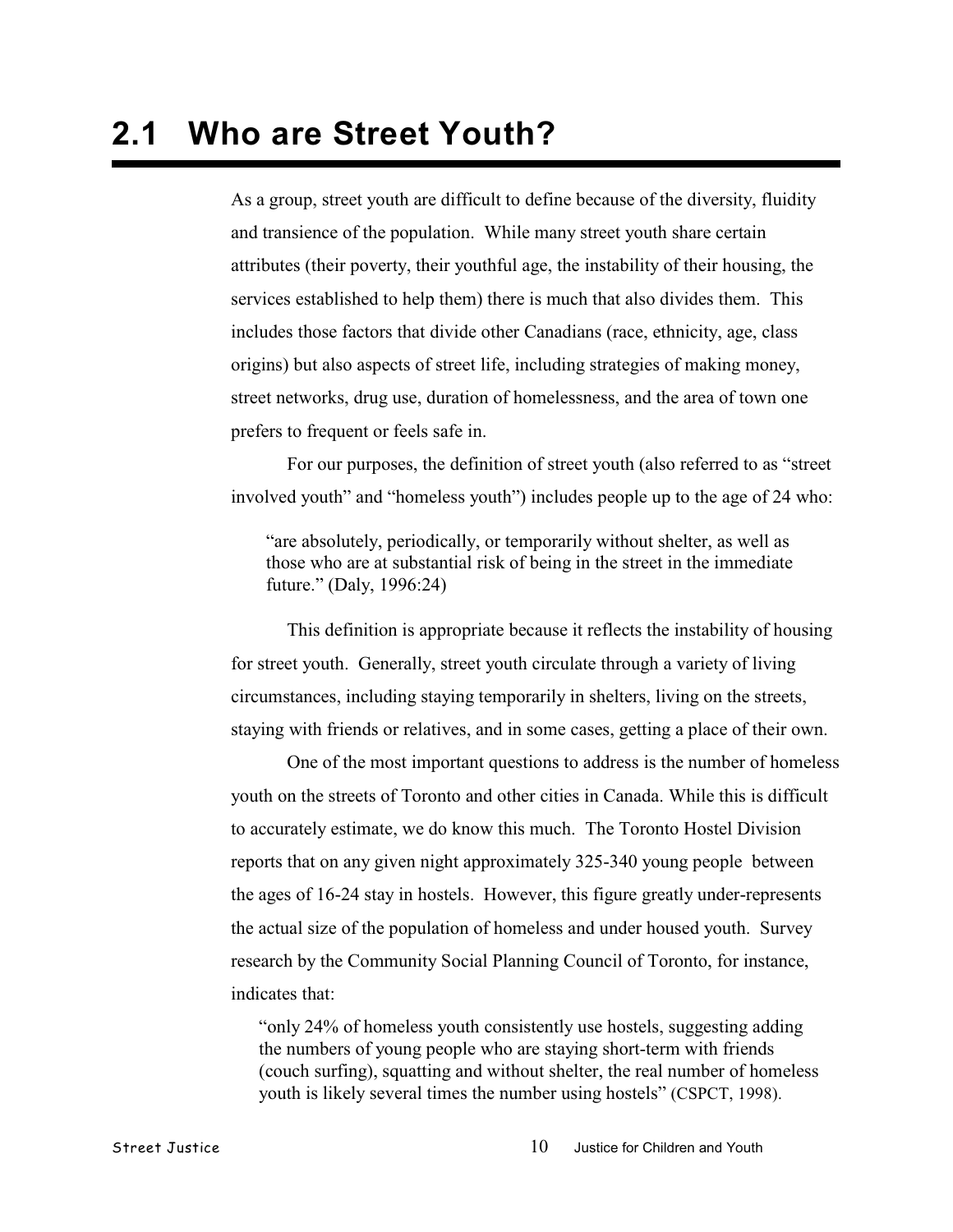## 2.1 Who are Street Youth?

As a group, street youth are difficult to define because of the diversity, fluidity and transience of the population. While many street youth share certain attributes (their poverty, their youthful age, the instability of their housing, the services established to help them) there is much that also divides them. This includes those factors that divide other Canadians (race, ethnicity, age, class origins) but also aspects of street life, including strategies of making money, street networks, drug use, duration of homelessness, and the area of town one prefers to frequent or feels safe in.

For our purposes, the definition of street youth (also referred to as "street involved youth" and "homeless youth") includes people up to the age of 24 who:

> "are absolutely, periodically, or temporarily without shelter, as well as those who are at substantial risk of being in the street in the immediate future." (Daly, 1996:24)

This definition is appropriate because it reflects the instability of housing for street youth. Generally, street youth circulate through a variety of living circumstances, including staying temporarily in shelters, living on the streets, staying with friends or relatives, and in some cases, getting a place of their own.

One of the most important questions to address is the number of homeless youth on the streets of Toronto and other cities in Canada. While this is difficult to accurately estimate, we do know this much. The Toronto Hostel Division reports that on any given night approximately 325-340 young people between the ages of 16-24 stay in hostels. However, this figure greatly under-represents the actual size of the population of homeless and under housed youth. Survey research by the Community Social Planning Council of Toronto, for instance, indicates that:

> "only 24% of homeless youth consistently use hostels, suggesting adding the numbers of young people who are staying short-term with friends (couch surfing), squatting and without shelter, the real number of homeless youth is likely several times the number using hostels" (CSPCT, 1998).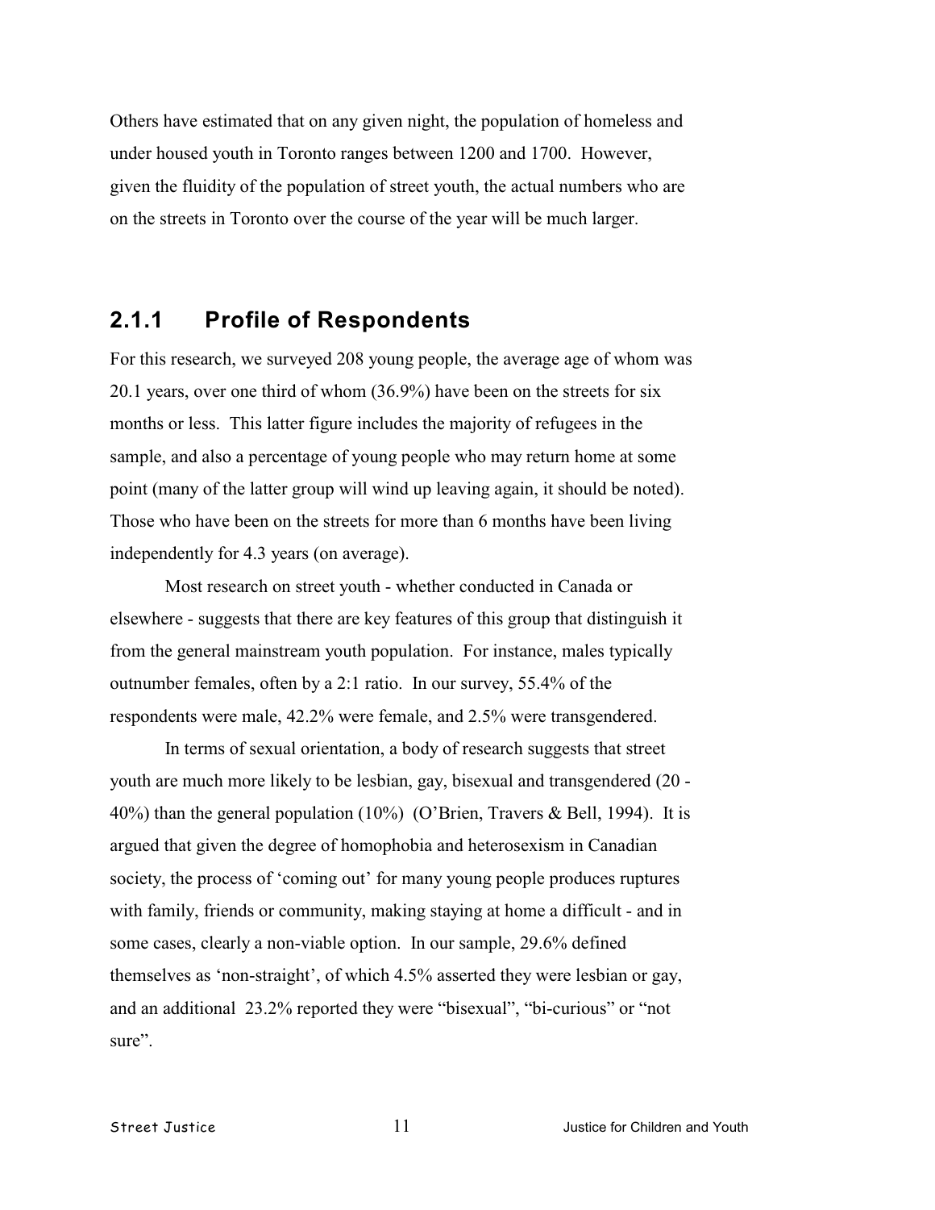Others have estimated that on any given night, the population of homeless and under housed youth in Toronto ranges between 1200 and 1700. However, given the fluidity of the population of street youth, the actual numbers who are on the streets in Toronto over the course of the year will be much larger.

### 2.1.1 Profile of Respondents

For this research, we surveyed 208 young people, the average age of whom was 20.1 years, over one third of whom (36.9%) have been on the streets for six months or less. This latter figure includes the majority of refugees in the sample, and also a percentage of young people who may return home at some point (many of the latter group will wind up leaving again, it should be noted). Those who have been on the streets for more than 6 months have been living independently for 4.3 years (on average).

Most research on street youth - whether conducted in Canada or elsewhere - suggests that there are key features of this group that distinguish it from the general mainstream youth population. For instance, males typically outnumber females, often by a 2:1 ratio. In our survey, 55.4% of the respondents were male, 42.2% were female, and 2.5% were transgendered.

In terms of sexual orientation, a body of research suggests that street youth are much more likely to be lesbian, gay, bisexual and transgendered (20 - 40%) than the general population (10%) (O'Brien, Travers & Bell, 1994). It is argued that given the degree of homophobia and heterosexism in Canadian society, the process of 'coming out' for many young people produces ruptures with family, friends or community, making staying at home a difficult - and in some cases, clearly a non-viable option. In our sample, 29.6% defined themselves as 'non-straight', of which 4.5% asserted they were lesbian or gay, and an additional 23.2% reported they were "bisexual", "bi-curious" or "not sure".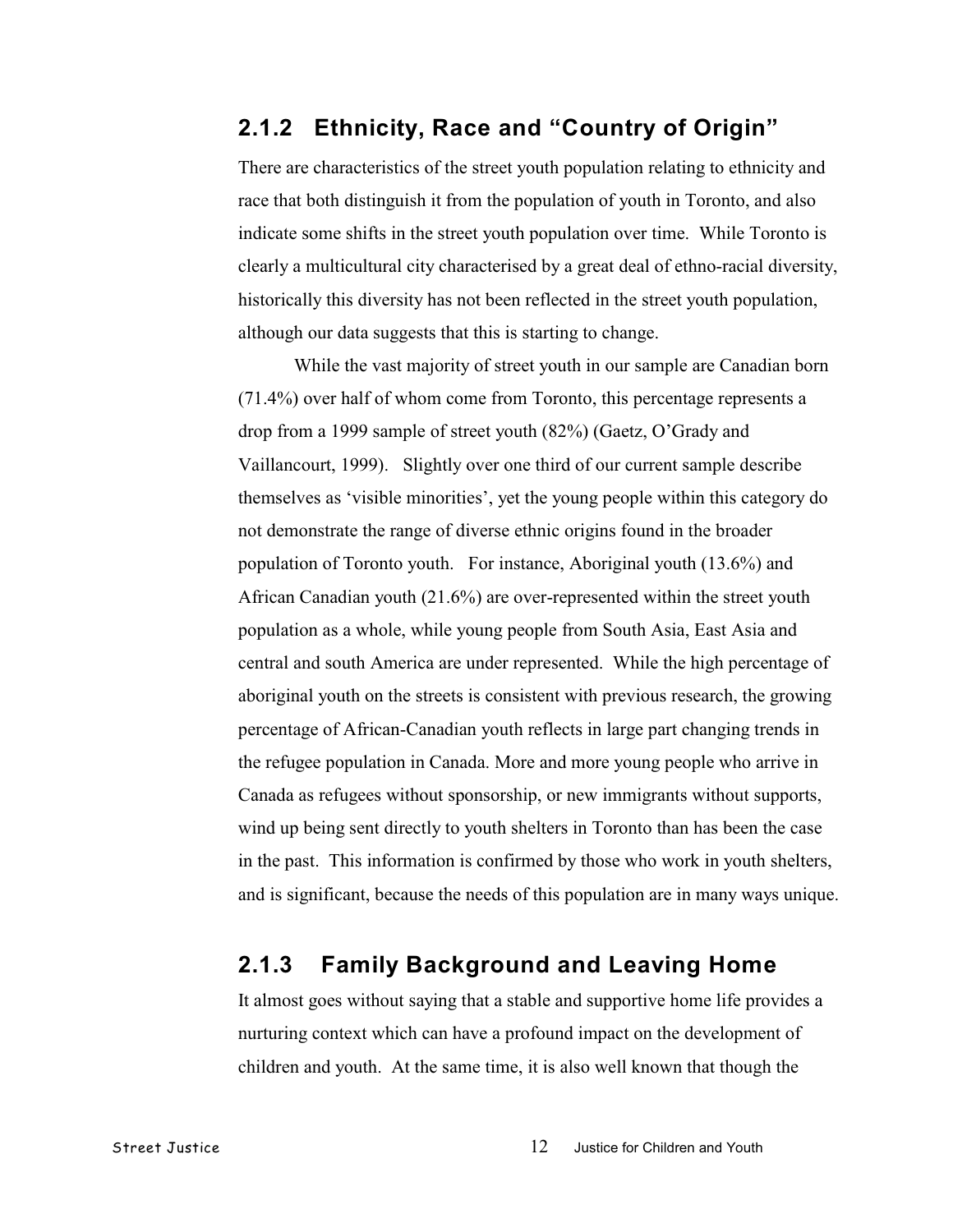### 2.1.2 Ethnicity, Race and "Country of Origin"

There are characteristics of the street youth population relating to ethnicity and race that both distinguish it from the population of youth in Toronto, and also indicate some shifts in the street youth population over time. While Toronto is clearly a multicultural city characterised by a great deal of ethno-racial diversity, historically this diversity has not been reflected in the street youth population, although our data suggests that this is starting to change.

While the vast majority of street youth in our sample are Canadian born (71.4%) over half of whom come from Toronto, this percentage represents a drop from a 1999 sample of street youth (82%) (Gaetz, O'Grady and Vaillancourt, 1999). Slightly over one third of our current sample describe themselves as 'visible minorities', yet the young people within this category do not demonstrate the range of diverse ethnic origins found in the broader population of Toronto youth. For instance, Aboriginal youth (13.6%) and African Canadian youth (21.6%) are over-represented within the street youth population as a whole, while young people from South Asia, East Asia and central and south America are under represented. While the high percentage of aboriginal youth on the streets is consistent with previous research, the growing percentage of African-Canadian youth reflects in large part changing trends in the refugee population in Canada. More and more young people who arrive in Canada as refugees without sponsorship, or new immigrants without supports, wind up being sent directly to youth shelters in Toronto than has been the case in the past. This information is confirmed by those who work in youth shelters, and is significant, because the needs of this population are in many ways unique.

### 2.1.3 Family Background and Leaving Home

It almost goes without saying that a stable and supportive home life provides a nurturing context which can have a profound impact on the development of children and youth. At the same time, it is also well known that though the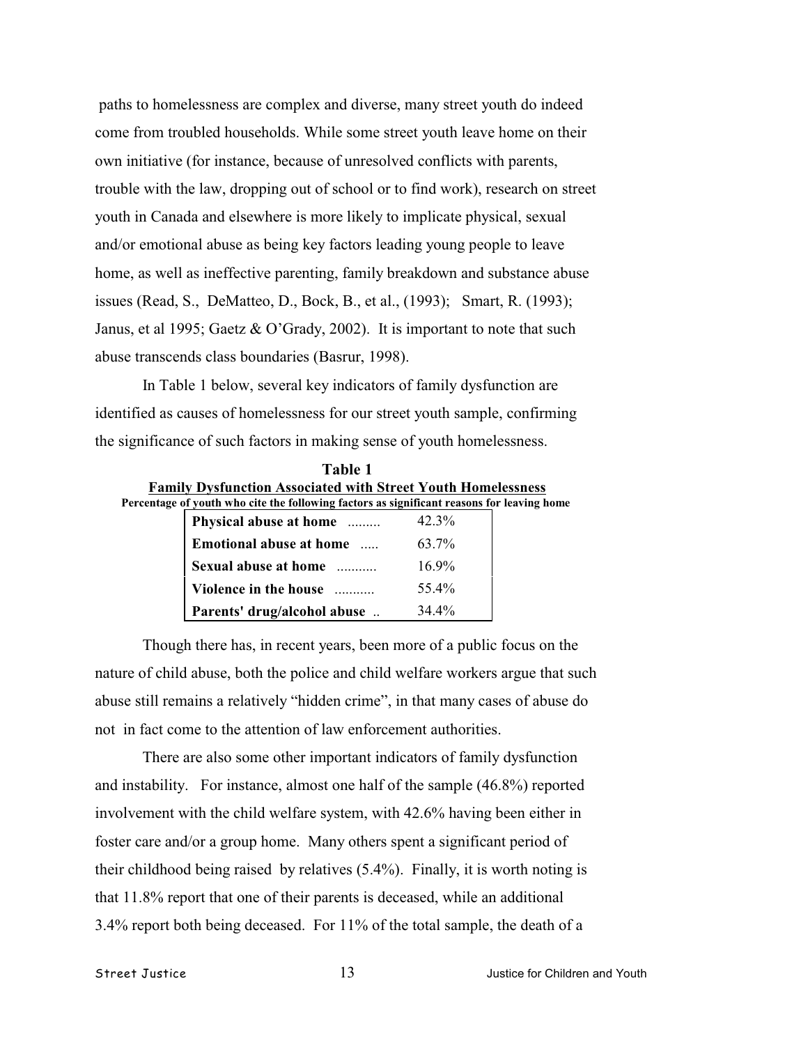paths to homelessness are complex and diverse, many street youth do indeed come from troubled households. While some street youth leave home on their own initiative (for instance, because of unresolved conflicts with parents, trouble with the law, dropping out of school or to find work), research on street youth in Canada and elsewhere is more likely to implicate physical, sexual and/or emotional abuse as being key factors leading young people to leave home, as well as ineffective parenting, family breakdown and substance abuse issues (Read, S., DeMatteo, D., Bock, B., et al., (1993); Smart, R. (1993); Janus, et al 1995; Gaetz & O'Grady, 2002). It is important to note that such abuse transcends class boundaries (Basrur, 1998).

In Table 1 below, several key indicators of family dysfunction are identified as causes of homelessness for our street youth sample, confirming the significance of such factors in making sense of youth homelessness.

**Table 1**
**Family Dysfunction Associated with Street Youth Homelessness**
**Percentage of youth who cite the following factors as significant reasons for leaving home**

| Factor | Percentage |
|---|---|
| **Physical abuse at home** ......... | 42.3% |
| **Emotional abuse at home** ..... | 63.7% |
| **Sexual abuse at home** ........... | 16.9% |
| **Violence in the house** ........... | 55.4% |
| **Parents' drug/alcohol abuse** .. | 34.4% |

Though there has, in recent years, been more of a public focus on the nature of child abuse, both the police and child welfare workers argue that such abuse still remains a relatively "hidden crime", in that many cases of abuse do not in fact come to the attention of law enforcement authorities.

There are also some other important indicators of family dysfunction and instability. For instance, almost one half of the sample (46.8%) reported involvement with the child welfare system, with 42.6% having been either in foster care and/or a group home. Many others spent a significant period of their childhood being raised by relatives (5.4%). Finally, it is worth noting is that 11.8% report that one of their parents is deceased, while an additional 3.4% report both being deceased. For 11% of the total sample, the death of a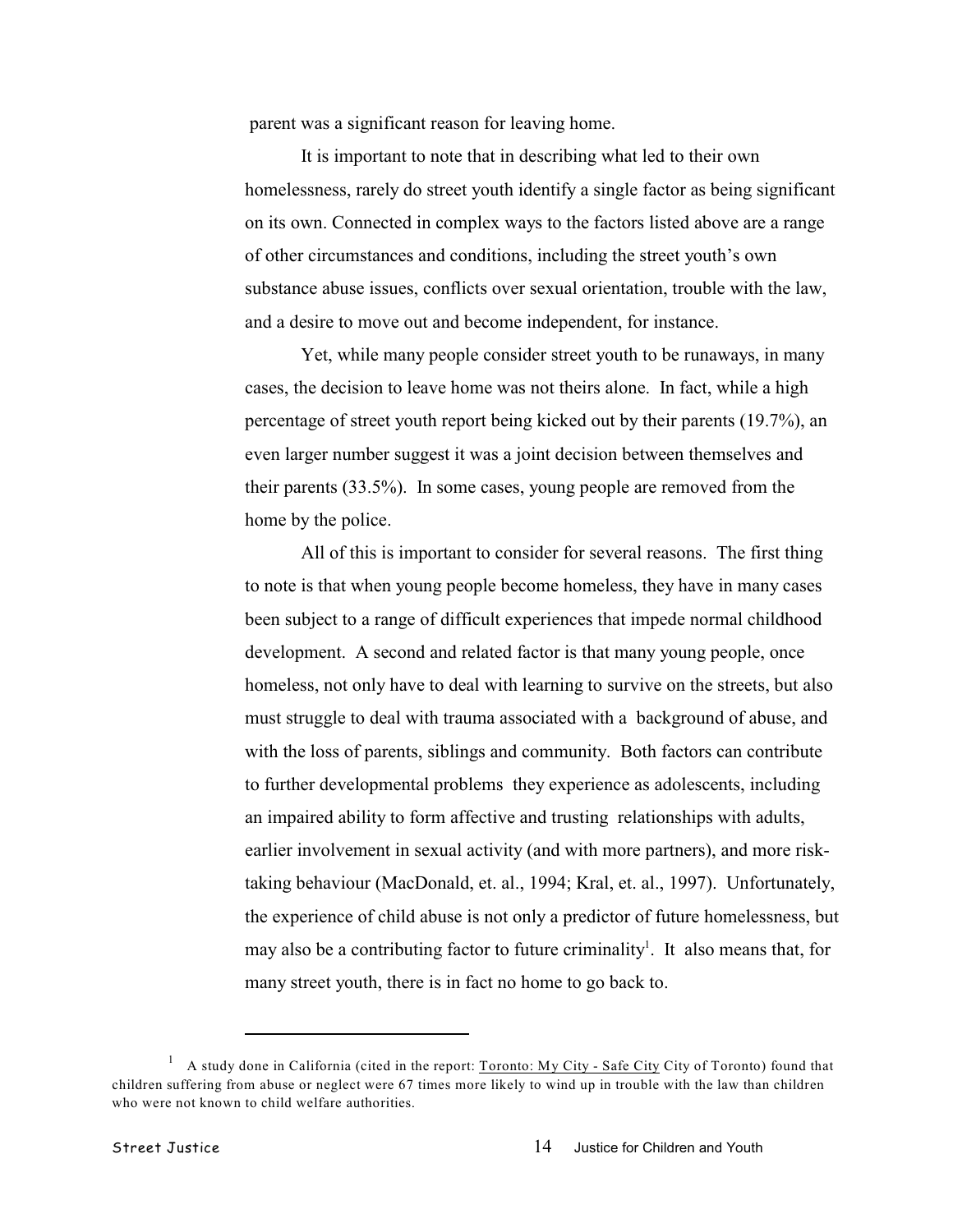parent was a significant reason for leaving home.

It is important to note that in describing what led to their own homelessness, rarely do street youth identify a single factor as being significant on its own. Connected in complex ways to the factors listed above are a range of other circumstances and conditions, including the street youth's own substance abuse issues, conflicts over sexual orientation, trouble with the law, and a desire to move out and become independent, for instance.

Yet, while many people consider street youth to be runaways, in many cases, the decision to leave home was not theirs alone. In fact, while a high percentage of street youth report being kicked out by their parents (19.7%), an even larger number suggest it was a joint decision between themselves and their parents (33.5%). In some cases, young people are removed from the home by the police.

All of this is important to consider for several reasons. The first thing to note is that when young people become homeless, they have in many cases been subject to a range of difficult experiences that impede normal childhood development. A second and related factor is that many young people, once homeless, not only have to deal with learning to survive on the streets, but also must struggle to deal with trauma associated with a background of abuse, and with the loss of parents, siblings and community. Both factors can contribute to further developmental problems they experience as adolescents, including an impaired ability to form affective and trusting relationships with adults, earlier involvement in sexual activity (and with more partners), and more risk-taking behaviour (MacDonald, et. al., 1994; Kral, et. al., 1997). Unfortunately, the experience of child abuse is not only a predictor of future homelessness, but may also be a contributing factor to future criminality[1]. It also means that, for many street youth, there is in fact no home to go back to.

---

[1] A study done in California (cited in the report: Toronto: My City - Safe City City of Toronto) found that children suffering from abuse or neglect were 67 times more likely to wind up in trouble with the law than children who were not known to child welfare authorities.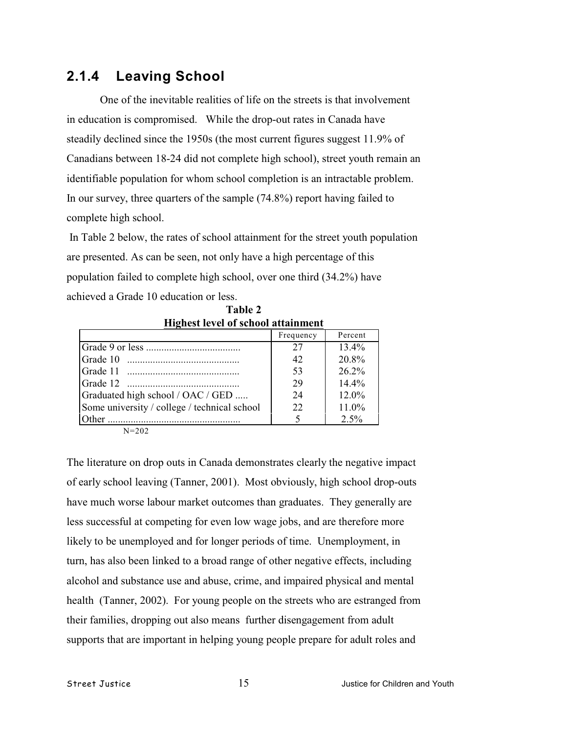### 2.1.4 Leaving School

One of the inevitable realities of life on the streets is that involvement in education is compromised. While the drop-out rates in Canada have steadily declined since the 1950s (the most current figures suggest 11.9% of Canadians between 18-24 did not complete high school), street youth remain an identifiable population for whom school completion is an intractable problem. In our survey, three quarters of the sample (74.8%) report having failed to complete high school.

In Table 2 below, the rates of school attainment for the street youth population are presented. As can be seen, not only have a high percentage of this population failed to complete high school, over one third (34.2%) have achieved a Grade 10 education or less.

**Table 2**
**Highest level of school attainment**

| | Frequency | Percent |
|---|---|---|
| Grade 9 or less ..................................... | 27 | 13.4% |
| Grade 10 ........................................... | 42 | 20.8% |
| Grade 11 ........................................... | 53 | 26.2% |
| Grade 12 ........................................... | 29 | 14.4% |
| Graduated high school / OAC / GED ..... | 24 | 12.0% |
| Some university / college / technical school | 22 | 11.0% |
| Other .................................................... | 5 | 2.5% |

N=202

The literature on drop outs in Canada demonstrates clearly the negative impact of early school leaving (Tanner, 2001). Most obviously, high school drop-outs have much worse labour market outcomes than graduates. They generally are less successful at competing for even low wage jobs, and are therefore more likely to be unemployed and for longer periods of time. Unemployment, in turn, has also been linked to a broad range of other negative effects, including alcohol and substance use and abuse, crime, and impaired physical and mental health (Tanner, 2002). For young people on the streets who are estranged from their families, dropping out also means further disengagement from adult supports that are important in helping young people prepare for adult roles and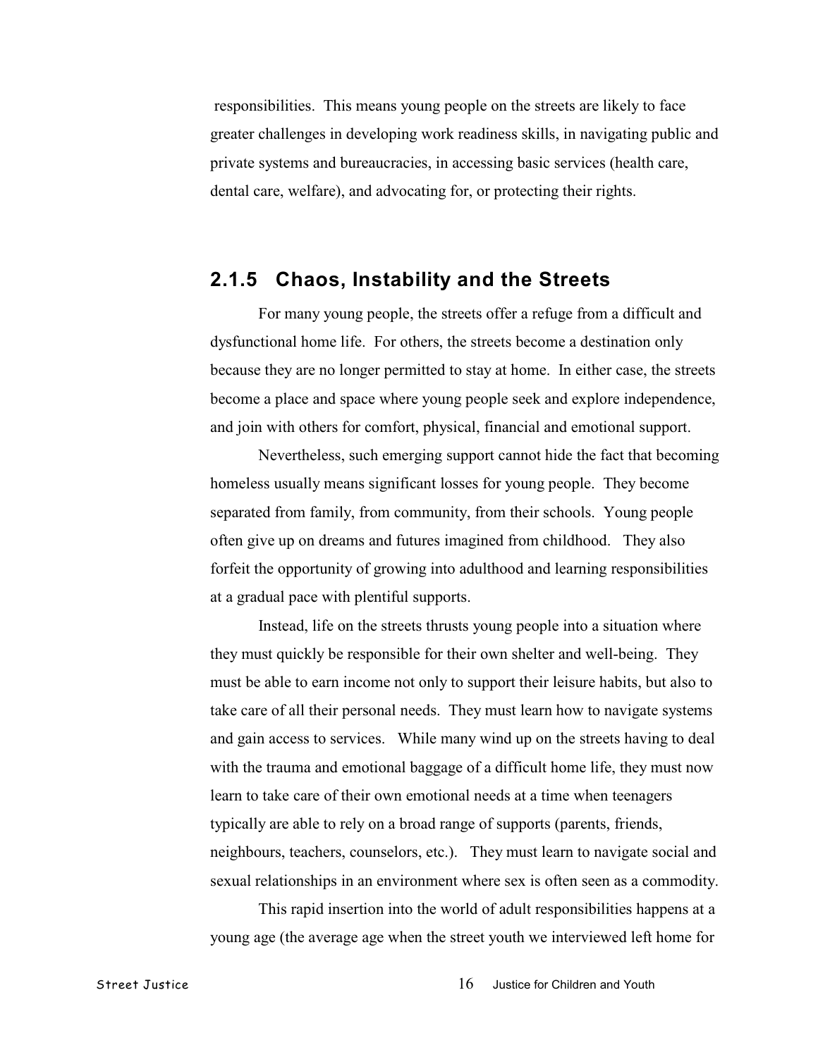responsibilities. This means young people on the streets are likely to face greater challenges in developing work readiness skills, in navigating public and private systems and bureaucracies, in accessing basic services (health care, dental care, welfare), and advocating for, or protecting their rights.

### 2.1.5 Chaos, Instability and the Streets

For many young people, the streets offer a refuge from a difficult and dysfunctional home life. For others, the streets become a destination only because they are no longer permitted to stay at home. In either case, the streets become a place and space where young people seek and explore independence, and join with others for comfort, physical, financial and emotional support.

Nevertheless, such emerging support cannot hide the fact that becoming homeless usually means significant losses for young people. They become separated from family, from community, from their schools. Young people often give up on dreams and futures imagined from childhood. They also forfeit the opportunity of growing into adulthood and learning responsibilities at a gradual pace with plentiful supports.

Instead, life on the streets thrusts young people into a situation where they must quickly be responsible for their own shelter and well-being. They must be able to earn income not only to support their leisure habits, but also to take care of all their personal needs. They must learn how to navigate systems and gain access to services. While many wind up on the streets having to deal with the trauma and emotional baggage of a difficult home life, they must now learn to take care of their own emotional needs at a time when teenagers typically are able to rely on a broad range of supports (parents, friends, neighbours, teachers, counselors, etc.). They must learn to navigate social and sexual relationships in an environment where sex is often seen as a commodity.

This rapid insertion into the world of adult responsibilities happens at a young age (the average age when the street youth we interviewed left home for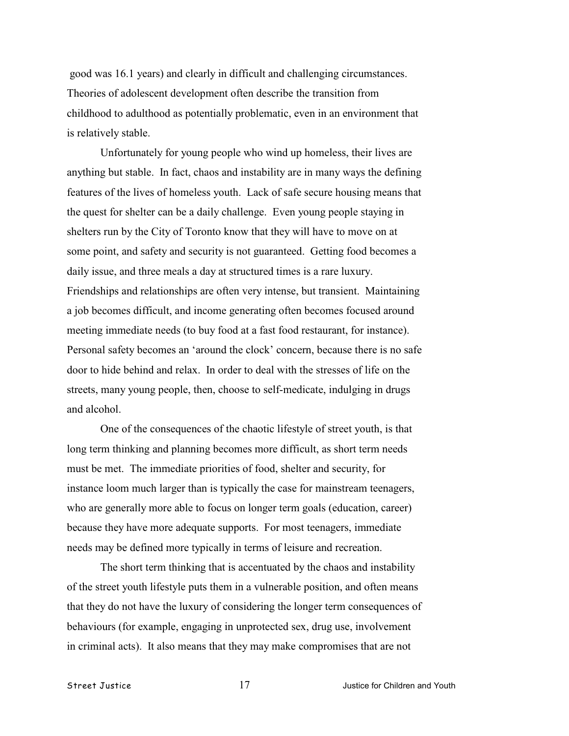good was 16.1 years) and clearly in difficult and challenging circumstances. Theories of adolescent development often describe the transition from childhood to adulthood as potentially problematic, even in an environment that is relatively stable.

Unfortunately for young people who wind up homeless, their lives are anything but stable. In fact, chaos and instability are in many ways the defining features of the lives of homeless youth. Lack of safe secure housing means that the quest for shelter can be a daily challenge. Even young people staying in shelters run by the City of Toronto know that they will have to move on at some point, and safety and security is not guaranteed. Getting food becomes a daily issue, and three meals a day at structured times is a rare luxury. Friendships and relationships are often very intense, but transient. Maintaining a job becomes difficult, and income generating often becomes focused around meeting immediate needs (to buy food at a fast food restaurant, for instance). Personal safety becomes an 'around the clock' concern, because there is no safe door to hide behind and relax. In order to deal with the stresses of life on the streets, many young people, then, choose to self-medicate, indulging in drugs and alcohol.

One of the consequences of the chaotic lifestyle of street youth, is that long term thinking and planning becomes more difficult, as short term needs must be met. The immediate priorities of food, shelter and security, for instance loom much larger than is typically the case for mainstream teenagers, who are generally more able to focus on longer term goals (education, career) because they have more adequate supports. For most teenagers, immediate needs may be defined more typically in terms of leisure and recreation.

The short term thinking that is accentuated by the chaos and instability of the street youth lifestyle puts them in a vulnerable position, and often means that they do not have the luxury of considering the longer term consequences of behaviours (for example, engaging in unprotected sex, drug use, involvement in criminal acts). It also means that they may make compromises that are not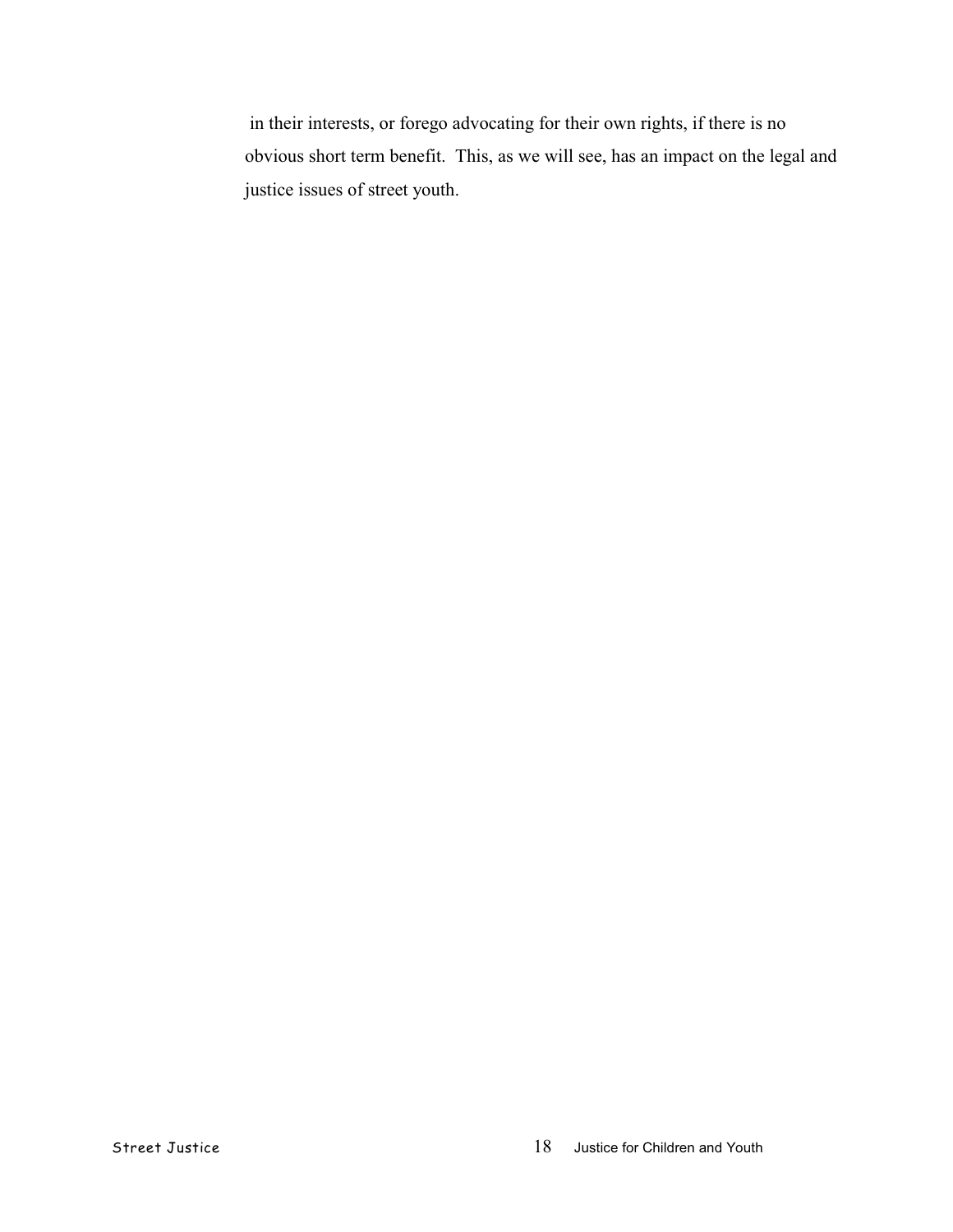in their interests, or forego advocating for their own rights, if there is no obvious short term benefit.  This, as we will see, has an impact on the legal and justice issues of street youth.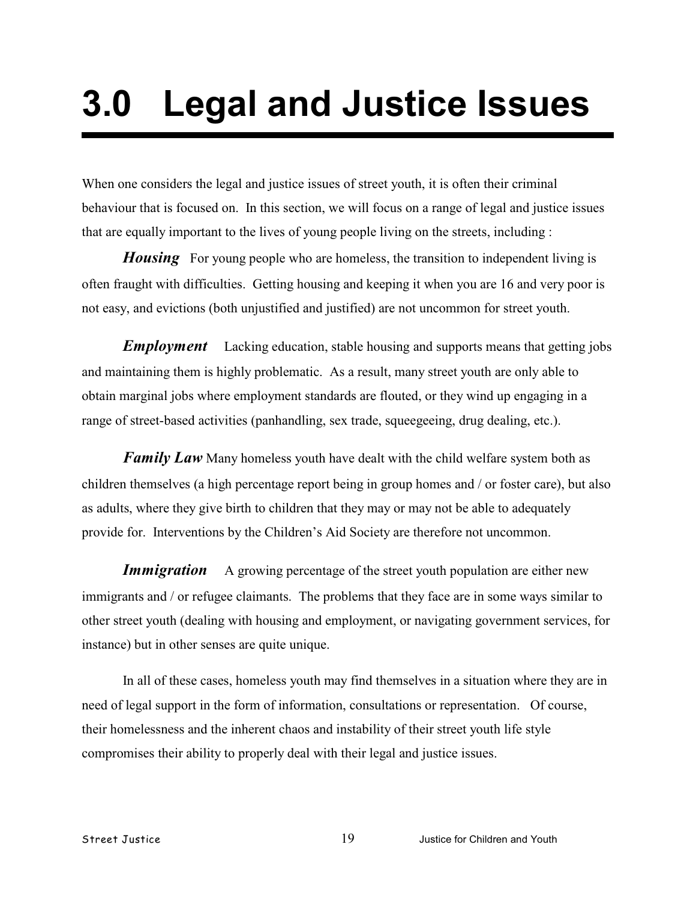# 3.0 Legal and Justice Issues

When one considers the legal and justice issues of street youth, it is often their criminal behaviour that is focused on. In this section, we will focus on a range of legal and justice issues that are equally important to the lives of young people living on the streets, including :

***Housing*** For young people who are homeless, the transition to independent living is often fraught with difficulties. Getting housing and keeping it when you are 16 and very poor is not easy, and evictions (both unjustified and justified) are not uncommon for street youth.

***Employment*** Lacking education, stable housing and supports means that getting jobs and maintaining them is highly problematic. As a result, many street youth are only able to obtain marginal jobs where employment standards are flouted, or they wind up engaging in a range of street-based activities (panhandling, sex trade, squeegeeing, drug dealing, etc.).

***Family Law*** Many homeless youth have dealt with the child welfare system both as children themselves (a high percentage report being in group homes and / or foster care), but also as adults, where they give birth to children that they may or may not be able to adequately provide for. Interventions by the Children's Aid Society are therefore not uncommon.

***Immigration*** A growing percentage of the street youth population are either new immigrants and / or refugee claimants. The problems that they face are in some ways similar to other street youth (dealing with housing and employment, or navigating government services, for instance) but in other senses are quite unique.

In all of these cases, homeless youth may find themselves in a situation where they are in need of legal support in the form of information, consultations or representation. Of course, their homelessness and the inherent chaos and instability of their street youth life style compromises their ability to properly deal with their legal and justice issues.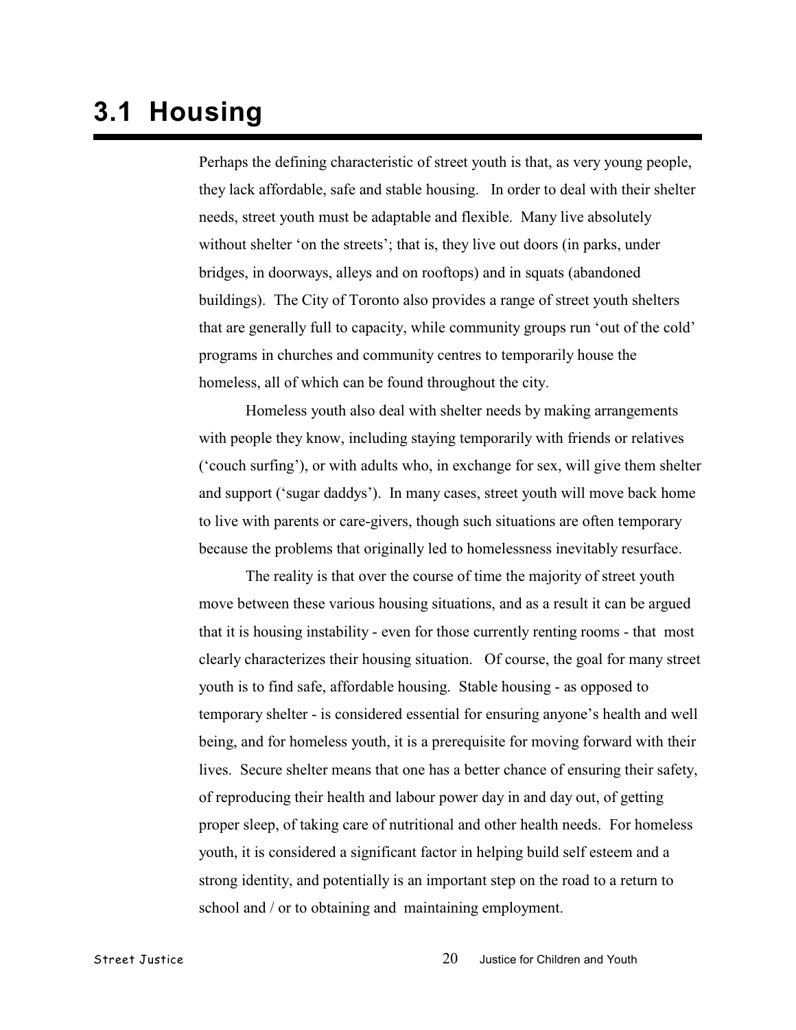# 3.1 Housing

Perhaps the defining characteristic of street youth is that, as very young people, they lack affordable, safe and stable housing. In order to deal with their shelter needs, street youth must be adaptable and flexible. Many live absolutely without shelter 'on the streets'; that is, they live out doors (in parks, under bridges, in doorways, alleys and on rooftops) and in squats (abandoned buildings). The City of Toronto also provides a range of street youth shelters that are generally full to capacity, while community groups run 'out of the cold' programs in churches and community centres to temporarily house the homeless, all of which can be found throughout the city.

Homeless youth also deal with shelter needs by making arrangements with people they know, including staying temporarily with friends or relatives ('couch surfing'), or with adults who, in exchange for sex, will give them shelter and support ('sugar daddys'). In many cases, street youth will move back home to live with parents or care-givers, though such situations are often temporary because the problems that originally led to homelessness inevitably resurface.

The reality is that over the course of time the majority of street youth move between these various housing situations, and as a result it can be argued that it is housing instability - even for those currently renting rooms - that most clearly characterizes their housing situation. Of course, the goal for many street youth is to find safe, affordable housing. Stable housing - as opposed to temporary shelter - is considered essential for ensuring anyone's health and well being, and for homeless youth, it is a prerequisite for moving forward with their lives. Secure shelter means that one has a better chance of ensuring their safety, of reproducing their health and labour power day in and day out, of getting proper sleep, of taking care of nutritional and other health needs. For homeless youth, it is considered a significant factor in helping build self esteem and a strong identity, and potentially is an important step on the road to a return to school and / or to obtaining and maintaining employment.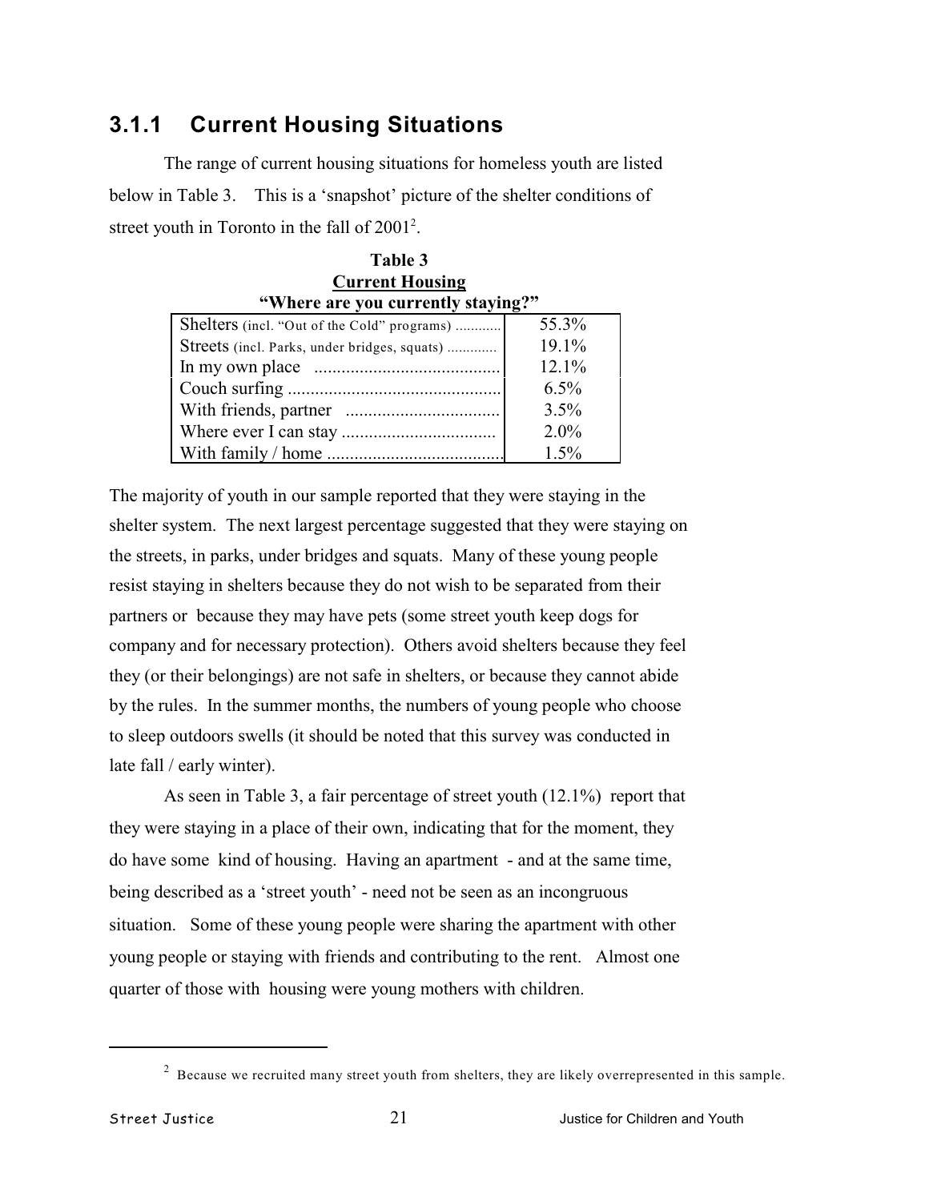### 3.1.1 Current Housing Situations

The range of current housing situations for homeless youth are listed below in Table 3. This is a 'snapshot' picture of the shelter conditions of street youth in Toronto in the fall of 2001[2].

**Table 3**
**Current Housing**
**"Where are you currently staying?"**

| Where are you currently staying? | % |
|---|---|
| Shelters (incl. "Out of the Cold" programs) | 55.3% |
| Streets (incl. Parks, under bridges, squats) | 19.1% |
| In my own place | 12.1% |
| Couch surfing | 6.5% |
| With friends, partner | 3.5% |
| Where ever I can stay | 2.0% |
| With family / home | 1.5% |

The majority of youth in our sample reported that they were staying in the shelter system. The next largest percentage suggested that they were staying on the streets, in parks, under bridges and squats. Many of these young people resist staying in shelters because they do not wish to be separated from their partners or because they may have pets (some street youth keep dogs for company and for necessary protection). Others avoid shelters because they feel they (or their belongings) are not safe in shelters, or because they cannot abide by the rules. In the summer months, the numbers of young people who choose to sleep outdoors swells (it should be noted that this survey was conducted in late fall / early winter).

As seen in Table 3, a fair percentage of street youth (12.1%) report that they were staying in a place of their own, indicating that for the moment, they do have some kind of housing. Having an apartment - and at the same time, being described as a 'street youth' - need not be seen as an incongruous situation. Some of these young people were sharing the apartment with other young people or staying with friends and contributing to the rent. Almost one quarter of those with housing were young mothers with children.

---

[2] Because we recruited many street youth from shelters, they are likely overrepresented in this sample.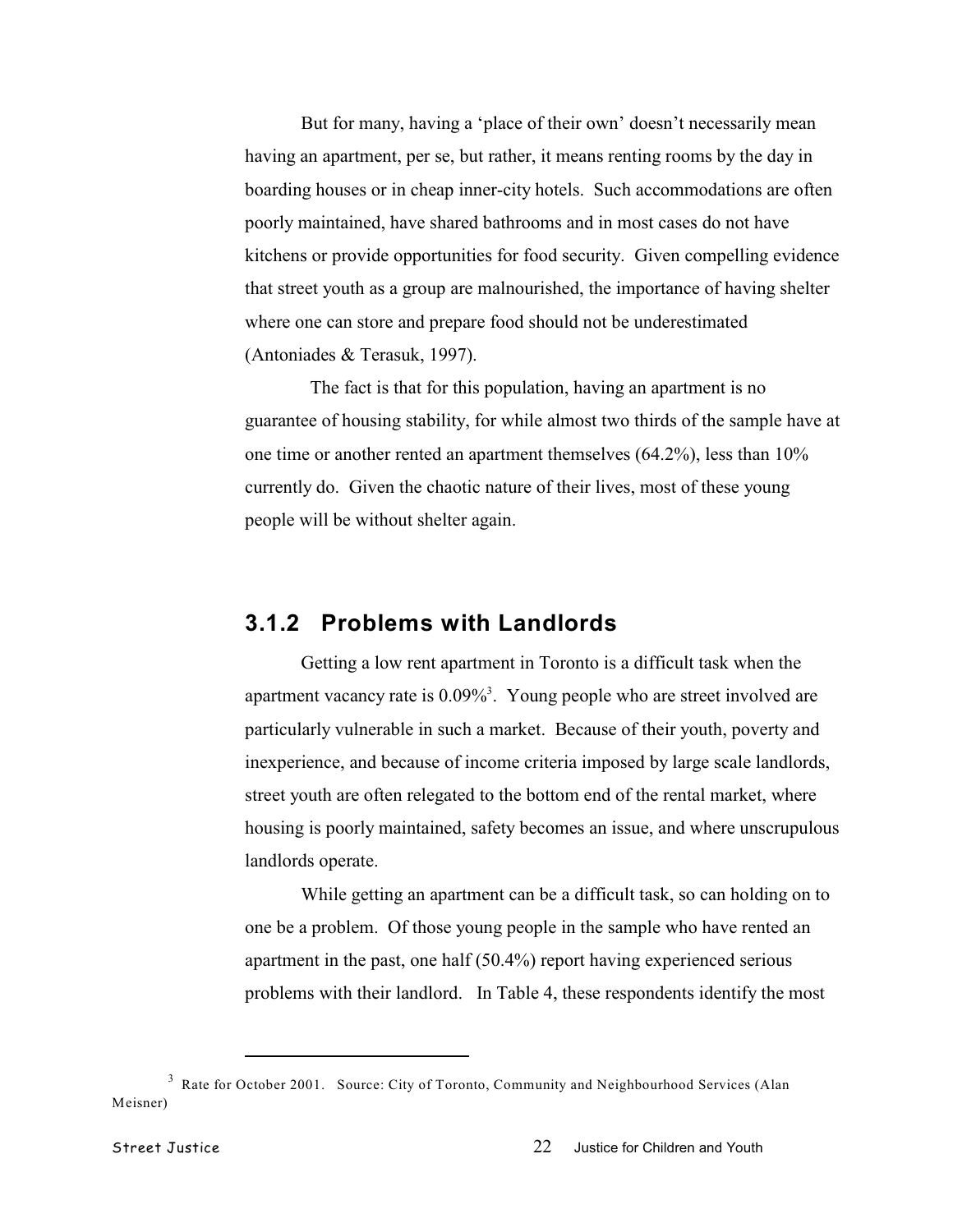But for many, having a 'place of their own' doesn't necessarily mean having an apartment, per se, but rather, it means renting rooms by the day in boarding houses or in cheap inner-city hotels. Such accommodations are often poorly maintained, have shared bathrooms and in most cases do not have kitchens or provide opportunities for food security. Given compelling evidence that street youth as a group are malnourished, the importance of having shelter where one can store and prepare food should not be underestimated (Antoniades & Terasuk, 1997).

The fact is that for this population, having an apartment is no guarantee of housing stability, for while almost two thirds of the sample have at one time or another rented an apartment themselves (64.2%), less than 10% currently do. Given the chaotic nature of their lives, most of these young people will be without shelter again.

### 3.1.2 Problems with Landlords

Getting a low rent apartment in Toronto is a difficult task when the apartment vacancy rate is 0.09%[3]. Young people who are street involved are particularly vulnerable in such a market. Because of their youth, poverty and inexperience, and because of income criteria imposed by large scale landlords, street youth are often relegated to the bottom end of the rental market, where housing is poorly maintained, safety becomes an issue, and where unscrupulous landlords operate.

While getting an apartment can be a difficult task, so can holding on to one be a problem. Of those young people in the sample who have rented an apartment in the past, one half (50.4%) report having experienced serious problems with their landlord. In Table 4, these respondents identify the most

---

[3] Rate for October 2001. Source: City of Toronto, Community and Neighbourhood Services (Alan Meisner)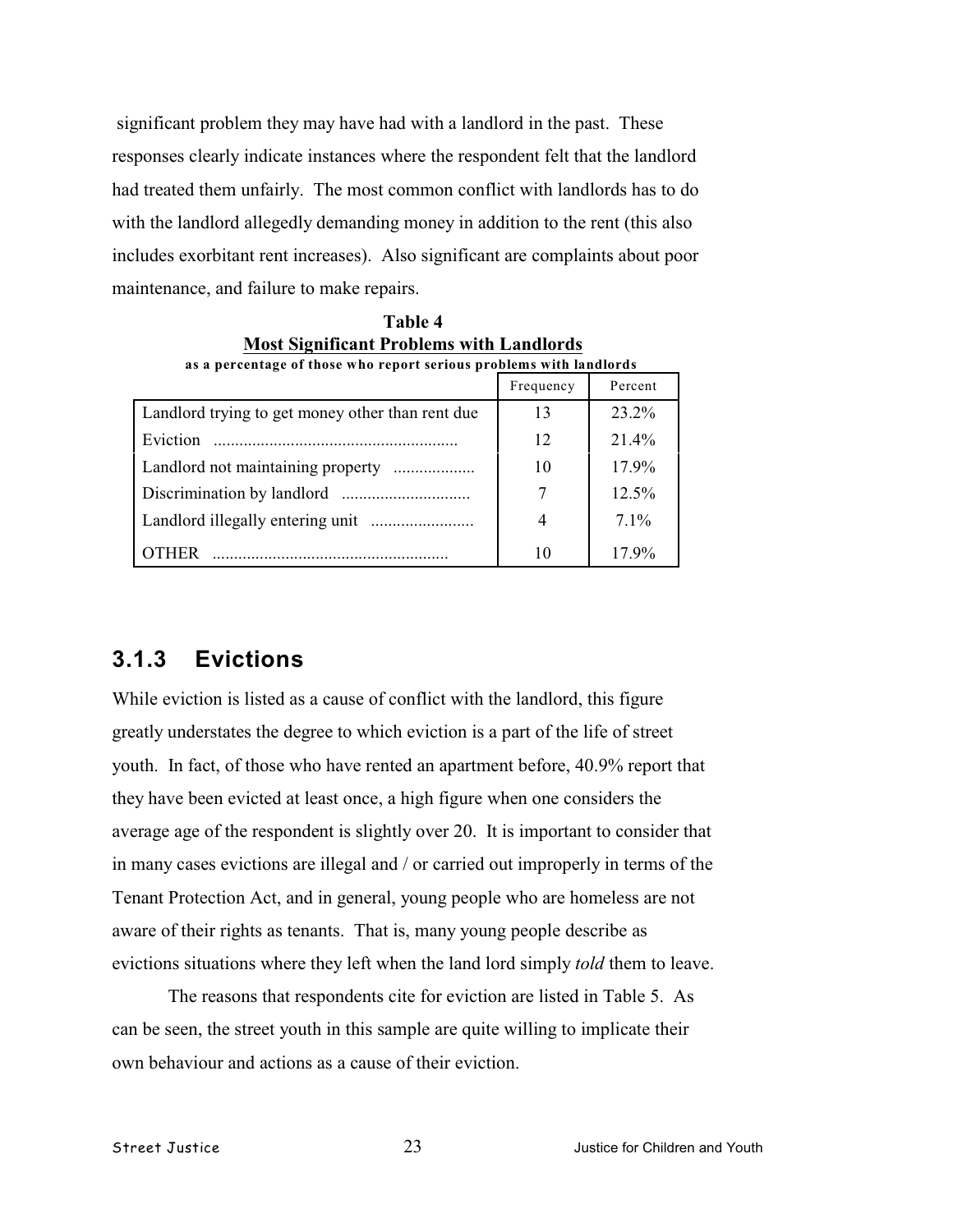significant problem they may have had with a landlord in the past. These responses clearly indicate instances where the respondent felt that the landlord had treated them unfairly. The most common conflict with landlords has to do with the landlord allegedly demanding money in addition to the rent (this also includes exorbitant rent increases). Also significant are complaints about poor maintenance, and failure to make repairs.

**Table 4**
**Most Significant Problems with Landlords**
**as a percentage of those who report serious problems with landlords**

| | Frequency | Percent |
|---|---|---|
| Landlord trying to get money other than rent due | 13 | 23.2% |
| Eviction ........................................................ | 12 | 21.4% |
| Landlord not maintaining property .................. | 10 | 17.9% |
| Discrimination by landlord ............................. | 7 | 12.5% |
| Landlord illegally entering unit ........................ | 4 | 7.1% |
| OTHER ....................................................... | 10 | 17.9% |

### 3.1.3 Evictions

While eviction is listed as a cause of conflict with the landlord, this figure greatly understates the degree to which eviction is a part of the life of street youth. In fact, of those who have rented an apartment before, 40.9% report that they have been evicted at least once, a high figure when one considers the average age of the respondent is slightly over 20. It is important to consider that in many cases evictions are illegal and / or carried out improperly in terms of the Tenant Protection Act, and in general, young people who are homeless are not aware of their rights as tenants. That is, many young people describe as evictions situations where they left when the land lord simply *told* them to leave.

The reasons that respondents cite for eviction are listed in Table 5. As can be seen, the street youth in this sample are quite willing to implicate their own behaviour and actions as a cause of their eviction.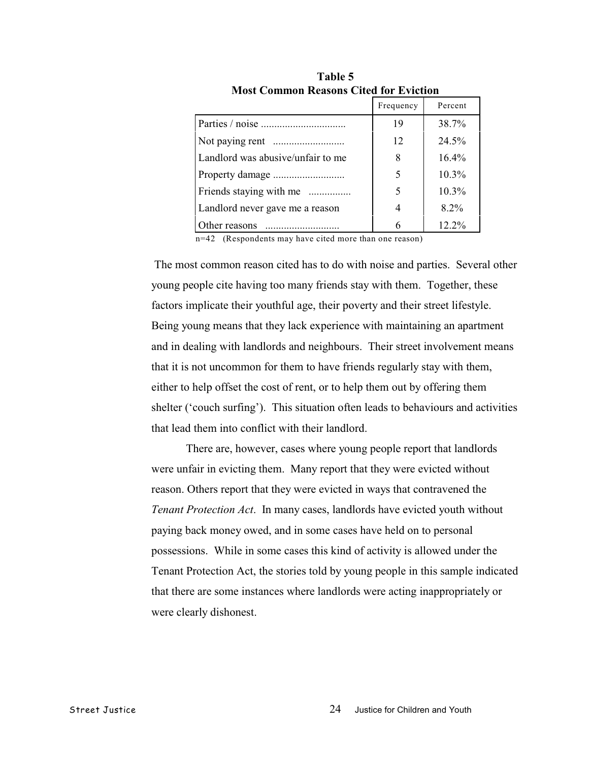**Table 5**
**Most Common Reasons Cited for Eviction**

| | Frequency | Percent |
|---|---|---|
| Parties / noise ................................ | 19 | 38.7% |
| Not paying rent .......................... | 12 | 24.5% |
| Landlord was abusive/unfair to me | 8 | 16.4% |
| Property damage ........................... | 5 | 10.3% |
| Friends staying with me ................ | 5 | 10.3% |
| Landlord never gave me a reason | 4 | 8.2% |
| Other reasons ............................ | 6 | 12.2% |

n=42 (Respondents may have cited more than one reason)

The most common reason cited has to do with noise and parties. Several other young people cite having too many friends stay with them. Together, these factors implicate their youthful age, their poverty and their street lifestyle. Being young means that they lack experience with maintaining an apartment and in dealing with landlords and neighbours. Their street involvement means that it is not uncommon for them to have friends regularly stay with them, either to help offset the cost of rent, or to help them out by offering them shelter ('couch surfing'). This situation often leads to behaviours and activities that lead them into conflict with their landlord.

There are, however, cases where young people report that landlords were unfair in evicting them. Many report that they were evicted without reason. Others report that they were evicted in ways that contravened the *Tenant Protection Act*. In many cases, landlords have evicted youth without paying back money owed, and in some cases have held on to personal possessions. While in some cases this kind of activity is allowed under the Tenant Protection Act, the stories told by young people in this sample indicated that there are some instances where landlords were acting inappropriately or were clearly dishonest.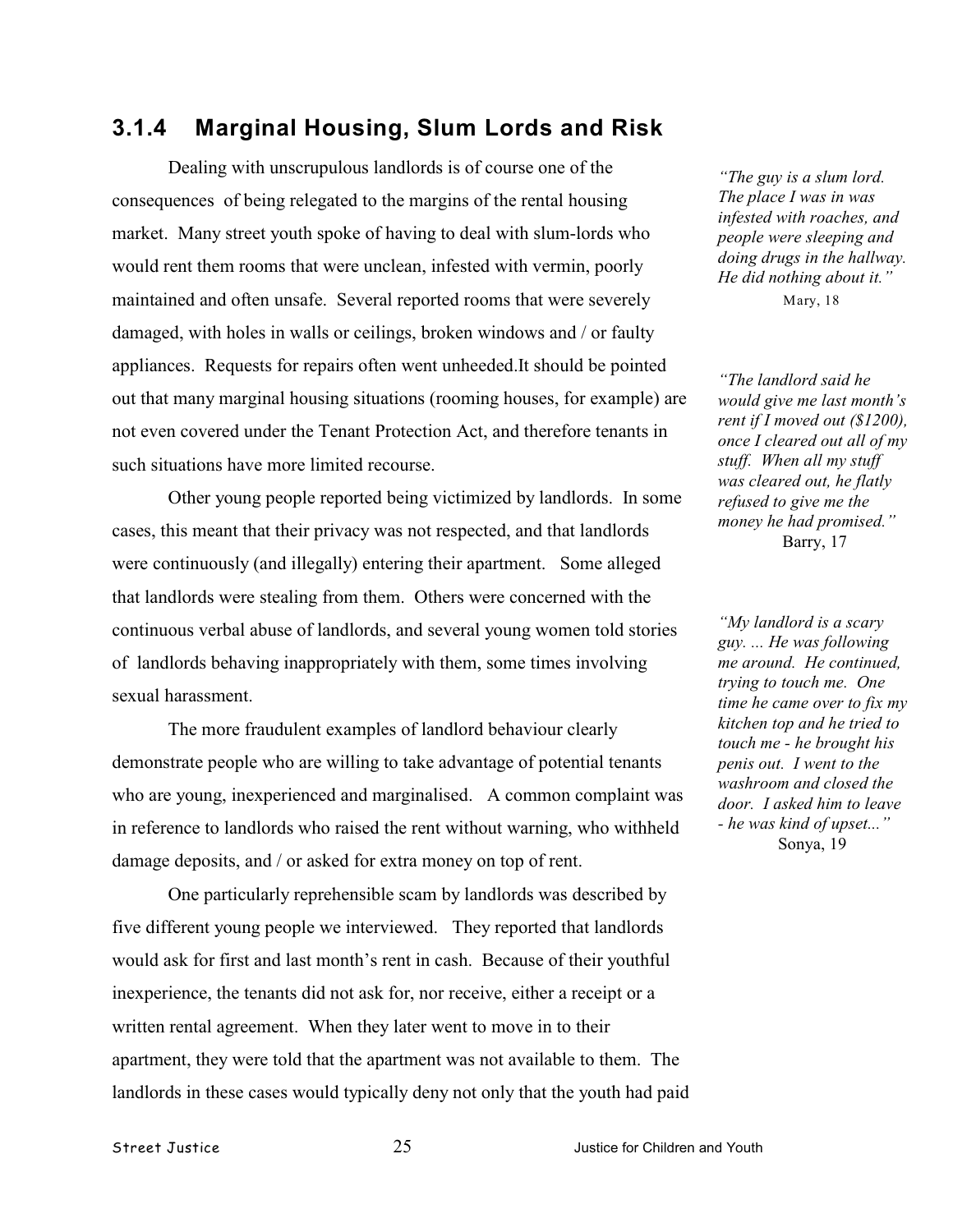### 3.1.4 Marginal Housing, Slum Lords and Risk

Dealing with unscrupulous landlords is of course one of the consequences of being relegated to the margins of the rental housing market. Many street youth spoke of having to deal with slum-lords who would rent them rooms that were unclean, infested with vermin, poorly maintained and often unsafe. Several reported rooms that were severely damaged, with holes in walls or ceilings, broken windows and / or faulty appliances. Requests for repairs often went unheeded.It should be pointed out that many marginal housing situations (rooming houses, for example) are not even covered under the Tenant Protection Act, and therefore tenants in such situations have more limited recourse.

> *"The guy is a slum lord. The place I was in was infested with roaches, and people were sleeping and doing drugs in the hallway. He did nothing about it."*
> Mary, 18

Other young people reported being victimized by landlords. In some cases, this meant that their privacy was not respected, and that landlords were continuously (and illegally) entering their apartment. Some alleged that landlords were stealing from them. Others were concerned with the continuous verbal abuse of landlords, and several young women told stories of landlords behaving inappropriately with them, some times involving sexual harassment.

> *"The landlord said he would give me last month's rent if I moved out ($1200), once I cleared out all of my stuff. When all my stuff was cleared out, he flatly refused to give me the money he had promised."*
> Barry, 17

The more fraudulent examples of landlord behaviour clearly demonstrate people who are willing to take advantage of potential tenants who are young, inexperienced and marginalised. A common complaint was in reference to landlords who raised the rent without warning, who withheld damage deposits, and / or asked for extra money on top of rent.

> *"My landlord is a scary guy. ... He was following me around. He continued, trying to touch me. One time he came over to fix my kitchen top and he tried to touch me - he brought his penis out. I went to the washroom and closed the door. I asked him to leave - he was kind of upset..."*
> Sonya, 19

One particularly reprehensible scam by landlords was described by five different young people we interviewed. They reported that landlords would ask for first and last month's rent in cash. Because of their youthful inexperience, the tenants did not ask for, nor receive, either a receipt or a written rental agreement. When they later went to move in to their apartment, they were told that the apartment was not available to them. The landlords in these cases would typically deny not only that the youth had paid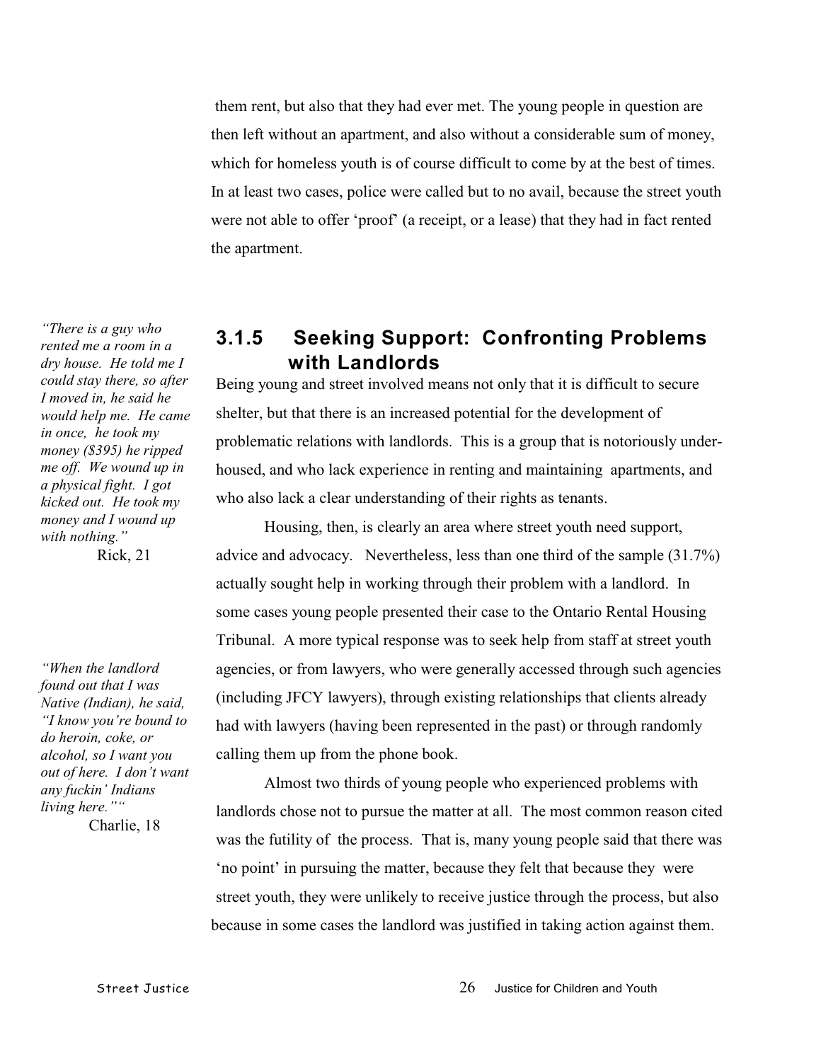them rent, but also that they had ever met. The young people in question are then left without an apartment, and also without a considerable sum of money, which for homeless youth is of course difficult to come by at the best of times. In at least two cases, police were called but to no avail, because the street youth were not able to offer 'proof' (a receipt, or a lease) that they had in fact rented the apartment.

### 3.1.5 Seeking Support: Confronting Problems with Landlords

*"There is a guy who rented me a room in a dry house. He told me I could stay there, so after I moved in, he said he would help me. He came in once, he took my money ($395) he ripped me off. We wound up in a physical fight. I got kicked out. He took my money and I wound up with nothing."*
Rick, 21

Being young and street involved means not only that it is difficult to secure shelter, but that there is an increased potential for the development of problematic relations with landlords. This is a group that is notoriously under-housed, and who lack experience in renting and maintaining apartments, and who also lack a clear understanding of their rights as tenants.

Housing, then, is clearly an area where street youth need support, advice and advocacy. Nevertheless, less than one third of the sample (31.7%) actually sought help in working through their problem with a landlord. In some cases young people presented their case to the Ontario Rental Housing Tribunal. A more typical response was to seek help from staff at street youth agencies, or from lawyers, who were generally accessed through such agencies (including JFCY lawyers), through existing relationships that clients already had with lawyers (having been represented in the past) or through randomly calling them up from the phone book.

*"When the landlord found out that I was Native (Indian), he said, "I know you're bound to do heroin, coke, or alcohol, so I want you out of here. I don't want any fuckin' Indians living here.""*
Charlie, 18

Almost two thirds of young people who experienced problems with landlords chose not to pursue the matter at all. The most common reason cited was the futility of the process. That is, many young people said that there was 'no point' in pursuing the matter, because they felt that because they were street youth, they were unlikely to receive justice through the process, but also because in some cases the landlord was justified in taking action against them.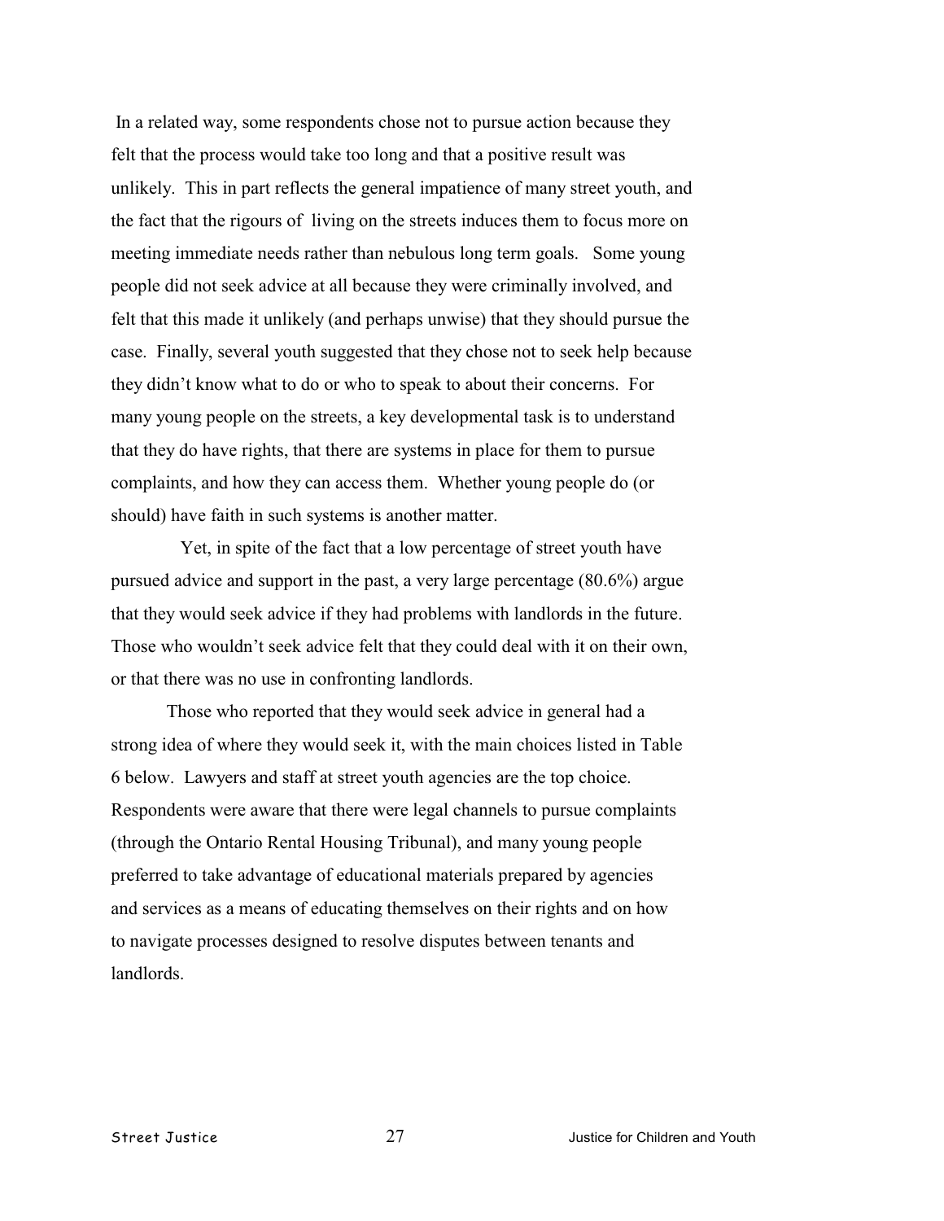In a related way, some respondents chose not to pursue action because they felt that the process would take too long and that a positive result was unlikely. This in part reflects the general impatience of many street youth, and the fact that the rigours of living on the streets induces them to focus more on meeting immediate needs rather than nebulous long term goals. Some young people did not seek advice at all because they were criminally involved, and felt that this made it unlikely (and perhaps unwise) that they should pursue the case. Finally, several youth suggested that they chose not to seek help because they didn't know what to do or who to speak to about their concerns. For many young people on the streets, a key developmental task is to understand that they do have rights, that there are systems in place for them to pursue complaints, and how they can access them. Whether young people do (or should) have faith in such systems is another matter.

Yet, in spite of the fact that a low percentage of street youth have pursued advice and support in the past, a very large percentage (80.6%) argue that they would seek advice if they had problems with landlords in the future. Those who wouldn't seek advice felt that they could deal with it on their own, or that there was no use in confronting landlords.

Those who reported that they would seek advice in general had a strong idea of where they would seek it, with the main choices listed in Table 6 below. Lawyers and staff at street youth agencies are the top choice. Respondents were aware that there were legal channels to pursue complaints (through the Ontario Rental Housing Tribunal), and many young people preferred to take advantage of educational materials prepared by agencies and services as a means of educating themselves on their rights and on how to navigate processes designed to resolve disputes between tenants and landlords.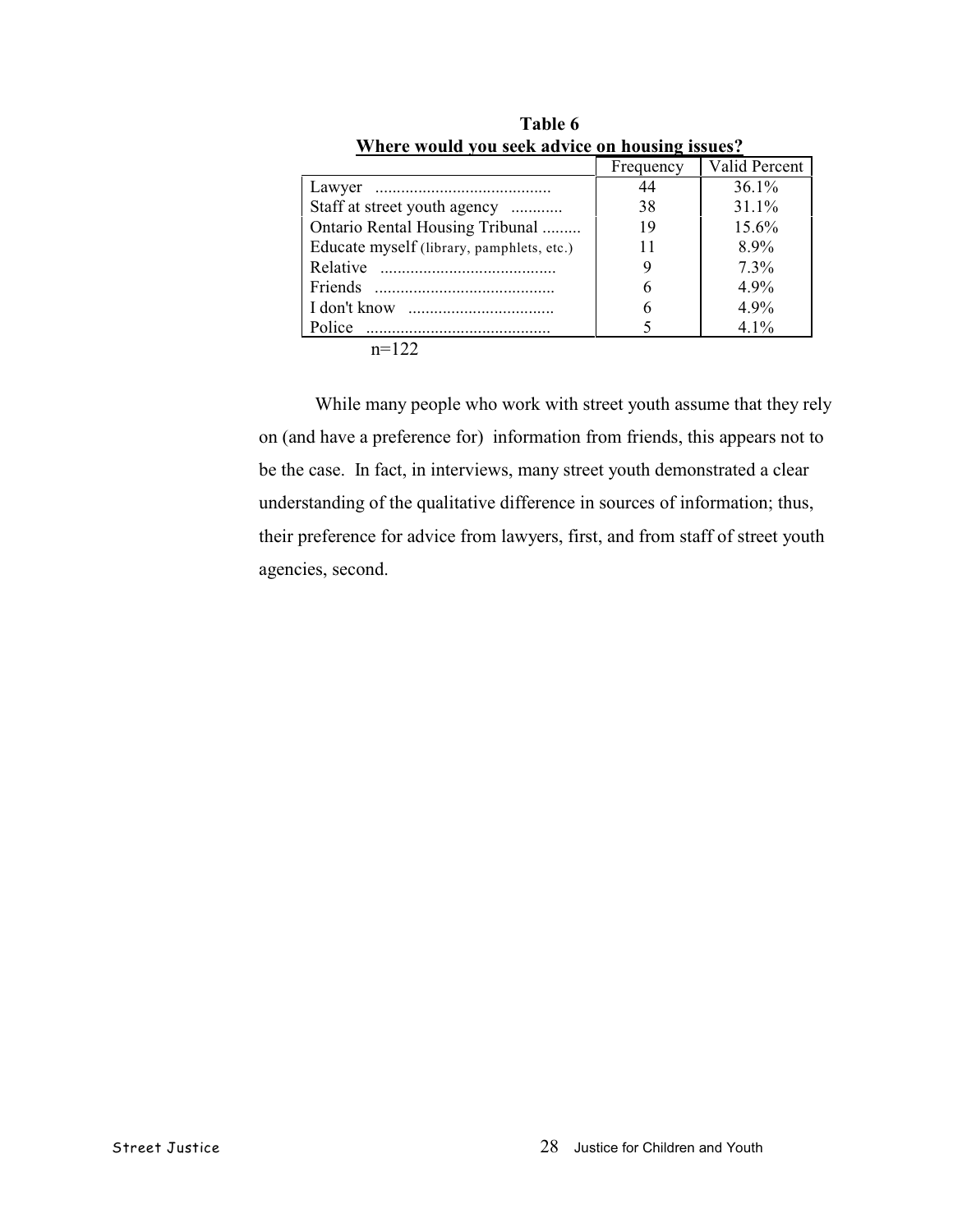**Table 6**
**Where would you seek advice on housing issues?**

| | Frequency | Valid Percent |
|---|---|---|
| Lawyer | 44 | 36.1% |
| Staff at street youth agency | 38 | 31.1% |
| Ontario Rental Housing Tribunal | 19 | 15.6% |
| Educate myself (library, pamphlets, etc.) | 11 | 8.9% |
| Relative | 9 | 7.3% |
| Friends | 6 | 4.9% |
| I don't know | 6 | 4.9% |
| Police | 5 | 4.1% |

n=122

While many people who work with street youth assume that they rely on (and have a preference for) information from friends, this appears not to be the case. In fact, in interviews, many street youth demonstrated a clear understanding of the qualitative difference in sources of information; thus, their preference for advice from lawyers, first, and from staff of street youth agencies, second.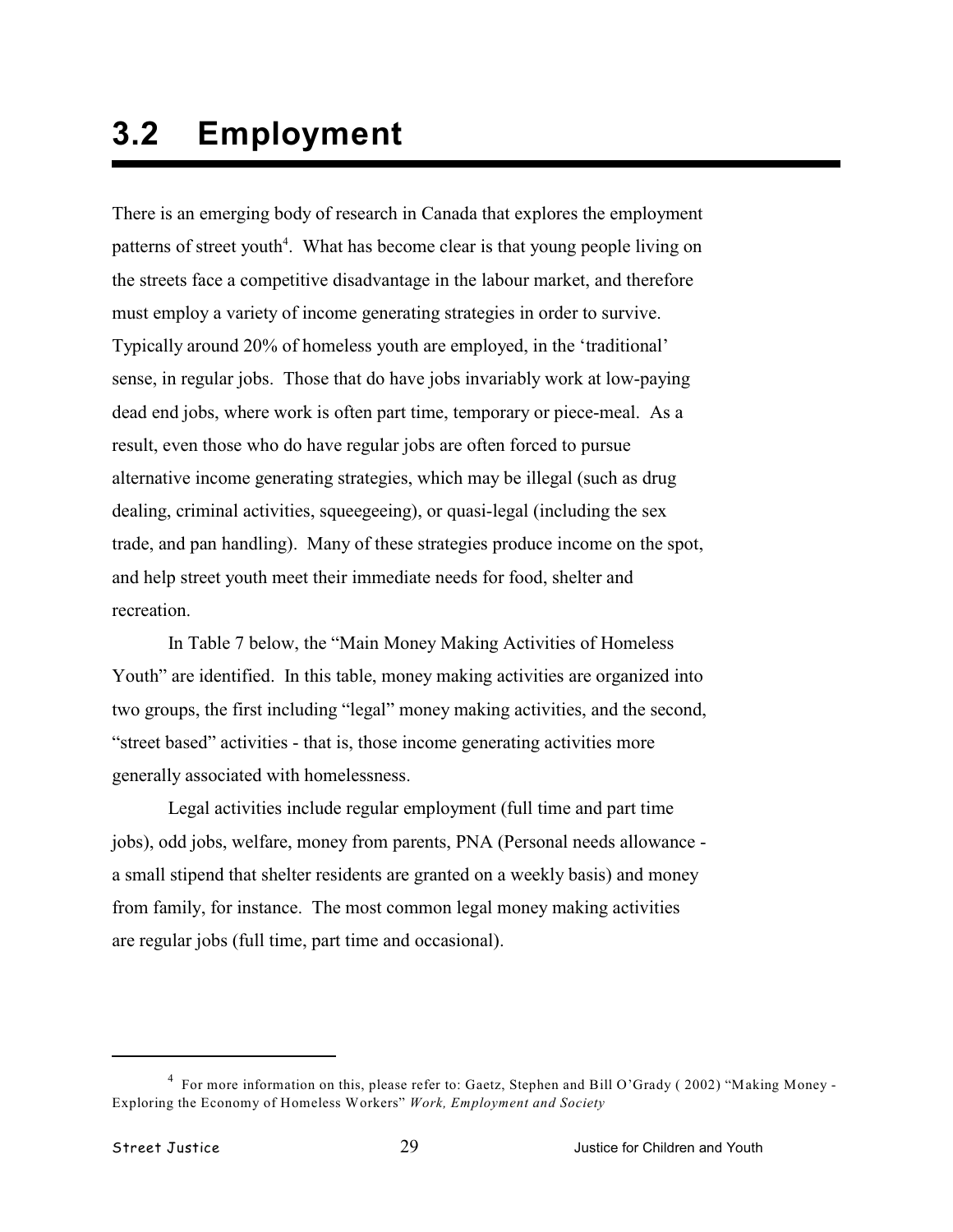## 3.2 Employment

There is an emerging body of research in Canada that explores the employment patterns of street youth[4]. What has become clear is that young people living on the streets face a competitive disadvantage in the labour market, and therefore must employ a variety of income generating strategies in order to survive. Typically around 20% of homeless youth are employed, in the 'traditional' sense, in regular jobs. Those that do have jobs invariably work at low-paying dead end jobs, where work is often part time, temporary or piece-meal. As a result, even those who do have regular jobs are often forced to pursue alternative income generating strategies, which may be illegal (such as drug dealing, criminal activities, squeegeeing), or quasi-legal (including the sex trade, and pan handling). Many of these strategies produce income on the spot, and help street youth meet their immediate needs for food, shelter and recreation.

In Table 7 below, the "Main Money Making Activities of Homeless Youth" are identified. In this table, money making activities are organized into two groups, the first including "legal" money making activities, and the second, "street based" activities - that is, those income generating activities more generally associated with homelessness.

Legal activities include regular employment (full time and part time jobs), odd jobs, welfare, money from parents, PNA (Personal needs allowance - a small stipend that shelter residents are granted on a weekly basis) and money from family, for instance. The most common legal money making activities are regular jobs (full time, part time and occasional).

---

[4] For more information on this, please refer to: Gaetz, Stephen and Bill O'Grady ( 2002) "Making Money - Exploring the Economy of Homeless Workers" *Work, Employment and Society*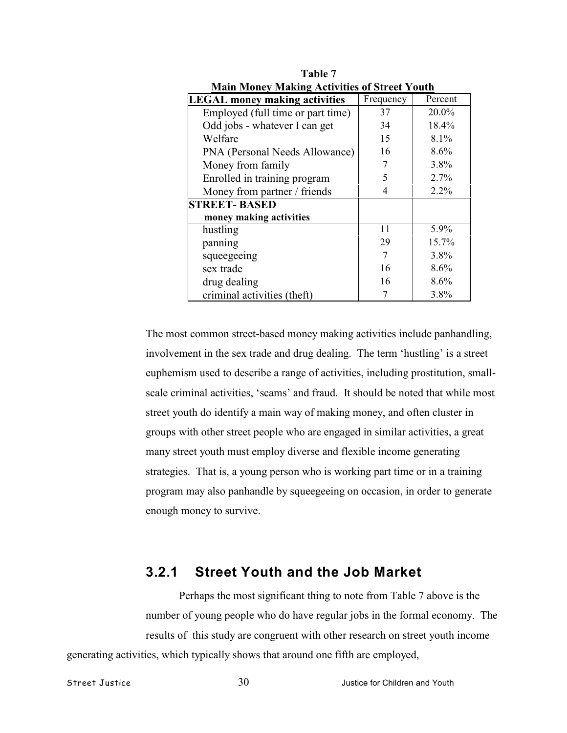**Table 7**
**Main Money Making Activities of Street Youth**

| LEGAL money making activities | Frequency | Percent |
|---|---|---|
| Employed (full time or part time) | 37 | 20.0% |
| Odd jobs - whatever I can get | 34 | 18.4% |
| Welfare | 15 | 8.1% |
| PNA (Personal Needs Allowance) | 16 | 8.6% |
| Money from family | 7 | 3.8% |
| Enrolled in training program | 5 | 2.7% |
| Money from partner / friends | 4 | 2.2% |
| **STREET- BASED money making activities** | | |
| hustling | 11 | 5.9% |
| panning | 29 | 15.7% |
| squeegeeing | 7 | 3.8% |
| sex trade | 16 | 8.6% |
| drug dealing | 16 | 8.6% |
| criminal activities (theft) | 7 | 3.8% |

The most common street-based money making activities include panhandling, involvement in the sex trade and drug dealing. The term 'hustling' is a street euphemism used to describe a range of activities, including prostitution, small-scale criminal activities, 'scams' and fraud. It should be noted that while most street youth do identify a main way of making money, and often cluster in groups with other street people who are engaged in similar activities, a great many street youth must employ diverse and flexible income generating strategies. That is, a young person who is working part time or in a training program may also panhandle by squeegeeing on occasion, in order to generate enough money to survive.

### 3.2.1 Street Youth and the Job Market

Perhaps the most significant thing to note from Table 7 above is the number of young people who do have regular jobs in the formal economy. The results of this study are congruent with other research on street youth income generating activities, which typically shows that around one fifth are employed,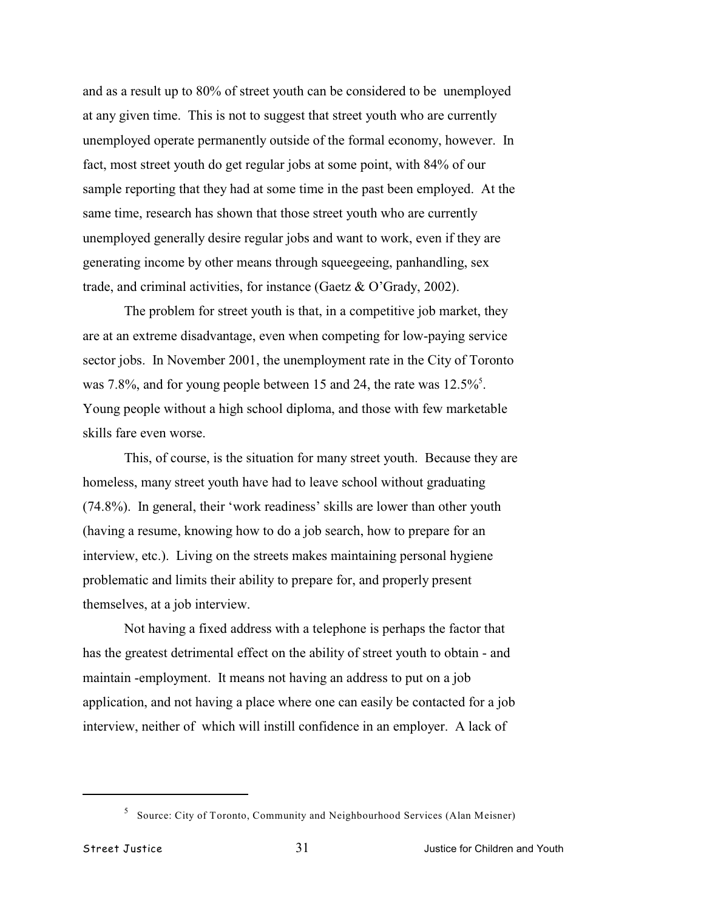and as a result up to 80% of street youth can be considered to be unemployed at any given time. This is not to suggest that street youth who are currently unemployed operate permanently outside of the formal economy, however. In fact, most street youth do get regular jobs at some point, with 84% of our sample reporting that they had at some time in the past been employed. At the same time, research has shown that those street youth who are currently unemployed generally desire regular jobs and want to work, even if they are generating income by other means through squeegeeing, panhandling, sex trade, and criminal activities, for instance (Gaetz & O'Grady, 2002).

The problem for street youth is that, in a competitive job market, they are at an extreme disadvantage, even when competing for low-paying service sector jobs. In November 2001, the unemployment rate in the City of Toronto was 7.8%, and for young people between 15 and 24, the rate was 12.5%[5]. Young people without a high school diploma, and those with few marketable skills fare even worse.

This, of course, is the situation for many street youth. Because they are homeless, many street youth have had to leave school without graduating (74.8%). In general, their 'work readiness' skills are lower than other youth (having a resume, knowing how to do a job search, how to prepare for an interview, etc.). Living on the streets makes maintaining personal hygiene problematic and limits their ability to prepare for, and properly present themselves, at a job interview.

Not having a fixed address with a telephone is perhaps the factor that has the greatest detrimental effect on the ability of street youth to obtain - and maintain -employment. It means not having an address to put on a job application, and not having a place where one can easily be contacted for a job interview, neither of which will instill confidence in an employer. A lack of

---

[5] Source: City of Toronto, Community and Neighbourhood Services (Alan Meisner)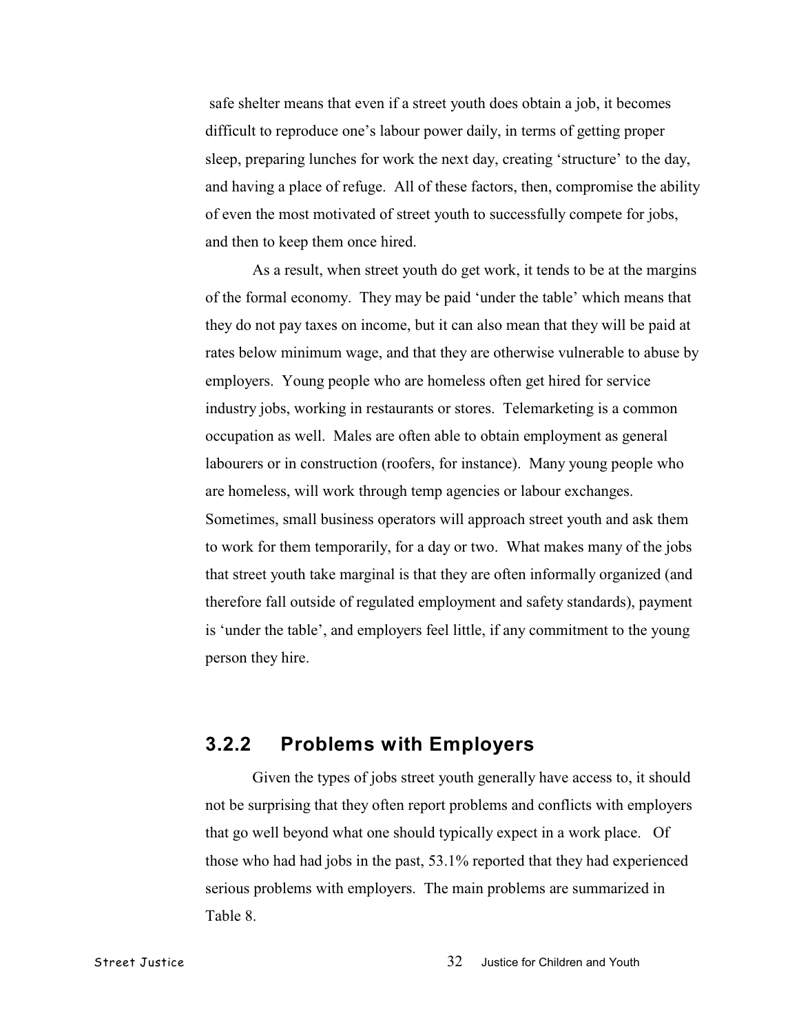safe shelter means that even if a street youth does obtain a job, it becomes difficult to reproduce one's labour power daily, in terms of getting proper sleep, preparing lunches for work the next day, creating 'structure' to the day, and having a place of refuge. All of these factors, then, compromise the ability of even the most motivated of street youth to successfully compete for jobs, and then to keep them once hired.

As a result, when street youth do get work, it tends to be at the margins of the formal economy. They may be paid 'under the table' which means that they do not pay taxes on income, but it can also mean that they will be paid at rates below minimum wage, and that they are otherwise vulnerable to abuse by employers. Young people who are homeless often get hired for service industry jobs, working in restaurants or stores. Telemarketing is a common occupation as well. Males are often able to obtain employment as general labourers or in construction (roofers, for instance). Many young people who are homeless, will work through temp agencies or labour exchanges. Sometimes, small business operators will approach street youth and ask them to work for them temporarily, for a day or two. What makes many of the jobs that street youth take marginal is that they are often informally organized (and therefore fall outside of regulated employment and safety standards), payment is 'under the table', and employers feel little, if any commitment to the young person they hire.

## 3.2.2 Problems with Employers

Given the types of jobs street youth generally have access to, it should not be surprising that they often report problems and conflicts with employers that go well beyond what one should typically expect in a work place. Of those who had had jobs in the past, 53.1% reported that they had experienced serious problems with employers. The main problems are summarized in Table 8.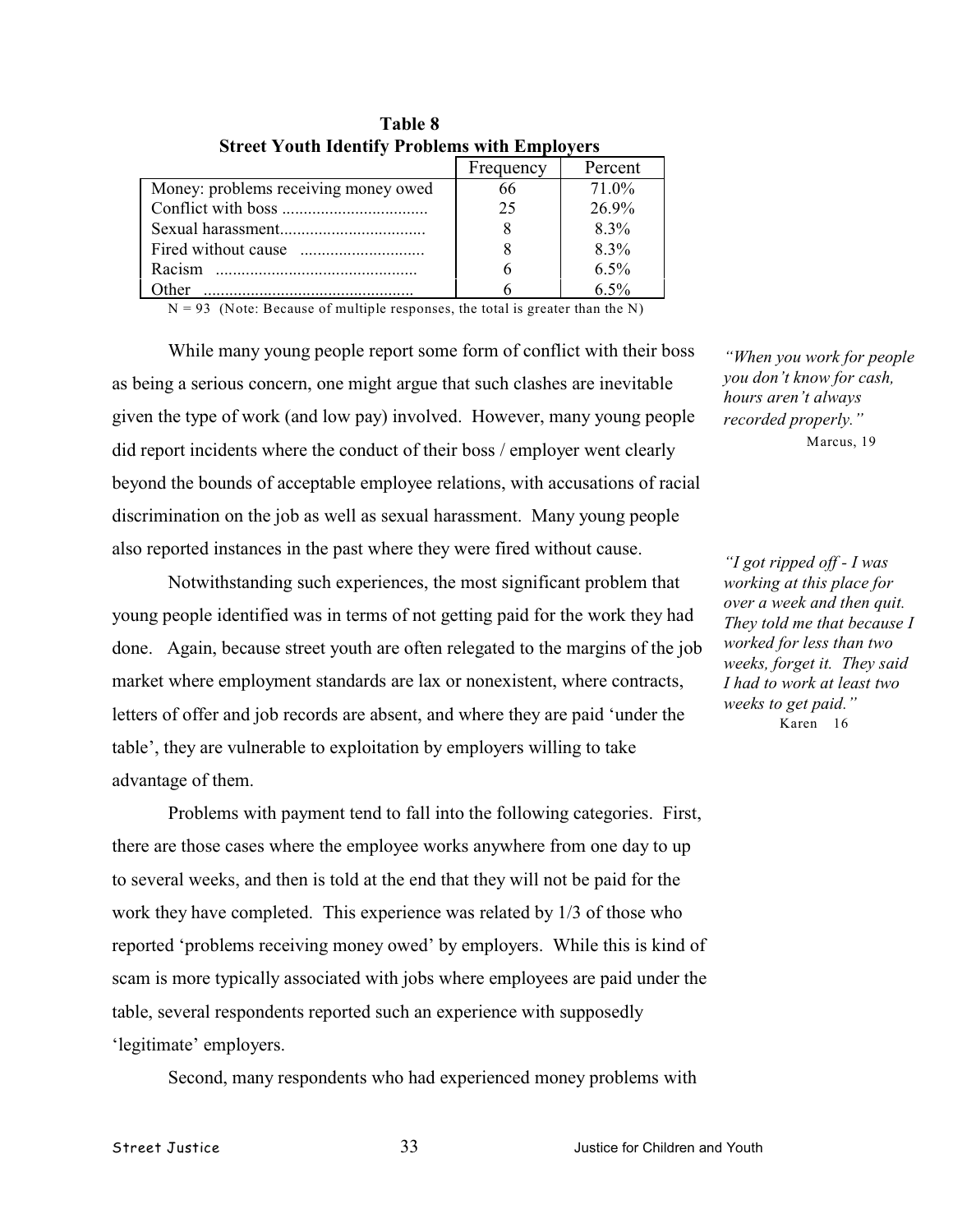**Table 8**
**Street Youth Identify Problems with Employers**

| | Frequency | Percent |
|---|---|---|
| Money: problems receiving money owed | 66 | 71.0% |
| Conflict with boss | 25 | 26.9% |
| Sexual harassment | 8 | 8.3% |
| Fired without cause | 8 | 8.3% |
| Racism | 6 | 6.5% |
| Other | 6 | 6.5% |

N = 93 (Note: Because of multiple responses, the total is greater than the N)

While many young people report some form of conflict with their boss as being a serious concern, one might argue that such clashes are inevitable given the type of work (and low pay) involved. However, many young people did report incidents where the conduct of their boss / employer went clearly beyond the bounds of acceptable employee relations, with accusations of racial discrimination on the job as well as sexual harassment. Many young people also reported instances in the past where they were fired without cause.

> *"When you work for people you don't know for cash, hours aren't always recorded properly."*
> Marcus, 19

Notwithstanding such experiences, the most significant problem that young people identified was in terms of not getting paid for the work they had done. Again, because street youth are often relegated to the margins of the job market where employment standards are lax or nonexistent, where contracts, letters of offer and job records are absent, and where they are paid 'under the table', they are vulnerable to exploitation by employers willing to take advantage of them.

> *"I got ripped off - I was working at this place for over a week and then quit. They told me that because I worked for less than two weeks, forget it. They said I had to work at least two weeks to get paid."*
> Karen 16

Problems with payment tend to fall into the following categories. First, there are those cases where the employee works anywhere from one day to up to several weeks, and then is told at the end that they will not be paid for the work they have completed. This experience was related by 1/3 of those who reported 'problems receiving money owed' by employers. While this is kind of scam is more typically associated with jobs where employees are paid under the table, several respondents reported such an experience with supposedly 'legitimate' employers.

Second, many respondents who had experienced money problems with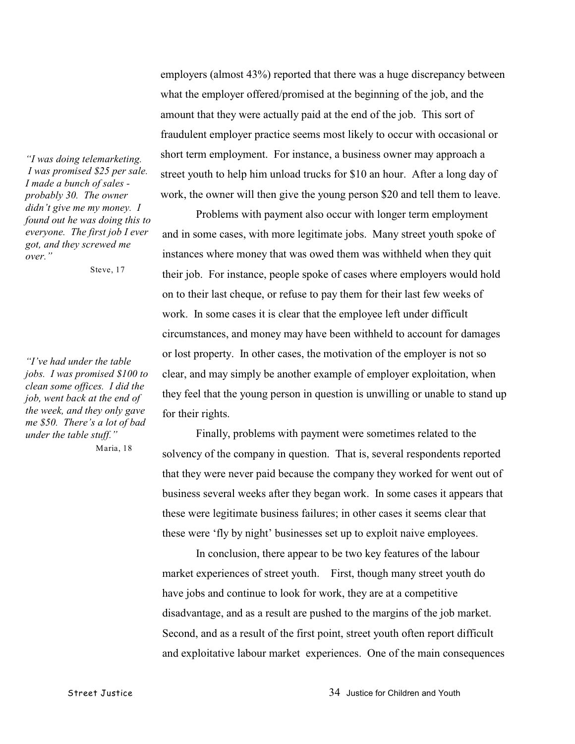employers (almost 43%) reported that there was a huge discrepancy between what the employer offered/promised at the beginning of the job, and the amount that they were actually paid at the end of the job. This sort of fraudulent employer practice seems most likely to occur with occasional or short term employment. For instance, a business owner may approach a street youth to help him unload trucks for $10 an hour. After a long day of work, the owner will then give the young person $20 and tell them to leave.

> *"I was doing telemarketing. I was promised $25 per sale. I made a bunch of sales - probably 30. The owner didn't give me my money. I found out he was doing this to everyone. The first job I ever got, and they screwed me over."*
>
> Steve, 17

Problems with payment also occur with longer term employment and in some cases, with more legitimate jobs. Many street youth spoke of instances where money that was owed them was withheld when they quit their job. For instance, people spoke of cases where employers would hold on to their last cheque, or refuse to pay them for their last few weeks of work. In some cases it is clear that the employee left under difficult circumstances, and money may have been withheld to account for damages or lost property. In other cases, the motivation of the employer is not so clear, and may simply be another example of employer exploitation, when they feel that the young person in question is unwilling or unable to stand up for their rights.

> *"I've had under the table jobs. I was promised $100 to clean some offices. I did the job, went back at the end of the week, and they only gave me $50. There's a lot of bad under the table stuff."*
>
> Maria, 18

Finally, problems with payment were sometimes related to the solvency of the company in question. That is, several respondents reported that they were never paid because the company they worked for went out of business several weeks after they began work. In some cases it appears that these were legitimate business failures; in other cases it seems clear that these were 'fly by night' businesses set up to exploit naive employees.

In conclusion, there appear to be two key features of the labour market experiences of street youth. First, though many street youth do have jobs and continue to look for work, they are at a competitive disadvantage, and as a result are pushed to the margins of the job market. Second, and as a result of the first point, street youth often report difficult and exploitative labour market experiences. One of the main consequences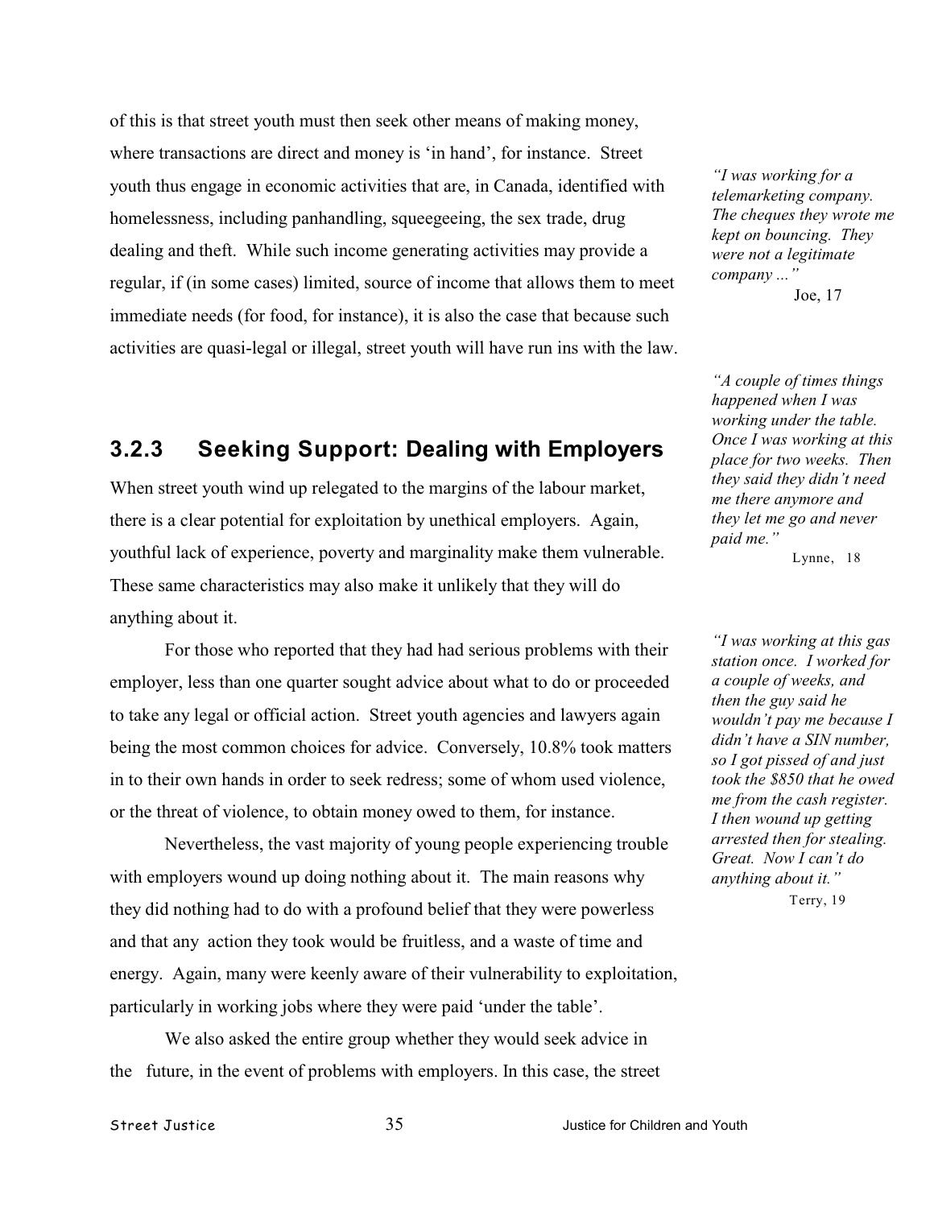of this is that street youth must then seek other means of making money, where transactions are direct and money is 'in hand', for instance. Street youth thus engage in economic activities that are, in Canada, identified with homelessness, including panhandling, squeegeeing, the sex trade, drug dealing and theft. While such income generating activities may provide a regular, if (in some cases) limited, source of income that allows them to meet immediate needs (for food, for instance), it is also the case that because such activities are quasi-legal or illegal, street youth will have run ins with the law.

*"I was working for a telemarketing company. The cheques they wrote me kept on bouncing. They were not a legitimate company ..."*
Joe, 17

### 3.2.3 Seeking Support: Dealing with Employers

When street youth wind up relegated to the margins of the labour market, there is a clear potential for exploitation by unethical employers. Again, youthful lack of experience, poverty and marginality make them vulnerable. These same characteristics may also make it unlikely that they will do anything about it.

*"A couple of times things happened when I was working under the table. Once I was working at this place for two weeks. Then they said they didn't need me there anymore and they let me go and never paid me."*
Lynne, 18

For those who reported that they had had serious problems with their employer, less than one quarter sought advice about what to do or proceeded to take any legal or official action. Street youth agencies and lawyers again being the most common choices for advice. Conversely, 10.8% took matters in to their own hands in order to seek redress; some of whom used violence, or the threat of violence, to obtain money owed to them, for instance.

*"I was working at this gas station once. I worked for a couple of weeks, and then the guy said he wouldn't pay me because I didn't have a SIN number, so I got pissed of and just took the $850 that he owed me from the cash register. I then wound up getting arrested then for stealing. Great. Now I can't do anything about it."*
Terry, 19

Nevertheless, the vast majority of young people experiencing trouble with employers wound up doing nothing about it. The main reasons why they did nothing had to do with a profound belief that they were powerless and that any action they took would be fruitless, and a waste of time and energy. Again, many were keenly aware of their vulnerability to exploitation, particularly in working jobs where they were paid 'under the table'.

We also asked the entire group whether they would seek advice in the future, in the event of problems with employers. In this case, the street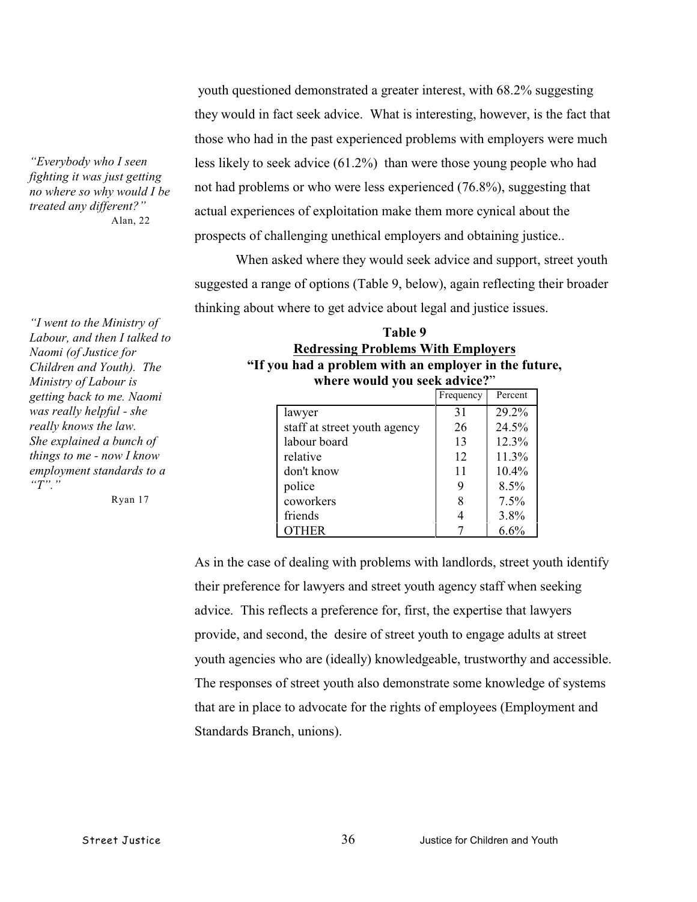youth questioned demonstrated a greater interest, with 68.2% suggesting they would in fact seek advice. What is interesting, however, is the fact that those who had in the past experienced problems with employers were much less likely to seek advice (61.2%) than were those young people who had not had problems or who were less experienced (76.8%), suggesting that actual experiences of exploitation make them more cynical about the prospects of challenging unethical employers and obtaining justice..

*"Everybody who I seen fighting it was just getting no where so why would I be treated any different?"*
Alan, 22

When asked where they would seek advice and support, street youth suggested a range of options (Table 9, below), again reflecting their broader thinking about where to get advice about legal and justice issues.

*"I went to the Ministry of Labour, and then I talked to Naomi (of Justice for Children and Youth). The Ministry of Labour is getting back to me. Naomi was really helpful - she really knows the law. She explained a bunch of things to me - now I know employment standards to a "T"."*
Ryan 17

**Table 9**
**Redressing Problems With Employers**
**"If you had a problem with an employer in the future, where would you seek advice?"**

| | Frequency | Percent |
|---|---|---|
| lawyer | 31 | 29.2% |
| staff at street youth agency | 26 | 24.5% |
| labour board | 13 | 12.3% |
| relative | 12 | 11.3% |
| don't know | 11 | 10.4% |
| police | 9 | 8.5% |
| coworkers | 8 | 7.5% |
| friends | 4 | 3.8% |
| OTHER | 7 | 6.6% |

As in the case of dealing with problems with landlords, street youth identify their preference for lawyers and street youth agency staff when seeking advice. This reflects a preference for, first, the expertise that lawyers provide, and second, the desire of street youth to engage adults at street youth agencies who are (ideally) knowledgeable, trustworthy and accessible. The responses of street youth also demonstrate some knowledge of systems that are in place to advocate for the rights of employees (Employment and Standards Branch, unions).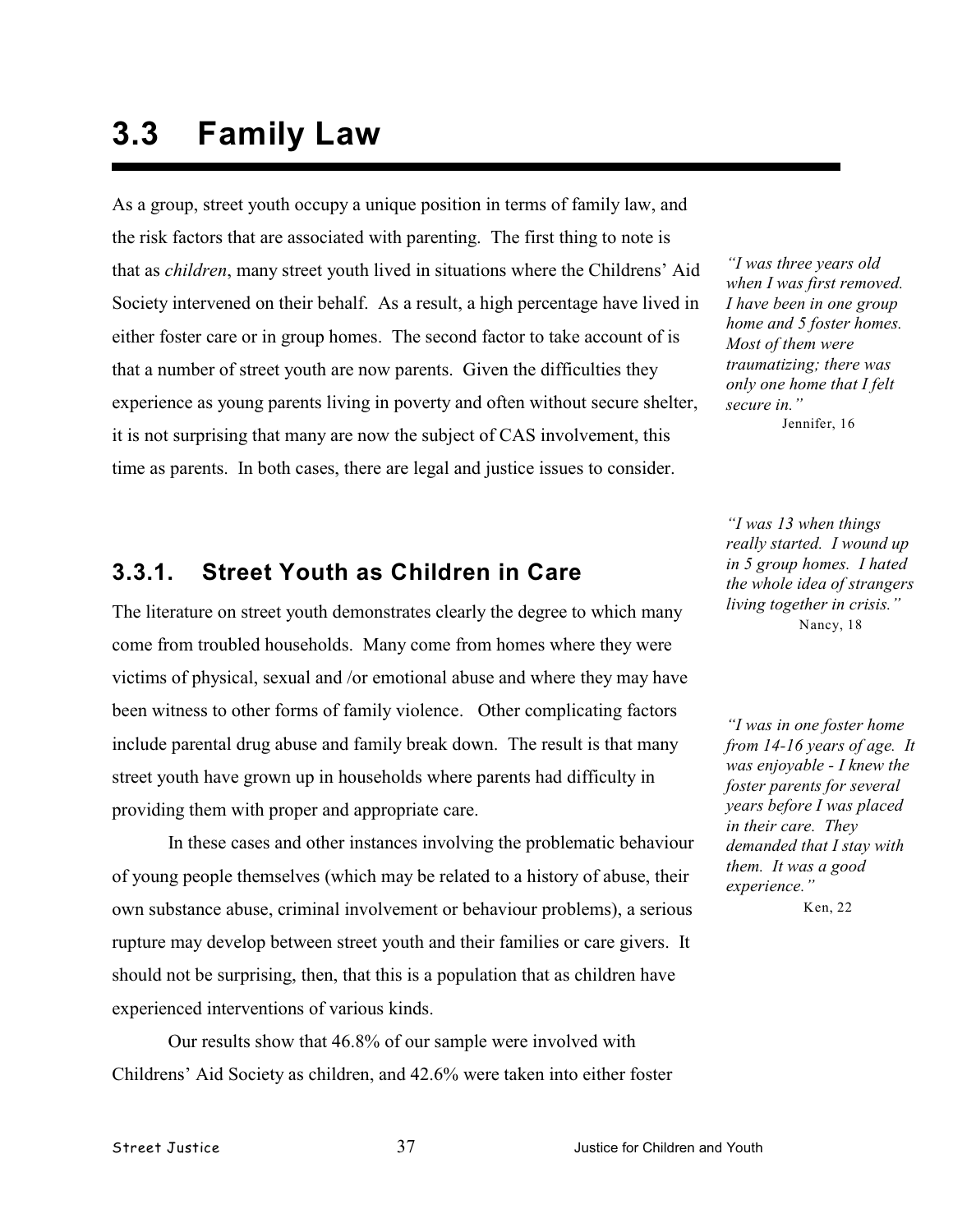# 3.3 Family Law

As a group, street youth occupy a unique position in terms of family law, and the risk factors that are associated with parenting. The first thing to note is that as *children*, many street youth lived in situations where the Childrens' Aid Society intervened on their behalf. As a result, a high percentage have lived in either foster care or in group homes. The second factor to take account of is that a number of street youth are now parents. Given the difficulties they experience as young parents living in poverty and often without secure shelter, it is not surprising that many are now the subject of CAS involvement, this time as parents. In both cases, there are legal and justice issues to consider.

> *"I was three years old when I was first removed. I have been in one group home and 5 foster homes. Most of them were traumatizing; there was only one home that I felt secure in."*
> Jennifer, 16

## 3.3.1. Street Youth as Children in Care

The literature on street youth demonstrates clearly the degree to which many come from troubled households. Many come from homes where they were victims of physical, sexual and /or emotional abuse and where they may have been witness to other forms of family violence. Other complicating factors include parental drug abuse and family break down. The result is that many street youth have grown up in households where parents had difficulty in providing them with proper and appropriate care.

> *"I was 13 when things really started. I wound up in 5 group homes. I hated the whole idea of strangers living together in crisis."*
> Nancy, 18

In these cases and other instances involving the problematic behaviour of young people themselves (which may be related to a history of abuse, their own substance abuse, criminal involvement or behaviour problems), a serious rupture may develop between street youth and their families or care givers. It should not be surprising, then, that this is a population that as children have experienced interventions of various kinds.

> *"I was in one foster home from 14-16 years of age. It was enjoyable - I knew the foster parents for several years before I was placed in their care. They demanded that I stay with them. It was a good experience."*
> Ken, 22

Our results show that 46.8% of our sample were involved with Childrens' Aid Society as children, and 42.6% were taken into either foster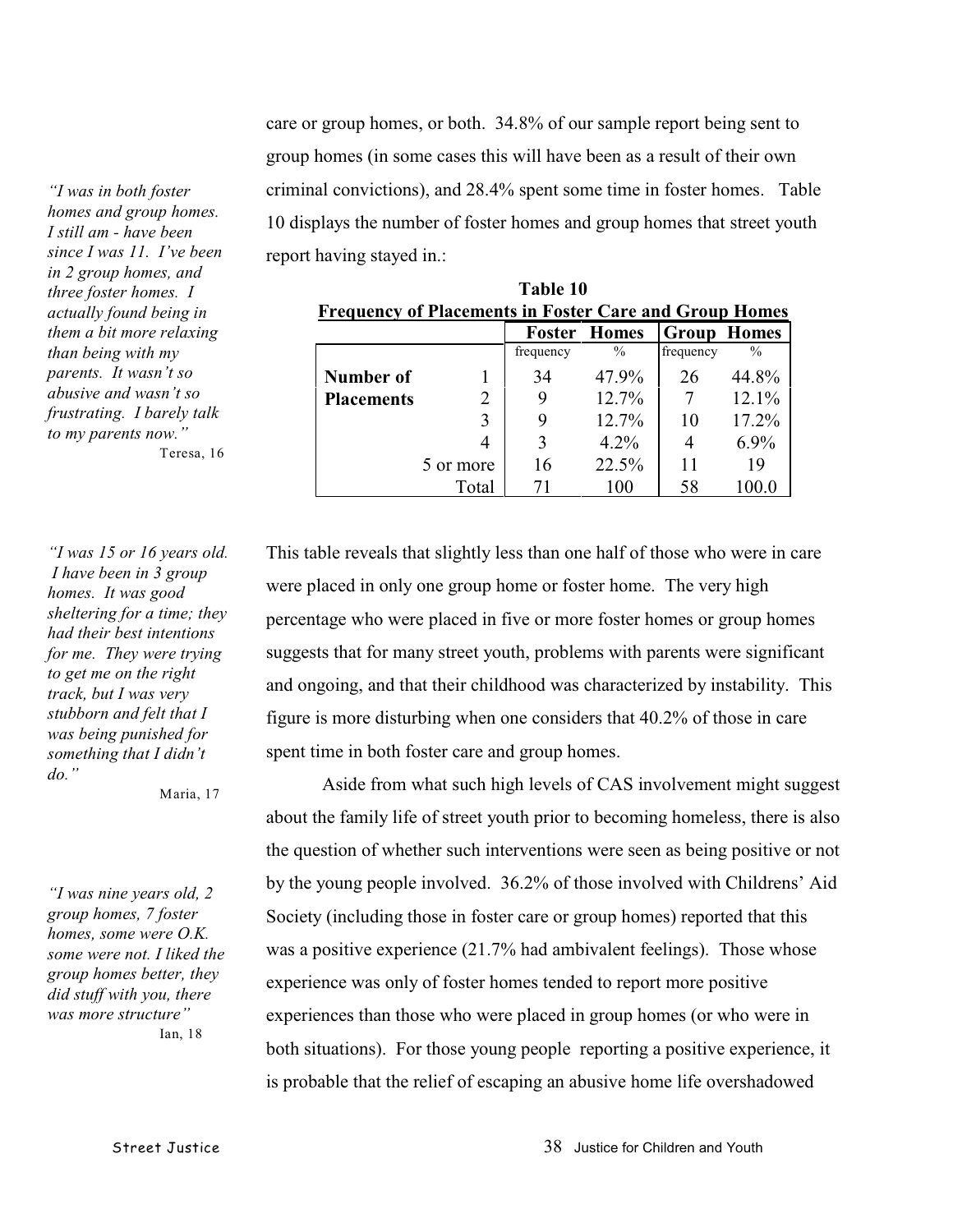care or group homes, or both. 34.8% of our sample report being sent to group homes (in some cases this will have been as a result of their own criminal convictions), and 28.4% spent some time in foster homes. Table 10 displays the number of foster homes and group homes that street youth report having stayed in.:

*"I was in both foster homes and group homes. I still am - have been since I was 11. I've been in 2 group homes, and three foster homes. I actually found being in them a bit more relaxing than being with my parents. It wasn't so abusive and wasn't so frustrating. I barely talk to my parents now."*
Teresa, 16

**Table 10**

**Frequency of Placements in Foster Care and Group Homes**

| | | Foster Homes | | Group Homes | |
|---|---|---|---|---|---|
| | | frequency | % | frequency | % |
| **Number of Placements** | 1 | 34 | 47.9% | 26 | 44.8% |
| | 2 | 9 | 12.7% | 7 | 12.1% |
| | 3 | 9 | 12.7% | 10 | 17.2% |
| | 4 | 3 | 4.2% | 4 | 6.9% |
| | 5 or more | 16 | 22.5% | 11 | 19 |
| | Total | 71 | 100 | 58 | 100.0 |

*"I was 15 or 16 years old. I have been in 3 group homes. It was good sheltering for a time; they had their best intentions for me. They were trying to get me on the right track, but I was very stubborn and felt that I was being punished for something that I didn't do."*
Maria, 17

This table reveals that slightly less than one half of those who were in care were placed in only one group home or foster home. The very high percentage who were placed in five or more foster homes or group homes suggests that for many street youth, problems with parents were significant and ongoing, and that their childhood was characterized by instability. This figure is more disturbing when one considers that 40.2% of those in care spent time in both foster care and group homes.

*"I was nine years old, 2 group homes, 7 foster homes, some were O.K. some were not. I liked the group homes better, they did stuff with you, there was more structure"*
Ian, 18

Aside from what such high levels of CAS involvement might suggest about the family life of street youth prior to becoming homeless, there is also the question of whether such interventions were seen as being positive or not by the young people involved. 36.2% of those involved with Childrens' Aid Society (including those in foster care or group homes) reported that this was a positive experience (21.7% had ambivalent feelings). Those whose experience was only of foster homes tended to report more positive experiences than those who were placed in group homes (or who were in both situations). For those young people reporting a positive experience, it is probable that the relief of escaping an abusive home life overshadowed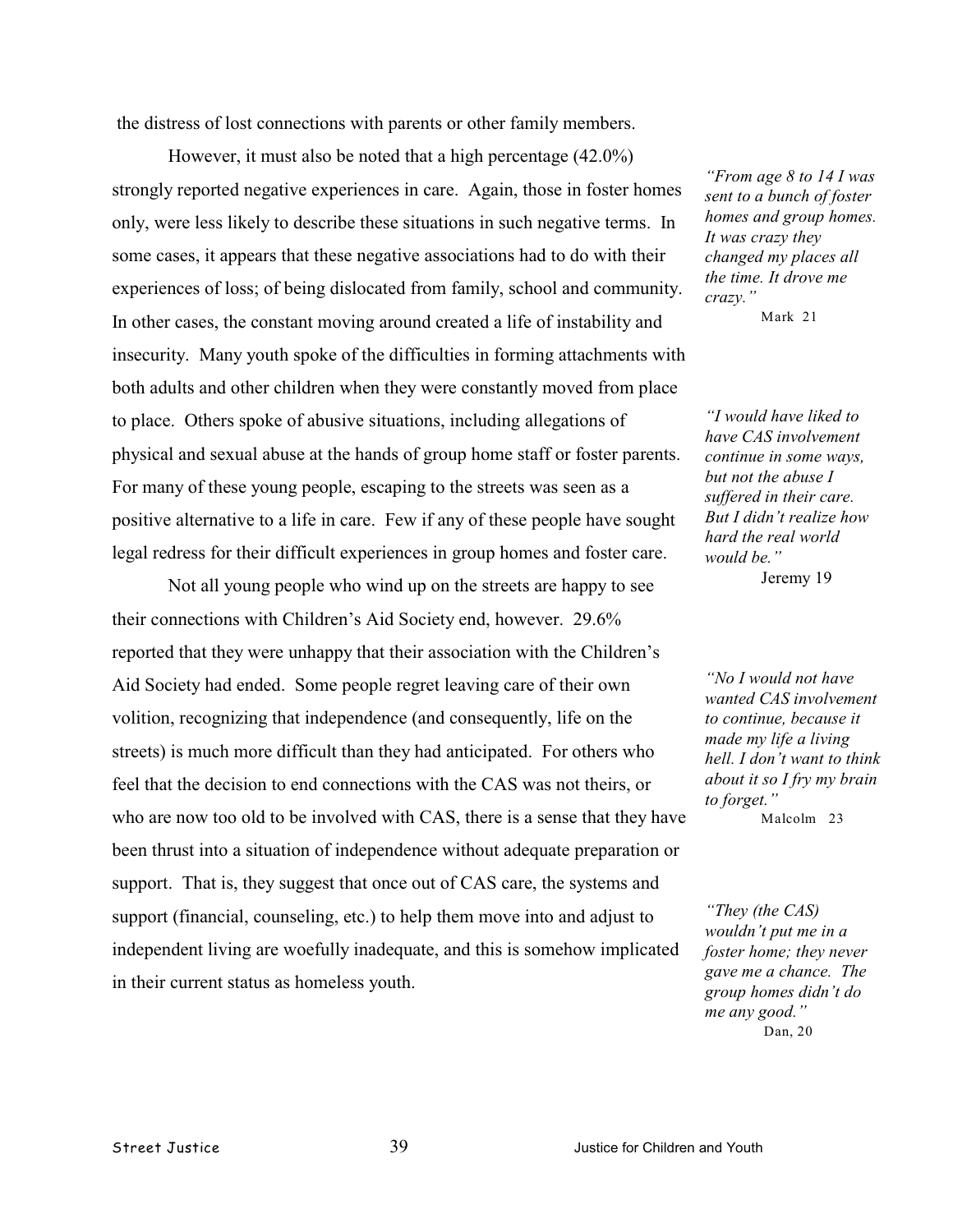the distress of lost connections with parents or other family members.

However, it must also be noted that a high percentage (42.0%) strongly reported negative experiences in care. Again, those in foster homes only, were less likely to describe these situations in such negative terms. In some cases, it appears that these negative associations had to do with their experiences of loss; of being dislocated from family, school and community. In other cases, the constant moving around created a life of instability and insecurity. Many youth spoke of the difficulties in forming attachments with both adults and other children when they were constantly moved from place to place. Others spoke of abusive situations, including allegations of physical and sexual abuse at the hands of group home staff or foster parents. For many of these young people, escaping to the streets was seen as a positive alternative to a life in care. Few if any of these people have sought legal redress for their difficult experiences in group homes and foster care.

*"From age 8 to 14 I was sent to a bunch of foster homes and group homes. It was crazy they changed my places all the time. It drove me crazy."*
Mark 21

*"I would have liked to have CAS involvement continue in some ways, but not the abuse I suffered in their care. But I didn't realize how hard the real world would be."*
Jeremy 19

Not all young people who wind up on the streets are happy to see their connections with Children's Aid Society end, however. 29.6% reported that they were unhappy that their association with the Children's Aid Society had ended. Some people regret leaving care of their own volition, recognizing that independence (and consequently, life on the streets) is much more difficult than they had anticipated. For others who feel that the decision to end connections with the CAS was not theirs, or who are now too old to be involved with CAS, there is a sense that they have been thrust into a situation of independence without adequate preparation or support. That is, they suggest that once out of CAS care, the systems and support (financial, counseling, etc.) to help them move into and adjust to independent living are woefully inadequate, and this is somehow implicated in their current status as homeless youth.

*"No I would not have wanted CAS involvement to continue, because it made my life a living hell. I don't want to think about it so I fry my brain to forget."*
Malcolm 23

*"They (the CAS) wouldn't put me in a foster home; they never gave me a chance. The group homes didn't do me any good."*
Dan, 20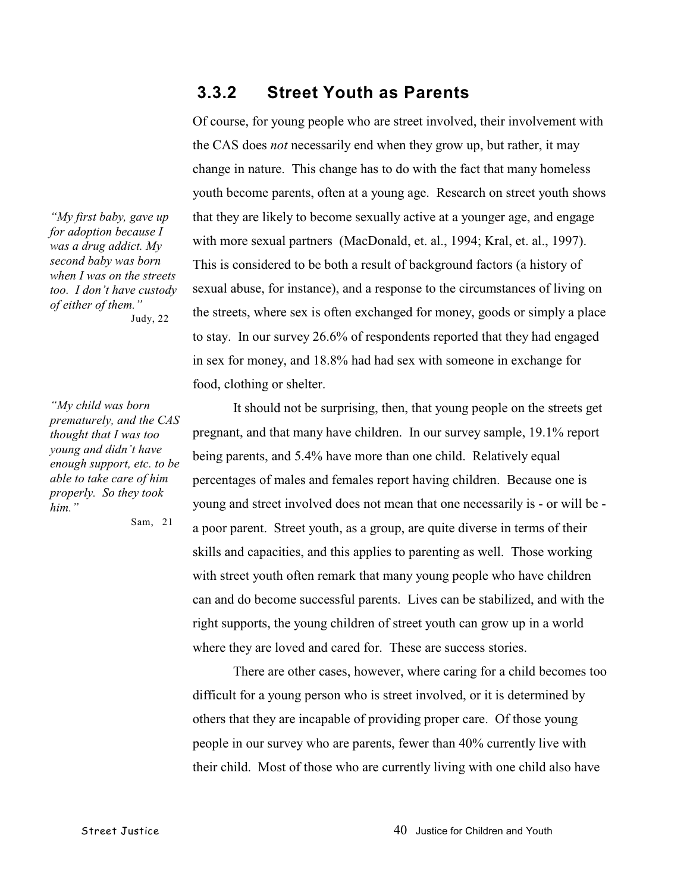### 3.3.2 Street Youth as Parents

Of course, for young people who are street involved, their involvement with the CAS does *not* necessarily end when they grow up, but rather, it may change in nature. This change has to do with the fact that many homeless youth become parents, often at a young age. Research on street youth shows that they are likely to become sexually active at a younger age, and engage with more sexual partners (MacDonald, et. al., 1994; Kral, et. al., 1997). This is considered to be both a result of background factors (a history of sexual abuse, for instance), and a response to the circumstances of living on the streets, where sex is often exchanged for money, goods or simply a place to stay. In our survey 26.6% of respondents reported that they had engaged in sex for money, and 18.8% had had sex with someone in exchange for food, clothing or shelter.

> *"My first baby, gave up for adoption because I was a drug addict. My second baby was born when I was on the streets too. I don't have custody of either of them."*
> Judy, 22

It should not be surprising, then, that young people on the streets get pregnant, and that many have children. In our survey sample, 19.1% report being parents, and 5.4% have more than one child. Relatively equal percentages of males and females report having children. Because one is young and street involved does not mean that one necessarily is - or will be - a poor parent. Street youth, as a group, are quite diverse in terms of their skills and capacities, and this applies to parenting as well. Those working with street youth often remark that many young people who have children can and do become successful parents. Lives can be stabilized, and with the right supports, the young children of street youth can grow up in a world where they are loved and cared for. These are success stories.

> *"My child was born prematurely, and the CAS thought that I was too young and didn't have enough support, etc. to be able to take care of him properly. So they took him."*
> Sam, 21

There are other cases, however, where caring for a child becomes too difficult for a young person who is street involved, or it is determined by others that they are incapable of providing proper care. Of those young people in our survey who are parents, fewer than 40% currently live with their child. Most of those who are currently living with one child also have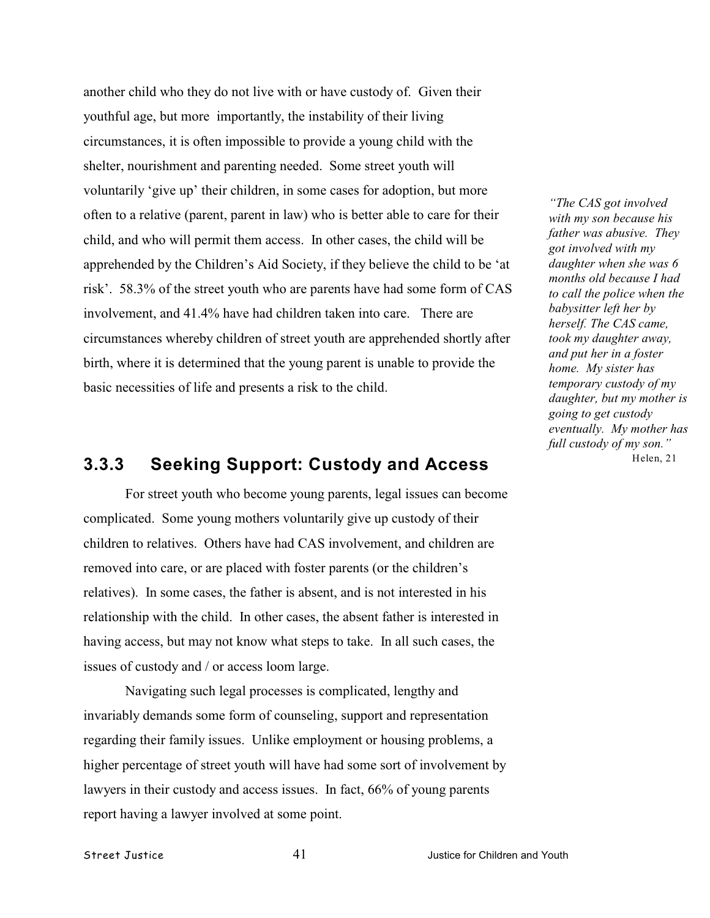another child who they do not live with or have custody of. Given their youthful age, but more importantly, the instability of their living circumstances, it is often impossible to provide a young child with the shelter, nourishment and parenting needed. Some street youth will voluntarily 'give up' their children, in some cases for adoption, but more often to a relative (parent, parent in law) who is better able to care for their child, and who will permit them access. In other cases, the child will be apprehended by the Children's Aid Society, if they believe the child to be 'at risk'. 58.3% of the street youth who are parents have had some form of CAS involvement, and 41.4% have had children taken into care. There are circumstances whereby children of street youth are apprehended shortly after birth, where it is determined that the young parent is unable to provide the basic necessities of life and presents a risk to the child.

> *"The CAS got involved with my son because his father was abusive. They got involved with my daughter when she was 6 months old because I had to call the police when the babysitter left her by herself. The CAS came, took my daughter away, and put her in a foster home. My sister has temporary custody of my daughter, but my mother is going to get custody eventually. My mother has full custody of my son."*
>
> Helen, 21

### 3.3.3 Seeking Support: Custody and Access

For street youth who become young parents, legal issues can become complicated. Some young mothers voluntarily give up custody of their children to relatives. Others have had CAS involvement, and children are removed into care, or are placed with foster parents (or the children's relatives). In some cases, the father is absent, and is not interested in his relationship with the child. In other cases, the absent father is interested in having access, but may not know what steps to take. In all such cases, the issues of custody and / or access loom large.

Navigating such legal processes is complicated, lengthy and invariably demands some form of counseling, support and representation regarding their family issues. Unlike employment or housing problems, a higher percentage of street youth will have had some sort of involvement by lawyers in their custody and access issues. In fact, 66% of young parents report having a lawyer involved at some point.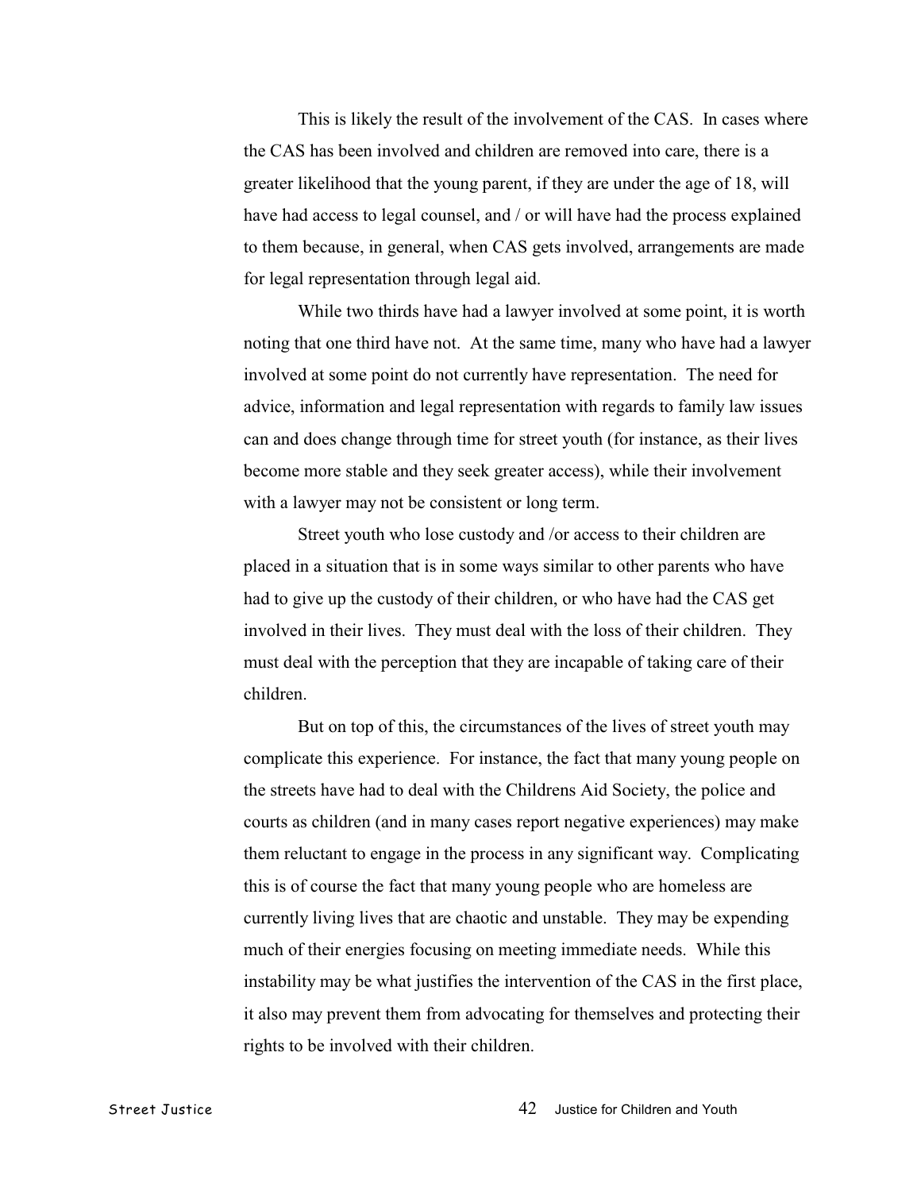This is likely the result of the involvement of the CAS. In cases where the CAS has been involved and children are removed into care, there is a greater likelihood that the young parent, if they are under the age of 18, will have had access to legal counsel, and / or will have had the process explained to them because, in general, when CAS gets involved, arrangements are made for legal representation through legal aid.

While two thirds have had a lawyer involved at some point, it is worth noting that one third have not. At the same time, many who have had a lawyer involved at some point do not currently have representation. The need for advice, information and legal representation with regards to family law issues can and does change through time for street youth (for instance, as their lives become more stable and they seek greater access), while their involvement with a lawyer may not be consistent or long term.

Street youth who lose custody and /or access to their children are placed in a situation that is in some ways similar to other parents who have had to give up the custody of their children, or who have had the CAS get involved in their lives. They must deal with the loss of their children. They must deal with the perception that they are incapable of taking care of their children.

But on top of this, the circumstances of the lives of street youth may complicate this experience. For instance, the fact that many young people on the streets have had to deal with the Childrens Aid Society, the police and courts as children (and in many cases report negative experiences) may make them reluctant to engage in the process in any significant way. Complicating this is of course the fact that many young people who are homeless are currently living lives that are chaotic and unstable. They may be expending much of their energies focusing on meeting immediate needs. While this instability may be what justifies the intervention of the CAS in the first place, it also may prevent them from advocating for themselves and protecting their rights to be involved with their children.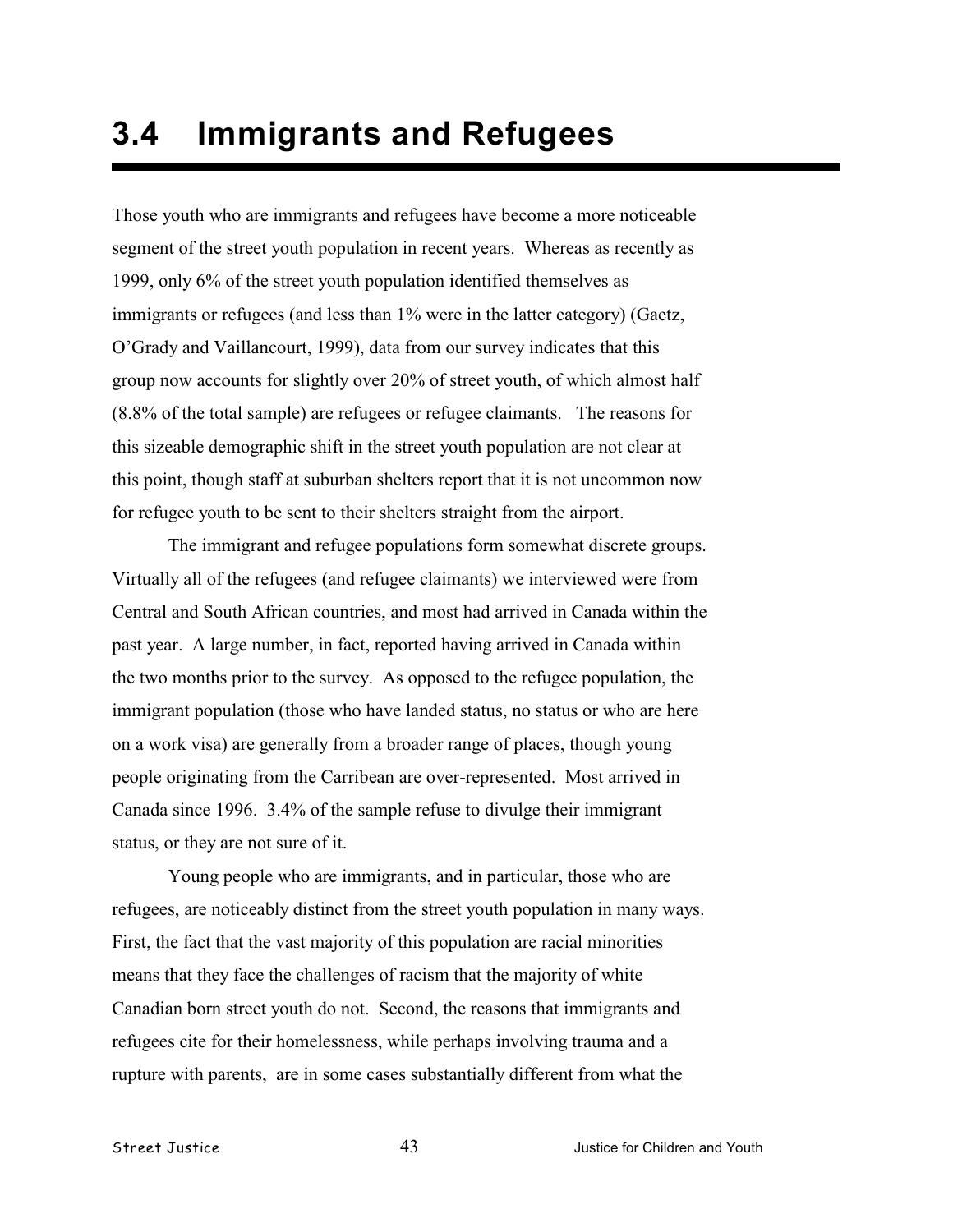# 3.4 Immigrants and Refugees

Those youth who are immigrants and refugees have become a more noticeable segment of the street youth population in recent years. Whereas as recently as 1999, only 6% of the street youth population identified themselves as immigrants or refugees (and less than 1% were in the latter category) (Gaetz, O'Grady and Vaillancourt, 1999), data from our survey indicates that this group now accounts for slightly over 20% of street youth, of which almost half (8.8% of the total sample) are refugees or refugee claimants. The reasons for this sizeable demographic shift in the street youth population are not clear at this point, though staff at suburban shelters report that it is not uncommon now for refugee youth to be sent to their shelters straight from the airport.

The immigrant and refugee populations form somewhat discrete groups. Virtually all of the refugees (and refugee claimants) we interviewed were from Central and South African countries, and most had arrived in Canada within the past year. A large number, in fact, reported having arrived in Canada within the two months prior to the survey. As opposed to the refugee population, the immigrant population (those who have landed status, no status or who are here on a work visa) are generally from a broader range of places, though young people originating from the Carribean are over-represented. Most arrived in Canada since 1996. 3.4% of the sample refuse to divulge their immigrant status, or they are not sure of it.

Young people who are immigrants, and in particular, those who are refugees, are noticeably distinct from the street youth population in many ways. First, the fact that the vast majority of this population are racial minorities means that they face the challenges of racism that the majority of white Canadian born street youth do not. Second, the reasons that immigrants and refugees cite for their homelessness, while perhaps involving trauma and a rupture with parents, are in some cases substantially different from what the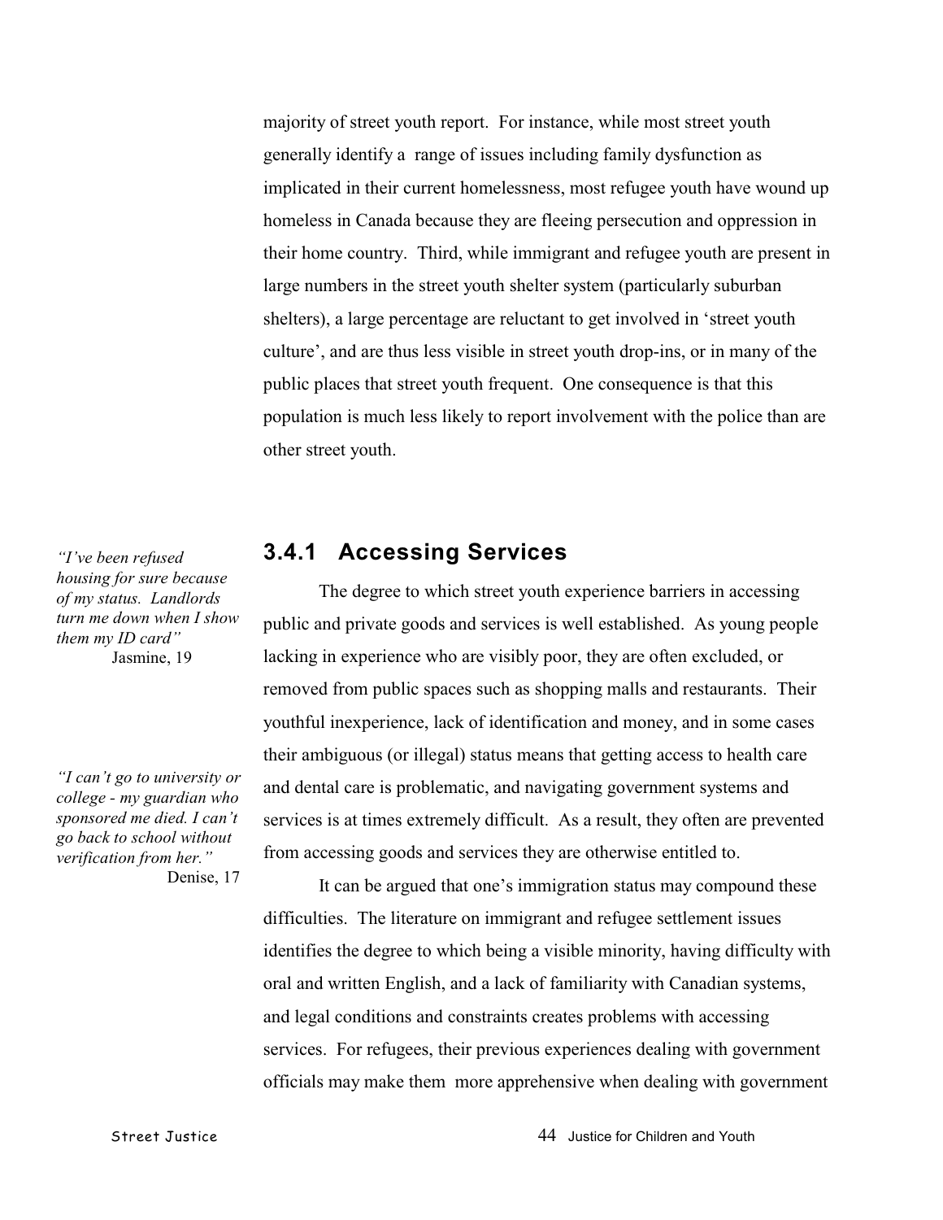majority of street youth report. For instance, while most street youth generally identify a range of issues including family dysfunction as implicated in their current homelessness, most refugee youth have wound up homeless in Canada because they are fleeing persecution and oppression in their home country. Third, while immigrant and refugee youth are present in large numbers in the street youth shelter system (particularly suburban shelters), a large percentage are reluctant to get involved in 'street youth culture', and are thus less visible in street youth drop-ins, or in many of the public places that street youth frequent. One consequence is that this population is much less likely to report involvement with the police than are other street youth.

### 3.4.1 Accessing Services

*"I've been refused housing for sure because of my status. Landlords turn me down when I show them my ID card"*
Jasmine, 19

*"I can't go to university or college - my guardian who sponsored me died. I can't go back to school without verification from her."*
Denise, 17

The degree to which street youth experience barriers in accessing public and private goods and services is well established. As young people lacking in experience who are visibly poor, they are often excluded, or removed from public spaces such as shopping malls and restaurants. Their youthful inexperience, lack of identification and money, and in some cases their ambiguous (or illegal) status means that getting access to health care and dental care is problematic, and navigating government systems and services is at times extremely difficult. As a result, they often are prevented from accessing goods and services they are otherwise entitled to.

It can be argued that one's immigration status may compound these difficulties. The literature on immigrant and refugee settlement issues identifies the degree to which being a visible minority, having difficulty with oral and written English, and a lack of familiarity with Canadian systems, and legal conditions and constraints creates problems with accessing services. For refugees, their previous experiences dealing with government officials may make them more apprehensive when dealing with government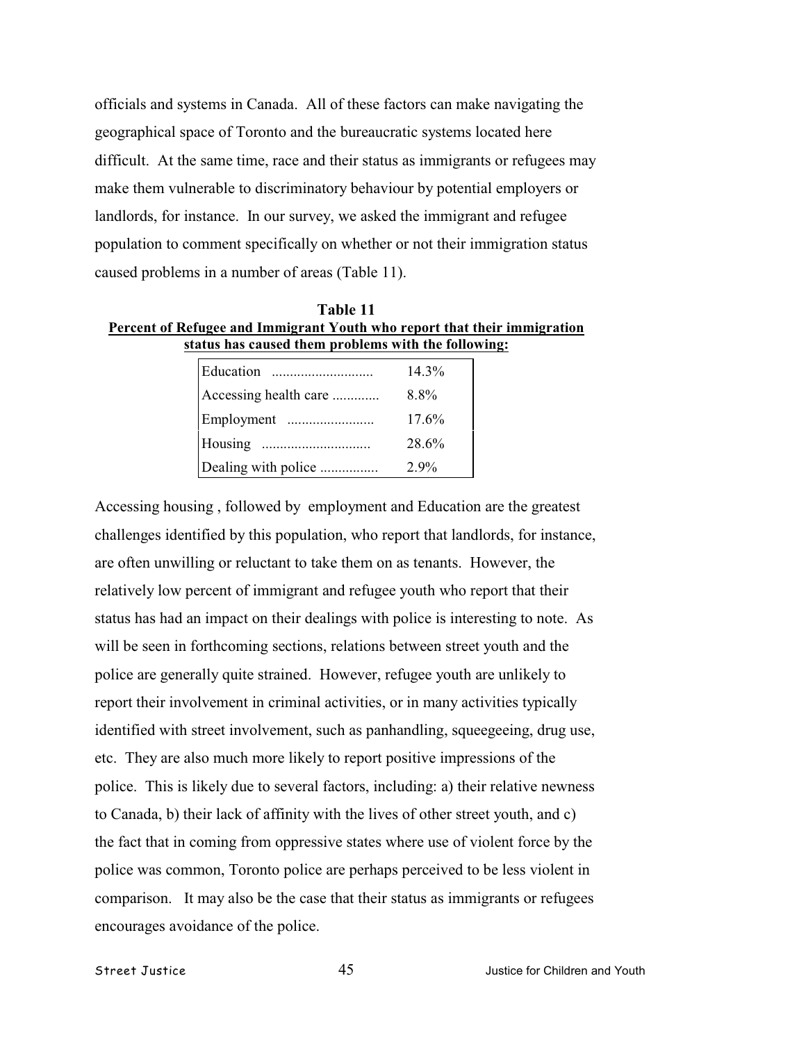officials and systems in Canada. All of these factors can make navigating the geographical space of Toronto and the bureaucratic systems located here difficult. At the same time, race and their status as immigrants or refugees may make them vulnerable to discriminatory behaviour by potential employers or landlords, for instance. In our survey, we asked the immigrant and refugee population to comment specifically on whether or not their immigration status caused problems in a number of areas (Table 11).

**Table 11**
**Percent of Refugee and Immigrant Youth who report that their immigration status has caused them problems with the following:**

| Area | Percent |
|---|---|
| Education ........................... | 14.3% |
| Accessing health care ............ | 8.8% |
| Employment ....................... | 17.6% |
| Housing ............................ | 28.6% |
| Dealing with police ............... | 2.9% |

Accessing housing , followed by employment and Education are the greatest challenges identified by this population, who report that landlords, for instance, are often unwilling or reluctant to take them on as tenants. However, the relatively low percent of immigrant and refugee youth who report that their status has had an impact on their dealings with police is interesting to note. As will be seen in forthcoming sections, relations between street youth and the police are generally quite strained. However, refugee youth are unlikely to report their involvement in criminal activities, or in many activities typically identified with street involvement, such as panhandling, squeegeeing, drug use, etc. They are also much more likely to report positive impressions of the police. This is likely due to several factors, including: a) their relative newness to Canada, b) their lack of affinity with the lives of other street youth, and c) the fact that in coming from oppressive states where use of violent force by the police was common, Toronto police are perhaps perceived to be less violent in comparison. It may also be the case that their status as immigrants or refugees encourages avoidance of the police.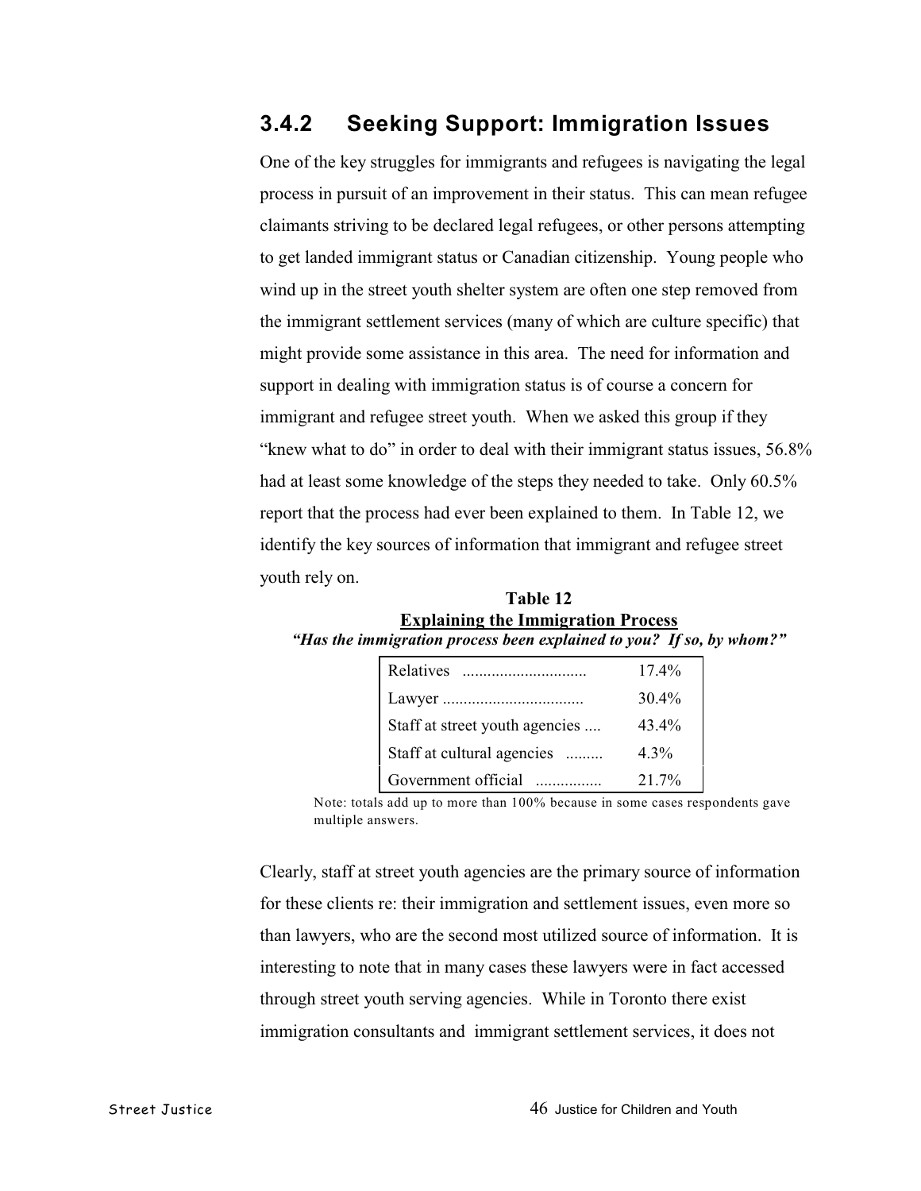### 3.4.2 Seeking Support: Immigration Issues

One of the key struggles for immigrants and refugees is navigating the legal process in pursuit of an improvement in their status. This can mean refugee claimants striving to be declared legal refugees, or other persons attempting to get landed immigrant status or Canadian citizenship. Young people who wind up in the street youth shelter system are often one step removed from the immigrant settlement services (many of which are culture specific) that might provide some assistance in this area. The need for information and support in dealing with immigration status is of course a concern for immigrant and refugee street youth. When we asked this group if they "knew what to do" in order to deal with their immigrant status issues, 56.8% had at least some knowledge of the steps they needed to take. Only 60.5% report that the process had ever been explained to them. In Table 12, we identify the key sources of information that immigrant and refugee street youth rely on.

**Table 12**
**Explaining the Immigration Process**
***"Has the immigration process been explained to you? If so, by whom?"***

| | |
|---|---|
| Relatives | 17.4% |
| Lawyer | 30.4% |
| Staff at street youth agencies | 43.4% |
| Staff at cultural agencies | 4.3% |
| Government official | 21.7% |

Note: totals add up to more than 100% because in some cases respondents gave multiple answers.

Clearly, staff at street youth agencies are the primary source of information for these clients re: their immigration and settlement issues, even more so than lawyers, who are the second most utilized source of information. It is interesting to note that in many cases these lawyers were in fact accessed through street youth serving agencies. While in Toronto there exist immigration consultants and immigrant settlement services, it does not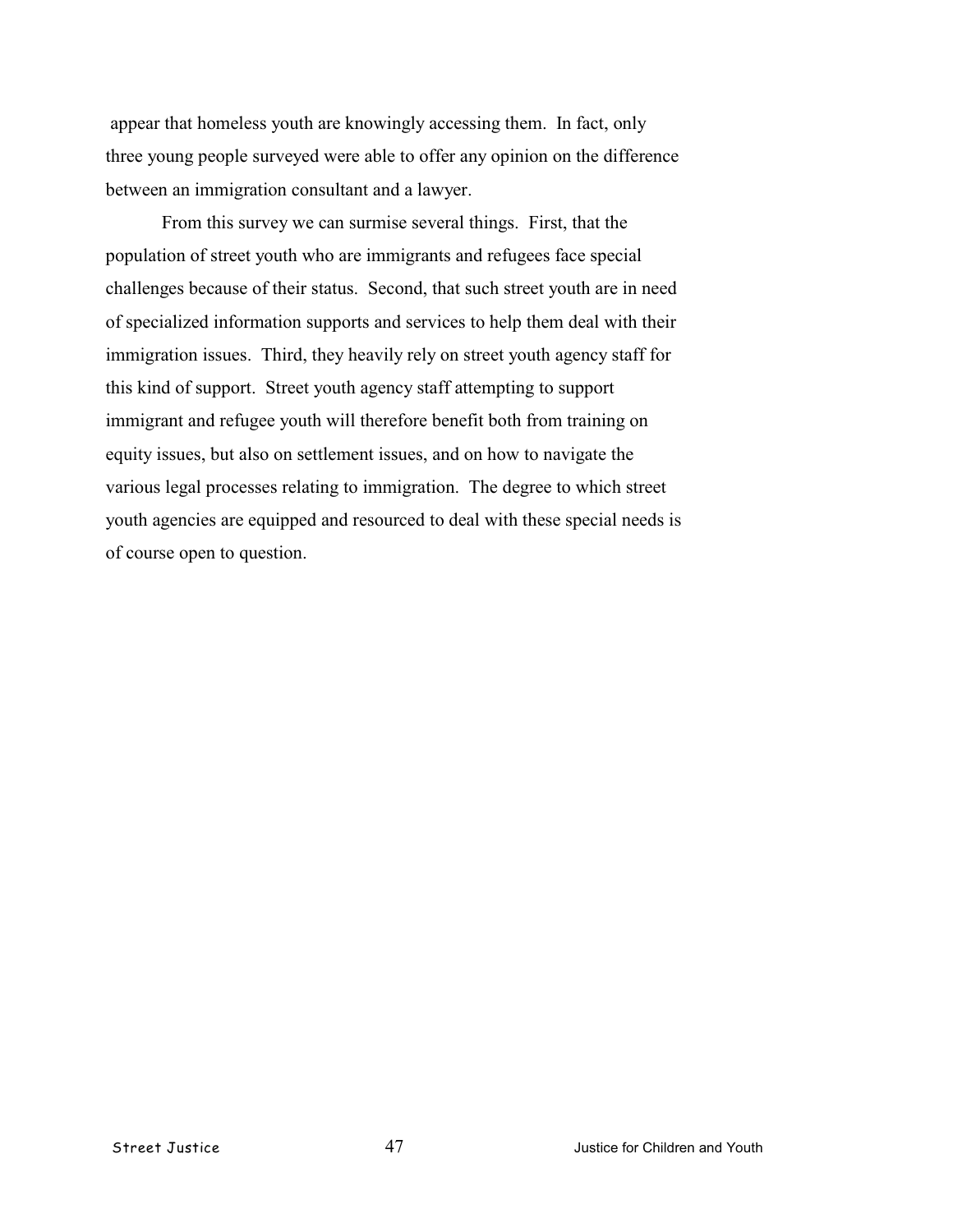appear that homeless youth are knowingly accessing them. In fact, only three young people surveyed were able to offer any opinion on the difference between an immigration consultant and a lawyer.

From this survey we can surmise several things. First, that the population of street youth who are immigrants and refugees face special challenges because of their status. Second, that such street youth are in need of specialized information supports and services to help them deal with their immigration issues. Third, they heavily rely on street youth agency staff for this kind of support. Street youth agency staff attempting to support immigrant and refugee youth will therefore benefit both from training on equity issues, but also on settlement issues, and on how to navigate the various legal processes relating to immigration. The degree to which street youth agencies are equipped and resourced to deal with these special needs is of course open to question.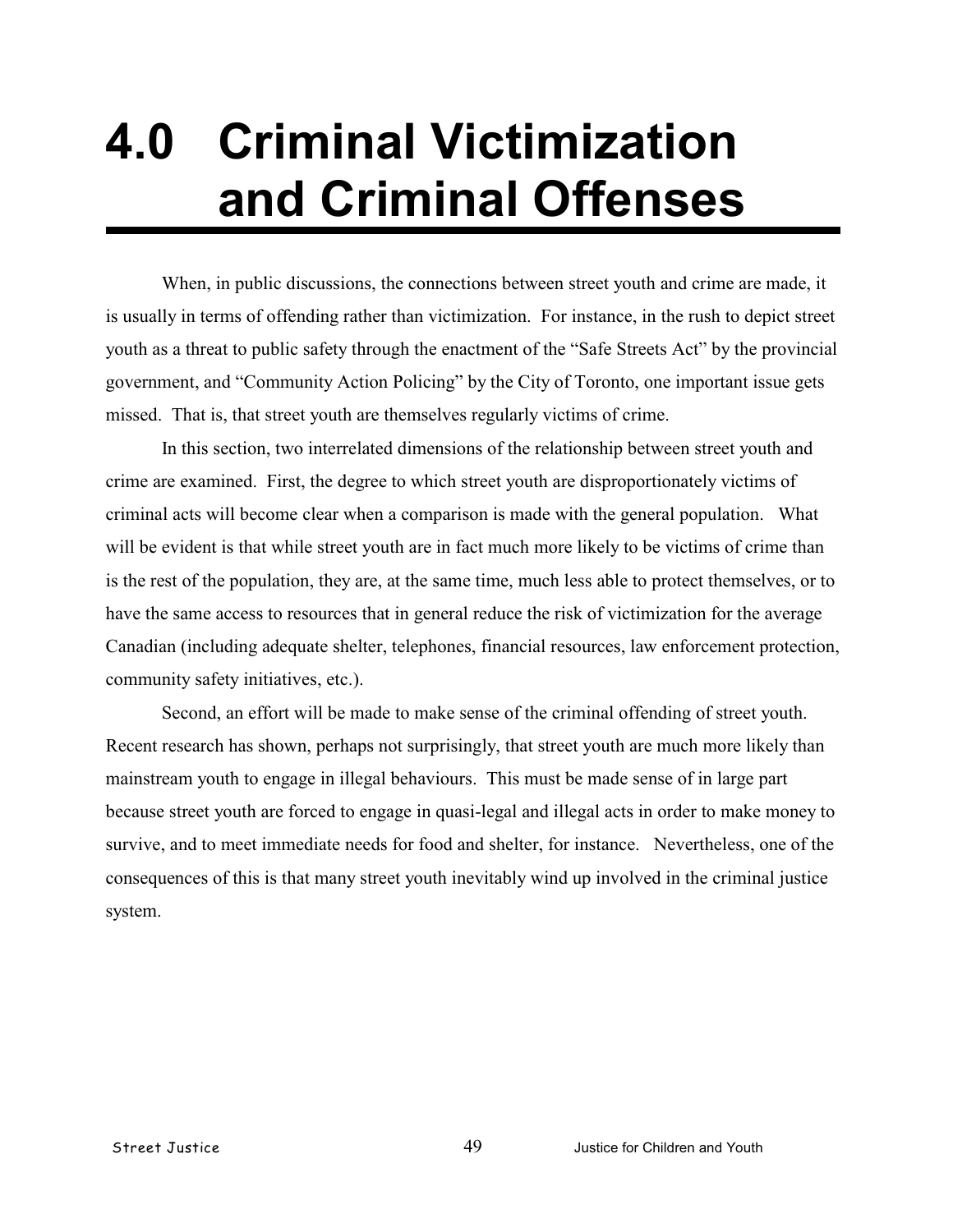# 4.0 Criminal Victimization and Criminal Offenses

When, in public discussions, the connections between street youth and crime are made, it is usually in terms of offending rather than victimization. For instance, in the rush to depict street youth as a threat to public safety through the enactment of the "Safe Streets Act" by the provincial government, and "Community Action Policing" by the City of Toronto, one important issue gets missed. That is, that street youth are themselves regularly victims of crime.

In this section, two interrelated dimensions of the relationship between street youth and crime are examined. First, the degree to which street youth are disproportionately victims of criminal acts will become clear when a comparison is made with the general population. What will be evident is that while street youth are in fact much more likely to be victims of crime than is the rest of the population, they are, at the same time, much less able to protect themselves, or to have the same access to resources that in general reduce the risk of victimization for the average Canadian (including adequate shelter, telephones, financial resources, law enforcement protection, community safety initiatives, etc.).

Second, an effort will be made to make sense of the criminal offending of street youth. Recent research has shown, perhaps not surprisingly, that street youth are much more likely than mainstream youth to engage in illegal behaviours. This must be made sense of in large part because street youth are forced to engage in quasi-legal and illegal acts in order to make money to survive, and to meet immediate needs for food and shelter, for instance. Nevertheless, one of the consequences of this is that many street youth inevitably wind up involved in the criminal justice system.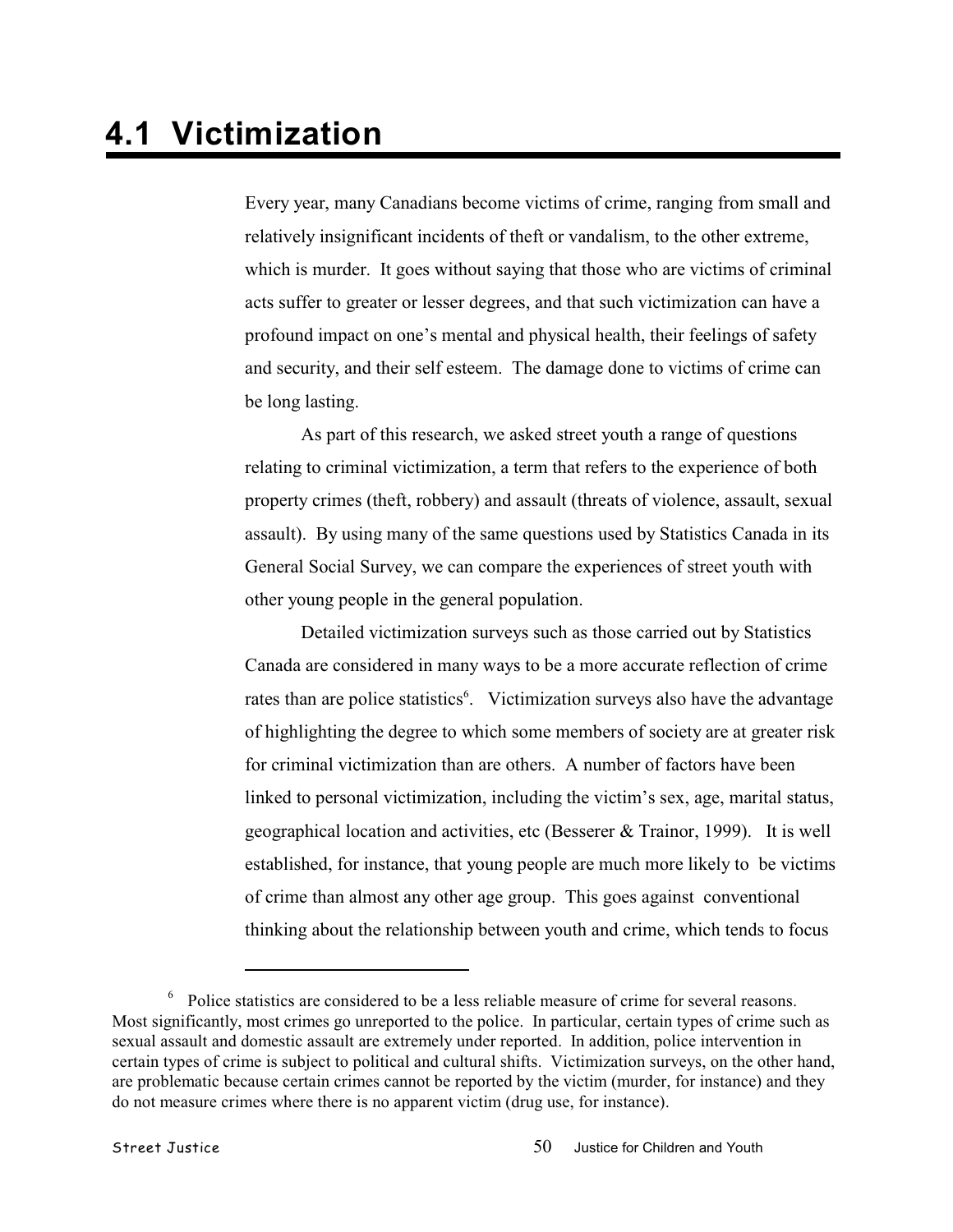# 4.1 Victimization

Every year, many Canadians become victims of crime, ranging from small and relatively insignificant incidents of theft or vandalism, to the other extreme, which is murder. It goes without saying that those who are victims of criminal acts suffer to greater or lesser degrees, and that such victimization can have a profound impact on one's mental and physical health, their feelings of safety and security, and their self esteem. The damage done to victims of crime can be long lasting.

As part of this research, we asked street youth a range of questions relating to criminal victimization, a term that refers to the experience of both property crimes (theft, robbery) and assault (threats of violence, assault, sexual assault). By using many of the same questions used by Statistics Canada in its General Social Survey, we can compare the experiences of street youth with other young people in the general population.

Detailed victimization surveys such as those carried out by Statistics Canada are considered in many ways to be a more accurate reflection of crime rates than are police statistics[6]. Victimization surveys also have the advantage of highlighting the degree to which some members of society are at greater risk for criminal victimization than are others. A number of factors have been linked to personal victimization, including the victim's sex, age, marital status, geographical location and activities, etc (Besserer & Trainor, 1999). It is well established, for instance, that young people are much more likely to be victims of crime than almost any other age group. This goes against conventional thinking about the relationship between youth and crime, which tends to focus

---

[6] Police statistics are considered to be a less reliable measure of crime for several reasons. Most significantly, most crimes go unreported to the police. In particular, certain types of crime such as sexual assault and domestic assault are extremely under reported. In addition, police intervention in certain types of crime is subject to political and cultural shifts. Victimization surveys, on the other hand, are problematic because certain crimes cannot be reported by the victim (murder, for instance) and they do not measure crimes where there is no apparent victim (drug use, for instance).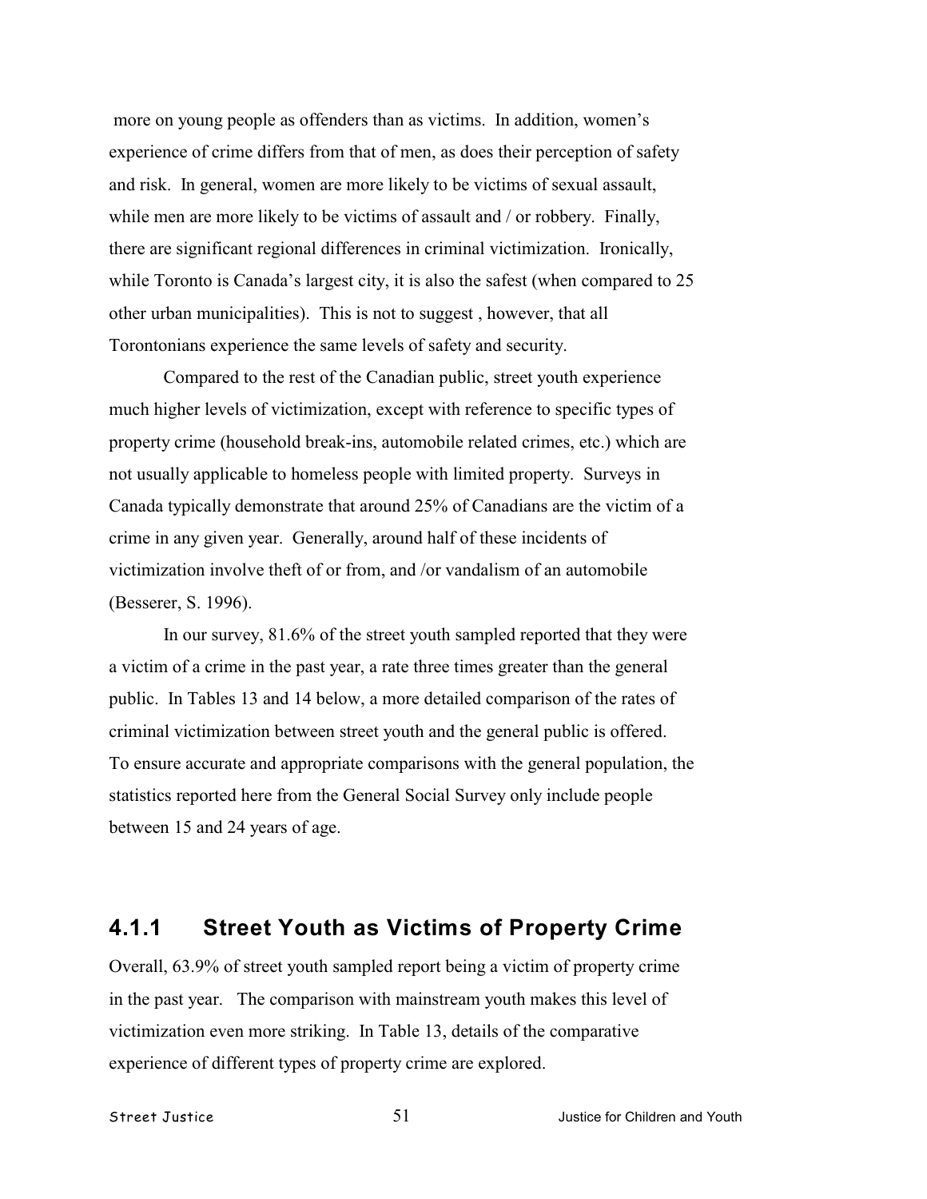more on young people as offenders than as victims. In addition, women's experience of crime differs from that of men, as does their perception of safety and risk. In general, women are more likely to be victims of sexual assault, while men are more likely to be victims of assault and / or robbery. Finally, there are significant regional differences in criminal victimization. Ironically, while Toronto is Canada's largest city, it is also the safest (when compared to 25 other urban municipalities). This is not to suggest , however, that all Torontonians experience the same levels of safety and security.

Compared to the rest of the Canadian public, street youth experience much higher levels of victimization, except with reference to specific types of property crime (household break-ins, automobile related crimes, etc.) which are not usually applicable to homeless people with limited property. Surveys in Canada typically demonstrate that around 25% of Canadians are the victim of a crime in any given year. Generally, around half of these incidents of victimization involve theft of or from, and /or vandalism of an automobile (Besserer, S. 1996).

In our survey, 81.6% of the street youth sampled reported that they were a victim of a crime in the past year, a rate three times greater than the general public. In Tables 13 and 14 below, a more detailed comparison of the rates of criminal victimization between street youth and the general public is offered. To ensure accurate and appropriate comparisons with the general population, the statistics reported here from the General Social Survey only include people between 15 and 24 years of age.

### 4.1.1 Street Youth as Victims of Property Crime

Overall, 63.9% of street youth sampled report being a victim of property crime in the past year. The comparison with mainstream youth makes this level of victimization even more striking. In Table 13, details of the comparative experience of different types of property crime are explored.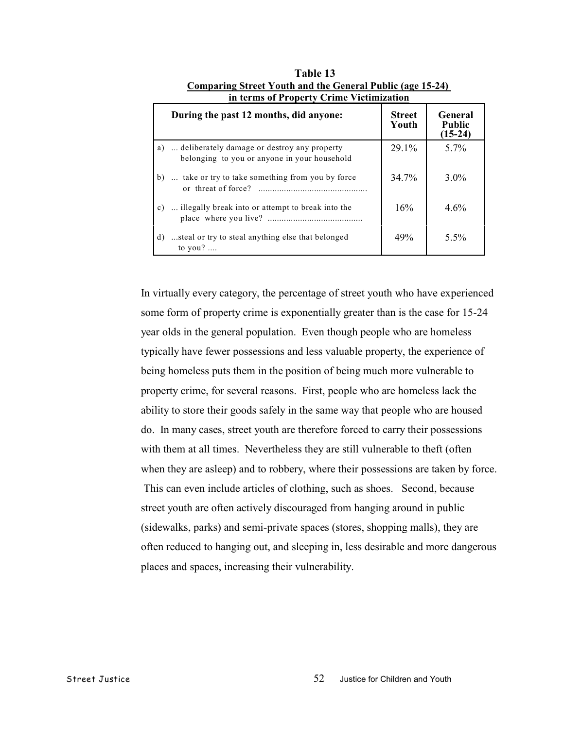**Table 13**
**Comparing Street Youth and the General Public (age 15-24) in terms of Property Crime Victimization**

| During the past 12 months, did anyone: | Street Youth | General Public (15-24) |
|---|---|---|
| a) ... deliberately damage or destroy any property belonging to you or anyone in your household | 29.1% | 5.7% |
| b) ... take or try to take something from you by force or threat of force? ............................................... | 34.7% | 3.0% |
| c) ... illegally break into or attempt to break into the place where you live? ......................................... | 16% | 4.6% |
| d) ...steal or try to steal anything else that belonged to you? .... | 49% | 5.5% |

In virtually every category, the percentage of street youth who have experienced some form of property crime is exponentially greater than is the case for 15-24 year olds in the general population. Even though people who are homeless typically have fewer possessions and less valuable property, the experience of being homeless puts them in the position of being much more vulnerable to property crime, for several reasons. First, people who are homeless lack the ability to store their goods safely in the same way that people who are housed do. In many cases, street youth are therefore forced to carry their possessions with them at all times. Nevertheless they are still vulnerable to theft (often when they are asleep) and to robbery, where their possessions are taken by force. This can even include articles of clothing, such as shoes. Second, because street youth are often actively discouraged from hanging around in public (sidewalks, parks) and semi-private spaces (stores, shopping malls), they are often reduced to hanging out, and sleeping in, less desirable and more dangerous places and spaces, increasing their vulnerability.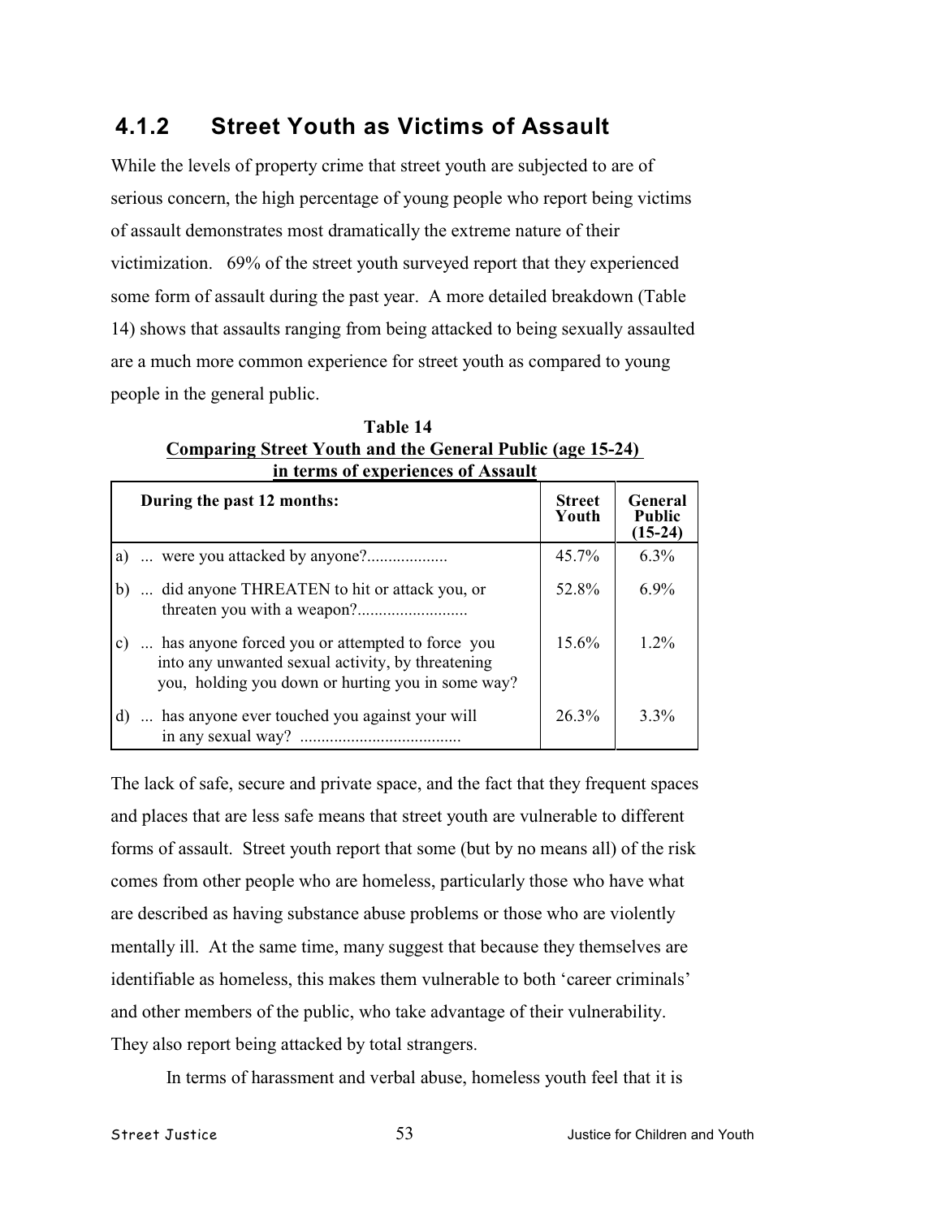### 4.1.2 Street Youth as Victims of Assault

While the levels of property crime that street youth are subjected to are of serious concern, the high percentage of young people who report being victims of assault demonstrates most dramatically the extreme nature of their victimization. 69% of the street youth surveyed report that they experienced some form of assault during the past year. A more detailed breakdown (Table 14) shows that assaults ranging from being attacked to being sexually assaulted are a much more common experience for street youth as compared to young people in the general public.

**Table 14**
**Comparing Street Youth and the General Public (age 15-24) in terms of experiences of Assault**

| During the past 12 months: | Street Youth | General Public (15-24) |
|---|---|---|
| a) ... were you attacked by anyone?................... | 45.7% | 6.3% |
| b) ... did anyone THREATEN to hit or attack you, or threaten you with a weapon?.......................... | 52.8% | 6.9% |
| c) ... has anyone forced you or attempted to force you into any unwanted sexual activity, by threatening you, holding you down or hurting you in some way? | 15.6% | 1.2% |
| d) ... has anyone ever touched you against your will in any sexual way? ...................................... | 26.3% | 3.3% |

The lack of safe, secure and private space, and the fact that they frequent spaces and places that are less safe means that street youth are vulnerable to different forms of assault. Street youth report that some (but by no means all) of the risk comes from other people who are homeless, particularly those who have what are described as having substance abuse problems or those who are violently mentally ill. At the same time, many suggest that because they themselves are identifiable as homeless, this makes them vulnerable to both 'career criminals' and other members of the public, who take advantage of their vulnerability. They also report being attacked by total strangers.

In terms of harassment and verbal abuse, homeless youth feel that it is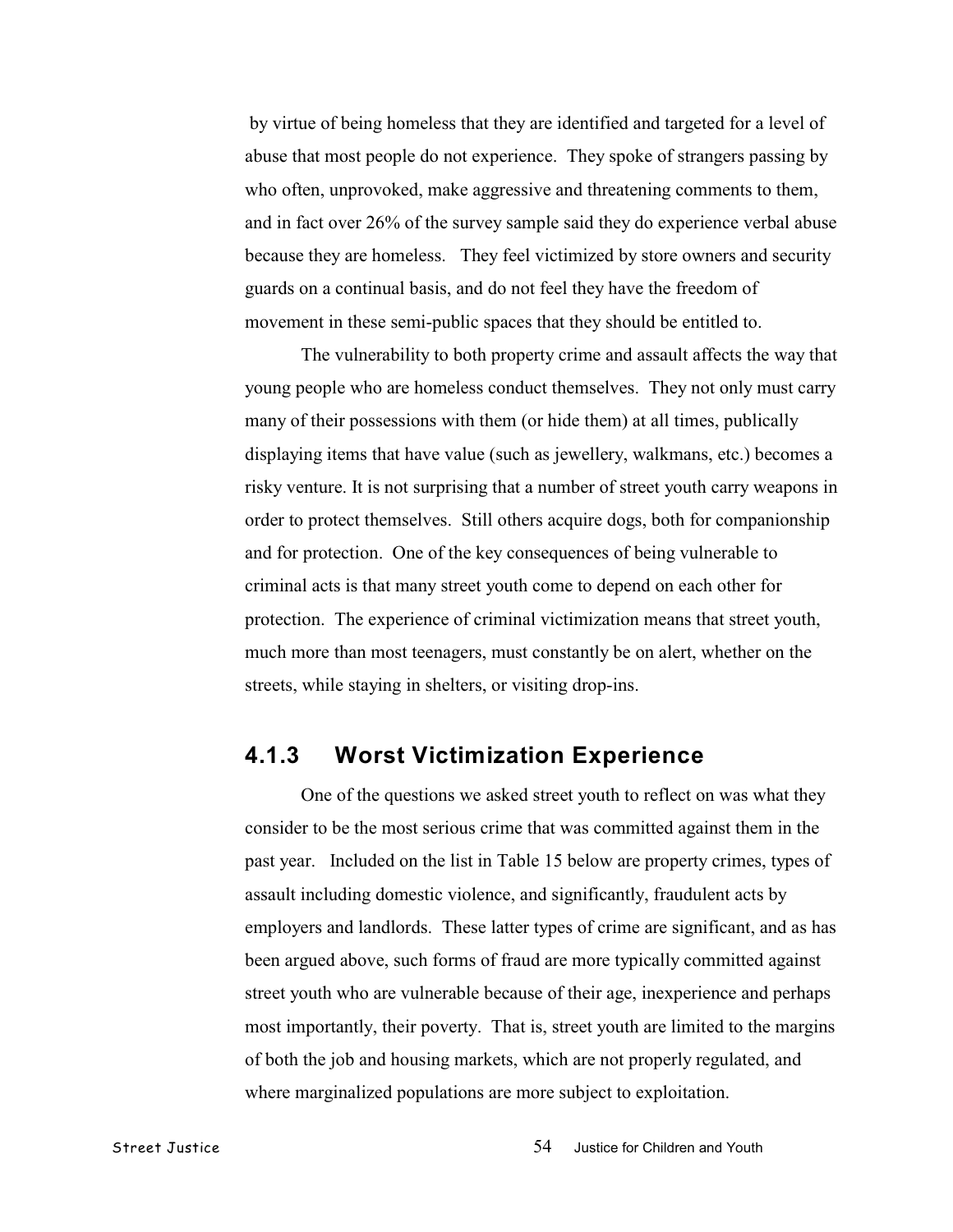by virtue of being homeless that they are identified and targeted for a level of abuse that most people do not experience. They spoke of strangers passing by who often, unprovoked, make aggressive and threatening comments to them, and in fact over 26% of the survey sample said they do experience verbal abuse because they are homeless. They feel victimized by store owners and security guards on a continual basis, and do not feel they have the freedom of movement in these semi-public spaces that they should be entitled to.

The vulnerability to both property crime and assault affects the way that young people who are homeless conduct themselves. They not only must carry many of their possessions with them (or hide them) at all times, publically displaying items that have value (such as jewellery, walkmans, etc.) becomes a risky venture. It is not surprising that a number of street youth carry weapons in order to protect themselves. Still others acquire dogs, both for companionship and for protection. One of the key consequences of being vulnerable to criminal acts is that many street youth come to depend on each other for protection. The experience of criminal victimization means that street youth, much more than most teenagers, must constantly be on alert, whether on the streets, while staying in shelters, or visiting drop-ins.

### 4.1.3 Worst Victimization Experience

One of the questions we asked street youth to reflect on was what they consider to be the most serious crime that was committed against them in the past year. Included on the list in Table 15 below are property crimes, types of assault including domestic violence, and significantly, fraudulent acts by employers and landlords. These latter types of crime are significant, and as has been argued above, such forms of fraud are more typically committed against street youth who are vulnerable because of their age, inexperience and perhaps most importantly, their poverty. That is, street youth are limited to the margins of both the job and housing markets, which are not properly regulated, and where marginalized populations are more subject to exploitation.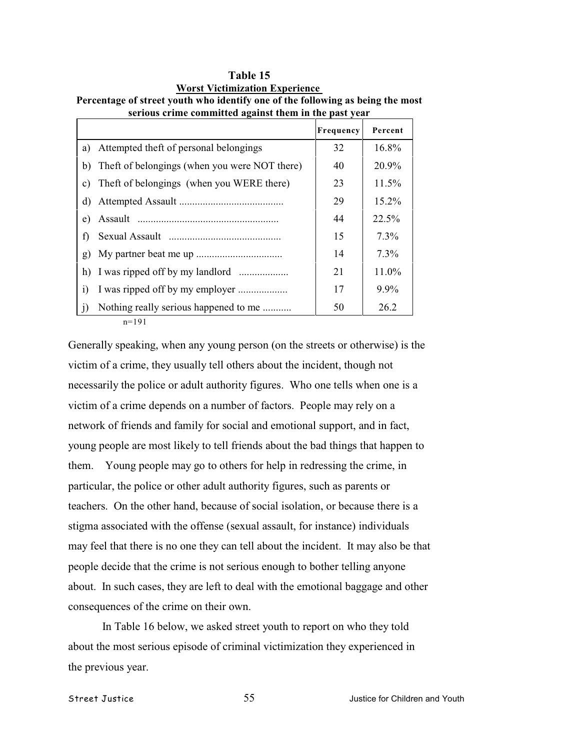**Table 15**

**Worst Victimization Experience**

**Percentage of street youth who identify one of the following as being the most serious crime committed against them in the past year**

| | | Frequency | Percent |
|---|---|---|---|
| a) | Attempted theft of personal belongings | 32 | 16.8% |
| b) | Theft of belongings (when you were NOT there) | 40 | 20.9% |
| c) | Theft of belongings (when you WERE there) | 23 | 11.5% |
| d) | Attempted Assault ....................................... | 29 | 15.2% |
| e) | Assault ..................................................... | 44 | 22.5% |
| f) | Sexual Assault .......................................... | 15 | 7.3% |
| g) | My partner beat me up ................................ | 14 | 7.3% |
| h) | I was ripped off by my landlord .................. | 21 | 11.0% |
| i) | I was ripped off by my employer .................. | 17 | 9.9% |
| j) | Nothing really serious happened to me .......... | 50 | 26.2 |

n=191

Generally speaking, when any young person (on the streets or otherwise) is the victim of a crime, they usually tell others about the incident, though not necessarily the police or adult authority figures. Who one tells when one is a victim of a crime depends on a number of factors. People may rely on a network of friends and family for social and emotional support, and in fact, young people are most likely to tell friends about the bad things that happen to them. Young people may go to others for help in redressing the crime, in particular, the police or other adult authority figures, such as parents or teachers. On the other hand, because of social isolation, or because there is a stigma associated with the offense (sexual assault, for instance) individuals may feel that there is no one they can tell about the incident. It may also be that people decide that the crime is not serious enough to bother telling anyone about. In such cases, they are left to deal with the emotional baggage and other consequences of the crime on their own.

In Table 16 below, we asked street youth to report on who they told about the most serious episode of criminal victimization they experienced in the previous year.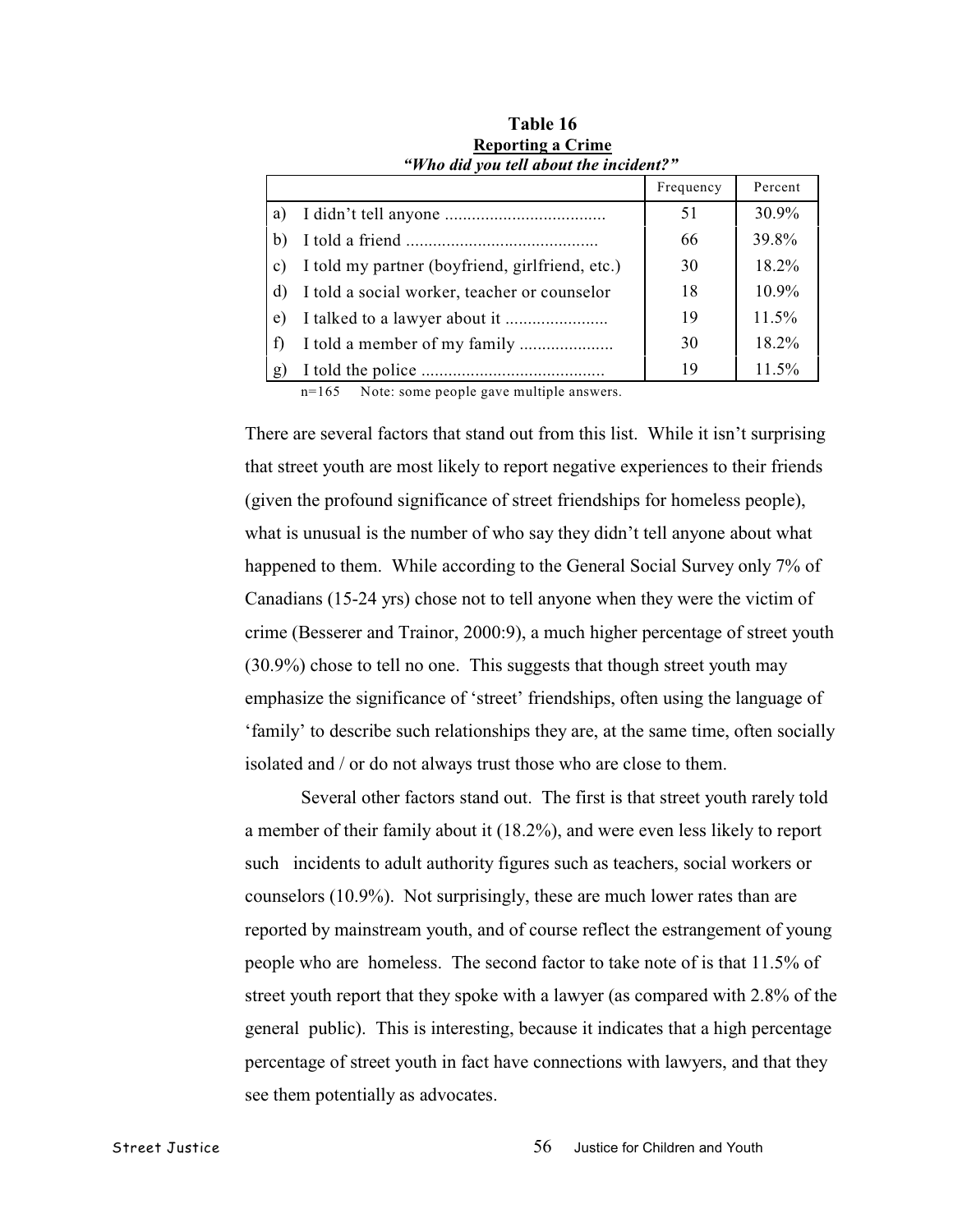**Table 16**
**Reporting a Crime**
***"Who did you tell about the incident?"***

| | Frequency | Percent |
|---|---|---|
| a) I didn't tell anyone .................................... | 51 | 30.9% |
| b) I told a friend ........................................... | 66 | 39.8% |
| c) I told my partner (boyfriend, girlfriend, etc.) | 30 | 18.2% |
| d) I told a social worker, teacher or counselor | 18 | 10.9% |
| e) I talked to a lawyer about it ....................... | 19 | 11.5% |
| f) I told a member of my family ..................... | 30 | 18.2% |
| g) I told the police .......................................... | 19 | 11.5% |

n=165 Note: some people gave multiple answers.

There are several factors that stand out from this list. While it isn't surprising that street youth are most likely to report negative experiences to their friends (given the profound significance of street friendships for homeless people), what is unusual is the number of who say they didn't tell anyone about what happened to them. While according to the General Social Survey only 7% of Canadians (15-24 yrs) chose not to tell anyone when they were the victim of crime (Besserer and Trainor, 2000:9), a much higher percentage of street youth (30.9%) chose to tell no one. This suggests that though street youth may emphasize the significance of 'street' friendships, often using the language of 'family' to describe such relationships they are, at the same time, often socially isolated and / or do not always trust those who are close to them.

Several other factors stand out. The first is that street youth rarely told a member of their family about it (18.2%), and were even less likely to report such incidents to adult authority figures such as teachers, social workers or counselors (10.9%). Not surprisingly, these are much lower rates than are reported by mainstream youth, and of course reflect the estrangement of young people who are homeless. The second factor to take note of is that 11.5% of street youth report that they spoke with a lawyer (as compared with 2.8% of the general public). This is interesting, because it indicates that a high percentage percentage of street youth in fact have connections with lawyers, and that they see them potentially as advocates.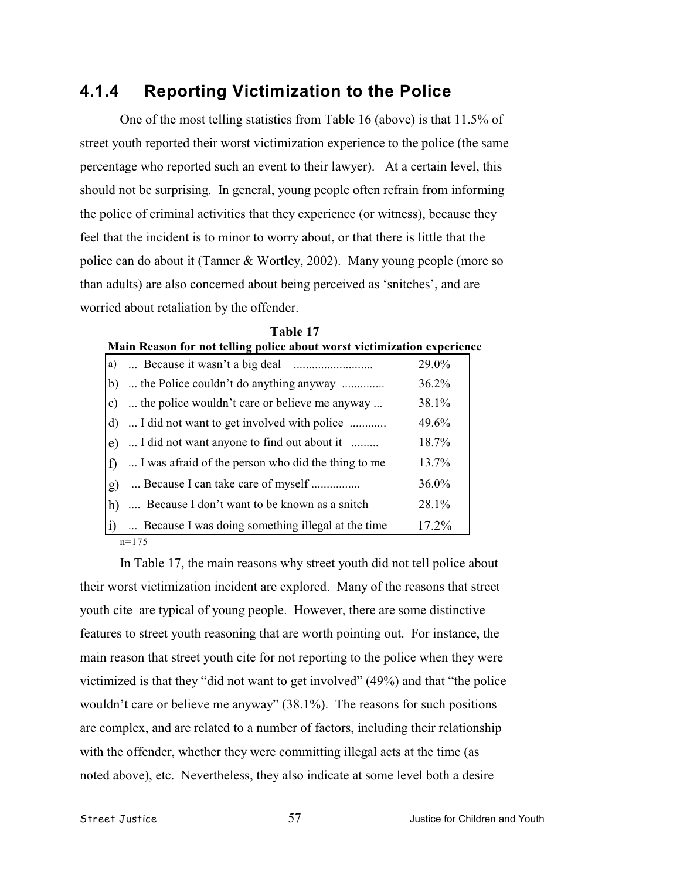## 4.1.4 Reporting Victimization to the Police

One of the most telling statistics from Table 16 (above) is that 11.5% of street youth reported their worst victimization experience to the police (the same percentage who reported such an event to their lawyer). At a certain level, this should not be surprising. In general, young people often refrain from informing the police of criminal activities that they experience (or witness), because they feel that the incident is to minor to worry about, or that there is little that the police can do about it (Tanner & Wortley, 2002). Many young people (more so than adults) are also concerned about being perceived as 'snitches', and are worried about retaliation by the offender.

**Table 17**
**Main Reason for not telling police about worst victimization experience**

| | |
|---|---|
| a) ... Because it wasn't a big deal .......................... | 29.0% |
| b) ... the Police couldn't do anything anyway ............. | 36.2% |
| c) ... the police wouldn't care or believe me anyway ... | 38.1% |
| d) ... I did not want to get involved with police ........... | 49.6% |
| e) ... I did not want anyone to find out about it ......... | 18.7% |
| f) ... I was afraid of the person who did the thing to me | 13.7% |
| g) ... Because I can take care of myself ................ | 36.0% |
| h) .... Because I don't want to be known as a snitch | 28.1% |
| i) ... Because I was doing something illegal at the time | 17.2% |

n=175

In Table 17, the main reasons why street youth did not tell police about their worst victimization incident are explored. Many of the reasons that street youth cite are typical of young people. However, there are some distinctive features to street youth reasoning that are worth pointing out. For instance, the main reason that street youth cite for not reporting to the police when they were victimized is that they "did not want to get involved" (49%) and that "the police wouldn't care or believe me anyway" (38.1%). The reasons for such positions are complex, and are related to a number of factors, including their relationship with the offender, whether they were committing illegal acts at the time (as noted above), etc. Nevertheless, they also indicate at some level both a desire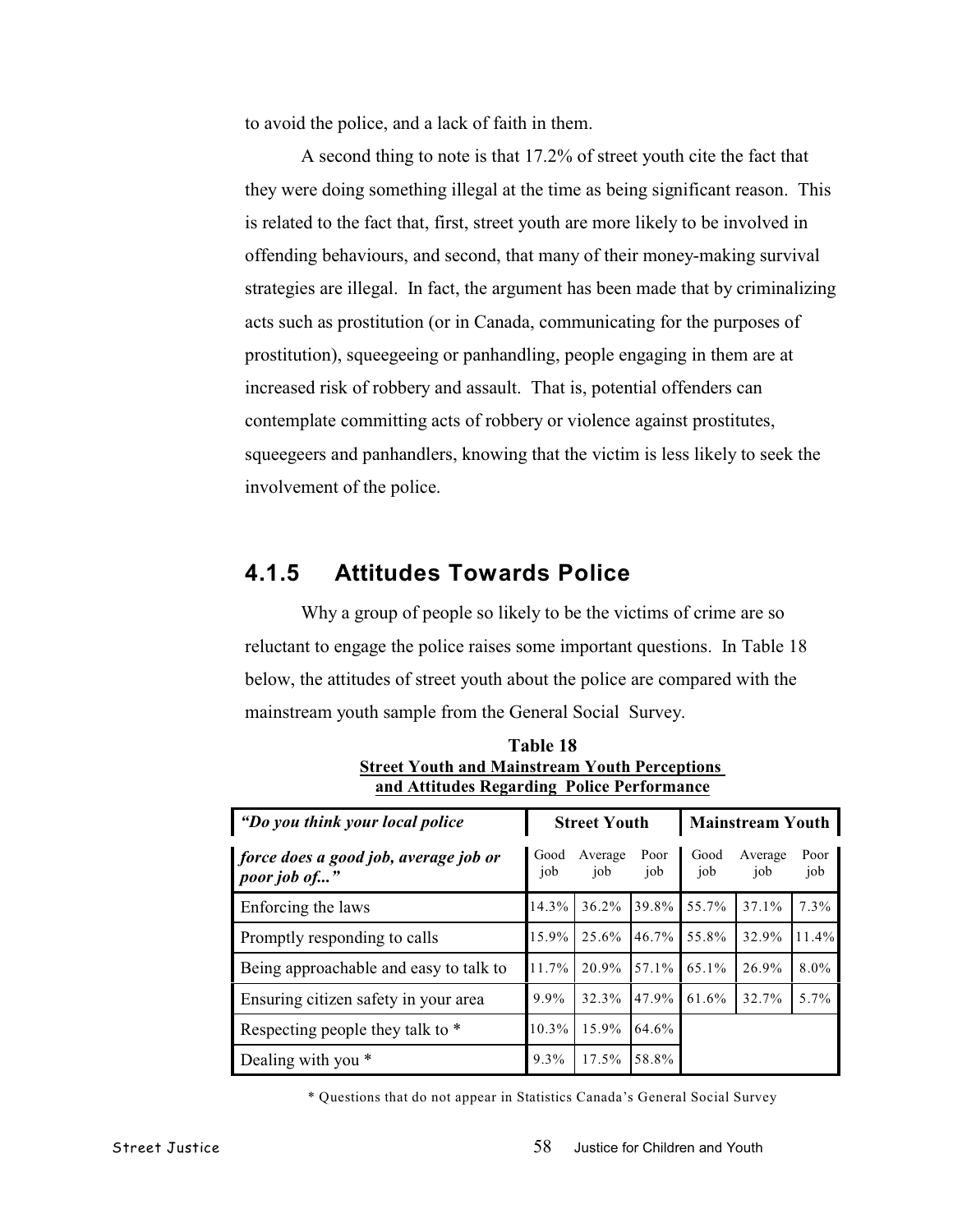to avoid the police, and a lack of faith in them.

A second thing to note is that 17.2% of street youth cite the fact that they were doing something illegal at the time as being significant reason. This is related to the fact that, first, street youth are more likely to be involved in offending behaviours, and second, that many of their money-making survival strategies are illegal. In fact, the argument has been made that by criminalizing acts such as prostitution (or in Canada, communicating for the purposes of prostitution), squeegeeing or panhandling, people engaging in them are at increased risk of robbery and assault. That is, potential offenders can contemplate committing acts of robbery or violence against prostitutes, squeegeers and panhandlers, knowing that the victim is less likely to seek the involvement of the police.

## 4.1.5 Attitudes Towards Police

Why a group of people so likely to be the victims of crime are so reluctant to engage the police raises some important questions. In Table 18 below, the attitudes of street youth about the police are compared with the mainstream youth sample from the General Social Survey.

**Table 18**
**Street Youth and Mainstream Youth Perceptions and Attitudes Regarding Police Performance**

| *"Do you think your local police force does a good job, average job or poor job of..."* | Street Youth | | | Mainstream Youth | | |
|---|---|---|---|---|---|---|
| | Good job | Average job | Poor job | Good job | Average job | Poor job |
| Enforcing the laws | 14.3% | 36.2% | 39.8% | 55.7% | 37.1% | 7.3% |
| Promptly responding to calls | 15.9% | 25.6% | 46.7% | 55.8% | 32.9% | 11.4% |
| Being approachable and easy to talk to | 11.7% | 20.9% | 57.1% | 65.1% | 26.9% | 8.0% |
| Ensuring citizen safety in your area | 9.9% | 32.3% | 47.9% | 61.6% | 32.7% | 5.7% |
| Respecting people they talk to * | 10.3% | 15.9% | 64.6% | | | |
| Dealing with you * | 9.3% | 17.5% | 58.8% | | | |

* Questions that do not appear in Statistics Canada's General Social Survey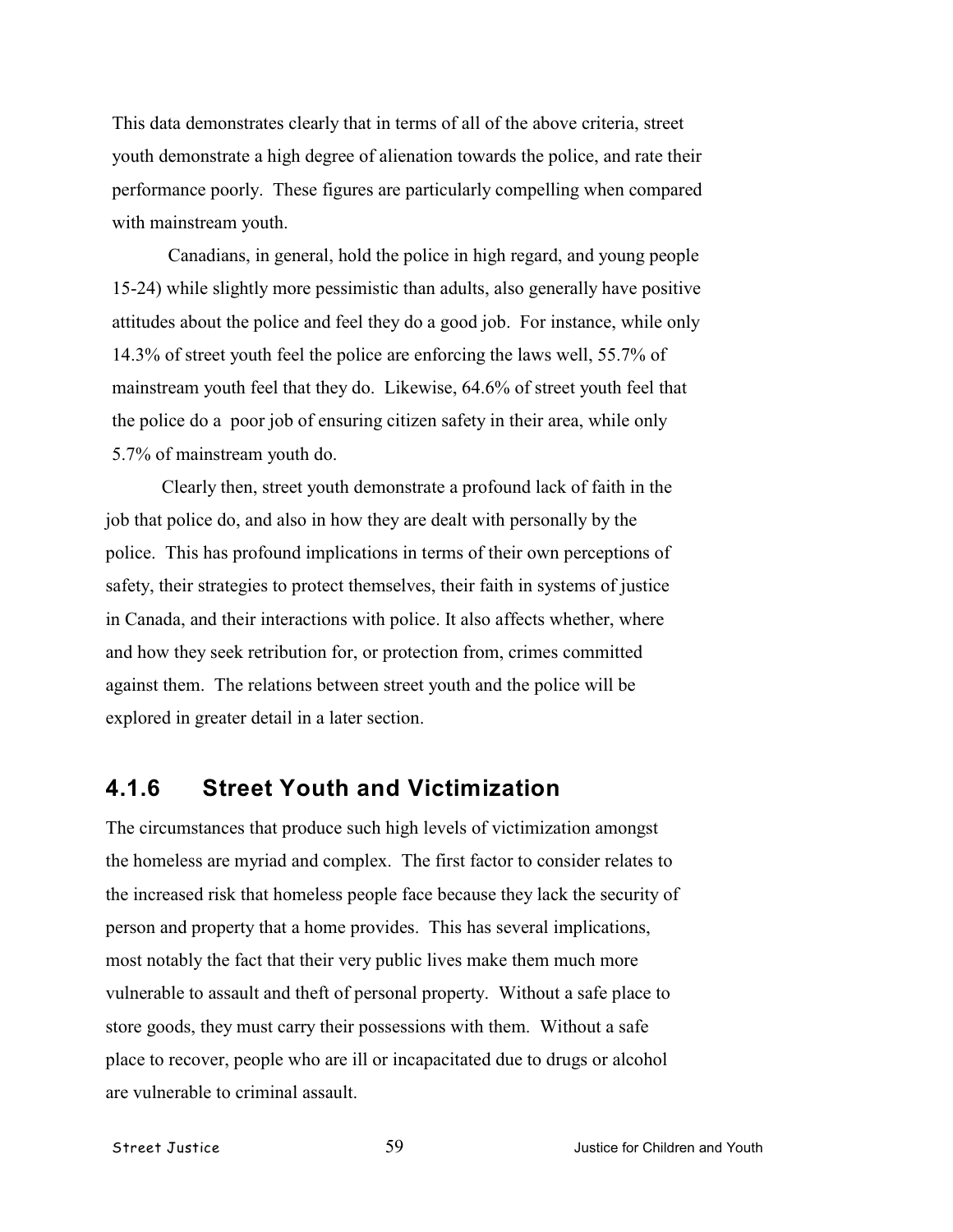This data demonstrates clearly that in terms of all of the above criteria, street youth demonstrate a high degree of alienation towards the police, and rate their performance poorly. These figures are particularly compelling when compared with mainstream youth.

Canadians, in general, hold the police in high regard, and young people 15-24) while slightly more pessimistic than adults, also generally have positive attitudes about the police and feel they do a good job. For instance, while only 14.3% of street youth feel the police are enforcing the laws well, 55.7% of mainstream youth feel that they do. Likewise, 64.6% of street youth feel that the police do a poor job of ensuring citizen safety in their area, while only 5.7% of mainstream youth do.

Clearly then, street youth demonstrate a profound lack of faith in the job that police do, and also in how they are dealt with personally by the police. This has profound implications in terms of their own perceptions of safety, their strategies to protect themselves, their faith in systems of justice in Canada, and their interactions with police. It also affects whether, where and how they seek retribution for, or protection from, crimes committed against them. The relations between street youth and the police will be explored in greater detail in a later section.

### 4.1.6 Street Youth and Victimization

The circumstances that produce such high levels of victimization amongst the homeless are myriad and complex. The first factor to consider relates to the increased risk that homeless people face because they lack the security of person and property that a home provides. This has several implications, most notably the fact that their very public lives make them much more vulnerable to assault and theft of personal property. Without a safe place to store goods, they must carry their possessions with them. Without a safe place to recover, people who are ill or incapacitated due to drugs or alcohol are vulnerable to criminal assault.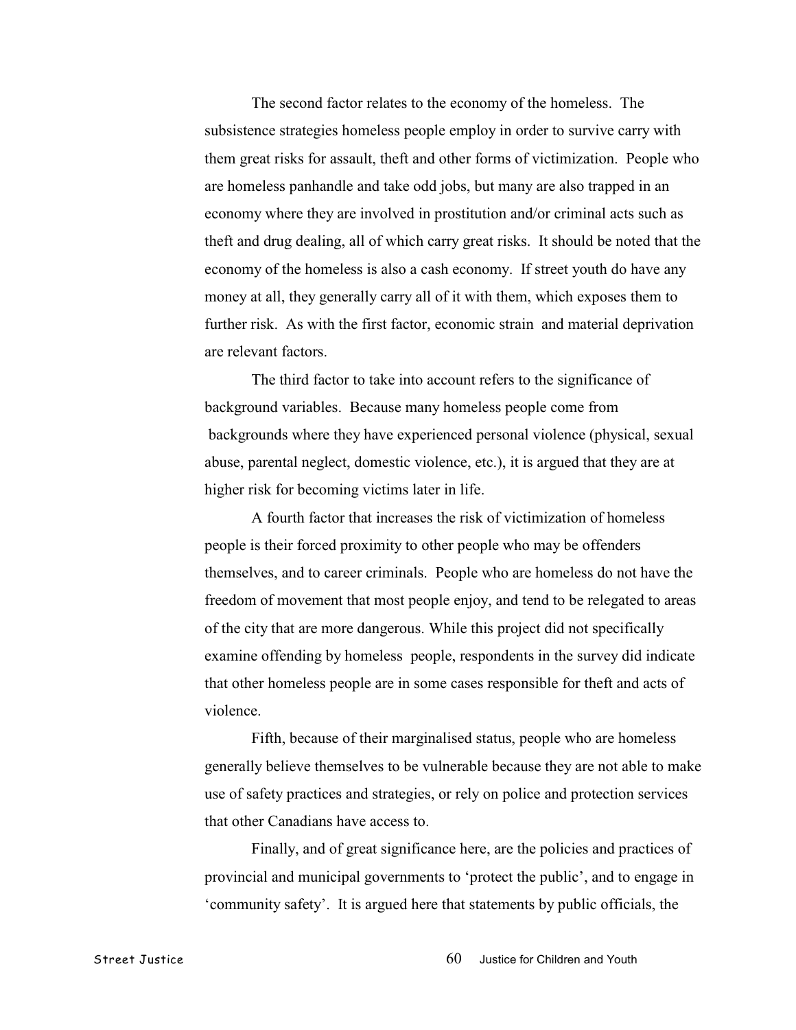The second factor relates to the economy of the homeless. The subsistence strategies homeless people employ in order to survive carry with them great risks for assault, theft and other forms of victimization. People who are homeless panhandle and take odd jobs, but many are also trapped in an economy where they are involved in prostitution and/or criminal acts such as theft and drug dealing, all of which carry great risks. It should be noted that the economy of the homeless is also a cash economy. If street youth do have any money at all, they generally carry all of it with them, which exposes them to further risk. As with the first factor, economic strain and material deprivation are relevant factors.

The third factor to take into account refers to the significance of background variables. Because many homeless people come from backgrounds where they have experienced personal violence (physical, sexual abuse, parental neglect, domestic violence, etc.), it is argued that they are at higher risk for becoming victims later in life.

A fourth factor that increases the risk of victimization of homeless people is their forced proximity to other people who may be offenders themselves, and to career criminals. People who are homeless do not have the freedom of movement that most people enjoy, and tend to be relegated to areas of the city that are more dangerous. While this project did not specifically examine offending by homeless people, respondents in the survey did indicate that other homeless people are in some cases responsible for theft and acts of violence.

Fifth, because of their marginalised status, people who are homeless generally believe themselves to be vulnerable because they are not able to make use of safety practices and strategies, or rely on police and protection services that other Canadians have access to.

Finally, and of great significance here, are the policies and practices of provincial and municipal governments to 'protect the public', and to engage in 'community safety'. It is argued here that statements by public officials, the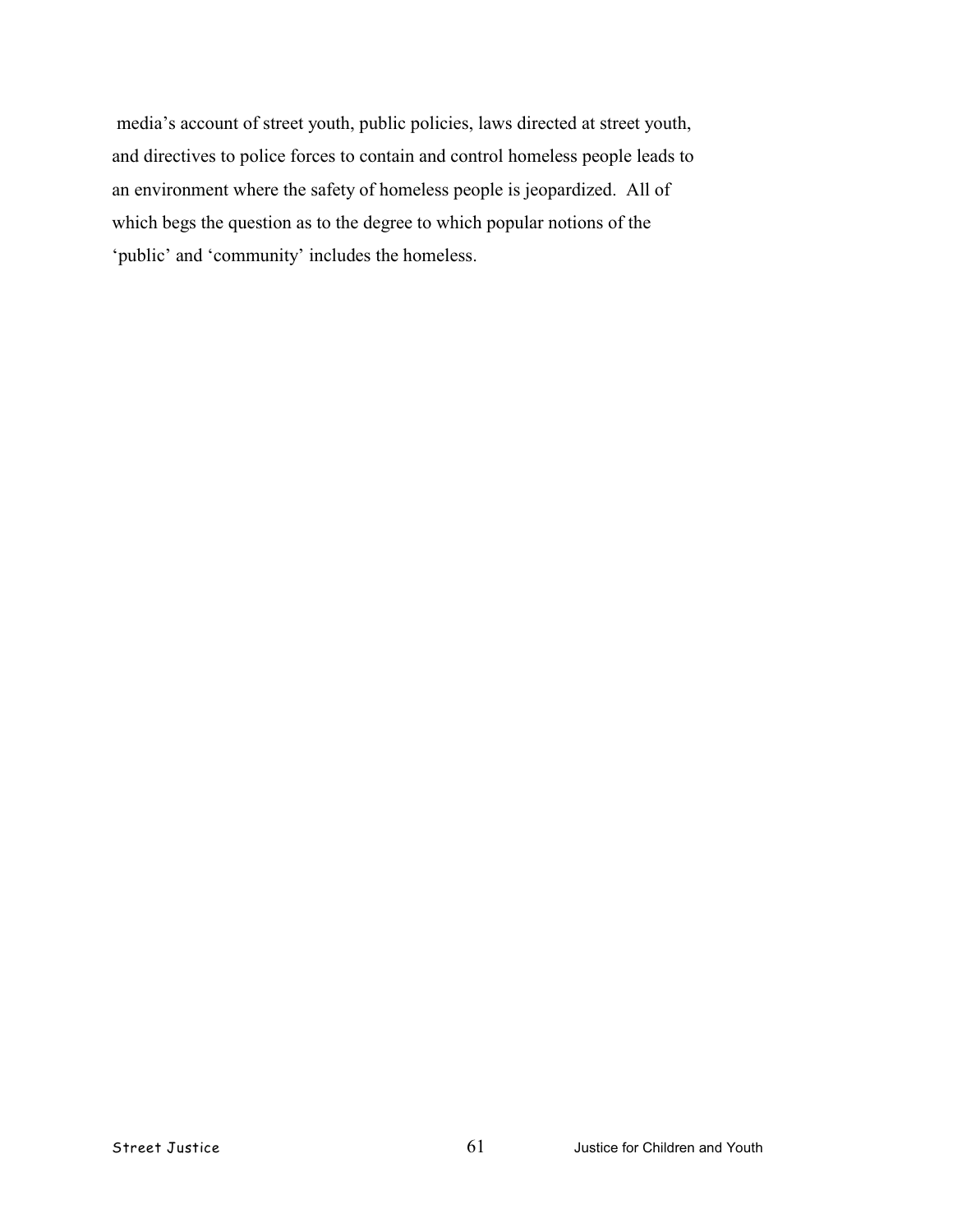media's account of street youth, public policies, laws directed at street youth, and directives to police forces to contain and control homeless people leads to an environment where the safety of homeless people is jeopardized. All of which begs the question as to the degree to which popular notions of the 'public' and 'community' includes the homeless.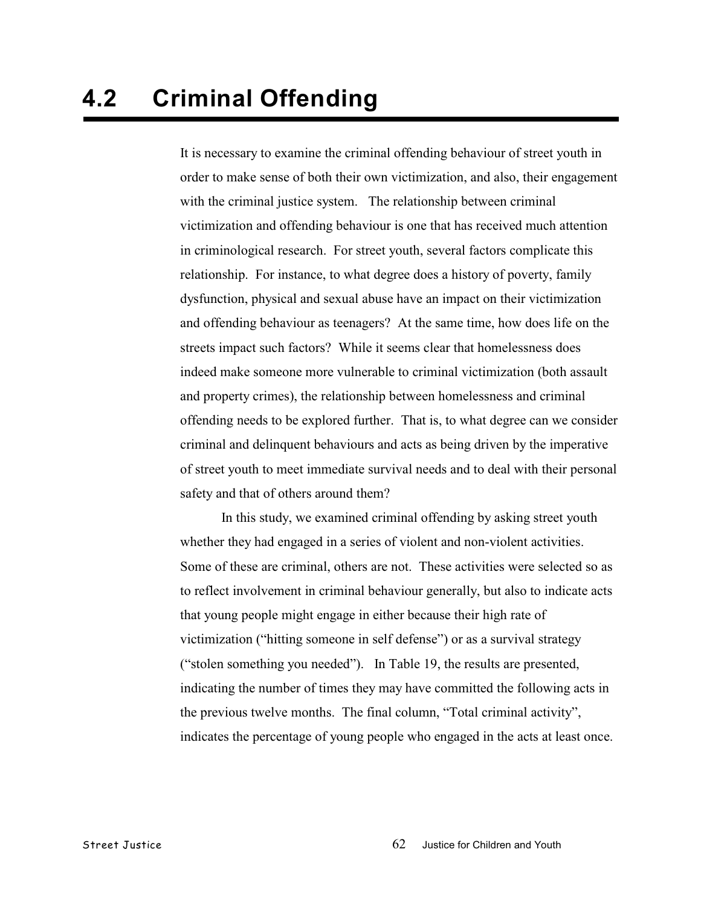# 4.2 Criminal Offending

It is necessary to examine the criminal offending behaviour of street youth in order to make sense of both their own victimization, and also, their engagement with the criminal justice system. The relationship between criminal victimization and offending behaviour is one that has received much attention in criminological research. For street youth, several factors complicate this relationship. For instance, to what degree does a history of poverty, family dysfunction, physical and sexual abuse have an impact on their victimization and offending behaviour as teenagers? At the same time, how does life on the streets impact such factors? While it seems clear that homelessness does indeed make someone more vulnerable to criminal victimization (both assault and property crimes), the relationship between homelessness and criminal offending needs to be explored further. That is, to what degree can we consider criminal and delinquent behaviours and acts as being driven by the imperative of street youth to meet immediate survival needs and to deal with their personal safety and that of others around them?

In this study, we examined criminal offending by asking street youth whether they had engaged in a series of violent and non-violent activities. Some of these are criminal, others are not. These activities were selected so as to reflect involvement in criminal behaviour generally, but also to indicate acts that young people might engage in either because their high rate of victimization ("hitting someone in self defense") or as a survival strategy ("stolen something you needed"). In Table 19, the results are presented, indicating the number of times they may have committed the following acts in the previous twelve months. The final column, "Total criminal activity", indicates the percentage of young people who engaged in the acts at least once.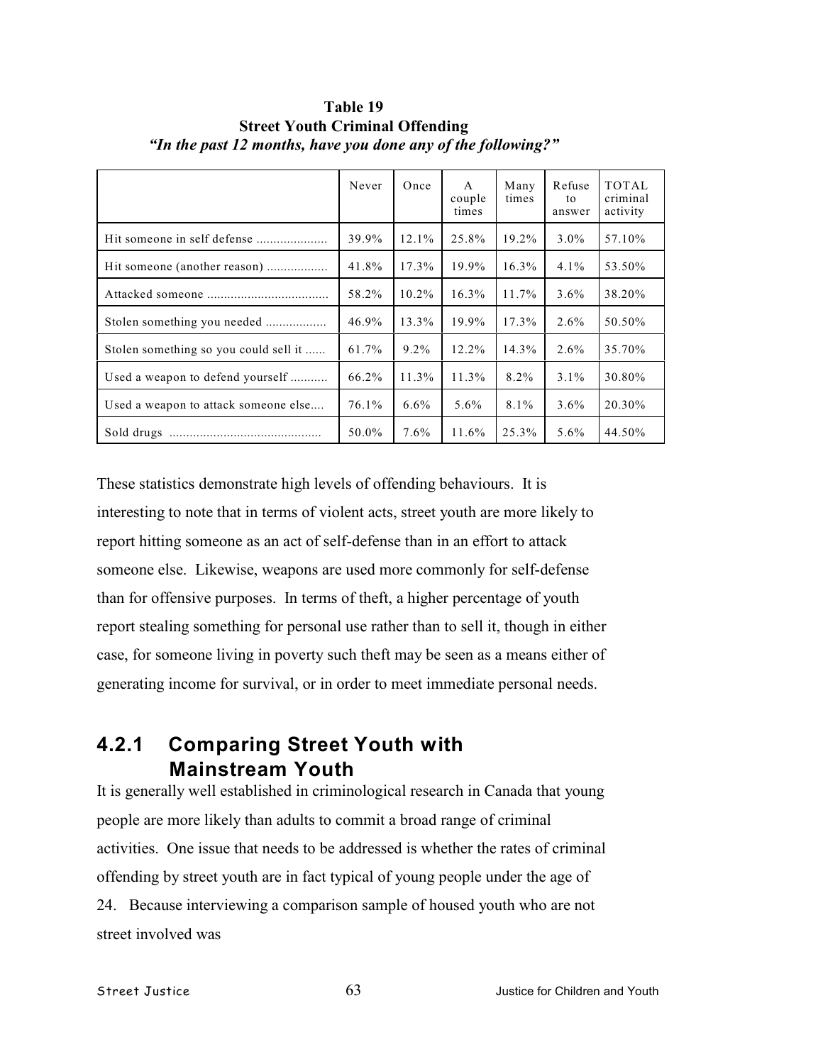**Table 19**
**Street Youth Criminal Offending**
***"In the past 12 months, have you done any of the following?"***

| | Never | Once | A couple times | Many times | Refuse to answer | TOTAL criminal activity |
|---|---|---|---|---|---|---|
| Hit someone in self defense .................... | 39.9% | 12.1% | 25.8% | 19.2% | 3.0% | 57.10% |
| Hit someone (another reason) .................. | 41.8% | 17.3% | 19.9% | 16.3% | 4.1% | 53.50% |
| Attacked someone .................................... | 58.2% | 10.2% | 16.3% | 11.7% | 3.6% | 38.20% |
| Stolen something you needed .................. | 46.9% | 13.3% | 19.9% | 17.3% | 2.6% | 50.50% |
| Stolen something so you could sell it ...... | 61.7% | 9.2% | 12.2% | 14.3% | 2.6% | 35.70% |
| Used a weapon to defend yourself ........... | 66.2% | 11.3% | 11.3% | 8.2% | 3.1% | 30.80% |
| Used a weapon to attack someone else.... | 76.1% | 6.6% | 5.6% | 8.1% | 3.6% | 20.30% |
| Sold drugs ............................................. | 50.0% | 7.6% | 11.6% | 25.3% | 5.6% | 44.50% |

These statistics demonstrate high levels of offending behaviours. It is interesting to note that in terms of violent acts, street youth are more likely to report hitting someone as an act of self-defense than in an effort to attack someone else. Likewise, weapons are used more commonly for self-defense than for offensive purposes. In terms of theft, a higher percentage of youth report stealing something for personal use rather than to sell it, though in either case, for someone living in poverty such theft may be seen as a means either of generating income for survival, or in order to meet immediate personal needs.

### 4.2.1 Comparing Street Youth with Mainstream Youth

It is generally well established in criminological research in Canada that young people are more likely than adults to commit a broad range of criminal activities. One issue that needs to be addressed is whether the rates of criminal offending by street youth are in fact typical of young people under the age of 24. Because interviewing a comparison sample of housed youth who are not street involved was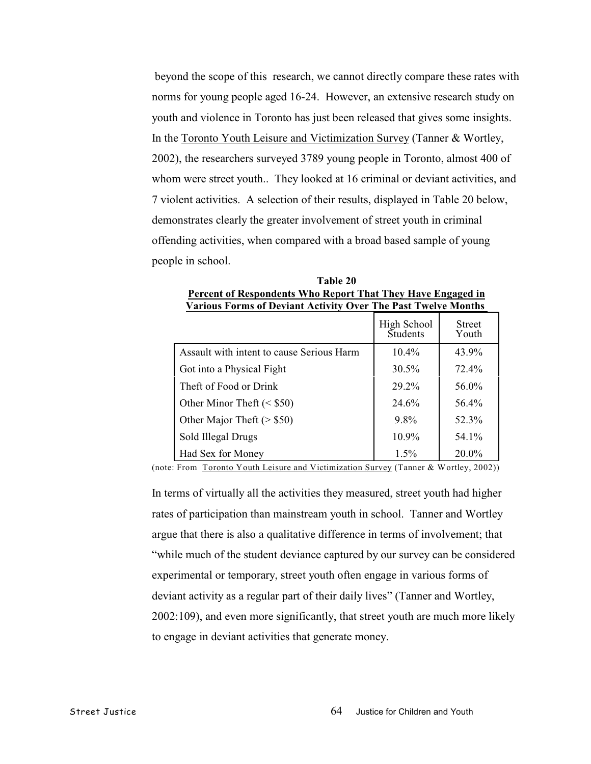beyond the scope of this research, we cannot directly compare these rates with norms for young people aged 16-24. However, an extensive research study on youth and violence in Toronto has just been released that gives some insights. In the Toronto Youth Leisure and Victimization Survey (Tanner & Wortley, 2002), the researchers surveyed 3789 young people in Toronto, almost 400 of whom were street youth.. They looked at 16 criminal or deviant activities, and 7 violent activities. A selection of their results, displayed in Table 20 below, demonstrates clearly the greater involvement of street youth in criminal offending activities, when compared with a broad based sample of young people in school.

**Table 20**
**Percent of Respondents Who Report That They Have Engaged in Various Forms of Deviant Activity Over The Past Twelve Months**

| | High School Students | Street Youth |
|---|---|---|
| Assault with intent to cause Serious Harm | 10.4% | 43.9% |
| Got into a Physical Fight | 30.5% | 72.4% |
| Theft of Food or Drink | 29.2% | 56.0% |
| Other Minor Theft (< $50) | 24.6% | 56.4% |
| Other Major Theft (> $50) | 9.8% | 52.3% |
| Sold Illegal Drugs | 10.9% | 54.1% |
| Had Sex for Money | 1.5% | 20.0% |

(note: From Toronto Youth Leisure and Victimization Survey (Tanner & Wortley, 2002))

In terms of virtually all the activities they measured, street youth had higher rates of participation than mainstream youth in school. Tanner and Wortley argue that there is also a qualitative difference in terms of involvement; that "while much of the student deviance captured by our survey can be considered experimental or temporary, street youth often engage in various forms of deviant activity as a regular part of their daily lives" (Tanner and Wortley, 2002:109), and even more significantly, that street youth are much more likely to engage in deviant activities that generate money.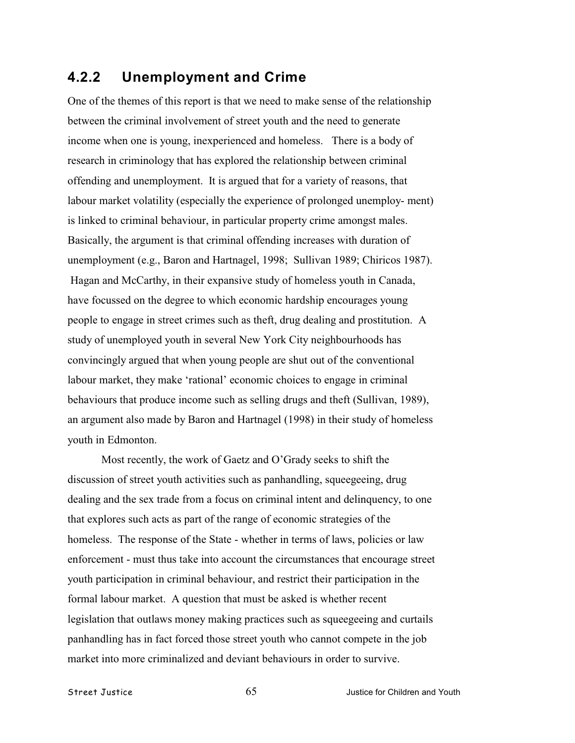### 4.2.2 Unemployment and Crime

One of the themes of this report is that we need to make sense of the relationship between the criminal involvement of street youth and the need to generate income when one is young, inexperienced and homeless. There is a body of research in criminology that has explored the relationship between criminal offending and unemployment. It is argued that for a variety of reasons, that labour market volatility (especially the experience of prolonged unemploy- ment) is linked to criminal behaviour, in particular property crime amongst males. Basically, the argument is that criminal offending increases with duration of unemployment (e.g., Baron and Hartnagel, 1998; Sullivan 1989; Chiricos 1987). Hagan and McCarthy, in their expansive study of homeless youth in Canada, have focussed on the degree to which economic hardship encourages young people to engage in street crimes such as theft, drug dealing and prostitution. A study of unemployed youth in several New York City neighbourhoods has convincingly argued that when young people are shut out of the conventional labour market, they make 'rational' economic choices to engage in criminal behaviours that produce income such as selling drugs and theft (Sullivan, 1989), an argument also made by Baron and Hartnagel (1998) in their study of homeless youth in Edmonton.

Most recently, the work of Gaetz and O'Grady seeks to shift the discussion of street youth activities such as panhandling, squeegeeing, drug dealing and the sex trade from a focus on criminal intent and delinquency, to one that explores such acts as part of the range of economic strategies of the homeless. The response of the State - whether in terms of laws, policies or law enforcement - must thus take into account the circumstances that encourage street youth participation in criminal behaviour, and restrict their participation in the formal labour market. A question that must be asked is whether recent legislation that outlaws money making practices such as squeegeeing and curtails panhandling has in fact forced those street youth who cannot compete in the job market into more criminalized and deviant behaviours in order to survive.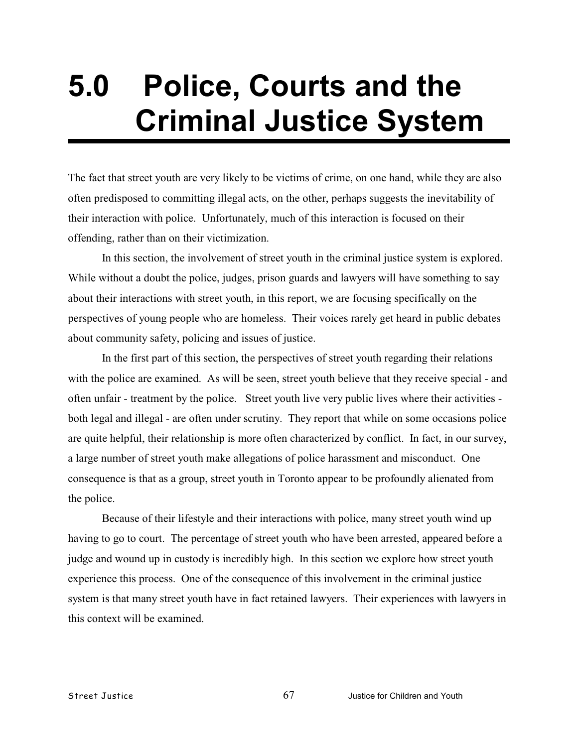# 5.0 Police, Courts and the Criminal Justice System

The fact that street youth are very likely to be victims of crime, on one hand, while they are also often predisposed to committing illegal acts, on the other, perhaps suggests the inevitability of their interaction with police. Unfortunately, much of this interaction is focused on their offending, rather than on their victimization.

In this section, the involvement of street youth in the criminal justice system is explored. While without a doubt the police, judges, prison guards and lawyers will have something to say about their interactions with street youth, in this report, we are focusing specifically on the perspectives of young people who are homeless. Their voices rarely get heard in public debates about community safety, policing and issues of justice.

In the first part of this section, the perspectives of street youth regarding their relations with the police are examined. As will be seen, street youth believe that they receive special - and often unfair - treatment by the police. Street youth live very public lives where their activities - both legal and illegal - are often under scrutiny. They report that while on some occasions police are quite helpful, their relationship is more often characterized by conflict. In fact, in our survey, a large number of street youth make allegations of police harassment and misconduct. One consequence is that as a group, street youth in Toronto appear to be profoundly alienated from the police.

Because of their lifestyle and their interactions with police, many street youth wind up having to go to court. The percentage of street youth who have been arrested, appeared before a judge and wound up in custody is incredibly high. In this section we explore how street youth experience this process. One of the consequence of this involvement in the criminal justice system is that many street youth have in fact retained lawyers. Their experiences with lawyers in this context will be examined.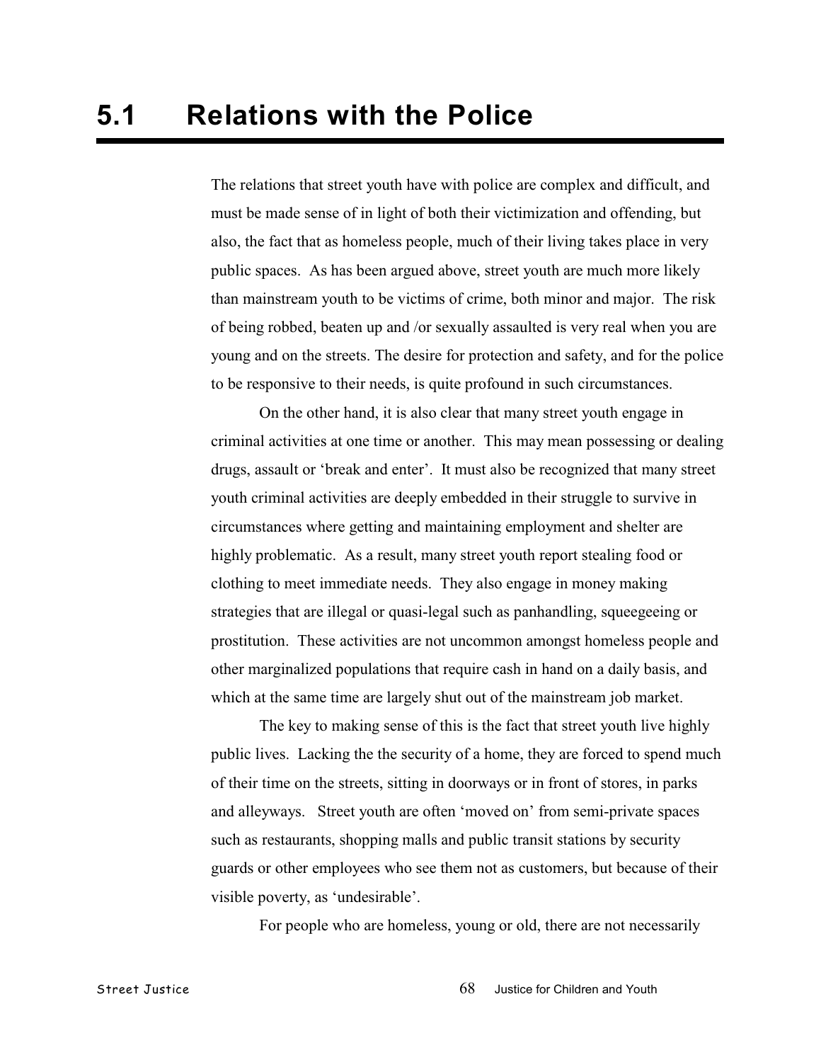# 5.1 Relations with the Police

The relations that street youth have with police are complex and difficult, and must be made sense of in light of both their victimization and offending, but also, the fact that as homeless people, much of their living takes place in very public spaces. As has been argued above, street youth are much more likely than mainstream youth to be victims of crime, both minor and major. The risk of being robbed, beaten up and /or sexually assaulted is very real when you are young and on the streets. The desire for protection and safety, and for the police to be responsive to their needs, is quite profound in such circumstances.

On the other hand, it is also clear that many street youth engage in criminal activities at one time or another. This may mean possessing or dealing drugs, assault or 'break and enter'. It must also be recognized that many street youth criminal activities are deeply embedded in their struggle to survive in circumstances where getting and maintaining employment and shelter are highly problematic. As a result, many street youth report stealing food or clothing to meet immediate needs. They also engage in money making strategies that are illegal or quasi-legal such as panhandling, squeegeeing or prostitution. These activities are not uncommon amongst homeless people and other marginalized populations that require cash in hand on a daily basis, and which at the same time are largely shut out of the mainstream job market.

The key to making sense of this is the fact that street youth live highly public lives. Lacking the the security of a home, they are forced to spend much of their time on the streets, sitting in doorways or in front of stores, in parks and alleyways. Street youth are often 'moved on' from semi-private spaces such as restaurants, shopping malls and public transit stations by security guards or other employees who see them not as customers, but because of their visible poverty, as 'undesirable'.

For people who are homeless, young or old, there are not necessarily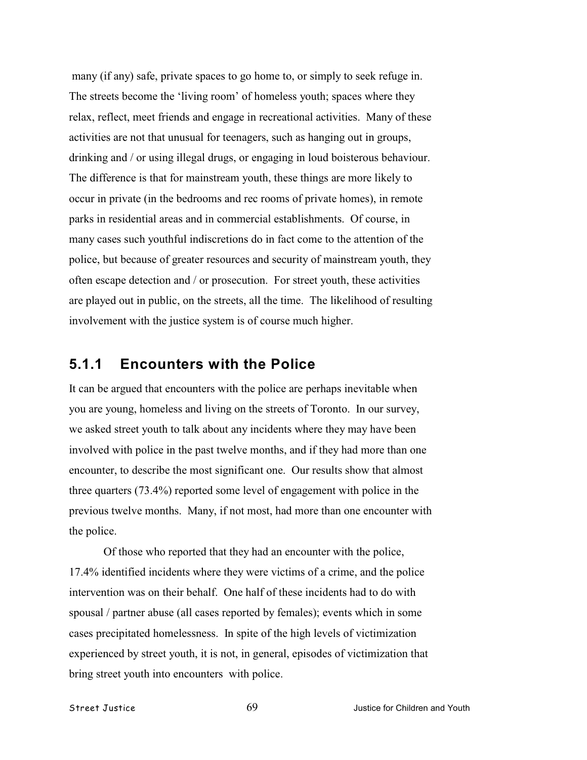many (if any) safe, private spaces to go home to, or simply to seek refuge in. The streets become the 'living room' of homeless youth; spaces where they relax, reflect, meet friends and engage in recreational activities. Many of these activities are not that unusual for teenagers, such as hanging out in groups, drinking and / or using illegal drugs, or engaging in loud boisterous behaviour. The difference is that for mainstream youth, these things are more likely to occur in private (in the bedrooms and rec rooms of private homes), in remote parks in residential areas and in commercial establishments. Of course, in many cases such youthful indiscretions do in fact come to the attention of the police, but because of greater resources and security of mainstream youth, they often escape detection and / or prosecution. For street youth, these activities are played out in public, on the streets, all the time. The likelihood of resulting involvement with the justice system is of course much higher.

### 5.1.1 Encounters with the Police

It can be argued that encounters with the police are perhaps inevitable when you are young, homeless and living on the streets of Toronto. In our survey, we asked street youth to talk about any incidents where they may have been involved with police in the past twelve months, and if they had more than one encounter, to describe the most significant one. Our results show that almost three quarters (73.4%) reported some level of engagement with police in the previous twelve months. Many, if not most, had more than one encounter with the police.

Of those who reported that they had an encounter with the police, 17.4% identified incidents where they were victims of a crime, and the police intervention was on their behalf. One half of these incidents had to do with spousal / partner abuse (all cases reported by females); events which in some cases precipitated homelessness. In spite of the high levels of victimization experienced by street youth, it is not, in general, episodes of victimization that bring street youth into encounters with police.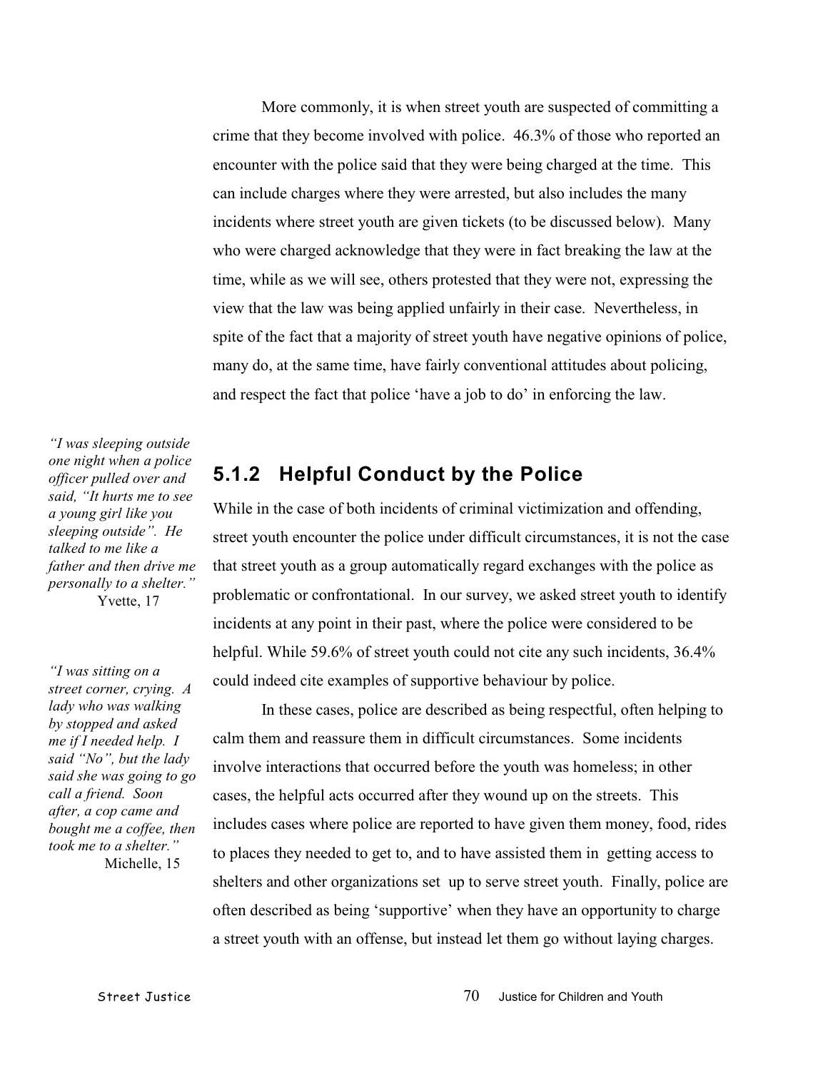More commonly, it is when street youth are suspected of committing a crime that they become involved with police. 46.3% of those who reported an encounter with the police said that they were being charged at the time. This can include charges where they were arrested, but also includes the many incidents where street youth are given tickets (to be discussed below). Many who were charged acknowledge that they were in fact breaking the law at the time, while as we will see, others protested that they were not, expressing the view that the law was being applied unfairly in their case. Nevertheless, in spite of the fact that a majority of street youth have negative opinions of police, many do, at the same time, have fairly conventional attitudes about policing, and respect the fact that police 'have a job to do' in enforcing the law.

*"I was sleeping outside one night when a police officer pulled over and said, "It hurts me to see a young girl like you sleeping outside". He talked to me like a father and then drive me personally to a shelter."*
Yvette, 17

*"I was sitting on a street corner, crying. A lady who was walking by stopped and asked me if I needed help. I said "No", but the lady said she was going to go call a friend. Soon after, a cop came and bought me a coffee, then took me to a shelter."*
Michelle, 15

## 5.1.2 Helpful Conduct by the Police

While in the case of both incidents of criminal victimization and offending, street youth encounter the police under difficult circumstances, it is not the case that street youth as a group automatically regard exchanges with the police as problematic or confrontational. In our survey, we asked street youth to identify incidents at any point in their past, where the police were considered to be helpful. While 59.6% of street youth could not cite any such incidents, 36.4% could indeed cite examples of supportive behaviour by police.

In these cases, police are described as being respectful, often helping to calm them and reassure them in difficult circumstances. Some incidents involve interactions that occurred before the youth was homeless; in other cases, the helpful acts occurred after they wound up on the streets. This includes cases where police are reported to have given them money, food, rides to places they needed to get to, and to have assisted them in getting access to shelters and other organizations set up to serve street youth. Finally, police are often described as being 'supportive' when they have an opportunity to charge a street youth with an offense, but instead let them go without laying charges.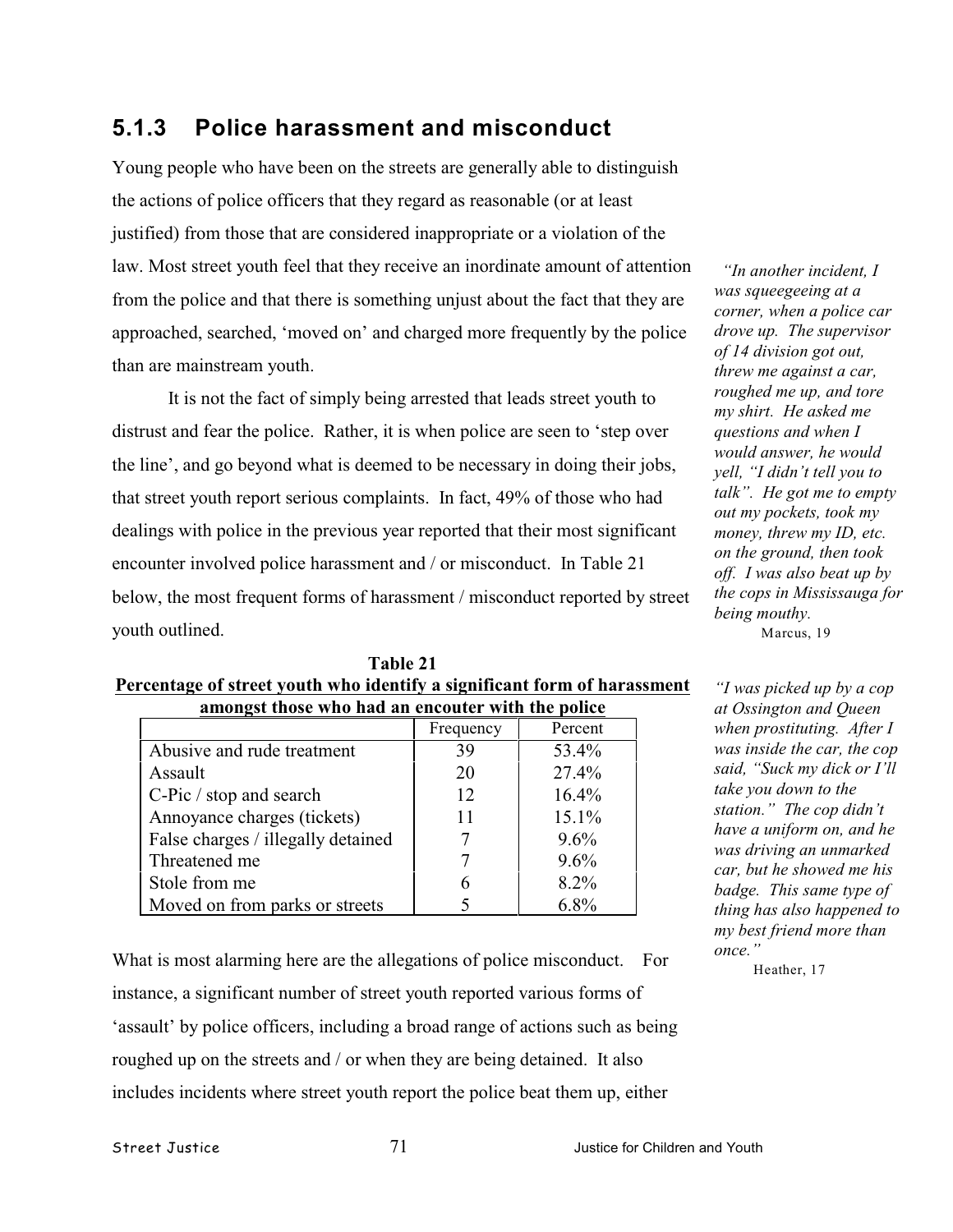### 5.1.3 Police harassment and misconduct

Young people who have been on the streets are generally able to distinguish the actions of police officers that they regard as reasonable (or at least justified) from those that are considered inappropriate or a violation of the law. Most street youth feel that they receive an inordinate amount of attention from the police and that there is something unjust about the fact that they are approached, searched, 'moved on' and charged more frequently by the police than are mainstream youth.

It is not the fact of simply being arrested that leads street youth to distrust and fear the police. Rather, it is when police are seen to 'step over the line', and go beyond what is deemed to be necessary in doing their jobs, that street youth report serious complaints. In fact, 49% of those who had dealings with police in the previous year reported that their most significant encounter involved police harassment and / or misconduct. In Table 21 below, the most frequent forms of harassment / misconduct reported by street youth outlined.

*"In another incident, I was squeegeeing at a corner, when a police car drove up. The supervisor of 14 division got out, threw me against a car, roughed me up, and tore my shirt. He asked me questions and when I would answer, he would yell, "I didn't tell you to talk". He got me to empty out my pockets, took my money, threw my ID, etc. on the ground, then took off. I was also beat up by the cops in Mississauga for being mouthy.*

Marcus, 19

**Table 21**
**Percentage of street youth who identify a significant form of harassment amongst those who had an encouter with the police**

| | Frequency | Percent |
|---|---|---|
| Abusive and rude treatment | 39 | 53.4% |
| Assault | 20 | 27.4% |
| C-Pic / stop and search | 12 | 16.4% |
| Annoyance charges (tickets) | 11 | 15.1% |
| False charges / illegally detained | 7 | 9.6% |
| Threatened me | 7 | 9.6% |
| Stole from me | 6 | 8.2% |
| Moved on from parks or streets | 5 | 6.8% |

*"I was picked up by a cop at Ossington and Queen when prostituting. After I was inside the car, the cop said, "Suck my dick or I'll take you down to the station." The cop didn't have a uniform on, and he was driving an unmarked car, but he showed me his badge. This same type of thing has also happened to my best friend more than once."*

Heather, 17

What is most alarming here are the allegations of police misconduct. For instance, a significant number of street youth reported various forms of 'assault' by police officers, including a broad range of actions such as being roughed up on the streets and / or when they are being detained. It also includes incidents where street youth report the police beat them up, either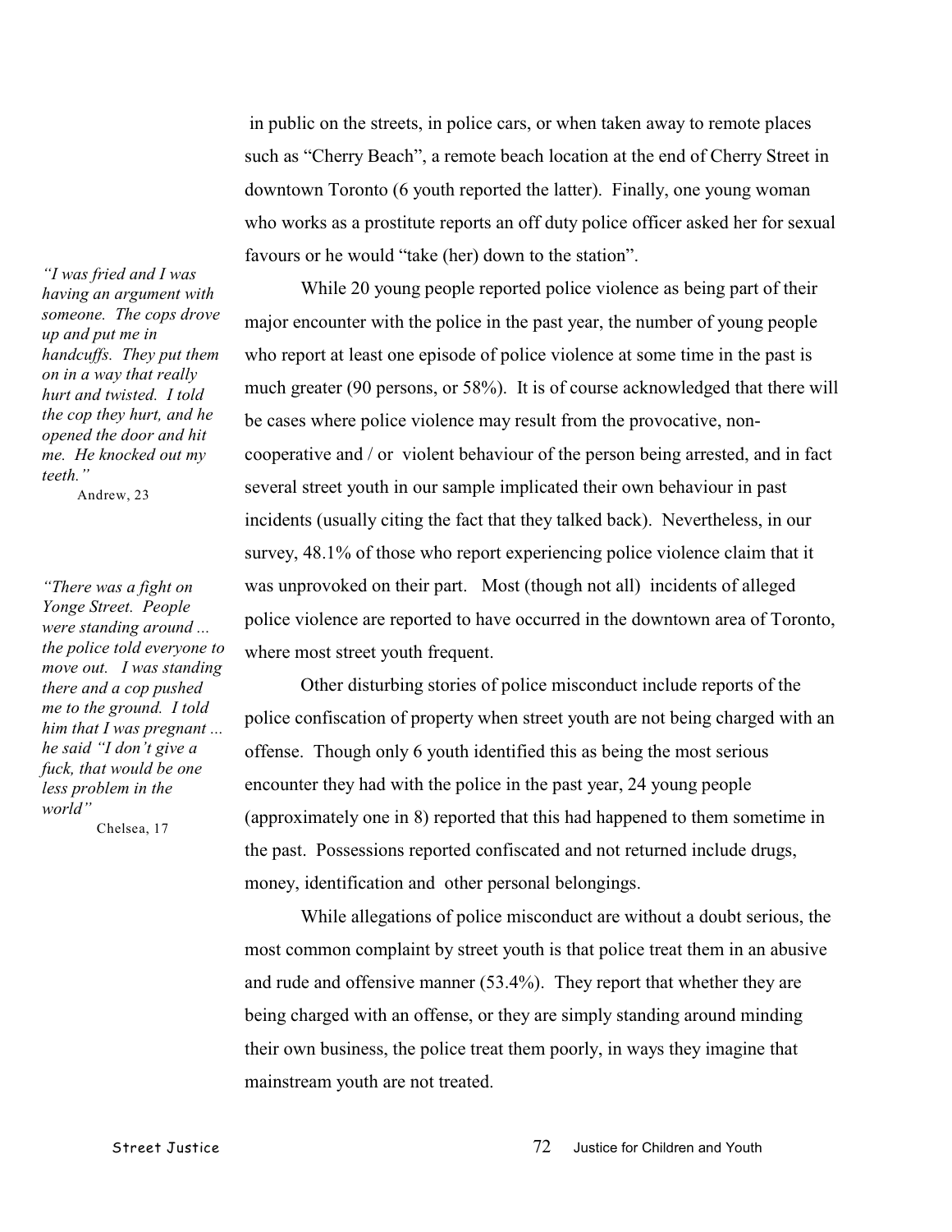in public on the streets, in police cars, or when taken away to remote places such as "Cherry Beach", a remote beach location at the end of Cherry Street in downtown Toronto (6 youth reported the latter). Finally, one young woman who works as a prostitute reports an off duty police officer asked her for sexual favours or he would "take (her) down to the station".

> *"I was fried and I was having an argument with someone. The cops drove up and put me in handcuffs. They put them on in a way that really hurt and twisted. I told the cop they hurt, and he opened the door and hit me. He knocked out my teeth."*
> Andrew, 23

While 20 young people reported police violence as being part of their major encounter with the police in the past year, the number of young people who report at least one episode of police violence at some time in the past is much greater (90 persons, or 58%). It is of course acknowledged that there will be cases where police violence may result from the provocative, non-cooperative and / or violent behaviour of the person being arrested, and in fact several street youth in our sample implicated their own behaviour in past incidents (usually citing the fact that they talked back). Nevertheless, in our survey, 48.1% of those who report experiencing police violence claim that it was unprovoked on their part. Most (though not all) incidents of alleged police violence are reported to have occurred in the downtown area of Toronto, where most street youth frequent.

> *"There was a fight on Yonge Street. People were standing around ... the police told everyone to move out. I was standing there and a cop pushed me to the ground. I told him that I was pregnant ... he said "I don't give a fuck, that would be one less problem in the world"*
> Chelsea, 17

Other disturbing stories of police misconduct include reports of the police confiscation of property when street youth are not being charged with an offense. Though only 6 youth identified this as being the most serious encounter they had with the police in the past year, 24 young people (approximately one in 8) reported that this had happened to them sometime in the past. Possessions reported confiscated and not returned include drugs, money, identification and other personal belongings.

While allegations of police misconduct are without a doubt serious, the most common complaint by street youth is that police treat them in an abusive and rude and offensive manner (53.4%). They report that whether they are being charged with an offense, or they are simply standing around minding their own business, the police treat them poorly, in ways they imagine that mainstream youth are not treated.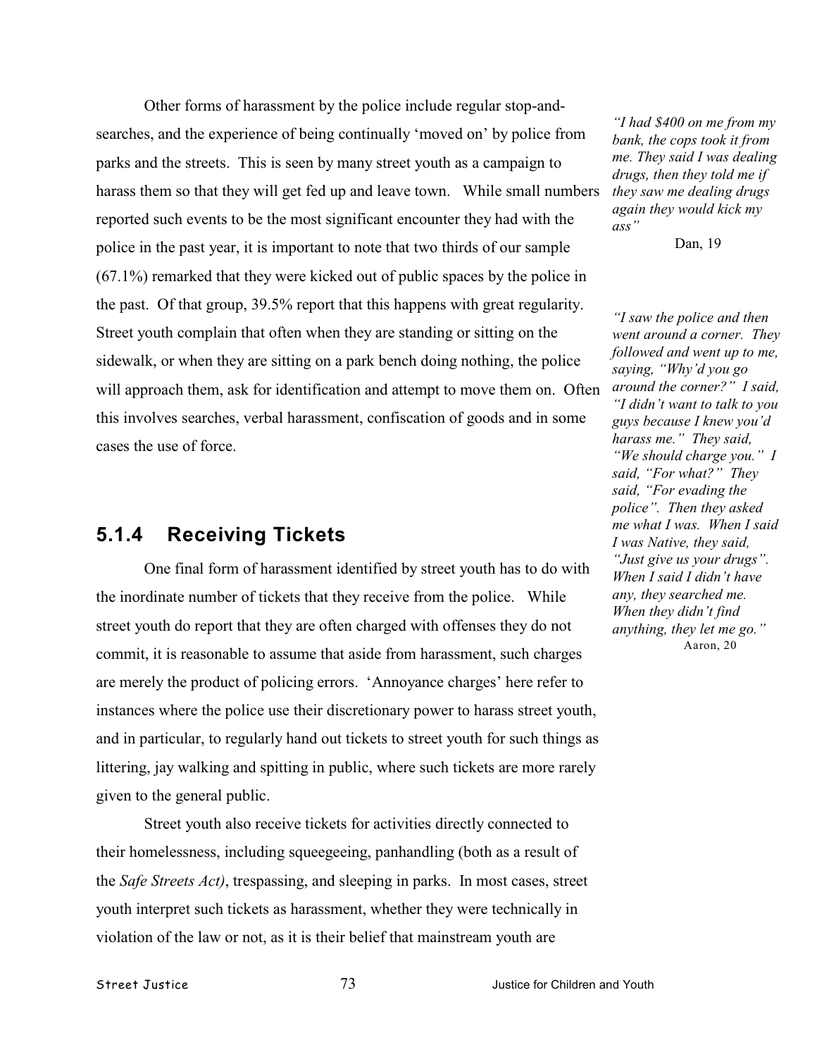Other forms of harassment by the police include regular stop-and-searches, and the experience of being continually 'moved on' by police from parks and the streets. This is seen by many street youth as a campaign to harass them so that they will get fed up and leave town. While small numbers reported such events to be the most significant encounter they had with the police in the past year, it is important to note that two thirds of our sample (67.1%) remarked that they were kicked out of public spaces by the police in the past. Of that group, 39.5% report that this happens with great regularity. Street youth complain that often when they are standing or sitting on the sidewalk, or when they are sitting on a park bench doing nothing, the police will approach them, ask for identification and attempt to move them on. Often this involves searches, verbal harassment, confiscation of goods and in some cases the use of force.

> *"I had $400 on me from my bank, the cops took it from me. They said I was dealing drugs, then they told me if they saw me dealing drugs again they would kick my ass"*
>
> Dan, 19

> *"I saw the police and then went around a corner. They followed and went up to me, saying, "Why'd you go around the corner?" I said, "I didn't want to talk to you guys because I knew you'd harass me." They said, "We should charge you." I said, "For what?" They said, "For evading the police". Then they asked me what I was. When I said I was Native, they said, "Just give us your drugs". When I said I didn't have any, they searched me. When they didn't find anything, they let me go."*
>
> Aaron, 20

### 5.1.4 Receiving Tickets

One final form of harassment identified by street youth has to do with the inordinate number of tickets that they receive from the police. While street youth do report that they are often charged with offenses they do not commit, it is reasonable to assume that aside from harassment, such charges are merely the product of policing errors. 'Annoyance charges' here refer to instances where the police use their discretionary power to harass street youth, and in particular, to regularly hand out tickets to street youth for such things as littering, jay walking and spitting in public, where such tickets are more rarely given to the general public.

Street youth also receive tickets for activities directly connected to their homelessness, including squeegeeing, panhandling (both as a result of the *Safe Streets Act)*, trespassing, and sleeping in parks. In most cases, street youth interpret such tickets as harassment, whether they were technically in violation of the law or not, as it is their belief that mainstream youth are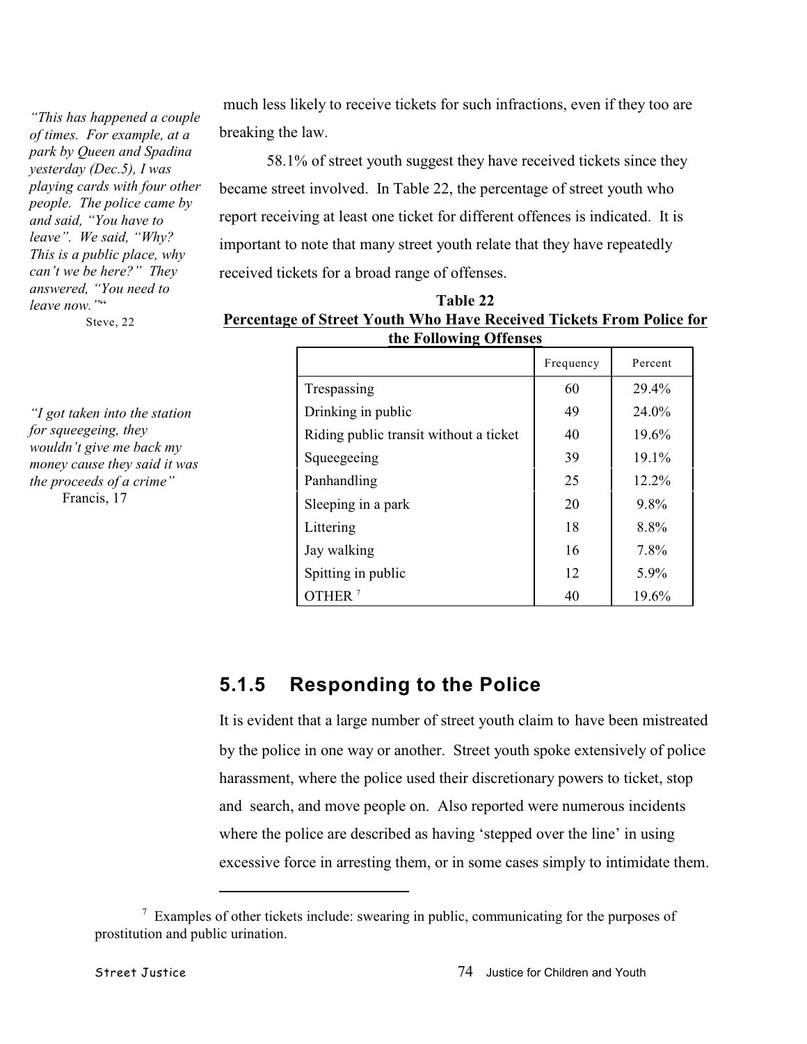much less likely to receive tickets for such infractions, even if they too are breaking the law.

58.1% of street youth suggest they have received tickets since they became street involved. In Table 22, the percentage of street youth who report receiving at least one ticket for different offences is indicated. It is important to note that many street youth relate that they have repeatedly received tickets for a broad range of offenses.

*"This has happened a couple of times. For example, at a park by Queen and Spadina yesterday (Dec.5), I was playing cards with four other people. The police came by and said, "You have to leave". We said, "Why? This is a public place, why can't we be here?" They answered, "You need to leave now.""*
Steve, 22

**Table 22**
**Percentage of Street Youth Who Have Received Tickets From Police for the Following Offenses**

| | Frequency | Percent |
|---|---|---|
| Trespassing | 60 | 29.4% |
| Drinking in public | 49 | 24.0% |
| Riding public transit without a ticket | 40 | 19.6% |
| Squeegeeing | 39 | 19.1% |
| Panhandling | 25 | 12.2% |
| Sleeping in a park | 20 | 9.8% |
| Littering | 18 | 8.8% |
| Jay walking | 16 | 7.8% |
| Spitting in public | 12 | 5.9% |
| OTHER [7] | 40 | 19.6% |

*"I got taken into the station for squeegeeing, they wouldn't give me back my money cause they said it was the proceeds of a crime"*
Francis, 17

## 5.1.5 Responding to the Police

It is evident that a large number of street youth claim to have been mistreated by the police in one way or another. Street youth spoke extensively of police harassment, where the police used their discretionary powers to ticket, stop and search, and move people on. Also reported were numerous incidents where the police are described as having 'stepped over the line' in using excessive force in arresting them, or in some cases simply to intimidate them.

[7] Examples of other tickets include: swearing in public, communicating for the purposes of prostitution and public urination.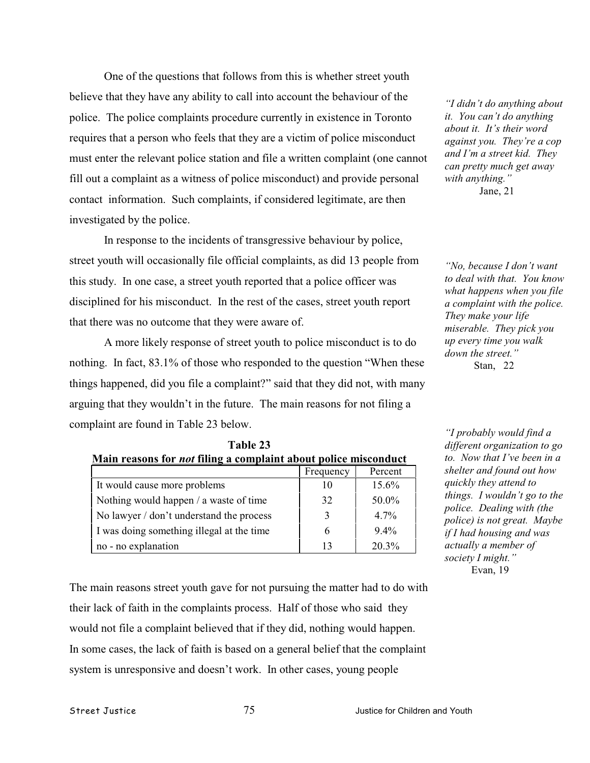One of the questions that follows from this is whether street youth believe that they have any ability to call into account the behaviour of the police. The police complaints procedure currently in existence in Toronto requires that a person who feels that they are a victim of police misconduct must enter the relevant police station and file a written complaint (one cannot fill out a complaint as a witness of police misconduct) and provide personal contact information. Such complaints, if considered legitimate, are then investigated by the police.

In response to the incidents of transgressive behaviour by police, street youth will occasionally file official complaints, as did 13 people from this study. In one case, a street youth reported that a police officer was disciplined for his misconduct. In the rest of the cases, street youth report that there was no outcome that they were aware of.

A more likely response of street youth to police misconduct is to do nothing. In fact, 83.1% of those who responded to the question "When these things happened, did you file a complaint?" said that they did not, with many arguing that they wouldn't in the future. The main reasons for not filing a complaint are found in Table 23 below.

**Table 23**
**Main reasons for *not* filing a complaint about police misconduct**

| | Frequency | Percent |
|---|---|---|
| It would cause more problems | 10 | 15.6% |
| Nothing would happen / a waste of time | 32 | 50.0% |
| No lawyer / don't understand the process | 3 | 4.7% |
| I was doing something illegal at the time | 6 | 9.4% |
| no - no explanation | 13 | 20.3% |

The main reasons street youth gave for not pursuing the matter had to do with their lack of faith in the complaints process. Half of those who said they would not file a complaint believed that if they did, nothing would happen. In some cases, the lack of faith is based on a general belief that the complaint system is unresponsive and doesn't work. In other cases, young people

*"I didn't do anything about it. You can't do anything about it. It's their word against you. They're a cop and I'm a street kid. They can pretty much get away with anything."*
Jane, 21

*"No, because I don't want to deal with that. You know what happens when you file a complaint with the police. They make your life miserable. They pick you up every time you walk down the street."*
Stan, 22

*"I probably would find a different organization to go to. Now that I've been in a shelter and found out how quickly they attend to things. I wouldn't go to the police. Dealing with (the police) is not great. Maybe if I had housing and was actually a member of society I might."*
Evan, 19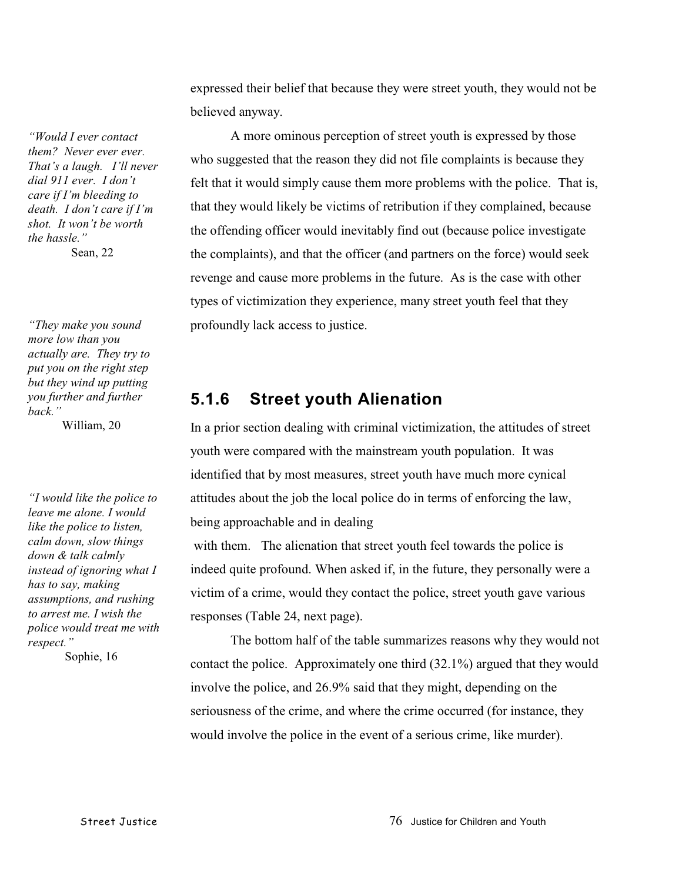expressed their belief that because they were street youth, they would not be believed anyway.

A more ominous perception of street youth is expressed by those who suggested that the reason they did not file complaints is because they felt that it would simply cause them more problems with the police. That is, that they would likely be victims of retribution if they complained, because the offending officer would inevitably find out (because police investigate the complaints), and that the officer (and partners on the force) would seek revenge and cause more problems in the future. As is the case with other types of victimization they experience, many street youth feel that they profoundly lack access to justice.

*"Would I ever contact them? Never ever ever. That's a laugh. I'll never dial 911 ever. I don't care if I'm bleeding to death. I don't care if I'm shot. It won't be worth the hassle."*
Sean, 22

*"They make you sound more low than you actually are. They try to put you on the right step but they wind up putting you further and further back."*
William, 20

### 5.1.6 Street youth Alienation

In a prior section dealing with criminal victimization, the attitudes of street youth were compared with the mainstream youth population. It was identified that by most measures, street youth have much more cynical attitudes about the job the local police do in terms of enforcing the law, being approachable and in dealing with them. The alienation that street youth feel towards the police is indeed quite profound. When asked if, in the future, they personally were a victim of a crime, would they contact the police, street youth gave various responses (Table 24, next page).

*"I would like the police to leave me alone. I would like the police to listen, calm down, slow things down & talk calmly instead of ignoring what I has to say, making assumptions, and rushing to arrest me. I wish the police would treat me with respect."*
Sophie, 16

The bottom half of the table summarizes reasons why they would not contact the police. Approximately one third (32.1%) argued that they would involve the police, and 26.9% said that they might, depending on the seriousness of the crime, and where the crime occurred (for instance, they would involve the police in the event of a serious crime, like murder).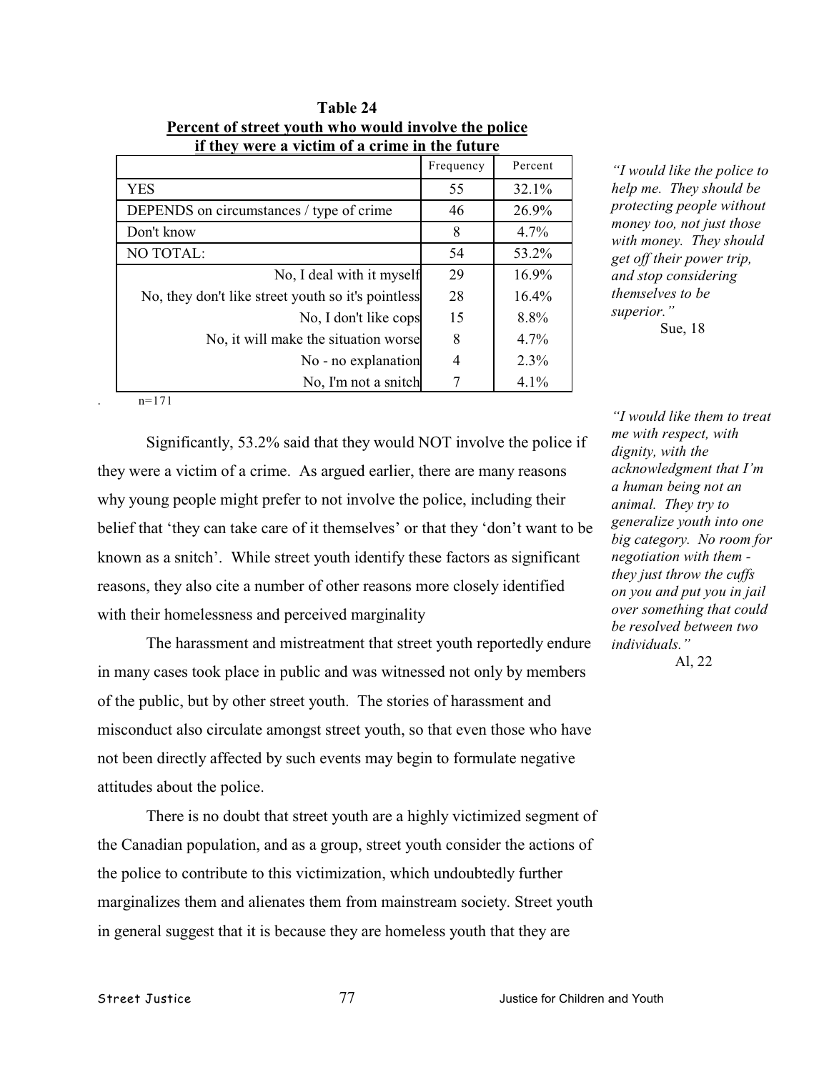**Table 24**
**Percent of street youth who would involve the police if they were a victim of a crime in the future**

| | Frequency | Percent |
|---|---|---|
| YES | 55 | 32.1% |
| DEPENDS on circumstances / type of crime | 46 | 26.9% |
| Don't know | 8 | 4.7% |
| NO TOTAL: | 54 | 53.2% |
| No, I deal with it myself | 29 | 16.9% |
| No, they don't like street youth so it's pointless | 28 | 16.4% |
| No, I don't like cops | 15 | 8.8% |
| No, it will make the situation worse | 8 | 4.7% |
| No - no explanation | 4 | 2.3% |
| No, I'm not a snitch | 7 | 4.1% |

n=171

*"I would like the police to help me. They should be protecting people without money too, not just those with money. They should get off their power trip, and stop considering themselves to be superior."*
Sue, 18

*"I would like them to treat me with respect, with dignity, with the acknowledgment that I'm a human being not an animal. They try to generalize youth into one big category. No room for negotiation with them - they just throw the cuffs on you and put you in jail over something that could be resolved between two individuals."*
Al, 22

Significantly, 53.2% said that they would NOT involve the police if they were a victim of a crime. As argued earlier, there are many reasons why young people might prefer to not involve the police, including their belief that 'they can take care of it themselves' or that they 'don't want to be known as a snitch'. While street youth identify these factors as significant reasons, they also cite a number of other reasons more closely identified with their homelessness and perceived marginality

The harassment and mistreatment that street youth reportedly endure in many cases took place in public and was witnessed not only by members of the public, but by other street youth. The stories of harassment and misconduct also circulate amongst street youth, so that even those who have not been directly affected by such events may begin to formulate negative attitudes about the police.

There is no doubt that street youth are a highly victimized segment of the Canadian population, and as a group, street youth consider the actions of the police to contribute to this victimization, which undoubtedly further marginalizes them and alienates them from mainstream society. Street youth in general suggest that it is because they are homeless youth that they are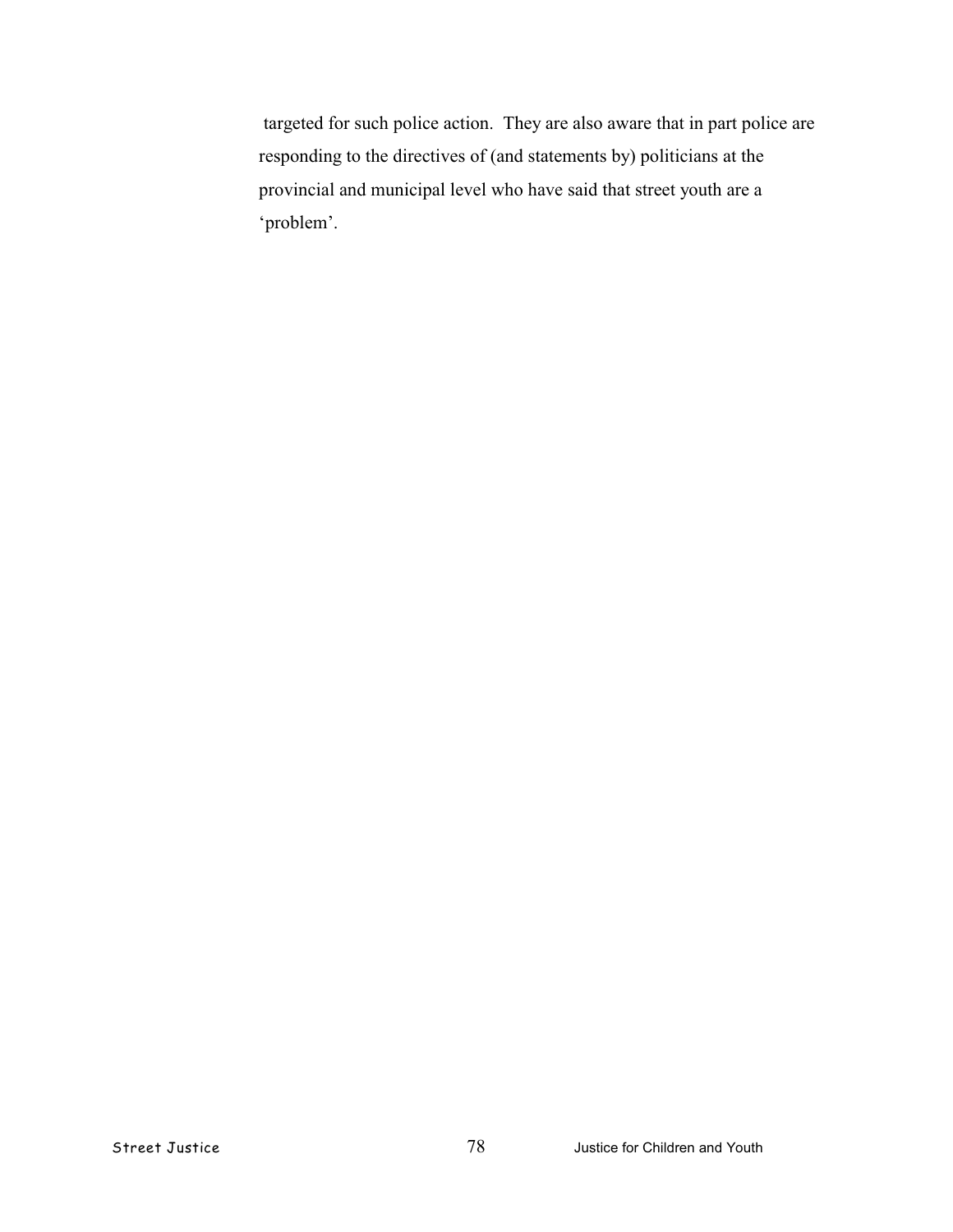targeted for such police action. They are also aware that in part police are responding to the directives of (and statements by) politicians at the provincial and municipal level who have said that street youth are a 'problem'.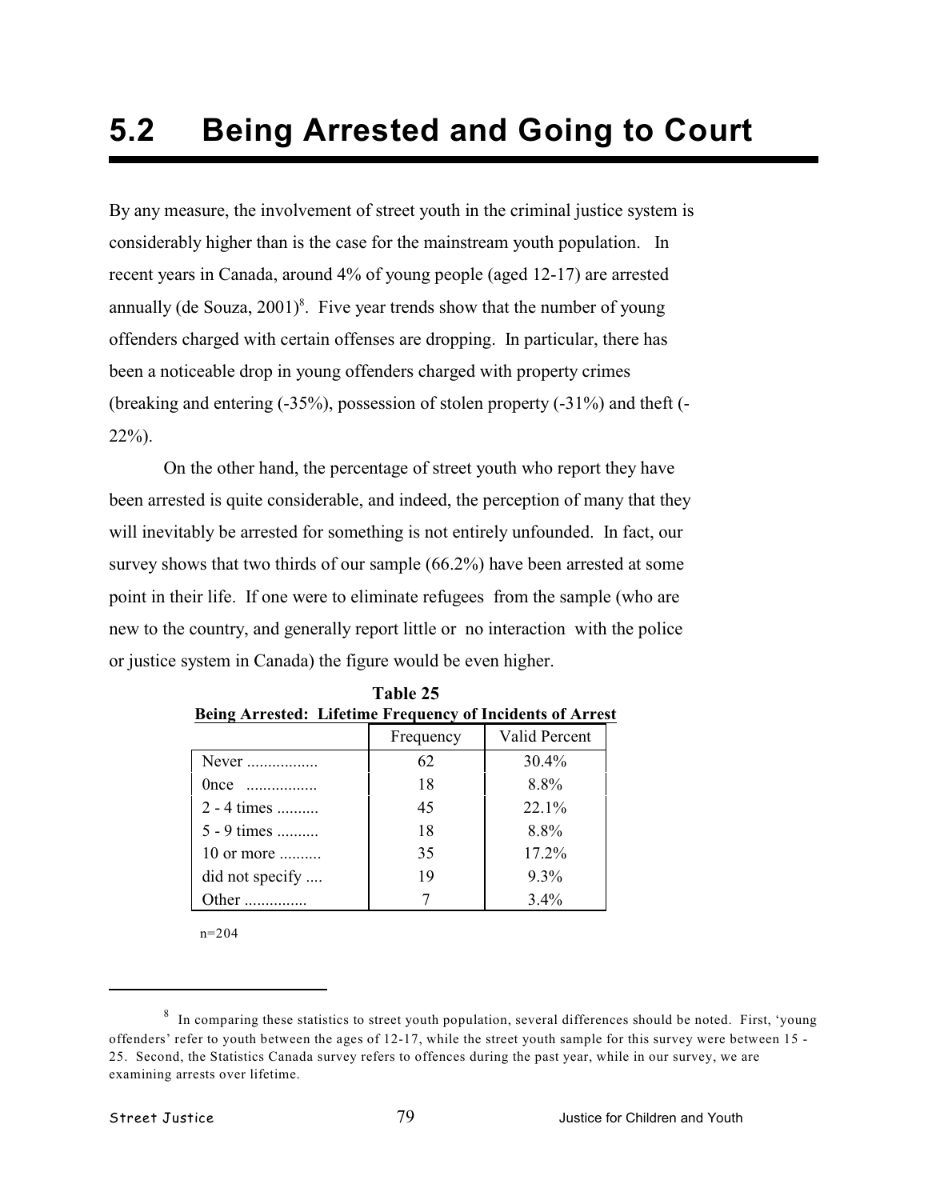# 5.2 Being Arrested and Going to Court

By any measure, the involvement of street youth in the criminal justice system is considerably higher than is the case for the mainstream youth population. In recent years in Canada, around 4% of young people (aged 12-17) are arrested annually (de Souza, 2001)[8]. Five year trends show that the number of young offenders charged with certain offenses are dropping. In particular, there has been a noticeable drop in young offenders charged with property crimes (breaking and entering (-35%), possession of stolen property (-31%) and theft (-22%).

On the other hand, the percentage of street youth who report they have been arrested is quite considerable, and indeed, the perception of many that they will inevitably be arrested for something is not entirely unfounded. In fact, our survey shows that two thirds of our sample (66.2%) have been arrested at some point in their life. If one were to eliminate refugees from the sample (who are new to the country, and generally report little or no interaction with the police or justice system in Canada) the figure would be even higher.

**Table 25**
**Being Arrested: Lifetime Frequency of Incidents of Arrest**

| | Frequency | Valid Percent |
|---|---|---|
| Never ................ | 62 | 30.4% |
| 0nce ................ | 18 | 8.8% |
| 2 - 4 times .......... | 45 | 22.1% |
| 5 - 9 times .......... | 18 | 8.8% |
| 10 or more .......... | 35 | 17.2% |
| did not specify .... | 19 | 9.3% |
| Other .............. | 7 | 3.4% |

n=204

---

[8] In comparing these statistics to street youth population, several differences should be noted. First, 'young offenders' refer to youth between the ages of 12-17, while the street youth sample for this survey were between 15 - 25. Second, the Statistics Canada survey refers to offences during the past year, while in our survey, we are examining arrests over lifetime.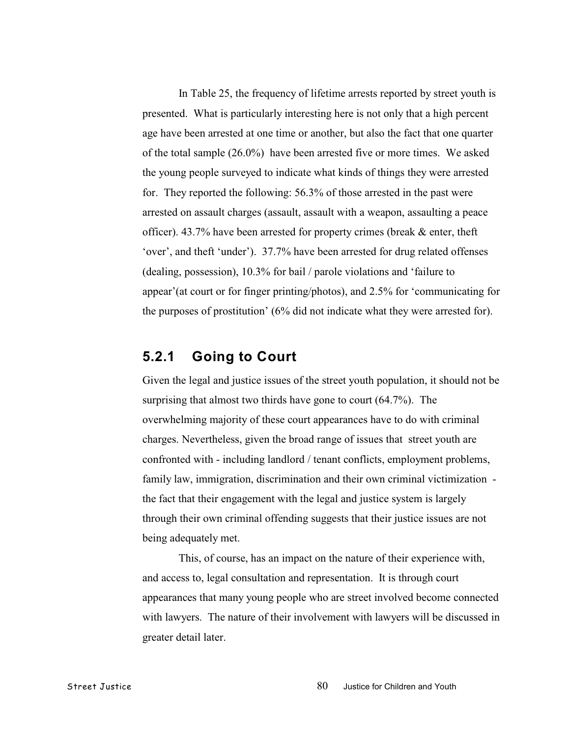In Table 25, the frequency of lifetime arrests reported by street youth is presented. What is particularly interesting here is not only that a high percent age have been arrested at one time or another, but also the fact that one quarter of the total sample (26.0%) have been arrested five or more times. We asked the young people surveyed to indicate what kinds of things they were arrested for. They reported the following: 56.3% of those arrested in the past were arrested on assault charges (assault, assault with a weapon, assaulting a peace officer). 43.7% have been arrested for property crimes (break & enter, theft 'over', and theft 'under'). 37.7% have been arrested for drug related offenses (dealing, possession), 10.3% for bail / parole violations and 'failure to appear'(at court or for finger printing/photos), and 2.5% for 'communicating for the purposes of prostitution' (6% did not indicate what they were arrested for).

### 5.2.1 Going to Court

Given the legal and justice issues of the street youth population, it should not be surprising that almost two thirds have gone to court (64.7%). The overwhelming majority of these court appearances have to do with criminal charges. Nevertheless, given the broad range of issues that street youth are confronted with - including landlord / tenant conflicts, employment problems, family law, immigration, discrimination and their own criminal victimization - the fact that their engagement with the legal and justice system is largely through their own criminal offending suggests that their justice issues are not being adequately met.

This, of course, has an impact on the nature of their experience with, and access to, legal consultation and representation. It is through court appearances that many young people who are street involved become connected with lawyers. The nature of their involvement with lawyers will be discussed in greater detail later.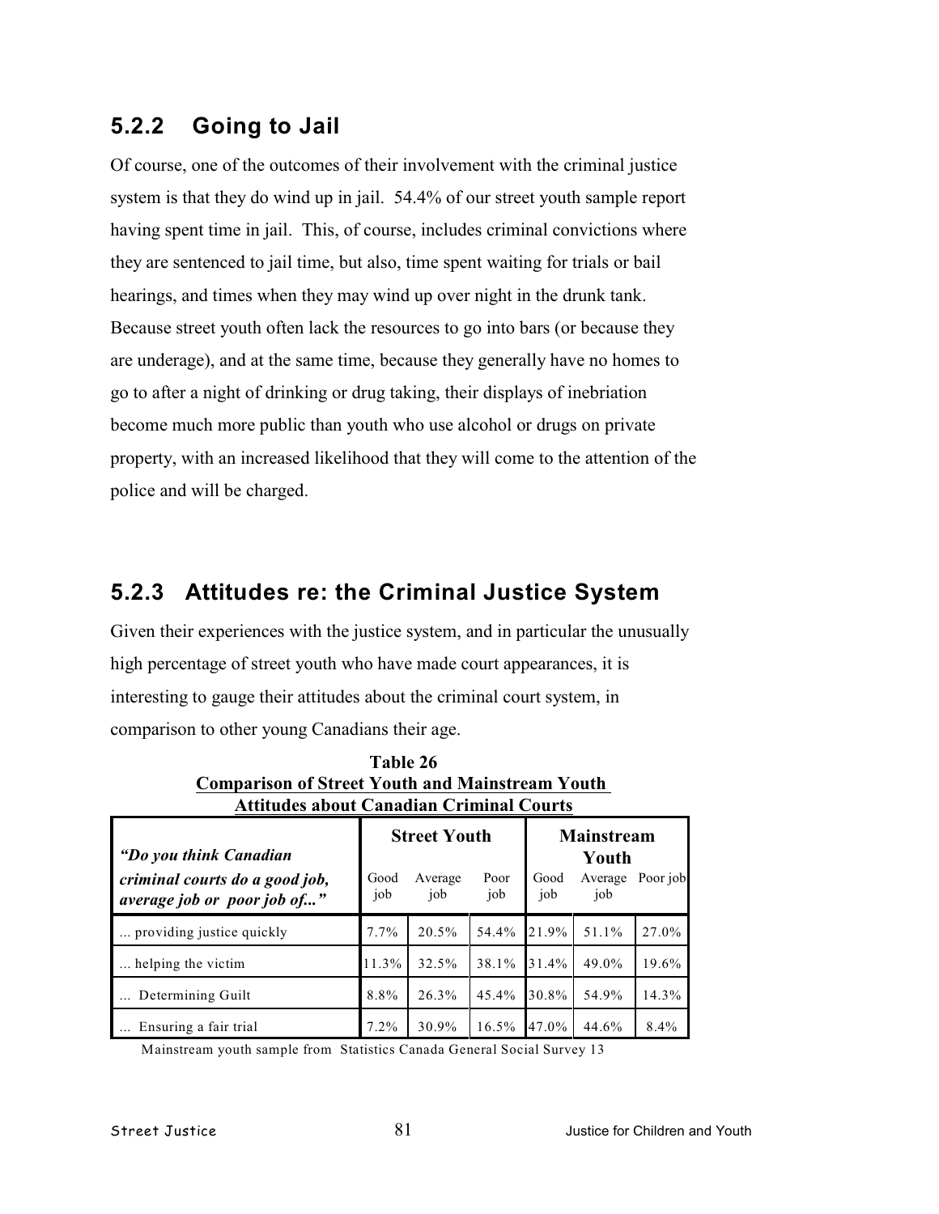### 5.2.2 Going to Jail

Of course, one of the outcomes of their involvement with the criminal justice system is that they do wind up in jail. 54.4% of our street youth sample report having spent time in jail. This, of course, includes criminal convictions where they are sentenced to jail time, but also, time spent waiting for trials or bail hearings, and times when they may wind up over night in the drunk tank. Because street youth often lack the resources to go into bars (or because they are underage), and at the same time, because they generally have no homes to go to after a night of drinking or drug taking, their displays of inebriation become much more public than youth who use alcohol or drugs on private property, with an increased likelihood that they will come to the attention of the police and will be charged.

### 5.2.3 Attitudes re: the Criminal Justice System

Given their experiences with the justice system, and in particular the unusually high percentage of street youth who have made court appearances, it is interesting to gauge their attitudes about the criminal court system, in comparison to other young Canadians their age.

**Table 26**
**Comparison of Street Youth and Mainstream Youth Attitudes about Canadian Criminal Courts**

| *"Do you think Canadian criminal courts do a good job, average job or poor job of..."* | Street Youth | | | Mainstream Youth | | |
|---|---|---|---|---|---|---|
| | Good job | Average job | Poor job | Good job | Average job | Poor job |
| ... providing justice quickly | 7.7% | 20.5% | 54.4% | 21.9% | 51.1% | 27.0% |
| ... helping the victim | 11.3% | 32.5% | 38.1% | 31.4% | 49.0% | 19.6% |
| ... Determining Guilt | 8.8% | 26.3% | 45.4% | 30.8% | 54.9% | 14.3% |
| ... Ensuring a fair trial | 7.2% | 30.9% | 16.5% | 47.0% | 44.6% | 8.4% |

Mainstream youth sample from Statistics Canada General Social Survey 13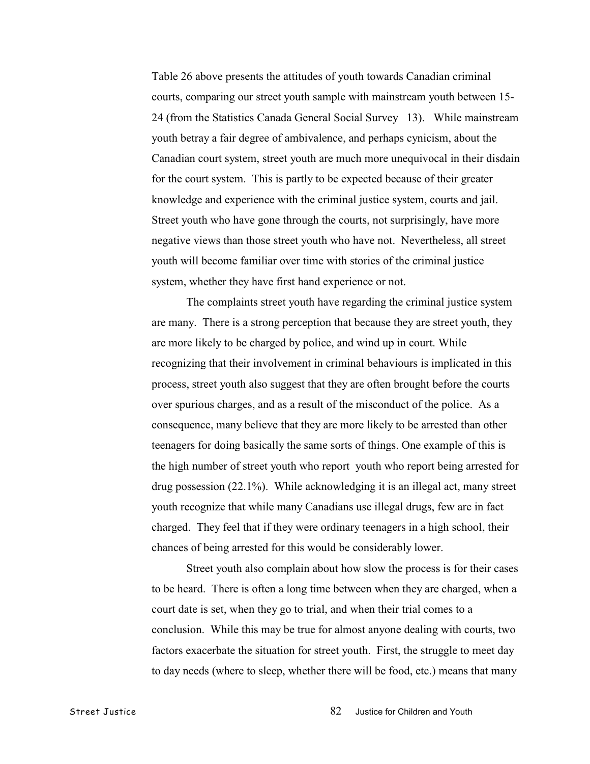Table 26 above presents the attitudes of youth towards Canadian criminal courts, comparing our street youth sample with mainstream youth between 15-24 (from the Statistics Canada General Social Survey 13). While mainstream youth betray a fair degree of ambivalence, and perhaps cynicism, about the Canadian court system, street youth are much more unequivocal in their disdain for the court system. This is partly to be expected because of their greater knowledge and experience with the criminal justice system, courts and jail. Street youth who have gone through the courts, not surprisingly, have more negative views than those street youth who have not. Nevertheless, all street youth will become familiar over time with stories of the criminal justice system, whether they have first hand experience or not.

The complaints street youth have regarding the criminal justice system are many. There is a strong perception that because they are street youth, they are more likely to be charged by police, and wind up in court. While recognizing that their involvement in criminal behaviours is implicated in this process, street youth also suggest that they are often brought before the courts over spurious charges, and as a result of the misconduct of the police. As a consequence, many believe that they are more likely to be arrested than other teenagers for doing basically the same sorts of things. One example of this is the high number of street youth who report youth who report being arrested for drug possession (22.1%). While acknowledging it is an illegal act, many street youth recognize that while many Canadians use illegal drugs, few are in fact charged. They feel that if they were ordinary teenagers in a high school, their chances of being arrested for this would be considerably lower.

Street youth also complain about how slow the process is for their cases to be heard. There is often a long time between when they are charged, when a court date is set, when they go to trial, and when their trial comes to a conclusion. While this may be true for almost anyone dealing with courts, two factors exacerbate the situation for street youth. First, the struggle to meet day to day needs (where to sleep, whether there will be food, etc.) means that many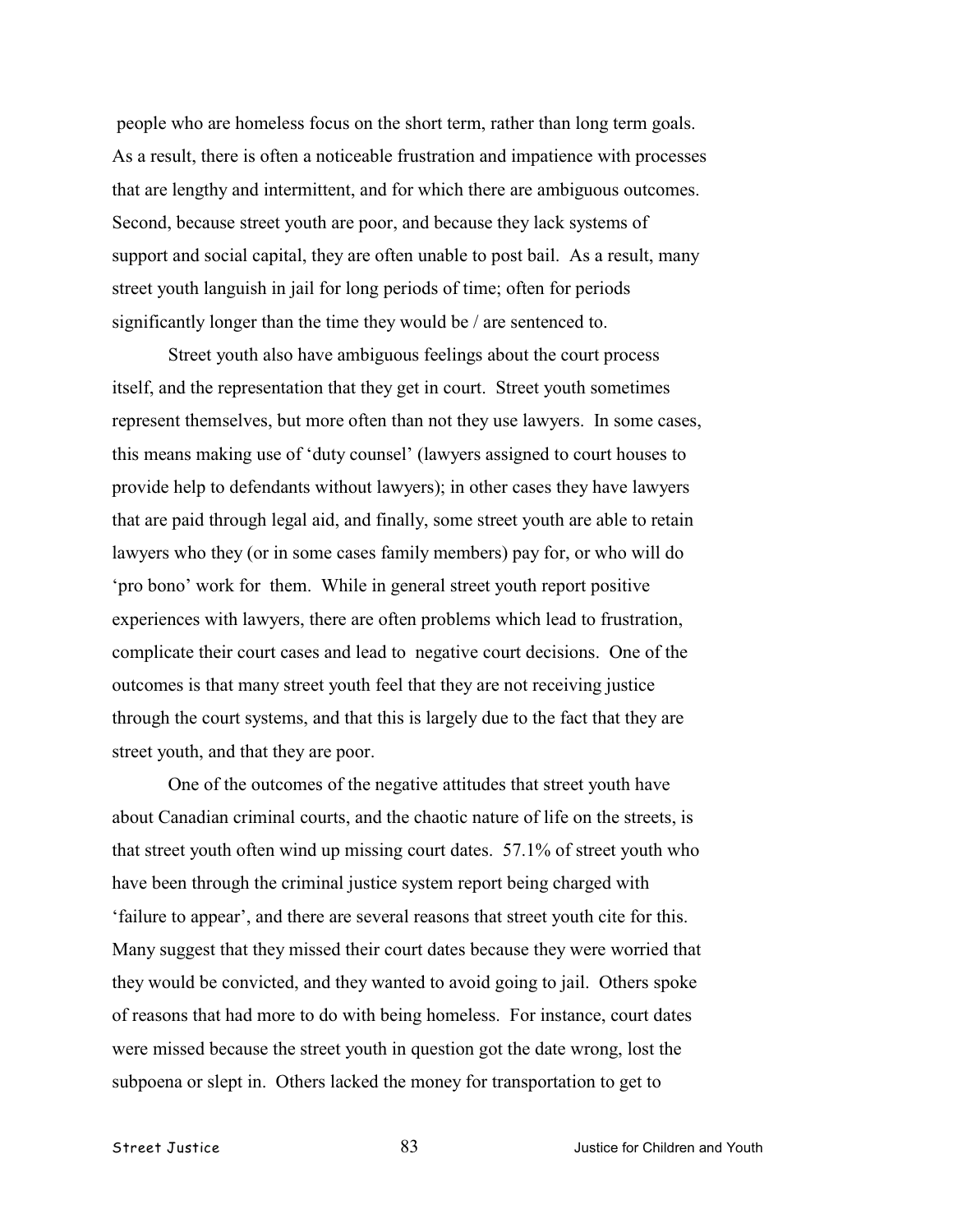people who are homeless focus on the short term, rather than long term goals. As a result, there is often a noticeable frustration and impatience with processes that are lengthy and intermittent, and for which there are ambiguous outcomes. Second, because street youth are poor, and because they lack systems of support and social capital, they are often unable to post bail. As a result, many street youth languish in jail for long periods of time; often for periods significantly longer than the time they would be / are sentenced to.

Street youth also have ambiguous feelings about the court process itself, and the representation that they get in court. Street youth sometimes represent themselves, but more often than not they use lawyers. In some cases, this means making use of 'duty counsel' (lawyers assigned to court houses to provide help to defendants without lawyers); in other cases they have lawyers that are paid through legal aid, and finally, some street youth are able to retain lawyers who they (or in some cases family members) pay for, or who will do 'pro bono' work for them. While in general street youth report positive experiences with lawyers, there are often problems which lead to frustration, complicate their court cases and lead to negative court decisions. One of the outcomes is that many street youth feel that they are not receiving justice through the court systems, and that this is largely due to the fact that they are street youth, and that they are poor.

One of the outcomes of the negative attitudes that street youth have about Canadian criminal courts, and the chaotic nature of life on the streets, is that street youth often wind up missing court dates. 57.1% of street youth who have been through the criminal justice system report being charged with 'failure to appear', and there are several reasons that street youth cite for this. Many suggest that they missed their court dates because they were worried that they would be convicted, and they wanted to avoid going to jail. Others spoke of reasons that had more to do with being homeless. For instance, court dates were missed because the street youth in question got the date wrong, lost the subpoena or slept in. Others lacked the money for transportation to get to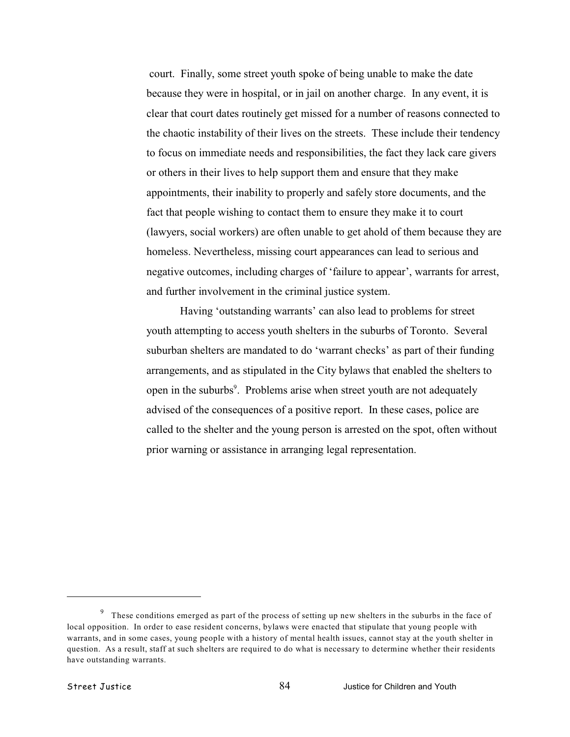court. Finally, some street youth spoke of being unable to make the date because they were in hospital, or in jail on another charge. In any event, it is clear that court dates routinely get missed for a number of reasons connected to the chaotic instability of their lives on the streets. These include their tendency to focus on immediate needs and responsibilities, the fact they lack care givers or others in their lives to help support them and ensure that they make appointments, their inability to properly and safely store documents, and the fact that people wishing to contact them to ensure they make it to court (lawyers, social workers) are often unable to get ahold of them because they are homeless. Nevertheless, missing court appearances can lead to serious and negative outcomes, including charges of 'failure to appear', warrants for arrest, and further involvement in the criminal justice system.

Having 'outstanding warrants' can also lead to problems for street youth attempting to access youth shelters in the suburbs of Toronto. Several suburban shelters are mandated to do 'warrant checks' as part of their funding arrangements, and as stipulated in the City bylaws that enabled the shelters to open in the suburbs[9]. Problems arise when street youth are not adequately advised of the consequences of a positive report. In these cases, police are called to the shelter and the young person is arrested on the spot, often without prior warning or assistance in arranging legal representation.

---

[9] These conditions emerged as part of the process of setting up new shelters in the suburbs in the face of local opposition. In order to ease resident concerns, bylaws were enacted that stipulate that young people with warrants, and in some cases, young people with a history of mental health issues, cannot stay at the youth shelter in question. As a result, staff at such shelters are required to do what is necessary to determine whether their residents have outstanding warrants.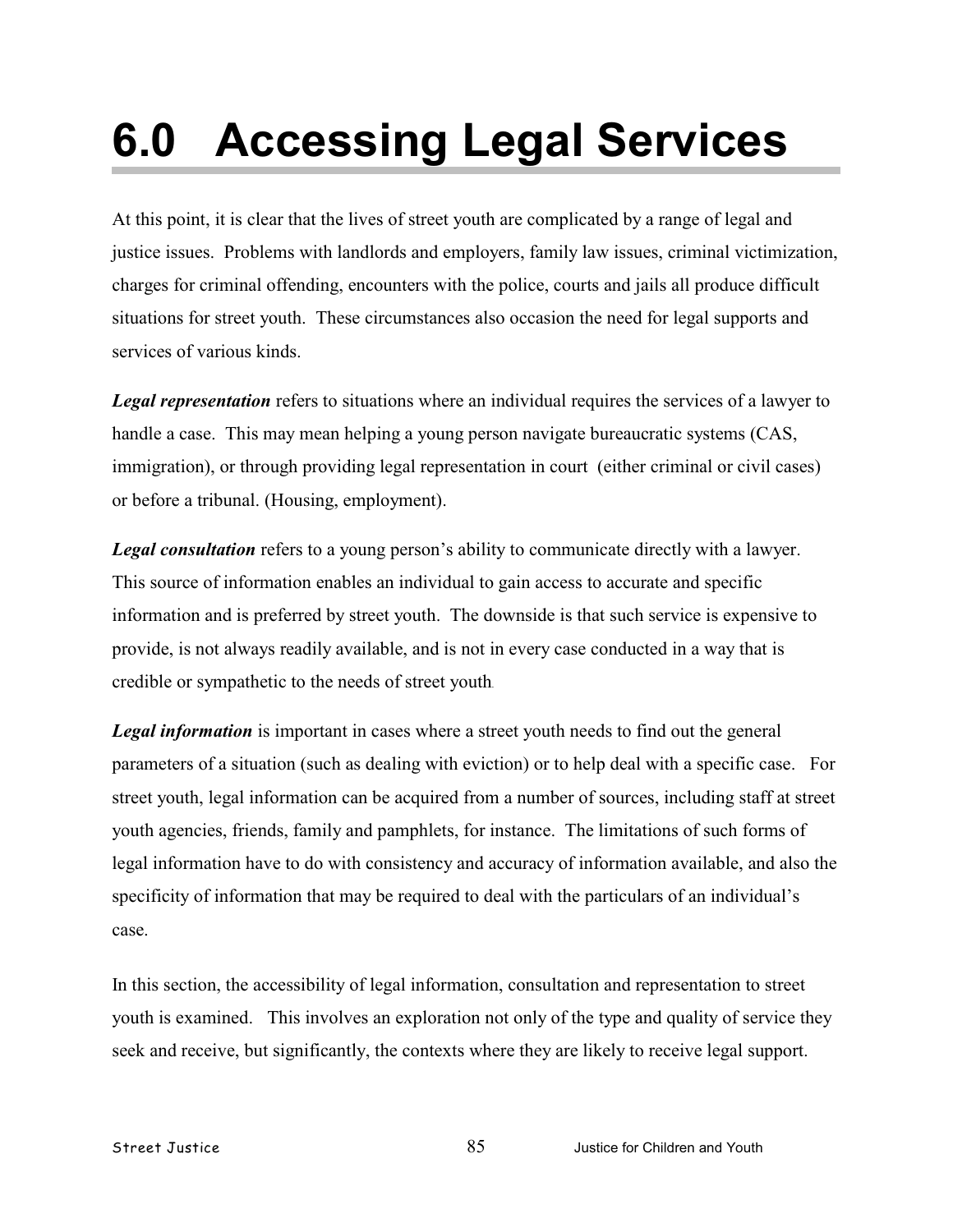# 6.0 Accessing Legal Services

At this point, it is clear that the lives of street youth are complicated by a range of legal and justice issues. Problems with landlords and employers, family law issues, criminal victimization, charges for criminal offending, encounters with the police, courts and jails all produce difficult situations for street youth. These circumstances also occasion the need for legal supports and services of various kinds.

***Legal representation*** refers to situations where an individual requires the services of a lawyer to handle a case. This may mean helping a young person navigate bureaucratic systems (CAS, immigration), or through providing legal representation in court (either criminal or civil cases) or before a tribunal. (Housing, employment).

***Legal consultation*** refers to a young person's ability to communicate directly with a lawyer. This source of information enables an individual to gain access to accurate and specific information and is preferred by street youth. The downside is that such service is expensive to provide, is not always readily available, and is not in every case conducted in a way that is credible or sympathetic to the needs of street youth.

***Legal information*** is important in cases where a street youth needs to find out the general parameters of a situation (such as dealing with eviction) or to help deal with a specific case. For street youth, legal information can be acquired from a number of sources, including staff at street youth agencies, friends, family and pamphlets, for instance. The limitations of such forms of legal information have to do with consistency and accuracy of information available, and also the specificity of information that may be required to deal with the particulars of an individual's case.

In this section, the accessibility of legal information, consultation and representation to street youth is examined. This involves an exploration not only of the type and quality of service they seek and receive, but significantly, the contexts where they are likely to receive legal support.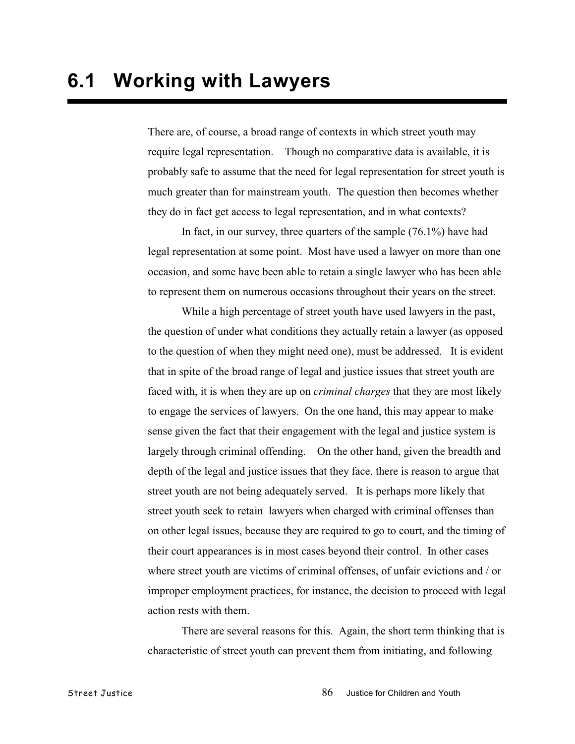# 6.1 Working with Lawyers

There are, of course, a broad range of contexts in which street youth may require legal representation. Though no comparative data is available, it is probably safe to assume that the need for legal representation for street youth is much greater than for mainstream youth. The question then becomes whether they do in fact get access to legal representation, and in what contexts?

In fact, in our survey, three quarters of the sample (76.1%) have had legal representation at some point. Most have used a lawyer on more than one occasion, and some have been able to retain a single lawyer who has been able to represent them on numerous occasions throughout their years on the street.

While a high percentage of street youth have used lawyers in the past, the question of under what conditions they actually retain a lawyer (as opposed to the question of when they might need one), must be addressed. It is evident that in spite of the broad range of legal and justice issues that street youth are faced with, it is when they are up on *criminal charges* that they are most likely to engage the services of lawyers. On the one hand, this may appear to make sense given the fact that their engagement with the legal and justice system is largely through criminal offending. On the other hand, given the breadth and depth of the legal and justice issues that they face, there is reason to argue that street youth are not being adequately served. It is perhaps more likely that street youth seek to retain lawyers when charged with criminal offenses than on other legal issues, because they are required to go to court, and the timing of their court appearances is in most cases beyond their control. In other cases where street youth are victims of criminal offenses, of unfair evictions and / or improper employment practices, for instance, the decision to proceed with legal action rests with them.

There are several reasons for this. Again, the short term thinking that is characteristic of street youth can prevent them from initiating, and following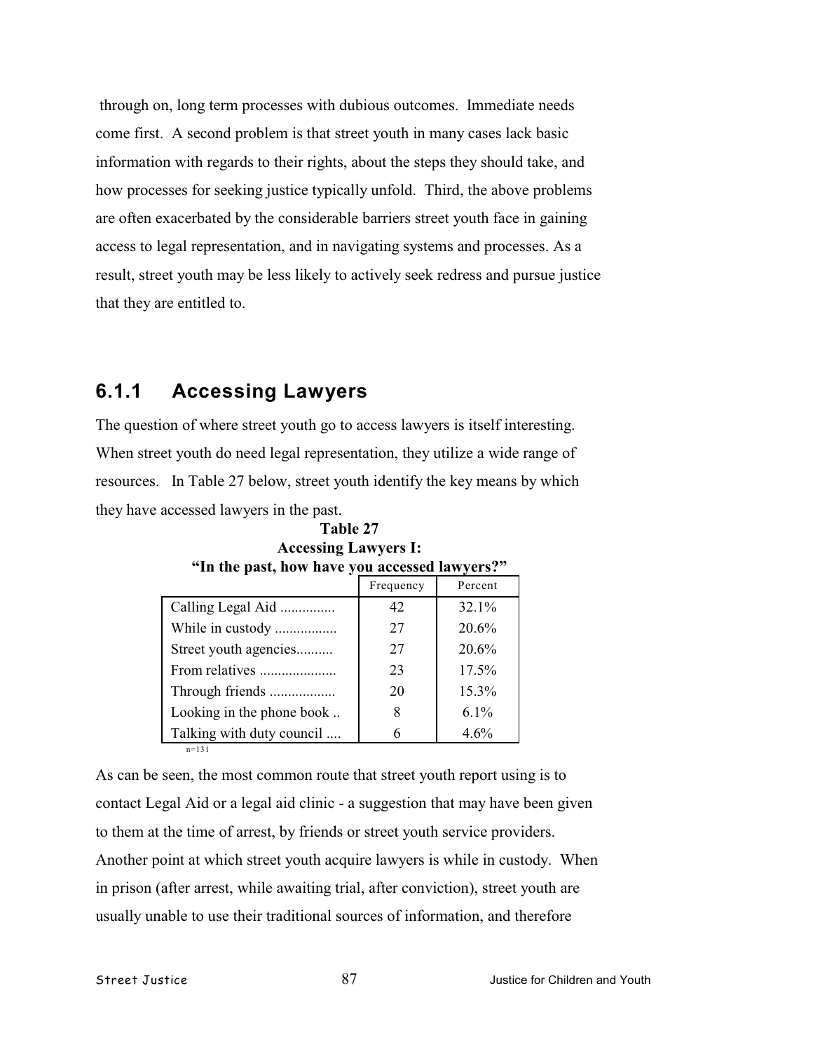through on, long term processes with dubious outcomes. Immediate needs come first. A second problem is that street youth in many cases lack basic information with regards to their rights, about the steps they should take, and how processes for seeking justice typically unfold. Third, the above problems are often exacerbated by the considerable barriers street youth face in gaining access to legal representation, and in navigating systems and processes. As a result, street youth may be less likely to actively seek redress and pursue justice that they are entitled to.

### 6.1.1 Accessing Lawyers

The question of where street youth go to access lawyers is itself interesting. When street youth do need legal representation, they utilize a wide range of resources. In Table 27 below, street youth identify the key means by which they have accessed lawyers in the past.

**Table 27**
**Accessing Lawyers I:**
**"In the past, how have you accessed lawyers?"**

| | Frequency | Percent |
|---|---|---|
| Calling Legal Aid .............. | 42 | 32.1% |
| While in custody ................ | 27 | 20.6% |
| Street youth agencies.......... | 27 | 20.6% |
| From relatives .................... | 23 | 17.5% |
| Through friends ................. | 20 | 15.3% |
| Looking in the phone book .. | 8 | 6.1% |
| Talking with duty council .... | 6 | 4.6% |

n=131

As can be seen, the most common route that street youth report using is to contact Legal Aid or a legal aid clinic - a suggestion that may have been given to them at the time of arrest, by friends or street youth service providers. Another point at which street youth acquire lawyers is while in custody. When in prison (after arrest, while awaiting trial, after conviction), street youth are usually unable to use their traditional sources of information, and therefore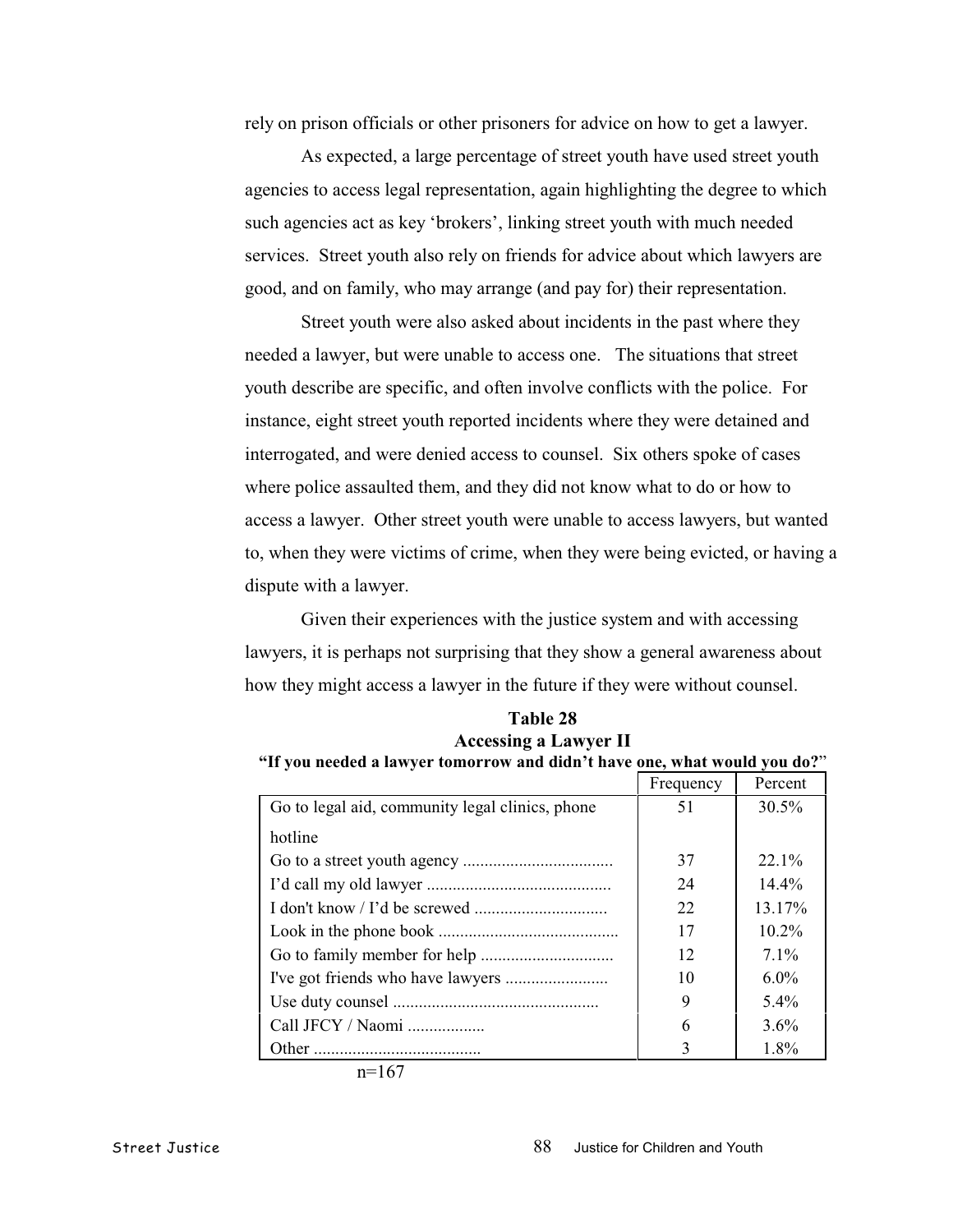rely on prison officials or other prisoners for advice on how to get a lawyer.

As expected, a large percentage of street youth have used street youth agencies to access legal representation, again highlighting the degree to which such agencies act as key 'brokers', linking street youth with much needed services. Street youth also rely on friends for advice about which lawyers are good, and on family, who may arrange (and pay for) their representation.

Street youth were also asked about incidents in the past where they needed a lawyer, but were unable to access one. The situations that street youth describe are specific, and often involve conflicts with the police. For instance, eight street youth reported incidents where they were detained and interrogated, and were denied access to counsel. Six others spoke of cases where police assaulted them, and they did not know what to do or how to access a lawyer. Other street youth were unable to access lawyers, but wanted to, when they were victims of crime, when they were being evicted, or having a dispute with a lawyer.

Given their experiences with the justice system and with accessing lawyers, it is perhaps not surprising that they show a general awareness about how they might access a lawyer in the future if they were without counsel.

**Table 28**
**Accessing a Lawyer II**
**"If you needed a lawyer tomorrow and didn't have one, what would you do?"**

| | Frequency | Percent |
|---|---|---|
| Go to legal aid, community legal clinics, phone hotline | 51 | 30.5% |
| Go to a street youth agency .................................. | 37 | 22.1% |
| I'd call my old lawyer .......................................... | 24 | 14.4% |
| I don't know / I'd be screwed .............................. | 22 | 13.17% |
| Look in the phone book ......................................... | 17 | 10.2% |
| Go to family member for help ............................... | 12 | 7.1% |
| I've got friends who have lawyers ........................ | 10 | 6.0% |
| Use duty counsel ................................................ | 9 | 5.4% |
| Call JFCY / Naomi .................. | 6 | 3.6% |
| Other ....................................... | 3 | 1.8% |

n=167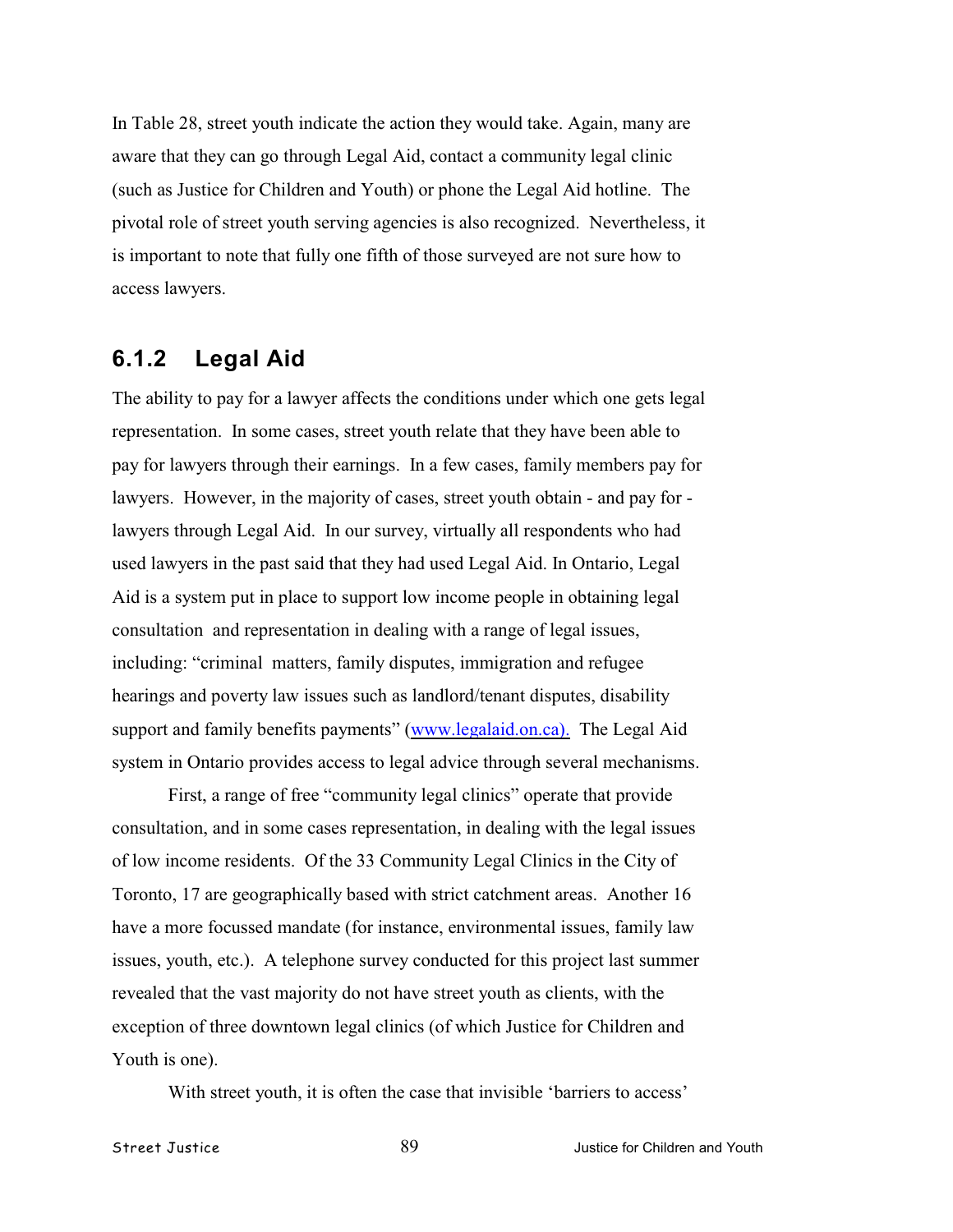In Table 28, street youth indicate the action they would take. Again, many are aware that they can go through Legal Aid, contact a community legal clinic (such as Justice for Children and Youth) or phone the Legal Aid hotline. The pivotal role of street youth serving agencies is also recognized. Nevertheless, it is important to note that fully one fifth of those surveyed are not sure how to access lawyers.

### 6.1.2 Legal Aid

The ability to pay for a lawyer affects the conditions under which one gets legal representation. In some cases, street youth relate that they have been able to pay for lawyers through their earnings. In a few cases, family members pay for lawyers. However, in the majority of cases, street youth obtain - and pay for - lawyers through Legal Aid. In our survey, virtually all respondents who had used lawyers in the past said that they had used Legal Aid. In Ontario, Legal Aid is a system put in place to support low income people in obtaining legal consultation and representation in dealing with a range of legal issues, including: "criminal matters, family disputes, immigration and refugee hearings and poverty law issues such as landlord/tenant disputes, disability support and family benefits payments" (www.legalaid.on.ca). The Legal Aid system in Ontario provides access to legal advice through several mechanisms.

First, a range of free "community legal clinics" operate that provide consultation, and in some cases representation, in dealing with the legal issues of low income residents. Of the 33 Community Legal Clinics in the City of Toronto, 17 are geographically based with strict catchment areas. Another 16 have a more focussed mandate (for instance, environmental issues, family law issues, youth, etc.). A telephone survey conducted for this project last summer revealed that the vast majority do not have street youth as clients, with the exception of three downtown legal clinics (of which Justice for Children and Youth is one).

With street youth, it is often the case that invisible 'barriers to access'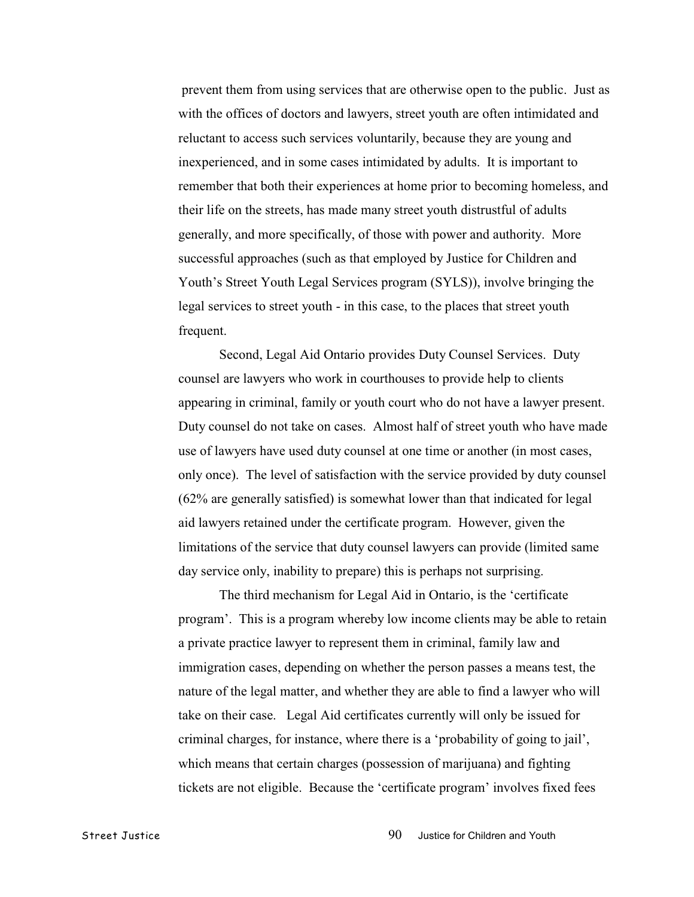prevent them from using services that are otherwise open to the public. Just as with the offices of doctors and lawyers, street youth are often intimidated and reluctant to access such services voluntarily, because they are young and inexperienced, and in some cases intimidated by adults. It is important to remember that both their experiences at home prior to becoming homeless, and their life on the streets, has made many street youth distrustful of adults generally, and more specifically, of those with power and authority. More successful approaches (such as that employed by Justice for Children and Youth's Street Youth Legal Services program (SYLS)), involve bringing the legal services to street youth - in this case, to the places that street youth frequent.

Second, Legal Aid Ontario provides Duty Counsel Services. Duty counsel are lawyers who work in courthouses to provide help to clients appearing in criminal, family or youth court who do not have a lawyer present. Duty counsel do not take on cases. Almost half of street youth who have made use of lawyers have used duty counsel at one time or another (in most cases, only once). The level of satisfaction with the service provided by duty counsel (62% are generally satisfied) is somewhat lower than that indicated for legal aid lawyers retained under the certificate program. However, given the limitations of the service that duty counsel lawyers can provide (limited same day service only, inability to prepare) this is perhaps not surprising.

The third mechanism for Legal Aid in Ontario, is the 'certificate program'. This is a program whereby low income clients may be able to retain a private practice lawyer to represent them in criminal, family law and immigration cases, depending on whether the person passes a means test, the nature of the legal matter, and whether they are able to find a lawyer who will take on their case. Legal Aid certificates currently will only be issued for criminal charges, for instance, where there is a 'probability of going to jail', which means that certain charges (possession of marijuana) and fighting tickets are not eligible. Because the 'certificate program' involves fixed fees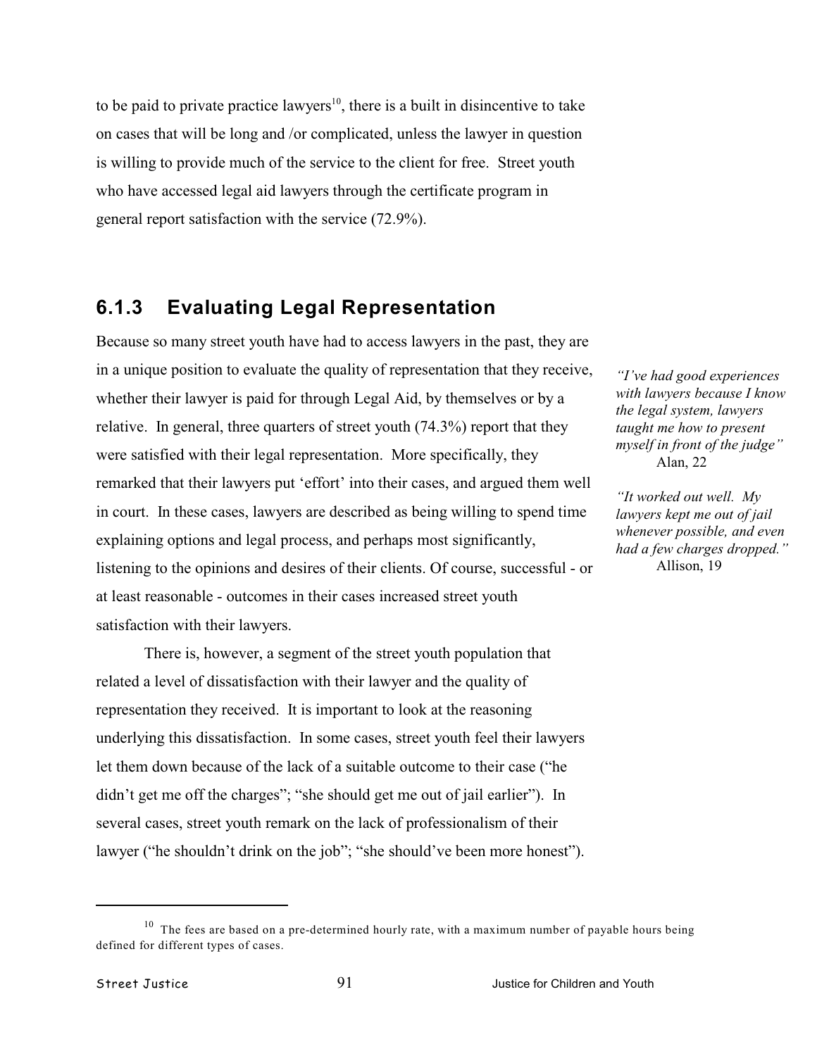to be paid to private practice lawyers[10], there is a built in disincentive to take on cases that will be long and /or complicated, unless the lawyer in question is willing to provide much of the service to the client for free. Street youth who have accessed legal aid lawyers through the certificate program in general report satisfaction with the service (72.9%).

### 6.1.3 Evaluating Legal Representation

Because so many street youth have had to access lawyers in the past, they are in a unique position to evaluate the quality of representation that they receive, whether their lawyer is paid for through Legal Aid, by themselves or by a relative. In general, three quarters of street youth (74.3%) report that they were satisfied with their legal representation. More specifically, they remarked that their lawyers put 'effort' into their cases, and argued them well in court. In these cases, lawyers are described as being willing to spend time explaining options and legal process, and perhaps most significantly, listening to the opinions and desires of their clients. Of course, successful - or at least reasonable - outcomes in their cases increased street youth satisfaction with their lawyers.

*"I've had good experiences with lawyers because I know the legal system, lawyers taught me how to present myself in front of the judge"*
Alan, 22

*"It worked out well. My lawyers kept me out of jail whenever possible, and even had a few charges dropped."*
Allison, 19

There is, however, a segment of the street youth population that related a level of dissatisfaction with their lawyer and the quality of representation they received. It is important to look at the reasoning underlying this dissatisfaction. In some cases, street youth feel their lawyers let them down because of the lack of a suitable outcome to their case ("he didn't get me off the charges"; "she should get me out of jail earlier"). In several cases, street youth remark on the lack of professionalism of their lawyer ("he shouldn't drink on the job"; "she should've been more honest").

---

[10] The fees are based on a pre-determined hourly rate, with a maximum number of payable hours being defined for different types of cases.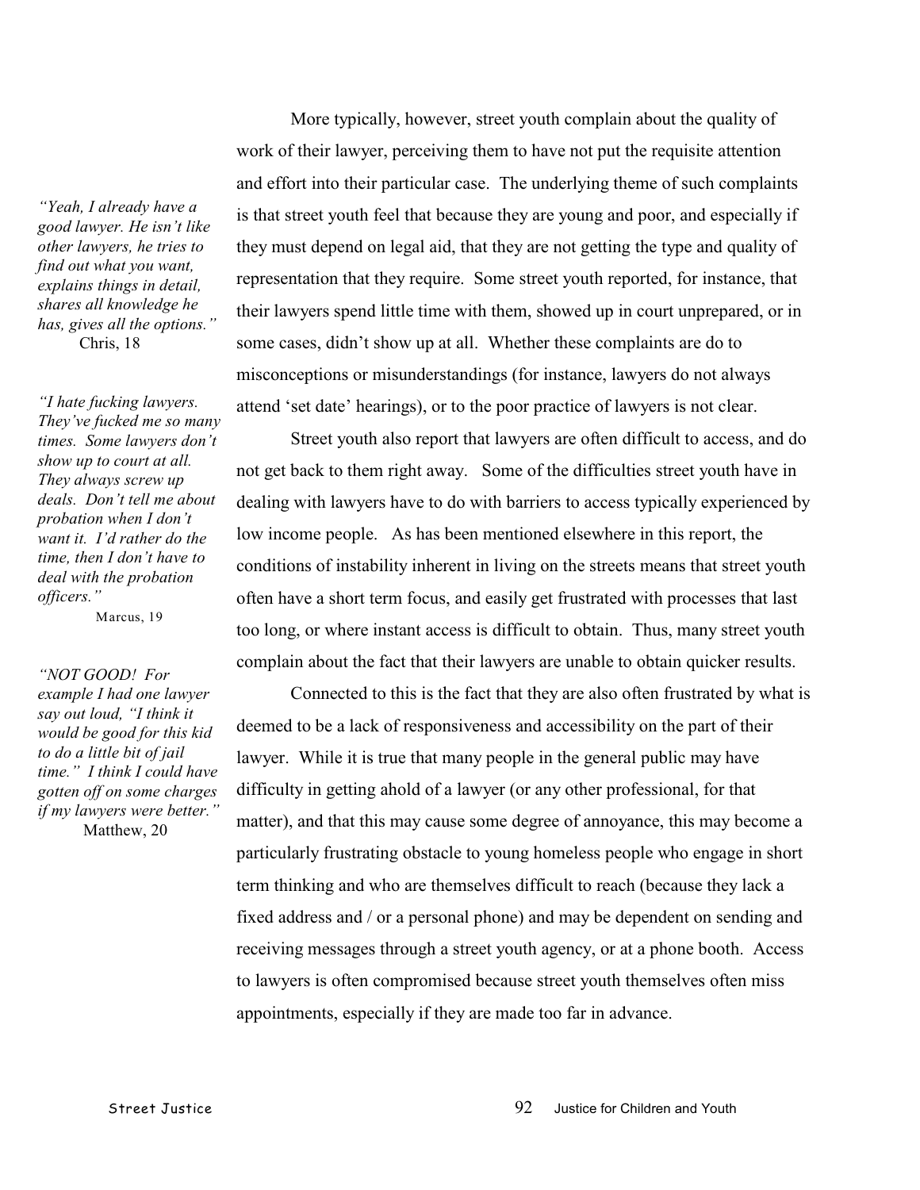More typically, however, street youth complain about the quality of work of their lawyer, perceiving them to have not put the requisite attention and effort into their particular case. The underlying theme of such complaints is that street youth feel that because they are young and poor, and especially if they must depend on legal aid, that they are not getting the type and quality of representation that they require. Some street youth reported, for instance, that their lawyers spend little time with them, showed up in court unprepared, or in some cases, didn't show up at all. Whether these complaints are do to misconceptions or misunderstandings (for instance, lawyers do not always attend 'set date' hearings), or to the poor practice of lawyers is not clear.

> *"Yeah, I already have a good lawyer. He isn't like other lawyers, he tries to find out what you want, explains things in detail, shares all knowledge he has, gives all the options."*
> Chris, 18

> *"I hate fucking lawyers. They've fucked me so many times. Some lawyers don't show up to court at all. They always screw up deals. Don't tell me about probation when I don't want it. I'd rather do the time, then I don't have to deal with the probation officers."*
> Marcus, 19

> *"NOT GOOD! For example I had one lawyer say out loud, "I think it would be good for this kid to do a little bit of jail time." I think I could have gotten off on some charges if my lawyers were better."*
> Matthew, 20

Street youth also report that lawyers are often difficult to access, and do not get back to them right away. Some of the difficulties street youth have in dealing with lawyers have to do with barriers to access typically experienced by low income people. As has been mentioned elsewhere in this report, the conditions of instability inherent in living on the streets means that street youth often have a short term focus, and easily get frustrated with processes that last too long, or where instant access is difficult to obtain. Thus, many street youth complain about the fact that their lawyers are unable to obtain quicker results.

Connected to this is the fact that they are also often frustrated by what is deemed to be a lack of responsiveness and accessibility on the part of their lawyer. While it is true that many people in the general public may have difficulty in getting ahold of a lawyer (or any other professional, for that matter), and that this may cause some degree of annoyance, this may become a particularly frustrating obstacle to young homeless people who engage in short term thinking and who are themselves difficult to reach (because they lack a fixed address and / or a personal phone) and may be dependent on sending and receiving messages through a street youth agency, or at a phone booth. Access to lawyers is often compromised because street youth themselves often miss appointments, especially if they are made too far in advance.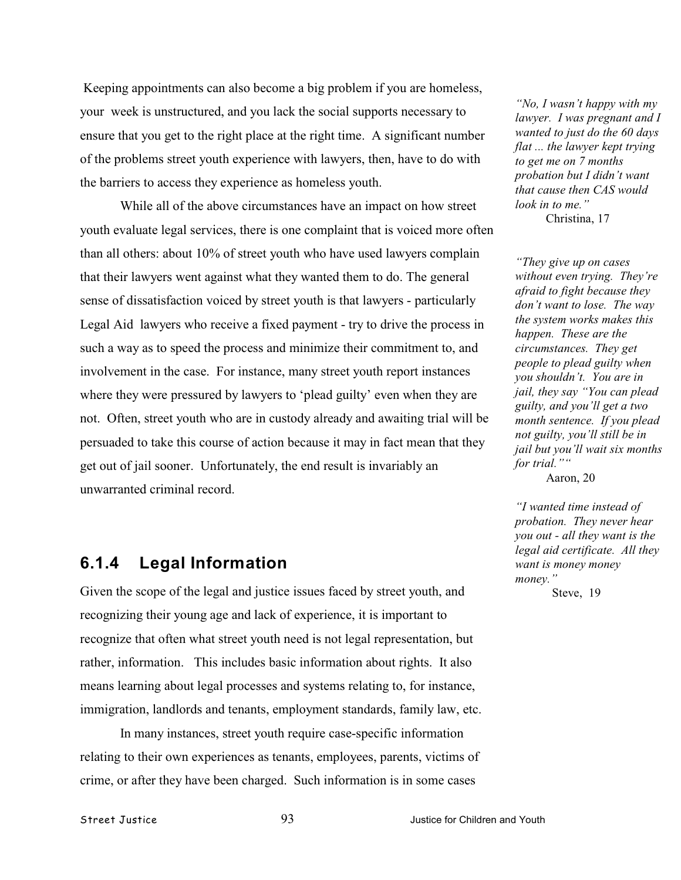Keeping appointments can also become a big problem if you are homeless, your week is unstructured, and you lack the social supports necessary to ensure that you get to the right place at the right time. A significant number of the problems street youth experience with lawyers, then, have to do with the barriers to access they experience as homeless youth.

While all of the above circumstances have an impact on how street youth evaluate legal services, there is one complaint that is voiced more often than all others: about 10% of street youth who have used lawyers complain that their lawyers went against what they wanted them to do. The general sense of dissatisfaction voiced by street youth is that lawyers - particularly Legal Aid lawyers who receive a fixed payment - try to drive the process in such a way as to speed the process and minimize their commitment to, and involvement in the case. For instance, many street youth report instances where they were pressured by lawyers to 'plead guilty' even when they are not. Often, street youth who are in custody already and awaiting trial will be persuaded to take this course of action because it may in fact mean that they get out of jail sooner. Unfortunately, the end result is invariably an unwarranted criminal record.

*"No, I wasn't happy with my lawyer. I was pregnant and I wanted to just do the 60 days flat ... the lawyer kept trying to get me on 7 months probation but I didn't want that cause then CAS would look in to me."*
Christina, 17

*"They give up on cases without even trying. They're afraid to fight because they don't want to lose. The way the system works makes this happen. These are the circumstances. They get people to plead guilty when you shouldn't. You are in jail, they say "You can plead guilty, and you'll get a two month sentence. If you plead not guilty, you'll still be in jail but you'll wait six months for trial.""*
Aaron, 20

*"I wanted time instead of probation. They never hear you out - all they want is the legal aid certificate. All they want is money money money."*
Steve, 19

### 6.1.4 Legal Information

Given the scope of the legal and justice issues faced by street youth, and recognizing their young age and lack of experience, it is important to recognize that often what street youth need is not legal representation, but rather, information. This includes basic information about rights. It also means learning about legal processes and systems relating to, for instance, immigration, landlords and tenants, employment standards, family law, etc.

In many instances, street youth require case-specific information relating to their own experiences as tenants, employees, parents, victims of crime, or after they have been charged. Such information is in some cases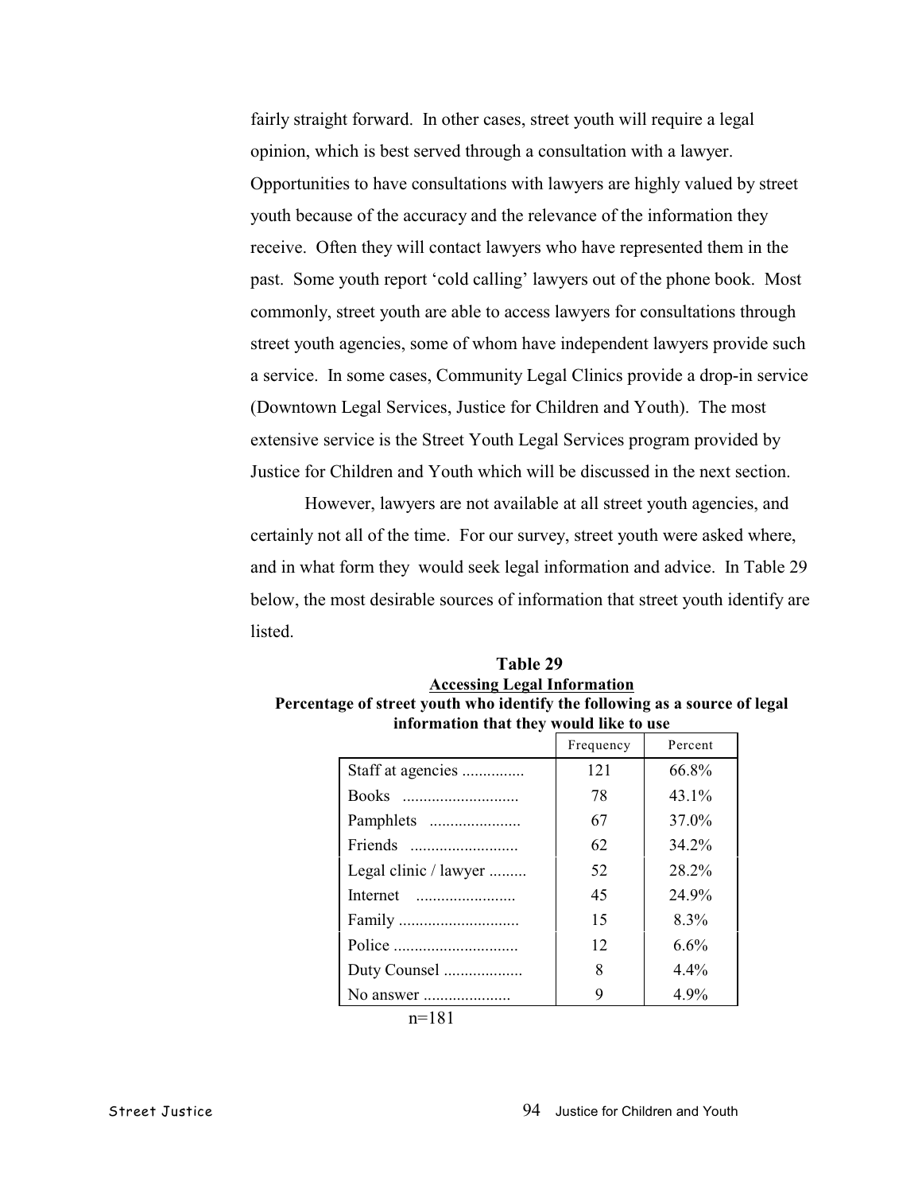fairly straight forward. In other cases, street youth will require a legal opinion, which is best served through a consultation with a lawyer. Opportunities to have consultations with lawyers are highly valued by street youth because of the accuracy and the relevance of the information they receive. Often they will contact lawyers who have represented them in the past. Some youth report 'cold calling' lawyers out of the phone book. Most commonly, street youth are able to access lawyers for consultations through street youth agencies, some of whom have independent lawyers provide such a service. In some cases, Community Legal Clinics provide a drop-in service (Downtown Legal Services, Justice for Children and Youth). The most extensive service is the Street Youth Legal Services program provided by Justice for Children and Youth which will be discussed in the next section.

However, lawyers are not available at all street youth agencies, and certainly not all of the time. For our survey, street youth were asked where, and in what form they would seek legal information and advice. In Table 29 below, the most desirable sources of information that street youth identify are listed.

**Table 29**
**Accessing Legal Information**
**Percentage of street youth who identify the following as a source of legal information that they would like to use**

| | Frequency | Percent |
|---|---|---|
| Staff at agencies ............... | 121 | 66.8% |
| Books ............................ | 78 | 43.1% |
| Pamphlets ...................... | 67 | 37.0% |
| Friends .......................... | 62 | 34.2% |
| Legal clinic / lawyer ......... | 52 | 28.2% |
| Internet ........................ | 45 | 24.9% |
| Family ............................ | 15 | 8.3% |
| Police ............................. | 12 | 6.6% |
| Duty Counsel ................... | 8 | 4.4% |
| No answer ..................... | 9 | 4.9% |

n=181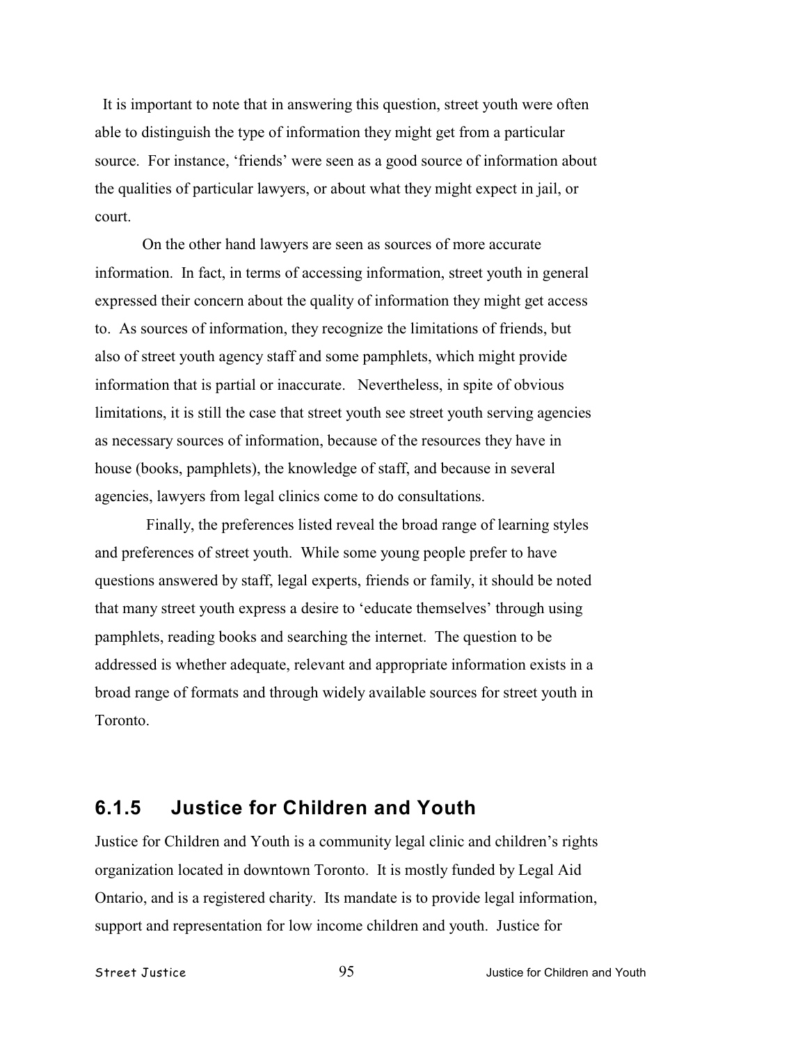It is important to note that in answering this question, street youth were often able to distinguish the type of information they might get from a particular source. For instance, 'friends' were seen as a good source of information about the qualities of particular lawyers, or about what they might expect in jail, or court.

On the other hand lawyers are seen as sources of more accurate information. In fact, in terms of accessing information, street youth in general expressed their concern about the quality of information they might get access to. As sources of information, they recognize the limitations of friends, but also of street youth agency staff and some pamphlets, which might provide information that is partial or inaccurate. Nevertheless, in spite of obvious limitations, it is still the case that street youth see street youth serving agencies as necessary sources of information, because of the resources they have in house (books, pamphlets), the knowledge of staff, and because in several agencies, lawyers from legal clinics come to do consultations.

Finally, the preferences listed reveal the broad range of learning styles and preferences of street youth. While some young people prefer to have questions answered by staff, legal experts, friends or family, it should be noted that many street youth express a desire to 'educate themselves' through using pamphlets, reading books and searching the internet. The question to be addressed is whether adequate, relevant and appropriate information exists in a broad range of formats and through widely available sources for street youth in Toronto.

### 6.1.5 Justice for Children and Youth

Justice for Children and Youth is a community legal clinic and children's rights organization located in downtown Toronto. It is mostly funded by Legal Aid Ontario, and is a registered charity. Its mandate is to provide legal information, support and representation for low income children and youth. Justice for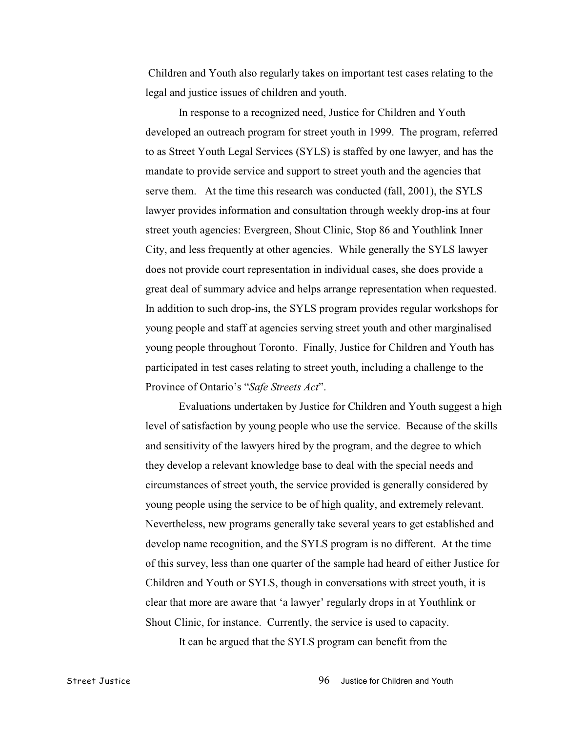Children and Youth also regularly takes on important test cases relating to the legal and justice issues of children and youth.

In response to a recognized need, Justice for Children and Youth developed an outreach program for street youth in 1999. The program, referred to as Street Youth Legal Services (SYLS) is staffed by one lawyer, and has the mandate to provide service and support to street youth and the agencies that serve them. At the time this research was conducted (fall, 2001), the SYLS lawyer provides information and consultation through weekly drop-ins at four street youth agencies: Evergreen, Shout Clinic, Stop 86 and Youthlink Inner City, and less frequently at other agencies. While generally the SYLS lawyer does not provide court representation in individual cases, she does provide a great deal of summary advice and helps arrange representation when requested. In addition to such drop-ins, the SYLS program provides regular workshops for young people and staff at agencies serving street youth and other marginalised young people throughout Toronto. Finally, Justice for Children and Youth has participated in test cases relating to street youth, including a challenge to the Province of Ontario's "*Safe Streets Act*".

Evaluations undertaken by Justice for Children and Youth suggest a high level of satisfaction by young people who use the service. Because of the skills and sensitivity of the lawyers hired by the program, and the degree to which they develop a relevant knowledge base to deal with the special needs and circumstances of street youth, the service provided is generally considered by young people using the service to be of high quality, and extremely relevant. Nevertheless, new programs generally take several years to get established and develop name recognition, and the SYLS program is no different. At the time of this survey, less than one quarter of the sample had heard of either Justice for Children and Youth or SYLS, though in conversations with street youth, it is clear that more are aware that 'a lawyer' regularly drops in at Youthlink or Shout Clinic, for instance. Currently, the service is used to capacity.

It can be argued that the SYLS program can benefit from the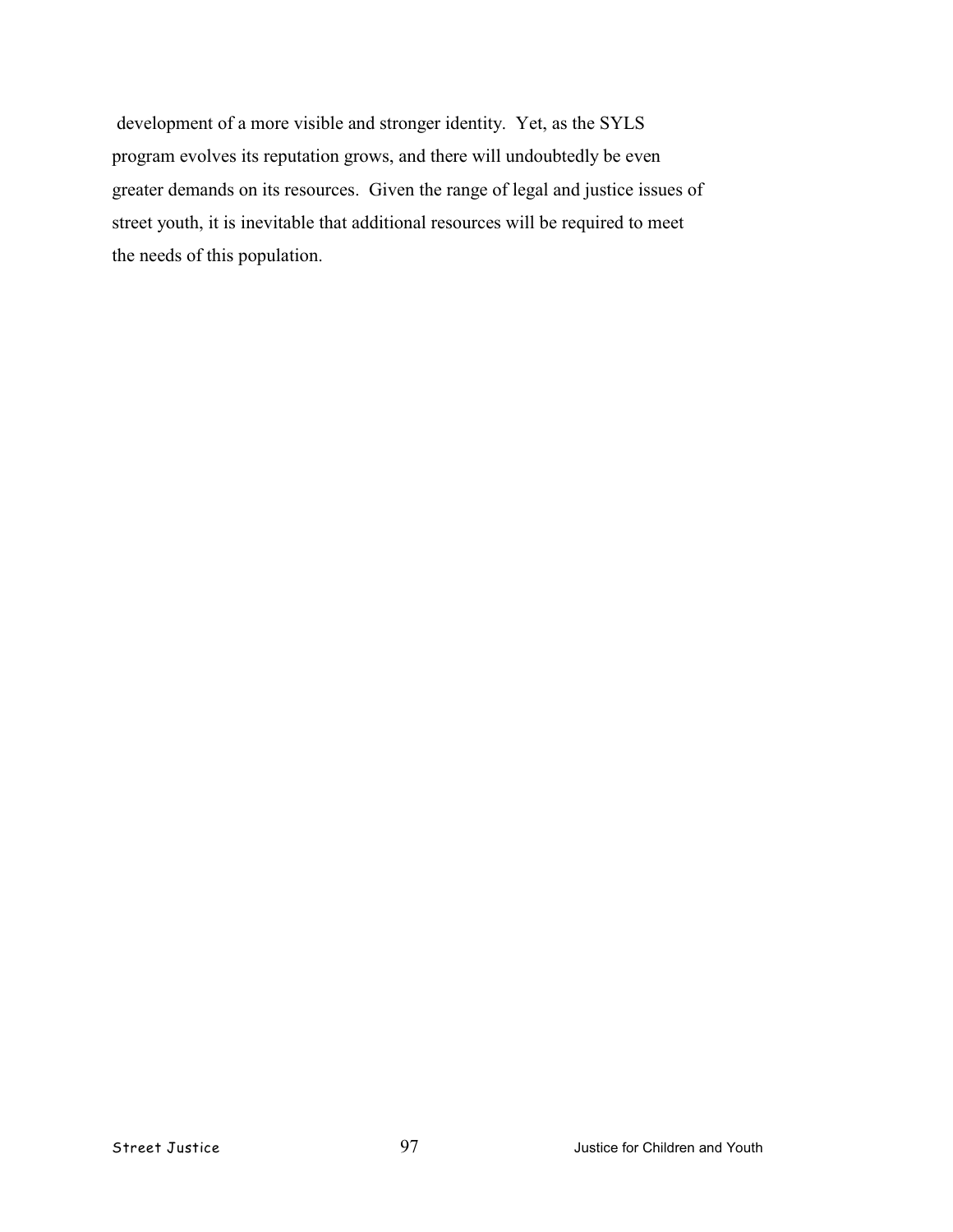development of a more visible and stronger identity. Yet, as the SYLS program evolves its reputation grows, and there will undoubtedly be even greater demands on its resources. Given the range of legal and justice issues of street youth, it is inevitable that additional resources will be required to meet the needs of this population.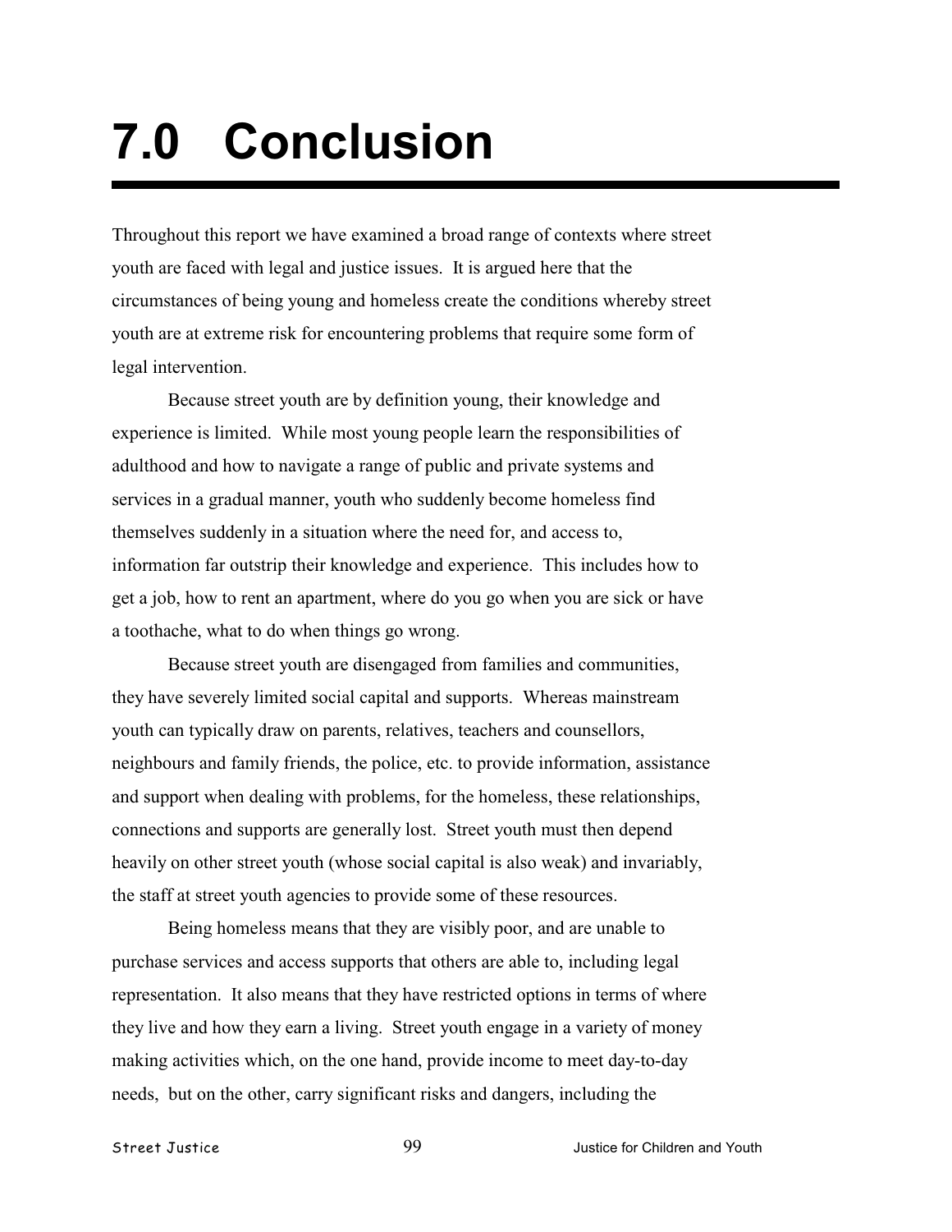# 7.0 Conclusion

Throughout this report we have examined a broad range of contexts where street youth are faced with legal and justice issues. It is argued here that the circumstances of being young and homeless create the conditions whereby street youth are at extreme risk for encountering problems that require some form of legal intervention.

Because street youth are by definition young, their knowledge and experience is limited. While most young people learn the responsibilities of adulthood and how to navigate a range of public and private systems and services in a gradual manner, youth who suddenly become homeless find themselves suddenly in a situation where the need for, and access to, information far outstrip their knowledge and experience. This includes how to get a job, how to rent an apartment, where do you go when you are sick or have a toothache, what to do when things go wrong.

Because street youth are disengaged from families and communities, they have severely limited social capital and supports. Whereas mainstream youth can typically draw on parents, relatives, teachers and counsellors, neighbours and family friends, the police, etc. to provide information, assistance and support when dealing with problems, for the homeless, these relationships, connections and supports are generally lost. Street youth must then depend heavily on other street youth (whose social capital is also weak) and invariably, the staff at street youth agencies to provide some of these resources.

Being homeless means that they are visibly poor, and are unable to purchase services and access supports that others are able to, including legal representation. It also means that they have restricted options in terms of where they live and how they earn a living. Street youth engage in a variety of money making activities which, on the one hand, provide income to meet day-to-day needs, but on the other, carry significant risks and dangers, including the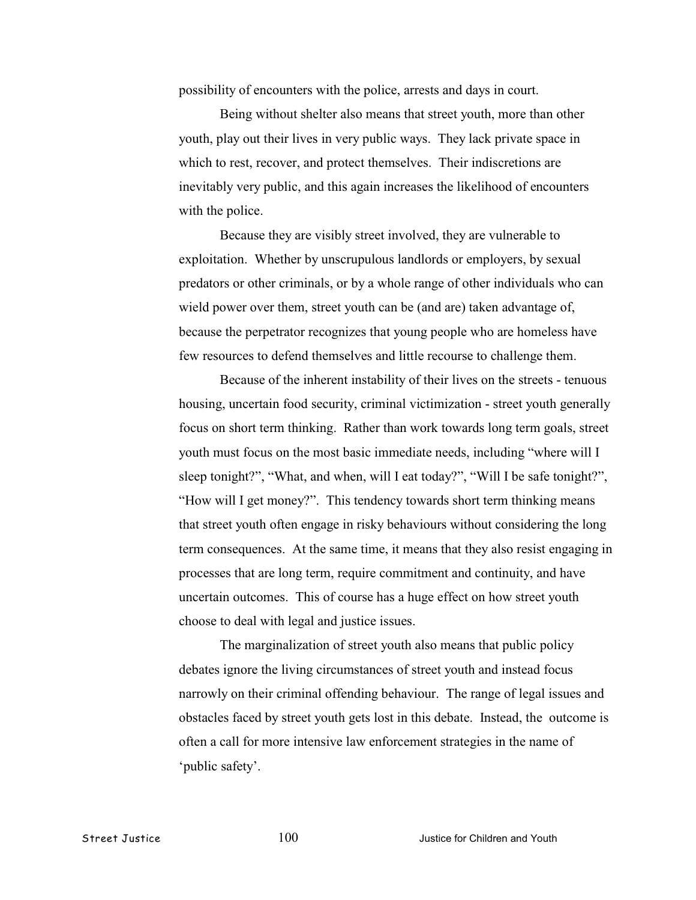possibility of encounters with the police, arrests and days in court.

Being without shelter also means that street youth, more than other youth, play out their lives in very public ways. They lack private space in which to rest, recover, and protect themselves. Their indiscretions are inevitably very public, and this again increases the likelihood of encounters with the police.

Because they are visibly street involved, they are vulnerable to exploitation. Whether by unscrupulous landlords or employers, by sexual predators or other criminals, or by a whole range of other individuals who can wield power over them, street youth can be (and are) taken advantage of, because the perpetrator recognizes that young people who are homeless have few resources to defend themselves and little recourse to challenge them.

Because of the inherent instability of their lives on the streets - tenuous housing, uncertain food security, criminal victimization - street youth generally focus on short term thinking. Rather than work towards long term goals, street youth must focus on the most basic immediate needs, including "where will I sleep tonight?", "What, and when, will I eat today?", "Will I be safe tonight?", "How will I get money?". This tendency towards short term thinking means that street youth often engage in risky behaviours without considering the long term consequences. At the same time, it means that they also resist engaging in processes that are long term, require commitment and continuity, and have uncertain outcomes. This of course has a huge effect on how street youth choose to deal with legal and justice issues.

The marginalization of street youth also means that public policy debates ignore the living circumstances of street youth and instead focus narrowly on their criminal offending behaviour. The range of legal issues and obstacles faced by street youth gets lost in this debate. Instead, the outcome is often a call for more intensive law enforcement strategies in the name of 'public safety'.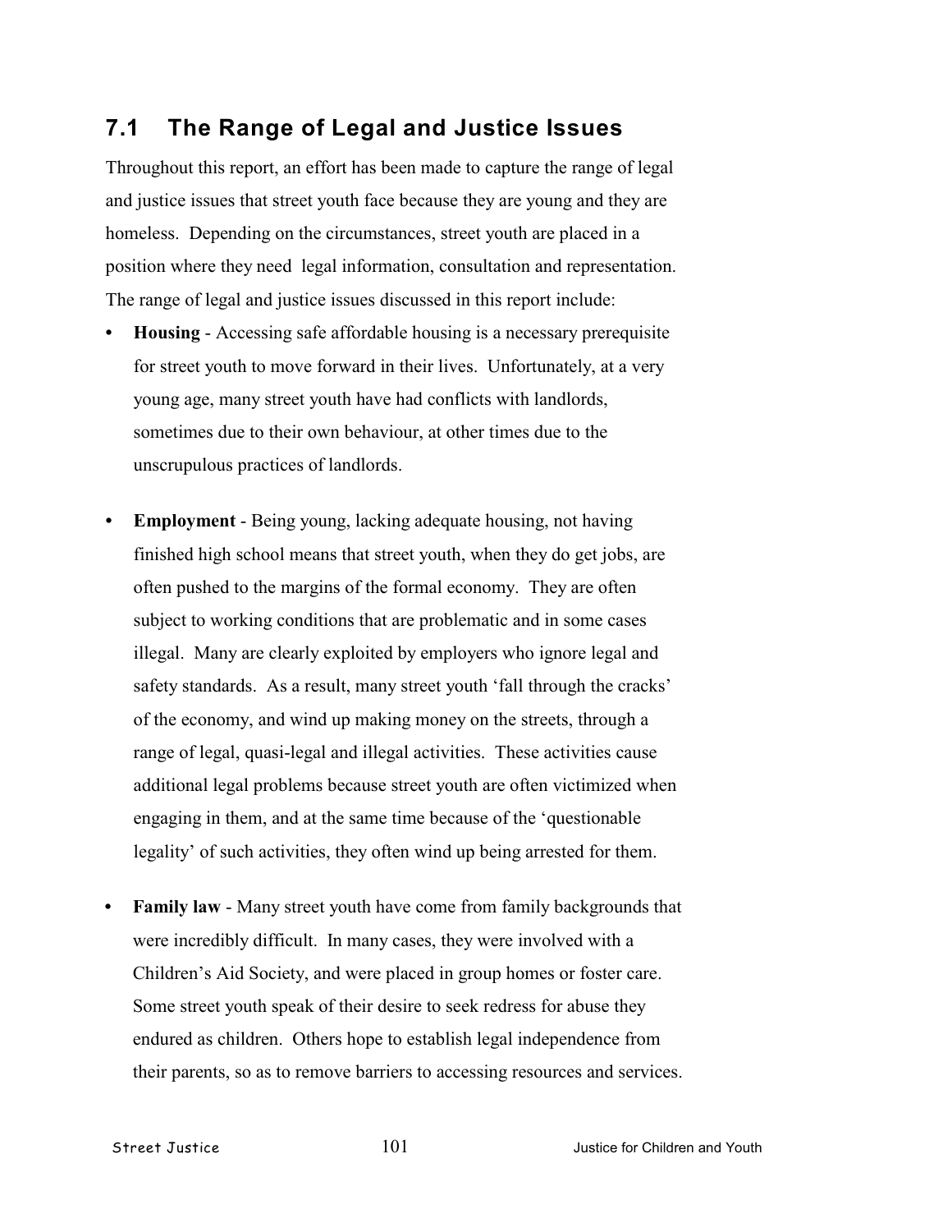## 7.1 The Range of Legal and Justice Issues

Throughout this report, an effort has been made to capture the range of legal and justice issues that street youth face because they are young and they are homeless. Depending on the circumstances, street youth are placed in a position where they need legal information, consultation and representation. The range of legal and justice issues discussed in this report include:

- **Housing** - Accessing safe affordable housing is a necessary prerequisite for street youth to move forward in their lives. Unfortunately, at a very young age, many street youth have had conflicts with landlords, sometimes due to their own behaviour, at other times due to the unscrupulous practices of landlords.

- **Employment** - Being young, lacking adequate housing, not having finished high school means that street youth, when they do get jobs, are often pushed to the margins of the formal economy. They are often subject to working conditions that are problematic and in some cases illegal. Many are clearly exploited by employers who ignore legal and safety standards. As a result, many street youth 'fall through the cracks' of the economy, and wind up making money on the streets, through a range of legal, quasi-legal and illegal activities. These activities cause additional legal problems because street youth are often victimized when engaging in them, and at the same time because of the 'questionable legality' of such activities, they often wind up being arrested for them.

- **Family law** - Many street youth have come from family backgrounds that were incredibly difficult. In many cases, they were involved with a Children's Aid Society, and were placed in group homes or foster care. Some street youth speak of their desire to seek redress for abuse they endured as children. Others hope to establish legal independence from their parents, so as to remove barriers to accessing resources and services.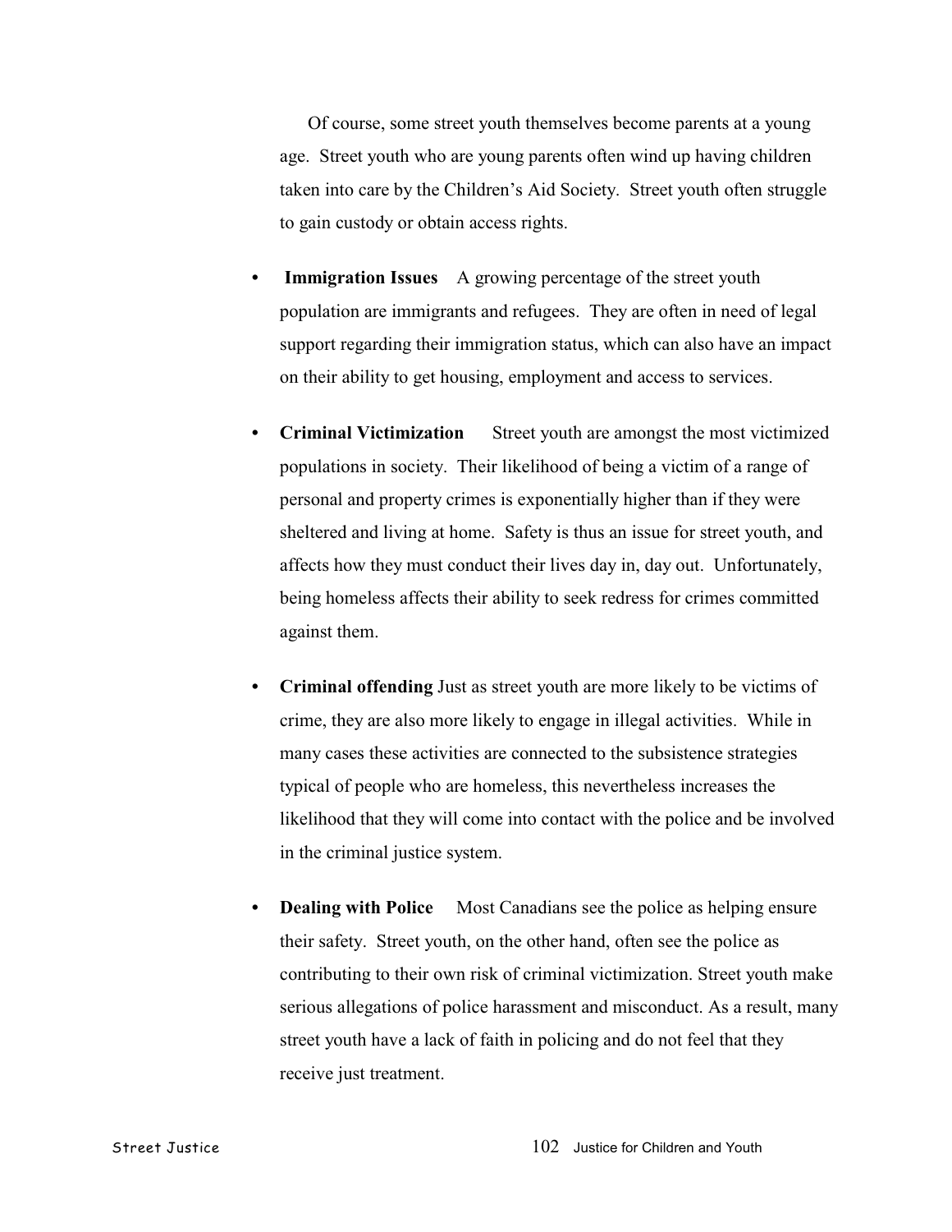Of course, some street youth themselves become parents at a young age. Street youth who are young parents often wind up having children taken into care by the Children's Aid Society. Street youth often struggle to gain custody or obtain access rights.

- **Immigration Issues** A growing percentage of the street youth population are immigrants and refugees. They are often in need of legal support regarding their immigration status, which can also have an impact on their ability to get housing, employment and access to services.

- **Criminal Victimization** Street youth are amongst the most victimized populations in society. Their likelihood of being a victim of a range of personal and property crimes is exponentially higher than if they were sheltered and living at home. Safety is thus an issue for street youth, and affects how they must conduct their lives day in, day out. Unfortunately, being homeless affects their ability to seek redress for crimes committed against them.

- **Criminal offending** Just as street youth are more likely to be victims of crime, they are also more likely to engage in illegal activities. While in many cases these activities are connected to the subsistence strategies typical of people who are homeless, this nevertheless increases the likelihood that they will come into contact with the police and be involved in the criminal justice system.

- **Dealing with Police** Most Canadians see the police as helping ensure their safety. Street youth, on the other hand, often see the police as contributing to their own risk of criminal victimization. Street youth make serious allegations of police harassment and misconduct. As a result, many street youth have a lack of faith in policing and do not feel that they receive just treatment.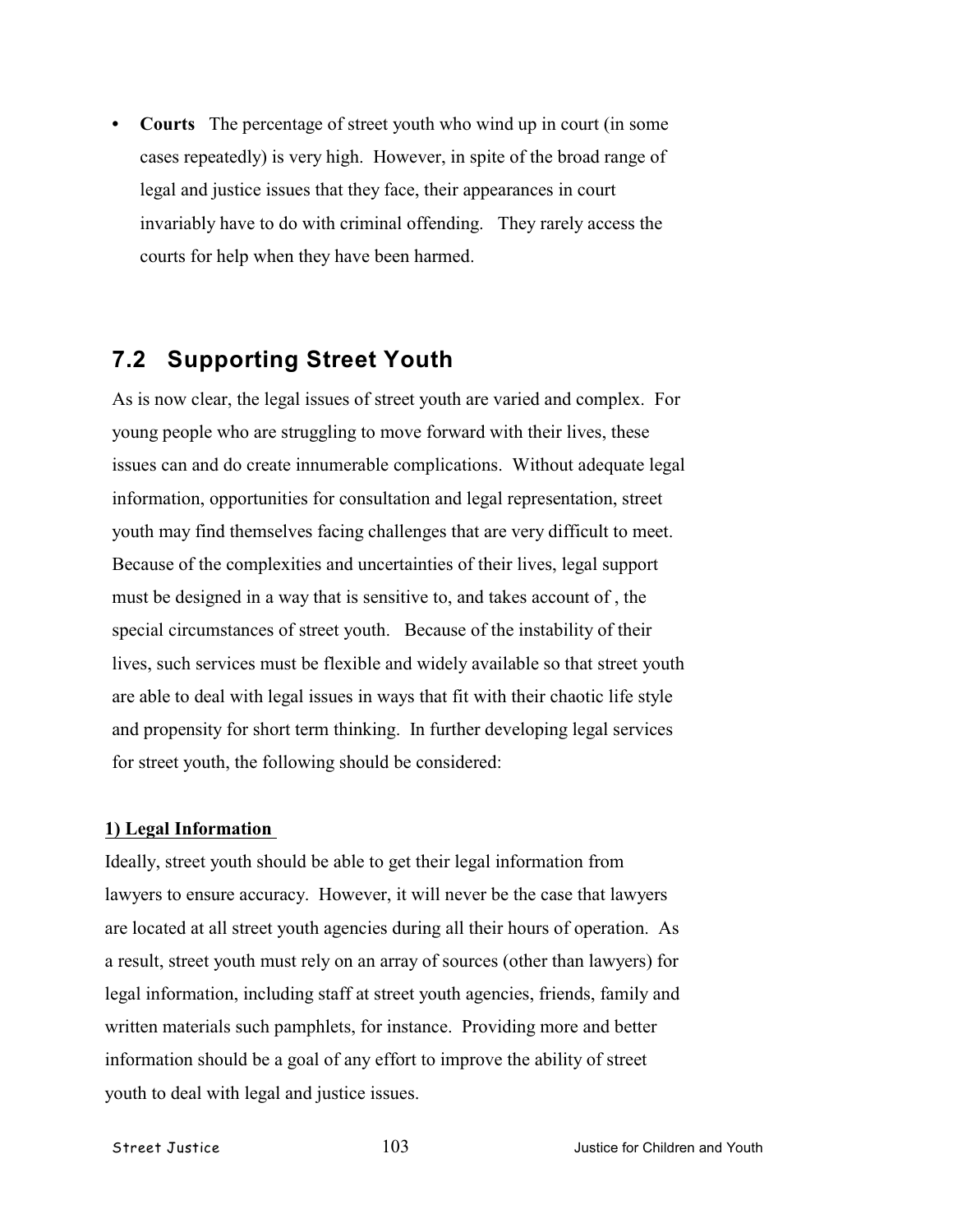- **Courts** The percentage of street youth who wind up in court (in some cases repeatedly) is very high. However, in spite of the broad range of legal and justice issues that they face, their appearances in court invariably have to do with criminal offending. They rarely access the courts for help when they have been harmed.

## 7.2 Supporting Street Youth

As is now clear, the legal issues of street youth are varied and complex. For young people who are struggling to move forward with their lives, these issues can and do create innumerable complications. Without adequate legal information, opportunities for consultation and legal representation, street youth may find themselves facing challenges that are very difficult to meet. Because of the complexities and uncertainties of their lives, legal support must be designed in a way that is sensitive to, and takes account of , the special circumstances of street youth. Because of the instability of their lives, such services must be flexible and widely available so that street youth are able to deal with legal issues in ways that fit with their chaotic life style and propensity for short term thinking. In further developing legal services for street youth, the following should be considered:

**1) Legal Information**

Ideally, street youth should be able to get their legal information from lawyers to ensure accuracy. However, it will never be the case that lawyers are located at all street youth agencies during all their hours of operation. As a result, street youth must rely on an array of sources (other than lawyers) for legal information, including staff at street youth agencies, friends, family and written materials such pamphlets, for instance. Providing more and better information should be a goal of any effort to improve the ability of street youth to deal with legal and justice issues.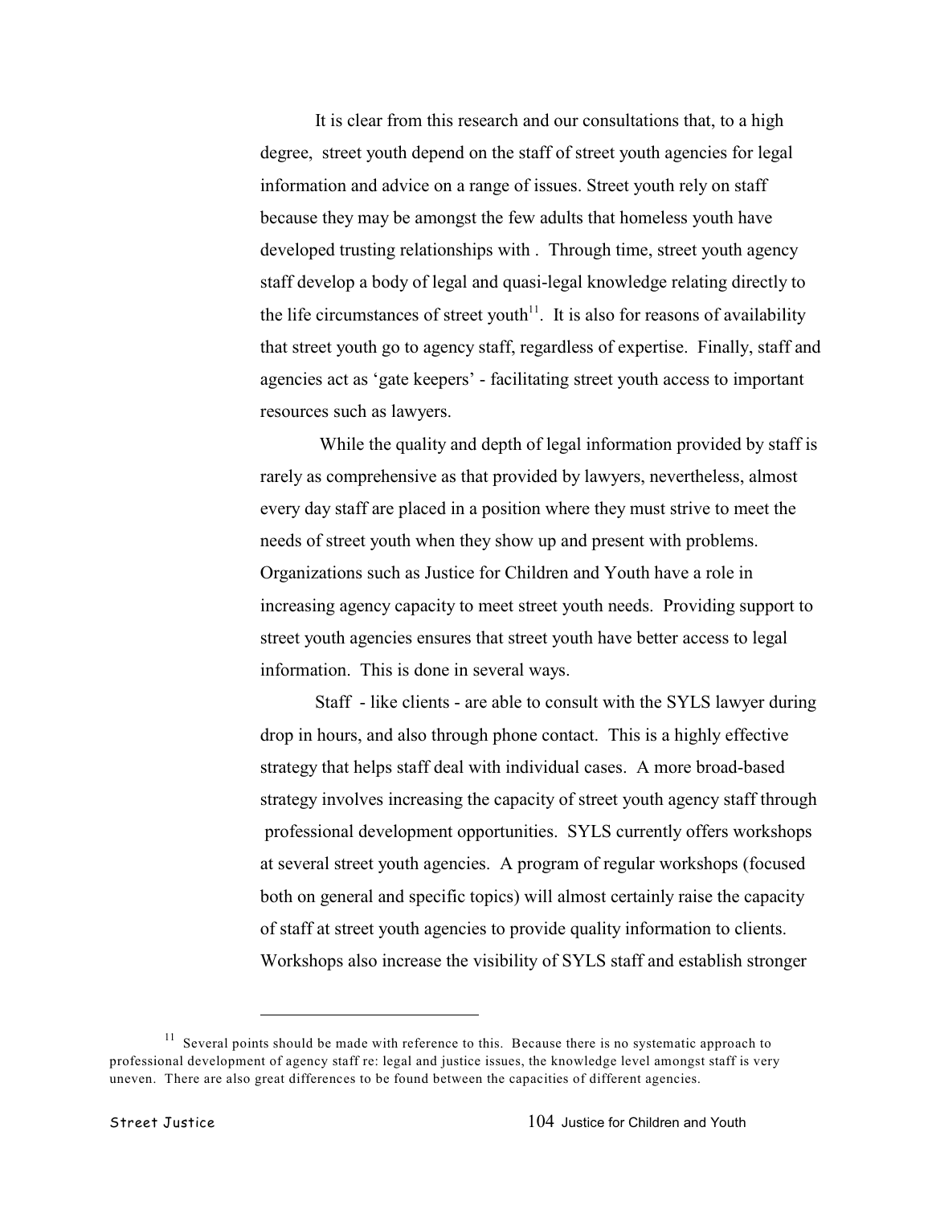It is clear from this research and our consultations that, to a high degree, street youth depend on the staff of street youth agencies for legal information and advice on a range of issues. Street youth rely on staff because they may be amongst the few adults that homeless youth have developed trusting relationships with . Through time, street youth agency staff develop a body of legal and quasi-legal knowledge relating directly to the life circumstances of street youth[11]. It is also for reasons of availability that street youth go to agency staff, regardless of expertise. Finally, staff and agencies act as 'gate keepers' - facilitating street youth access to important resources such as lawyers.

While the quality and depth of legal information provided by staff is rarely as comprehensive as that provided by lawyers, nevertheless, almost every day staff are placed in a position where they must strive to meet the needs of street youth when they show up and present with problems. Organizations such as Justice for Children and Youth have a role in increasing agency capacity to meet street youth needs. Providing support to street youth agencies ensures that street youth have better access to legal information. This is done in several ways.

Staff - like clients - are able to consult with the SYLS lawyer during drop in hours, and also through phone contact. This is a highly effective strategy that helps staff deal with individual cases. A more broad-based strategy involves increasing the capacity of street youth agency staff through professional development opportunities. SYLS currently offers workshops at several street youth agencies. A program of regular workshops (focused both on general and specific topics) will almost certainly raise the capacity of staff at street youth agencies to provide quality information to clients. Workshops also increase the visibility of SYLS staff and establish stronger

---

[11] Several points should be made with reference to this. Because there is no systematic approach to professional development of agency staff re: legal and justice issues, the knowledge level amongst staff is very uneven. There are also great differences to be found between the capacities of different agencies.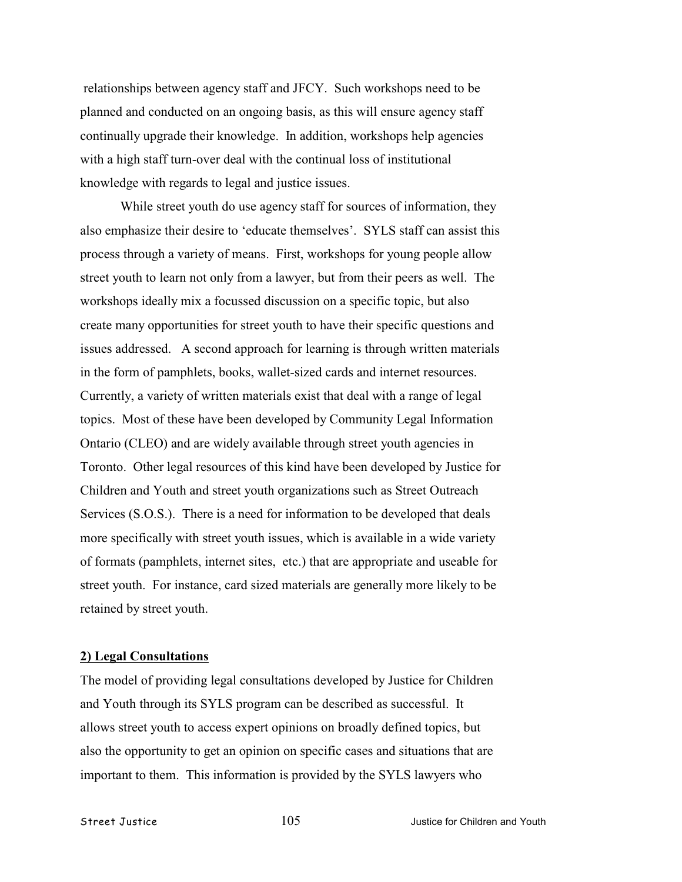relationships between agency staff and JFCY. Such workshops need to be planned and conducted on an ongoing basis, as this will ensure agency staff continually upgrade their knowledge. In addition, workshops help agencies with a high staff turn-over deal with the continual loss of institutional knowledge with regards to legal and justice issues.

While street youth do use agency staff for sources of information, they also emphasize their desire to 'educate themselves'. SYLS staff can assist this process through a variety of means. First, workshops for young people allow street youth to learn not only from a lawyer, but from their peers as well. The workshops ideally mix a focussed discussion on a specific topic, but also create many opportunities for street youth to have their specific questions and issues addressed. A second approach for learning is through written materials in the form of pamphlets, books, wallet-sized cards and internet resources. Currently, a variety of written materials exist that deal with a range of legal topics. Most of these have been developed by Community Legal Information Ontario (CLEO) and are widely available through street youth agencies in Toronto. Other legal resources of this kind have been developed by Justice for Children and Youth and street youth organizations such as Street Outreach Services (S.O.S.). There is a need for information to be developed that deals more specifically with street youth issues, which is available in a wide variety of formats (pamphlets, internet sites, etc.) that are appropriate and useable for street youth. For instance, card sized materials are generally more likely to be retained by street youth.

**2) Legal Consultations**

The model of providing legal consultations developed by Justice for Children and Youth through its SYLS program can be described as successful. It allows street youth to access expert opinions on broadly defined topics, but also the opportunity to get an opinion on specific cases and situations that are important to them. This information is provided by the SYLS lawyers who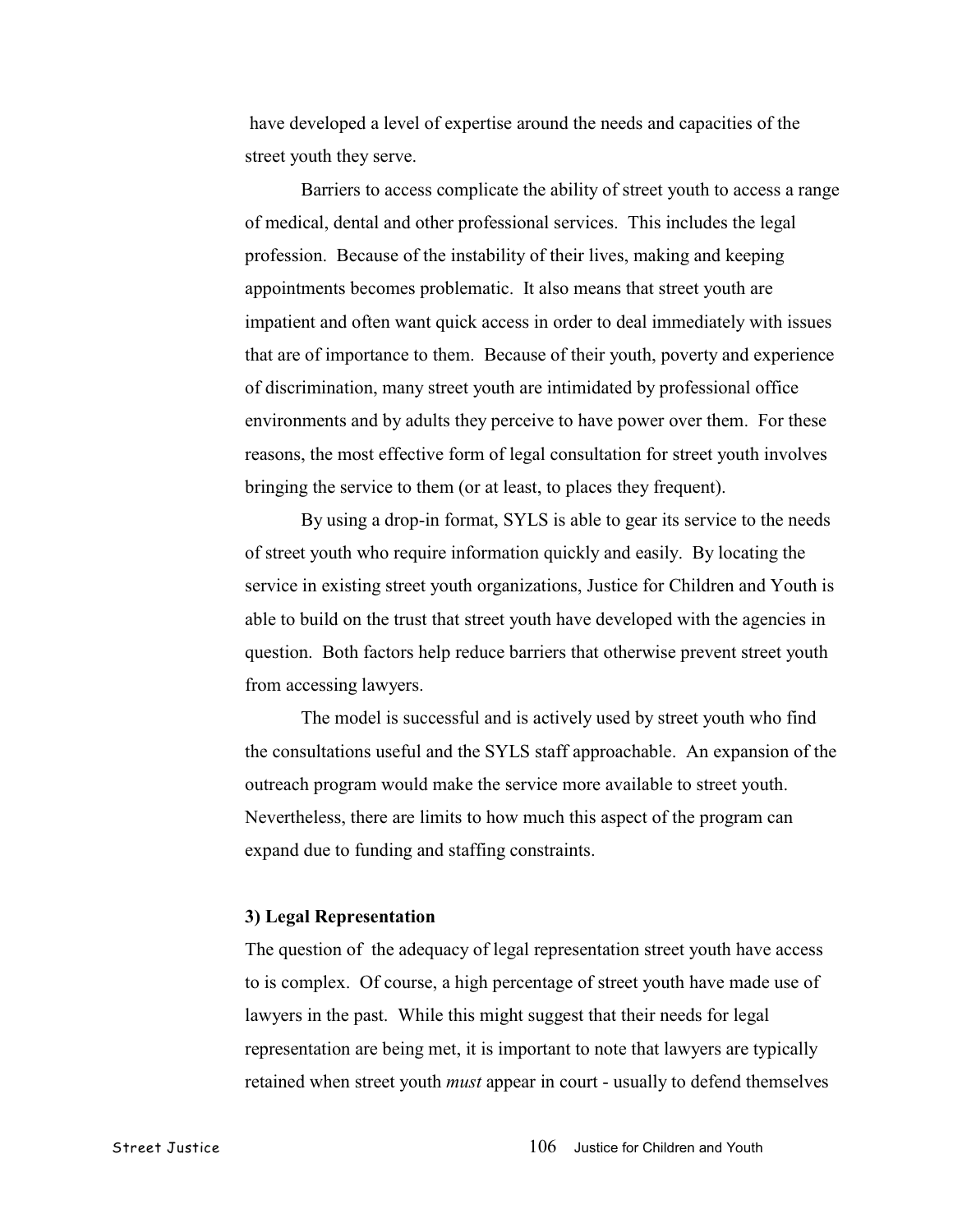have developed a level of expertise around the needs and capacities of the street youth they serve.

Barriers to access complicate the ability of street youth to access a range of medical, dental and other professional services. This includes the legal profession. Because of the instability of their lives, making and keeping appointments becomes problematic. It also means that street youth are impatient and often want quick access in order to deal immediately with issues that are of importance to them. Because of their youth, poverty and experience of discrimination, many street youth are intimidated by professional office environments and by adults they perceive to have power over them. For these reasons, the most effective form of legal consultation for street youth involves bringing the service to them (or at least, to places they frequent).

By using a drop-in format, SYLS is able to gear its service to the needs of street youth who require information quickly and easily. By locating the service in existing street youth organizations, Justice for Children and Youth is able to build on the trust that street youth have developed with the agencies in question. Both factors help reduce barriers that otherwise prevent street youth from accessing lawyers.

The model is successful and is actively used by street youth who find the consultations useful and the SYLS staff approachable. An expansion of the outreach program would make the service more available to street youth. Nevertheless, there are limits to how much this aspect of the program can expand due to funding and staffing constraints.

**3) Legal Representation**

The question of the adequacy of legal representation street youth have access to is complex. Of course, a high percentage of street youth have made use of lawyers in the past. While this might suggest that their needs for legal representation are being met, it is important to note that lawyers are typically retained when street youth *must* appear in court - usually to defend themselves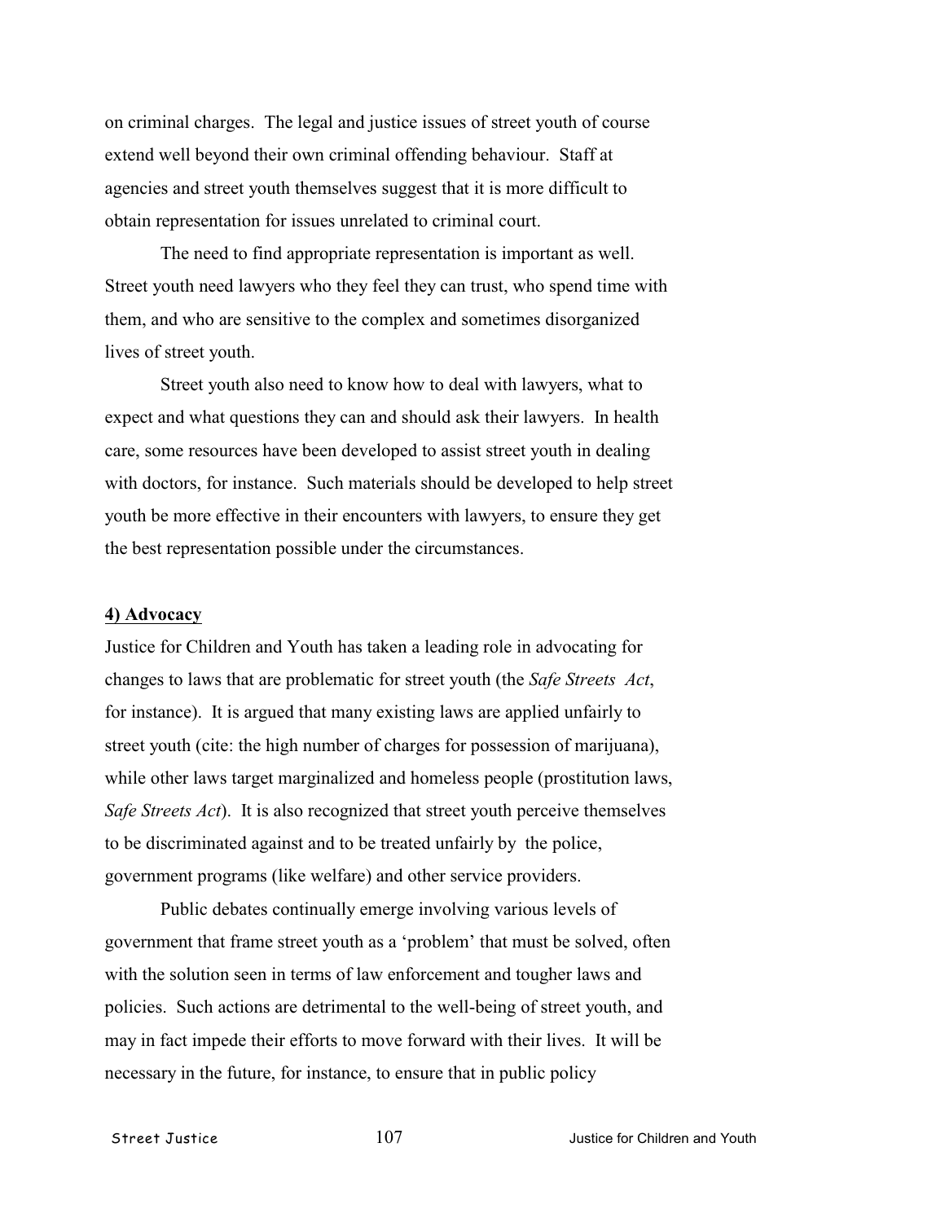on criminal charges. The legal and justice issues of street youth of course extend well beyond their own criminal offending behaviour. Staff at agencies and street youth themselves suggest that it is more difficult to obtain representation for issues unrelated to criminal court.

The need to find appropriate representation is important as well. Street youth need lawyers who they feel they can trust, who spend time with them, and who are sensitive to the complex and sometimes disorganized lives of street youth.

Street youth also need to know how to deal with lawyers, what to expect and what questions they can and should ask their lawyers. In health care, some resources have been developed to assist street youth in dealing with doctors, for instance. Such materials should be developed to help street youth be more effective in their encounters with lawyers, to ensure they get the best representation possible under the circumstances.

**4) Advocacy**

Justice for Children and Youth has taken a leading role in advocating for changes to laws that are problematic for street youth (the *Safe Streets Act*, for instance). It is argued that many existing laws are applied unfairly to street youth (cite: the high number of charges for possession of marijuana), while other laws target marginalized and homeless people (prostitution laws, *Safe Streets Act*). It is also recognized that street youth perceive themselves to be discriminated against and to be treated unfairly by the police, government programs (like welfare) and other service providers.

Public debates continually emerge involving various levels of government that frame street youth as a 'problem' that must be solved, often with the solution seen in terms of law enforcement and tougher laws and policies. Such actions are detrimental to the well-being of street youth, and may in fact impede their efforts to move forward with their lives. It will be necessary in the future, for instance, to ensure that in public policy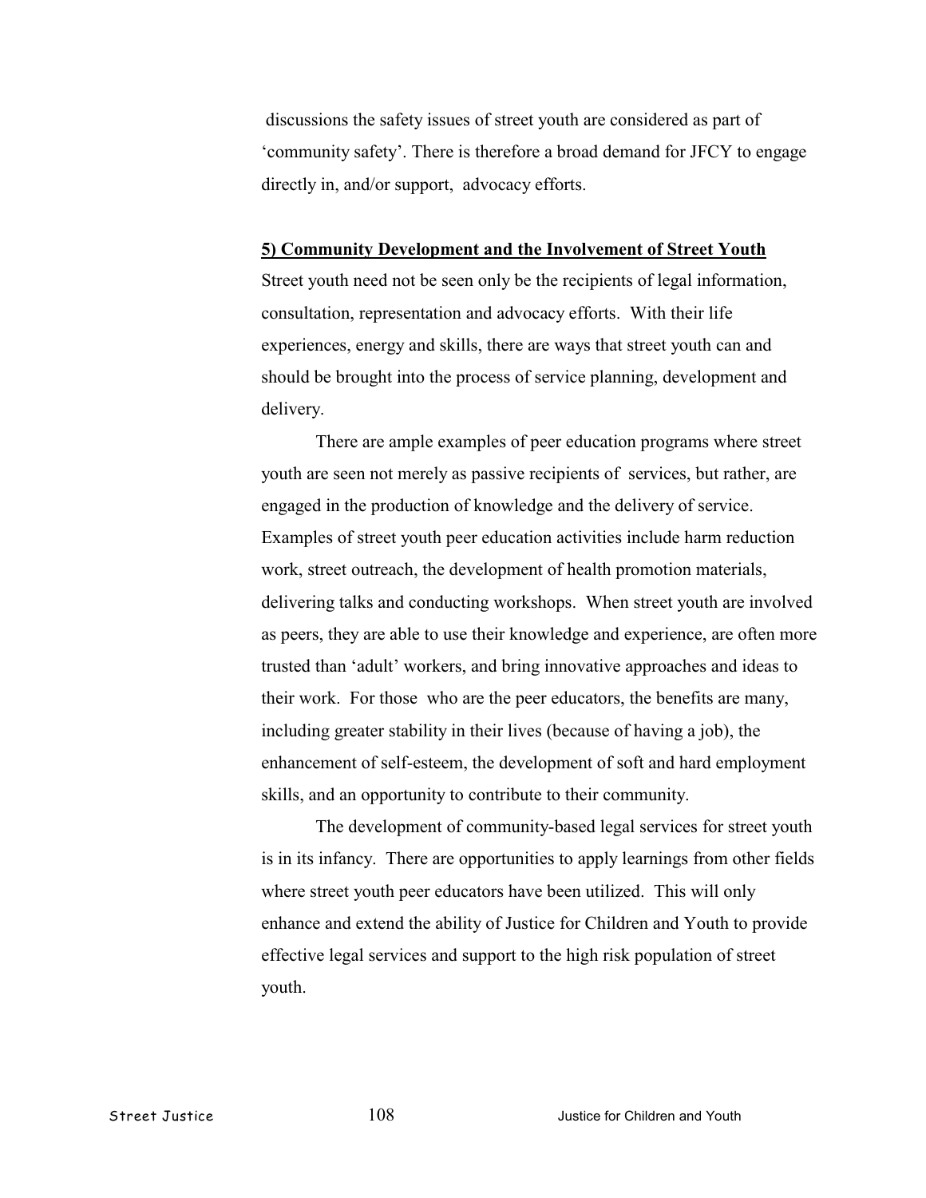discussions the safety issues of street youth are considered as part of 'community safety'. There is therefore a broad demand for JFCY to engage directly in, and/or support, advocacy efforts.

**5) Community Development and the Involvement of Street Youth**

Street youth need not be seen only be the recipients of legal information, consultation, representation and advocacy efforts. With their life experiences, energy and skills, there are ways that street youth can and should be brought into the process of service planning, development and delivery.

There are ample examples of peer education programs where street youth are seen not merely as passive recipients of services, but rather, are engaged in the production of knowledge and the delivery of service. Examples of street youth peer education activities include harm reduction work, street outreach, the development of health promotion materials, delivering talks and conducting workshops. When street youth are involved as peers, they are able to use their knowledge and experience, are often more trusted than 'adult' workers, and bring innovative approaches and ideas to their work. For those who are the peer educators, the benefits are many, including greater stability in their lives (because of having a job), the enhancement of self-esteem, the development of soft and hard employment skills, and an opportunity to contribute to their community.

The development of community-based legal services for street youth is in its infancy. There are opportunities to apply learnings from other fields where street youth peer educators have been utilized. This will only enhance and extend the ability of Justice for Children and Youth to provide effective legal services and support to the high risk population of street youth.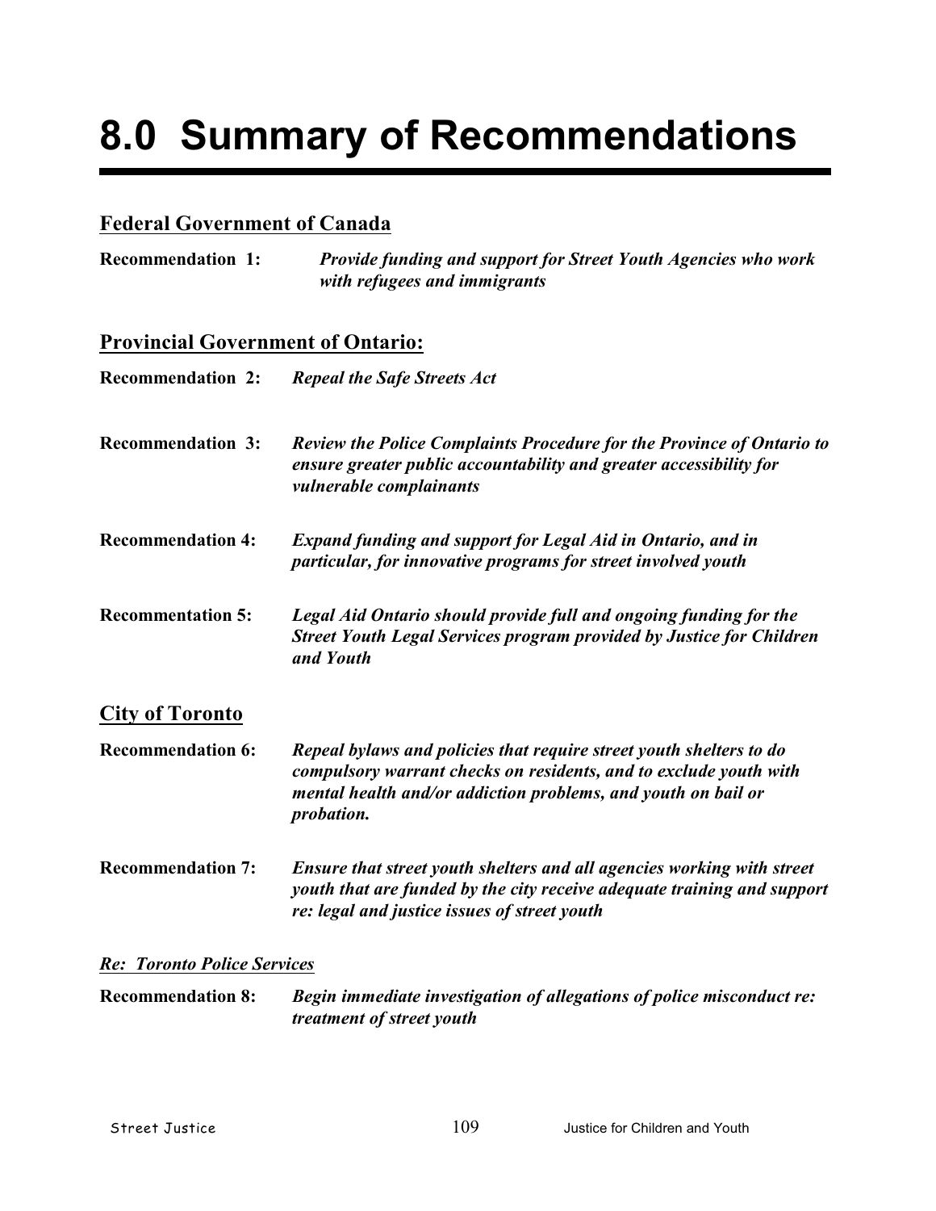# 8.0 Summary of Recommendations

## Federal Government of Canada

**Recommendation 1:** ***Provide funding and support for Street Youth Agencies who work with refugees and immigrants***

## Provincial Government of Ontario:

**Recommendation 2:** ***Repeal the Safe Streets Act***

**Recommendation 3:** ***Review the Police Complaints Procedure for the Province of Ontario to ensure greater public accountability and greater accessibility for vulnerable complainants***

**Recommendation 4:** ***Expand funding and support for Legal Aid in Ontario, and in particular, for innovative programs for street involved youth***

**Recommentation 5:** ***Legal Aid Ontario should provide full and ongoing funding for the Street Youth Legal Services program provided by Justice for Children and Youth***

## City of Toronto

**Recommendation 6:** ***Repeal bylaws and policies that require street youth shelters to do compulsory warrant checks on residents, and to exclude youth with mental health and/or addiction problems, and youth on bail or probation.***

**Recommendation 7:** ***Ensure that street youth shelters and all agencies working with street youth that are funded by the city receive adequate training and support re: legal and justice issues of street youth***

### *Re: Toronto Police Services*

**Recommendation 8:** ***Begin immediate investigation of allegations of police misconduct re: treatment of street youth***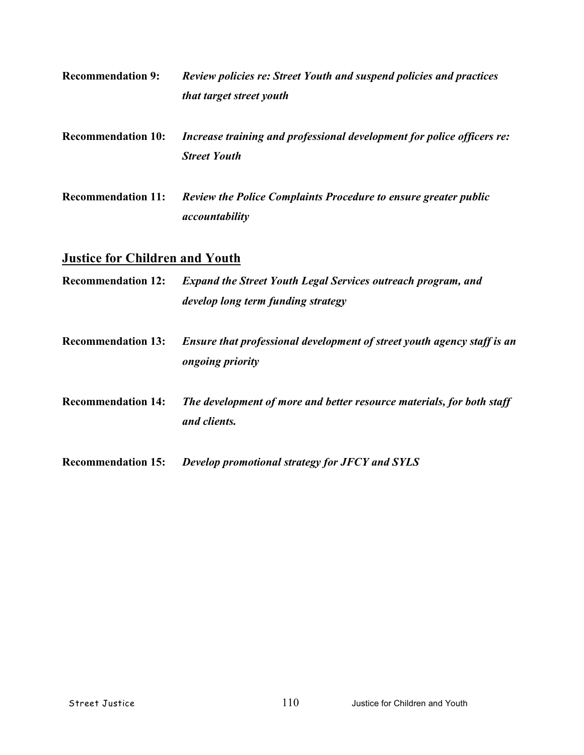**Recommendation 9:** ***Review policies re: Street Youth and suspend policies and practices that target street youth***

**Recommendation 10:** ***Increase training and professional development for police officers re: Street Youth***

**Recommendation 11:** ***Review the Police Complaints Procedure to ensure greater public accountability***

## Justice for Children and Youth

**Recommendation 12:** ***Expand the Street Youth Legal Services outreach program, and develop long term funding strategy***

**Recommendation 13:** ***Ensure that professional development of street youth agency staff is an ongoing priority***

**Recommendation 14:** ***The development of more and better resource materials, for both staff and clients.***

**Recommendation 15:** ***Develop promotional strategy for JFCY and SYLS***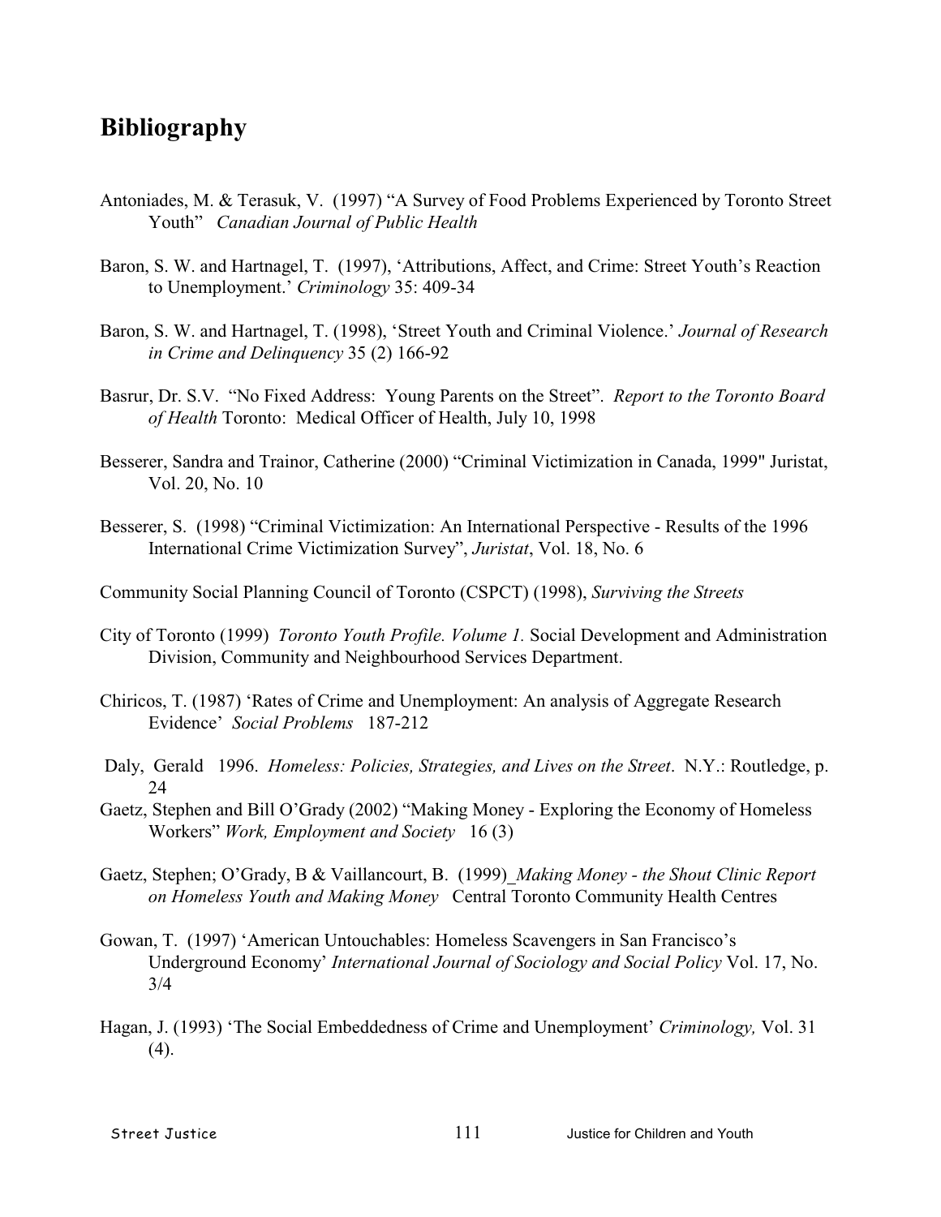## Bibliography

Antoniades, M. & Terasuk, V. (1997) "A Survey of Food Problems Experienced by Toronto Street Youth" *Canadian Journal of Public Health*

Baron, S. W. and Hartnagel, T. (1997), 'Attributions, Affect, and Crime: Street Youth's Reaction to Unemployment.' *Criminology* 35: 409-34

Baron, S. W. and Hartnagel, T. (1998), 'Street Youth and Criminal Violence.' *Journal of Research in Crime and Delinquency* 35 (2) 166-92

Basrur, Dr. S.V. "No Fixed Address: Young Parents on the Street". *Report to the Toronto Board of Health* Toronto: Medical Officer of Health, July 10, 1998

Besserer, Sandra and Trainor, Catherine (2000) "Criminal Victimization in Canada, 1999" Juristat, Vol. 20, No. 10

Besserer, S. (1998) "Criminal Victimization: An International Perspective - Results of the 1996 International Crime Victimization Survey", *Juristat*, Vol. 18, No. 6

Community Social Planning Council of Toronto (CSPCT) (1998), *Surviving the Streets*

City of Toronto (1999) *Toronto Youth Profile. Volume 1.* Social Development and Administration Division, Community and Neighbourhood Services Department.

Chiricos, T. (1987) 'Rates of Crime and Unemployment: An analysis of Aggregate Research Evidence' *Social Problems* 187-212

Daly, Gerald 1996. *Homeless: Policies, Strategies, and Lives on the Street*. N.Y.: Routledge, p. 24

Gaetz, Stephen and Bill O'Grady (2002) "Making Money - Exploring the Economy of Homeless Workers" *Work, Employment and Society* 16 (3)

Gaetz, Stephen; O'Grady, B & Vaillancourt, B. (1999) *Making Money - the Shout Clinic Report on Homeless Youth and Making Money* Central Toronto Community Health Centres

Gowan, T. (1997) 'American Untouchables: Homeless Scavengers in San Francisco's Underground Economy' *International Journal of Sociology and Social Policy* Vol. 17, No. 3/4

Hagan, J. (1993) 'The Social Embeddedness of Crime and Unemployment' *Criminology,* Vol. 31 (4).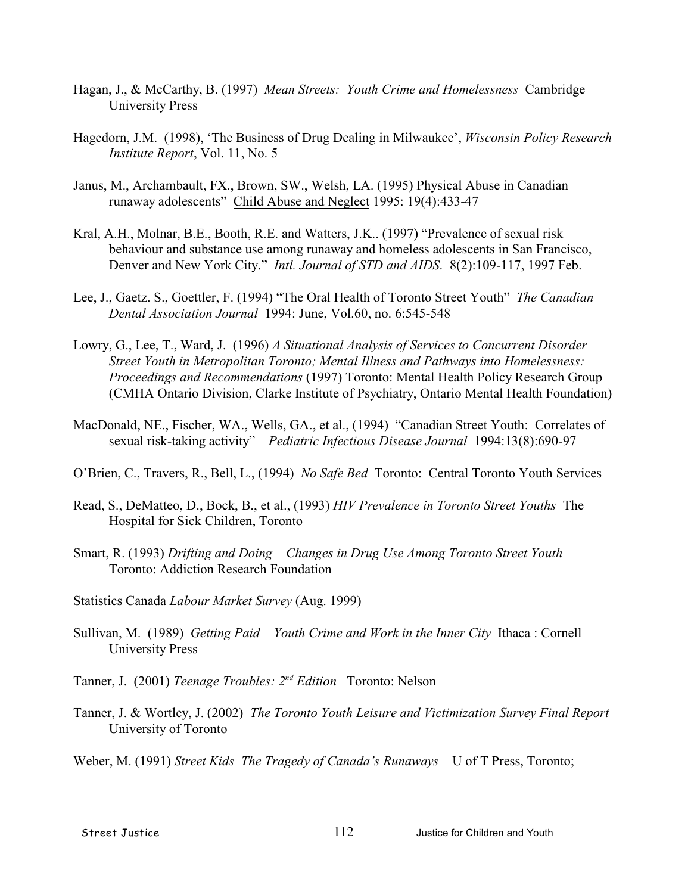Hagan, J., & McCarthy, B. (1997) *Mean Streets: Youth Crime and Homelessness* Cambridge University Press

Hagedorn, J.M. (1998), 'The Business of Drug Dealing in Milwaukee', *Wisconsin Policy Research Institute Report*, Vol. 11, No. 5

Janus, M., Archambault, FX., Brown, SW., Welsh, LA. (1995) Physical Abuse in Canadian runaway adolescents" Child Abuse and Neglect 1995: 19(4):433-47

Kral, A.H., Molnar, B.E., Booth, R.E. and Watters, J.K.. (1997) "Prevalence of sexual risk behaviour and substance use among runaway and homeless adolescents in San Francisco, Denver and New York City." *Intl. Journal of STD and AIDS*. 8(2):109-117, 1997 Feb.

Lee, J., Gaetz. S., Goettler, F. (1994) "The Oral Health of Toronto Street Youth" *The Canadian Dental Association Journal* 1994: June, Vol.60, no. 6:545-548

Lowry, G., Lee, T., Ward, J. (1996) *A Situational Analysis of Services to Concurrent Disorder Street Youth in Metropolitan Toronto; Mental Illness and Pathways into Homelessness: Proceedings and Recommendations* (1997) Toronto: Mental Health Policy Research Group (CMHA Ontario Division, Clarke Institute of Psychiatry, Ontario Mental Health Foundation)

MacDonald, NE., Fischer, WA., Wells, GA., et al., (1994) "Canadian Street Youth: Correlates of sexual risk-taking activity" *Pediatric Infectious Disease Journal* 1994:13(8):690-97

O'Brien, C., Travers, R., Bell, L., (1994) *No Safe Bed* Toronto: Central Toronto Youth Services

Read, S., DeMatteo, D., Bock, B., et al., (1993) *HIV Prevalence in Toronto Street Youths* The Hospital for Sick Children, Toronto

Smart, R. (1993) *Drifting and Doing Changes in Drug Use Among Toronto Street Youth* Toronto: Addiction Research Foundation

Statistics Canada *Labour Market Survey* (Aug. 1999)

Sullivan, M. (1989) *Getting Paid – Youth Crime and Work in the Inner City* Ithaca : Cornell University Press

Tanner, J. (2001) *Teenage Troubles: 2nd Edition* Toronto: Nelson

Tanner, J. & Wortley, J. (2002) *The Toronto Youth Leisure and Victimization Survey Final Report* University of Toronto

Weber, M. (1991) *Street Kids The Tragedy of Canada's Runaways* U of T Press, Toronto;